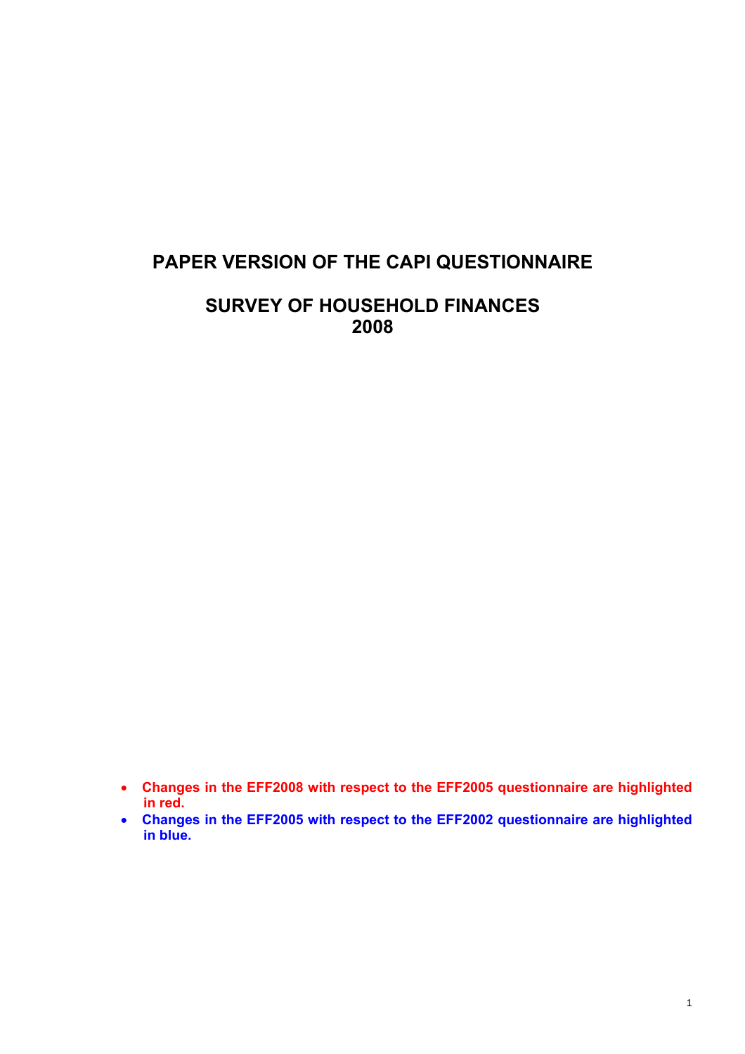# PAPER VERSION OF THE CAPI QUESTIONNAIRE

# SURVEY OF HOUSEHOLD FINANCES 2008

- **Changes in the EFF2008 with respect to the EFF2005 questionnaire are highlighted in red.**
- **Changes in the EFF2005 with respect to the EFF2002 questionnaire are highlighted in blue.**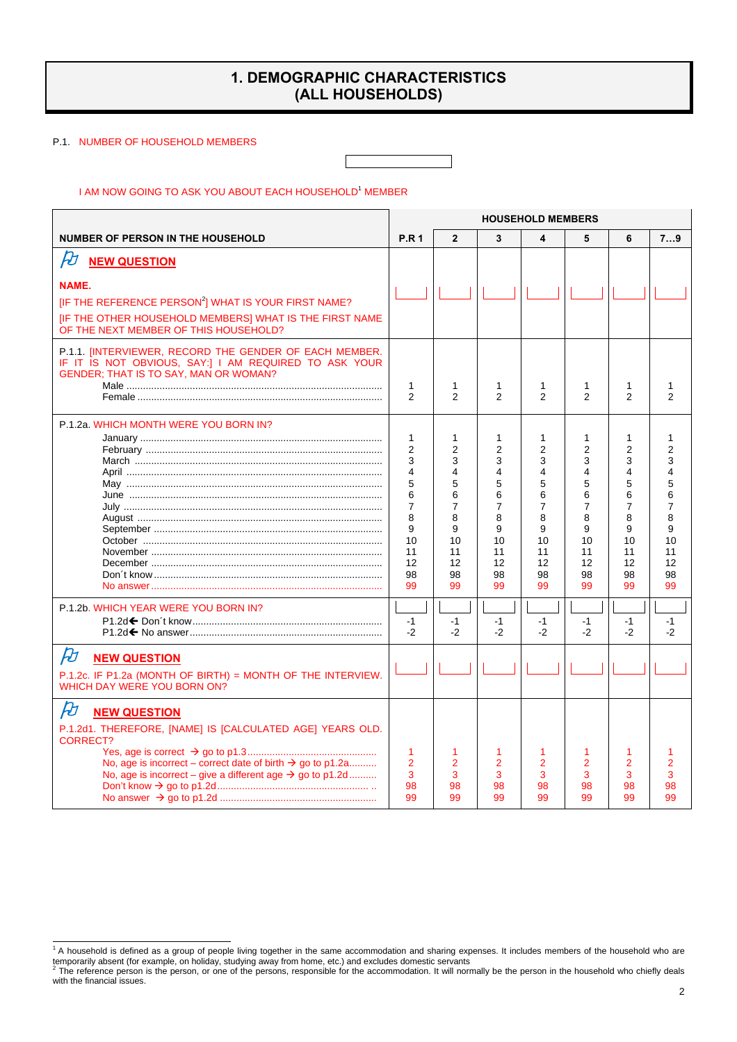# 1. DEMOGRAPHIC CHARACTERISTICS (ALL HOUSEHOLDS)

P.1. NUMBER OF HOUSEHOLD MEMBERS

I AM NOW GOING TO ASK YOU ABOUT EACH HOUSEHOLD[1] MEMBER

| | HOUSEHOLD MEMBERS | | | | | | |
|---|---|---|---|---|---|---|---|
| **NUMBER OF PERSON IN THE HOUSEHOLD** | **P.R 1** | **2** | **3** | **4** | **5** | **6** | **7…9** |
| **NEW QUESTION**<br><br>**NAME.**<br>[IF THE REFERENCE PERSON[2]] WHAT IS YOUR FIRST NAME?<br>[IF THE OTHER HOUSEHOLD MEMBERS] WHAT IS THE FIRST NAME OF THE NEXT MEMBER OF THIS HOUSEHOLD? | | | | | | | |
| P.1.1. [INTERVIEWER, RECORD THE GENDER OF EACH MEMBER. IF IT IS NOT OBVIOUS, SAY:] I AM REQUIRED TO ASK YOUR GENDER; THAT IS TO SAY, MAN OR WOMAN? | | | | | | | |
| Male | 1 | 1 | 1 | 1 | 1 | 1 | 1 |
| Female | 2 | 2 | 2 | 2 | 2 | 2 | 2 |
| P.1.2a. WHICH MONTH WERE YOU BORN IN? | | | | | | | |
| January | 1 | 1 | 1 | 1 | 1 | 1 | 1 |
| February | 2 | 2 | 2 | 2 | 2 | 2 | 2 |
| March | 3 | 3 | 3 | 3 | 3 | 3 | 3 |
| April | 4 | 4 | 4 | 4 | 4 | 4 | 4 |
| May | 5 | 5 | 5 | 5 | 5 | 5 | 5 |
| June | 6 | 6 | 6 | 6 | 6 | 6 | 6 |
| July | 7 | 7 | 7 | 7 | 7 | 7 | 7 |
| August | 8 | 8 | 8 | 8 | 8 | 8 | 8 |
| September | 9 | 9 | 9 | 9 | 9 | 9 | 9 |
| October | 10 | 10 | 10 | 10 | 10 | 10 | 10 |
| November | 11 | 11 | 11 | 11 | 11 | 11 | 11 |
| December | 12 | 12 | 12 | 12 | 12 | 12 | 12 |
| Don´t know | 98 | 98 | 98 | 98 | 98 | 98 | 98 |
| No answer | 99 | 99 | 99 | 99 | 99 | 99 | 99 |
| P.1.2b. WHICH YEAR WERE YOU BORN IN? | | | | | | | |
| P1.2d← Don´t know | -1 | -1 | -1 | -1 | -1 | -1 | -1 |
| P1.2d← No answer | -2 | -2 | -2 | -2 | -2 | -2 | -2 |
| **NEW QUESTION**<br>P.1.2c. IF P1.2a (MONTH OF BIRTH) = MONTH OF THE INTERVIEW. WHICH DAY WERE YOU BORN ON? | | | | | | | |
| **NEW QUESTION**<br>P.1.2d1. THEREFORE, [NAME] IS [CALCULATED AGE] YEARS OLD. CORRECT? | | | | | | | |
| Yes, age is correct → go to p1.3 | 1 | 1 | 1 | 1 | 1 | 1 | 1 |
| No, age is incorrect – correct date of birth → go to p1.2a | 2 | 2 | 2 | 2 | 2 | 2 | 2 |
| No, age is incorrect – give a different age → go to p1.2d | 3 | 3 | 3 | 3 | 3 | 3 | 3 |
| Don't know → go to p1.2d | 98 | 98 | 98 | 98 | 98 | 98 | 98 |
| No answer → go to p1.2d | 99 | 99 | 99 | 99 | 99 | 99 | 99 |

[1] A household is defined as a group of people living together in the same accommodation and sharing expenses. It includes members of the household who are temporarily absent (for example, on holiday, studying away from home, etc.) and excludes domestic servants

[2] The reference person is the person, or one of the persons, responsible for the accommodation. It will normally be the person in the household who chiefly deals with the financial issues.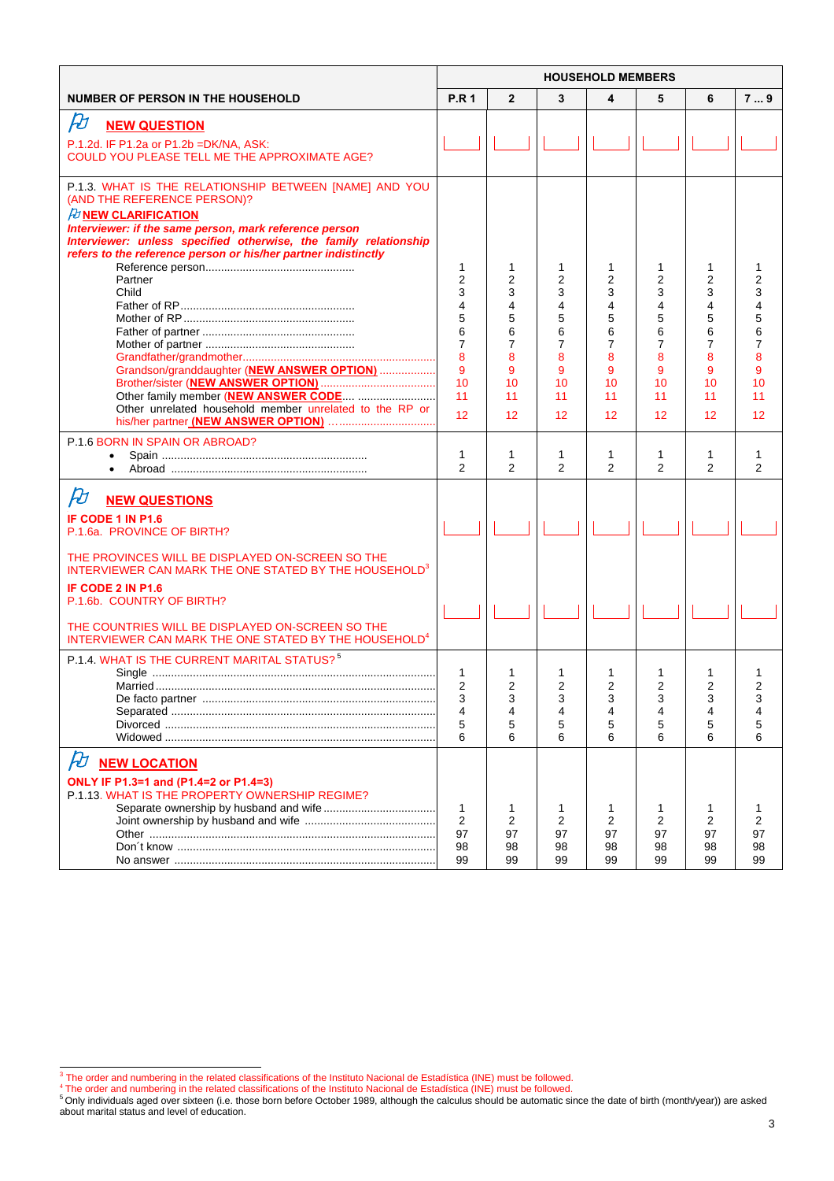| NUMBER OF PERSON IN THE HOUSEHOLD | HOUSEHOLD MEMBERS | | | | | | |
|---|---|---|---|---|---|---|---|
| | **P.R 1** | **2** | **3** | **4** | **5** | **6** | **7 … 9** |
| **NEW QUESTION**<br>P.1.2d. IF P1.2a or P1.2b =DK/NA, ASK:<br>COULD YOU PLEASE TELL ME THE APPROXIMATE AGE? | | | | | | | |
| P.1.3. WHAT IS THE RELATIONSHIP BETWEEN [NAME] AND YOU (AND THE REFERENCE PERSON)?<br>**NEW CLARIFICATION**<br>***Interviewer: if the same person, mark reference person***<br>***Interviewer: unless specified otherwise, the family relationship refers to the reference person or his/her partner indistinctly*** | | | | | | | |
| Reference person | 1 | 1 | 1 | 1 | 1 | 1 | 1 |
| Partner | 2 | 2 | 2 | 2 | 2 | 2 | 2 |
| Child | 3 | 3 | 3 | 3 | 3 | 3 | 3 |
| Father of RP | 4 | 4 | 4 | 4 | 4 | 4 | 4 |
| Mother of RP | 5 | 5 | 5 | 5 | 5 | 5 | 5 |
| Father of partner | 6 | 6 | 6 | 6 | 6 | 6 | 6 |
| Mother of partner | 7 | 7 | 7 | 7 | 7 | 7 | 7 |
| Grandfather/grandmother | 8 | 8 | 8 | 8 | 8 | 8 | 8 |
| Grandson/granddaughter (**NEW ANSWER OPTION**) | 9 | 9 | 9 | 9 | 9 | 9 | 9 |
| Brother/sister (**NEW ANSWER OPTION**) | 10 | 10 | 10 | 10 | 10 | 10 | 10 |
| Other family member (**NEW ANSWER CODE**) | 11 | 11 | 11 | 11 | 11 | 11 | 11 |
| Other unrelated household member unrelated to the RP or his/her partner (**NEW ANSWER OPTION**) | 12 | 12 | 12 | 12 | 12 | 12 | 12 |
| P.1.6 BORN IN SPAIN OR ABROAD? | | | | | | | |
| • Spain | 1 | 1 | 1 | 1 | 1 | 1 | 1 |
| • Abroad | 2 | 2 | 2 | 2 | 2 | 2 | 2 |
| **NEW QUESTIONS**<br>**IF CODE 1 IN P1.6**<br>P.1.6a. PROVINCE OF BIRTH?<br>THE PROVINCES WILL BE DISPLAYED ON-SCREEN SO THE INTERVIEWER CAN MARK THE ONE STATED BY THE HOUSEHOLD[3] | | | | | | | |
| **IF CODE 2 IN P1.6**<br>P.1.6b. COUNTRY OF BIRTH?<br>THE COUNTRIES WILL BE DISPLAYED ON-SCREEN SO THE INTERVIEWER CAN MARK THE ONE STATED BY THE HOUSEHOLD[4] | | | | | | | |
| P.1.4. WHAT IS THE CURRENT MARITAL STATUS?[5] | | | | | | | |
| Single | 1 | 1 | 1 | 1 | 1 | 1 | 1 |
| Married | 2 | 2 | 2 | 2 | 2 | 2 | 2 |
| De facto partner | 3 | 3 | 3 | 3 | 3 | 3 | 3 |
| Separated | 4 | 4 | 4 | 4 | 4 | 4 | 4 |
| Divorced | 5 | 5 | 5 | 5 | 5 | 5 | 5 |
| Widowed | 6 | 6 | 6 | 6 | 6 | 6 | 6 |
| **NEW LOCATION**<br>**ONLY IF P1.3=1 and (P1.4=2 or P1.4=3)**<br>P.1.13. WHAT IS THE PROPERTY OWNERSHIP REGIME? | | | | | | | |
| Separate ownership by husband and wife | 1 | 1 | 1 | 1 | 1 | 1 | 1 |
| Joint ownership by husband and wife | 2 | 2 | 2 | 2 | 2 | 2 | 2 |
| Other | 97 | 97 | 97 | 97 | 97 | 97 | 97 |
| Don´t know | 98 | 98 | 98 | 98 | 98 | 98 | 98 |
| No answer | 99 | 99 | 99 | 99 | 99 | 99 | 99 |

[3] The order and numbering in the related classifications of the Instituto Nacional de Estadística (INE) must be followed.

[4] The order and numbering in the related classifications of the Instituto Nacional de Estadística (INE) must be followed.

[5] Only individuals aged over sixteen (i.e. those born before October 1989, although the calculus should be automatic since the date of birth (month/year)) are asked about marital status and level of education.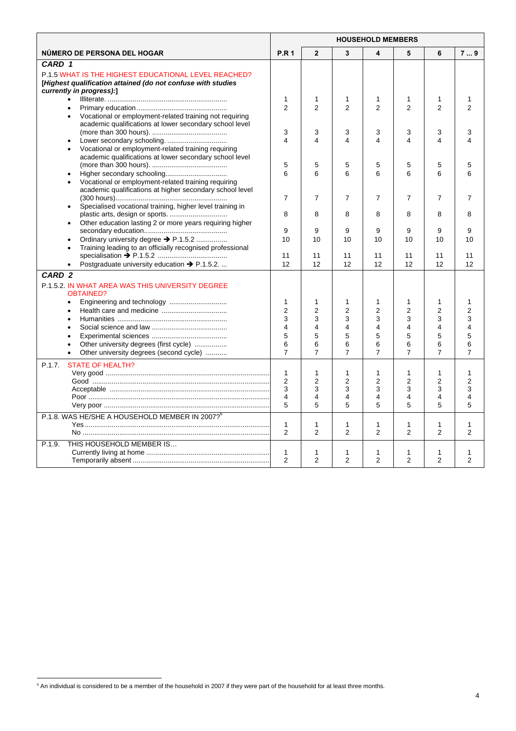| NÚMERO DE PERSONA DEL HOGAR | HOUSEHOLD MEMBERS | | | | | | |
|---|---|---|---|---|---|---|---|
| | P.R 1 | 2 | 3 | 4 | 5 | 6 | 7 … 9 |
| ***CARD 1*** | | | | | | | |
| P.1.5 WHAT IS THE HIGHEST EDUCATIONAL LEVEL REACHED? ***[Highest qualification attained (do not confuse with studies currently in progress):]*** | | | | | | | |
| • Illiterate. | 1 | 1 | 1 | 1 | 1 | 1 | 1 |
| • Primary education | 2 | 2 | 2 | 2 | 2 | 2 | 2 |
| • Vocational or employment-related training not requiring academic qualifications at lower secondary school level (more than 300 hours). | 3 | 3 | 3 | 3 | 3 | 3 | 3 |
| • Lower secondary schooling. | 4 | 4 | 4 | 4 | 4 | 4 | 4 |
| • Vocational or employment-related training requiring academic qualifications at lower secondary school level (more than 300 hours). | 5 | 5 | 5 | 5 | 5 | 5 | 5 |
| • Higher secondary schooling | 6 | 6 | 6 | 6 | 6 | 6 | 6 |
| • Vocational or employment-related training requiring academic qualifications at higher secondary school level (300 hours) | 7 | 7 | 7 | 7 | 7 | 7 | 7 |
| • Specialised vocational training, higher level training in plastic arts, design or sports. | 8 | 8 | 8 | 8 | 8 | 8 | 8 |
| • Other education lasting 2 or more years requiring higher secondary education | 9 | 9 | 9 | 9 | 9 | 9 | 9 |
| • Ordinary university degree ➔ P.1.5.2 | 10 | 10 | 10 | 10 | 10 | 10 | 10 |
| • Training leading to an officially recognised professional specialisation ➔ P.1.5.2 | 11 | 11 | 11 | 11 | 11 | 11 | 11 |
| • Postgraduate university education ➔ P.1.5.2. ... | 12 | 12 | 12 | 12 | 12 | 12 | 12 |
| ***CARD 2*** | | | | | | | |
| P.1.5.2. IN WHAT AREA WAS THIS UNIVERSITY DEGREE OBTAINED? | | | | | | | |
| • Engineering and technology | 1 | 1 | 1 | 1 | 1 | 1 | 1 |
| • Health care and medicine | 2 | 2 | 2 | 2 | 2 | 2 | 2 |
| • Humanities | 3 | 3 | 3 | 3 | 3 | 3 | 3 |
| • Social science and law | 4 | 4 | 4 | 4 | 4 | 4 | 4 |
| • Experimental sciences | 5 | 5 | 5 | 5 | 5 | 5 | 5 |
| • Other university degrees (first cycle) | 6 | 6 | 6 | 6 | 6 | 6 | 6 |
| • Other university degrees (second cycle) | 7 | 7 | 7 | 7 | 7 | 7 | 7 |
| P.1.7. STATE OF HEALTH? | | | | | | | |
| Very good | 1 | 1 | 1 | 1 | 1 | 1 | 1 |
| Good | 2 | 2 | 2 | 2 | 2 | 2 | 2 |
| Acceptable | 3 | 3 | 3 | 3 | 3 | 3 | 3 |
| Poor | 4 | 4 | 4 | 4 | 4 | 4 | 4 |
| Very poor | 5 | 5 | 5 | 5 | 5 | 5 | 5 |
| P.1.8. WAS HE/SHE A HOUSEHOLD MEMBER IN 2007?[6] | | | | | | | |
| Yes | 1 | 1 | 1 | 1 | 1 | 1 | 1 |
| No | 2 | 2 | 2 | 2 | 2 | 2 | 2 |
| P.1.9. THIS HOUSEHOLD MEMBER IS… | | | | | | | |
| Currently living at home | 1 | 1 | 1 | 1 | 1 | 1 | 1 |
| Temporarily absent | 2 | 2 | 2 | 2 | 2 | 2 | 2 |

[6] An individual is considered to be a member of the household in 2007 if they were part of the household for at least three months.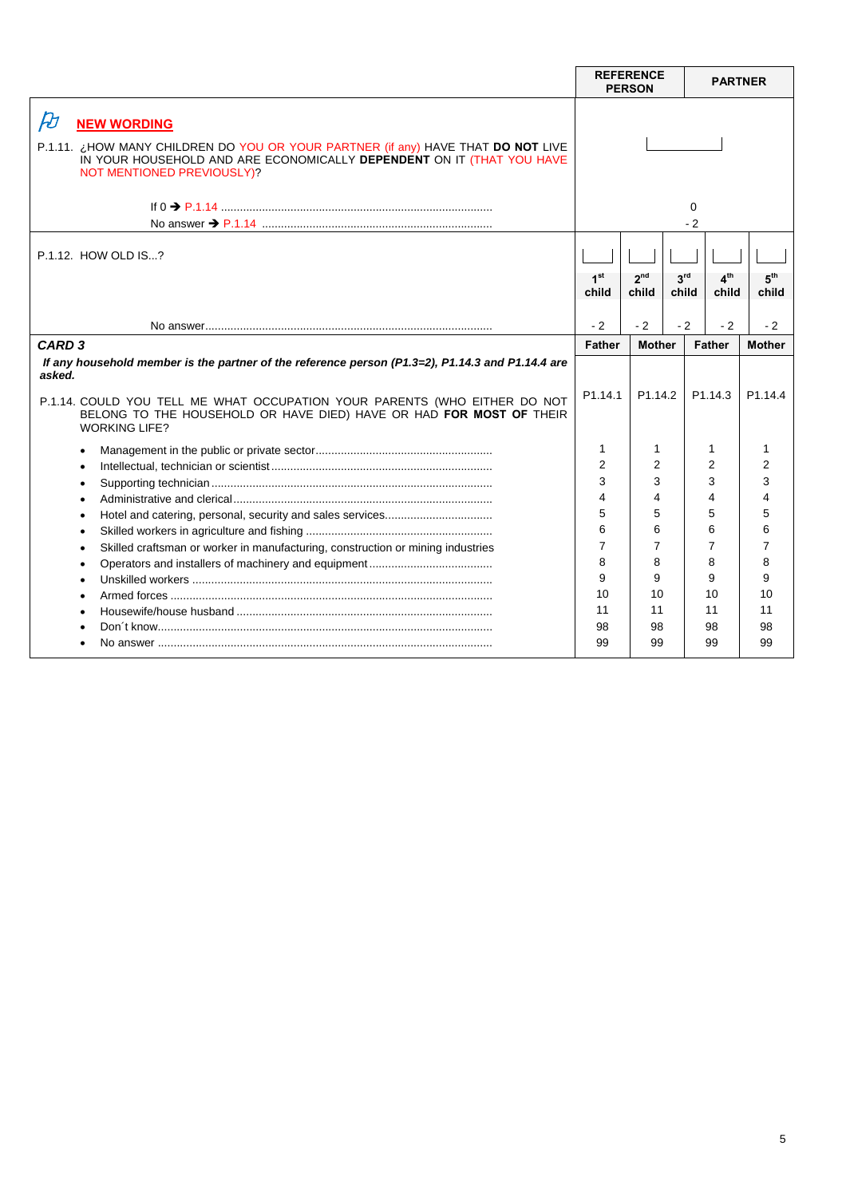| | REFERENCE PERSON | | | PARTNER | |
|---|---|---|---|---|---|
| **NEW WORDING**<br><br>P.1.11. ¿HOW MANY CHILDREN DO YOU OR YOUR PARTNER (if any) HAVE THAT **DO NOT** LIVE IN YOUR HOUSEHOLD AND ARE ECONOMICALLY **DEPENDENT** ON IT (THAT YOU HAVE NOT MENTIONED PREVIOUSLY)? | ⌊___⌋ | | | | |
| If 0 ➔ P.1.14 .......... | 0 | | | | |
| No answer ➔ P.1.14 .......... | - 2 | | | | |
| P.1.12. HOW OLD IS...? | ⌊__⌋<br>1st child | ⌊__⌋<br>2nd child | ⌊__⌋<br>3rd child | ⌊__⌋<br>4th child | ⌊__⌋<br>5th child |
| No answer.......... | - 2 | - 2 | - 2 | - 2 | - 2 |

| ***CARD 3*** | **Father** | **Mother** | **Father** | **Mother** |
|---|---|---|---|---|
| ***If any household member is the partner of the reference person (P1.3=2), P1.14.3 and P1.14.4 are asked.***<br><br>P.1.14. COULD YOU TELL ME WHAT OCCUPATION YOUR PARENTS (WHO EITHER DO NOT BELONG TO THE HOUSEHOLD OR HAVE DIED) HAVE OR HAD **FOR MOST OF** THEIR WORKING LIFE? | P1.14.1 | P1.14.2 | P1.14.3 | P1.14.4 |
| • Management in the public or private sector.......... | 1 | 1 | 1 | 1 |
| • Intellectual, technician or scientist.......... | 2 | 2 | 2 | 2 |
| • Supporting technician.......... | 3 | 3 | 3 | 3 |
| • Administrative and clerical.......... | 4 | 4 | 4 | 4 |
| • Hotel and catering, personal, security and sales services.......... | 5 | 5 | 5 | 5 |
| • Skilled workers in agriculture and fishing.......... | 6 | 6 | 6 | 6 |
| • Skilled craftsman or worker in manufacturing, construction or mining industries | 7 | 7 | 7 | 7 |
| • Operators and installers of machinery and equipment.......... | 8 | 8 | 8 | 8 |
| • Unskilled workers.......... | 9 | 9 | 9 | 9 |
| • Armed forces.......... | 10 | 10 | 10 | 10 |
| • Housewife/house husband.......... | 11 | 11 | 11 | 11 |
| • Don´t know.......... | 98 | 98 | 98 | 98 |
| • No answer.......... | 99 | 99 | 99 | 99 |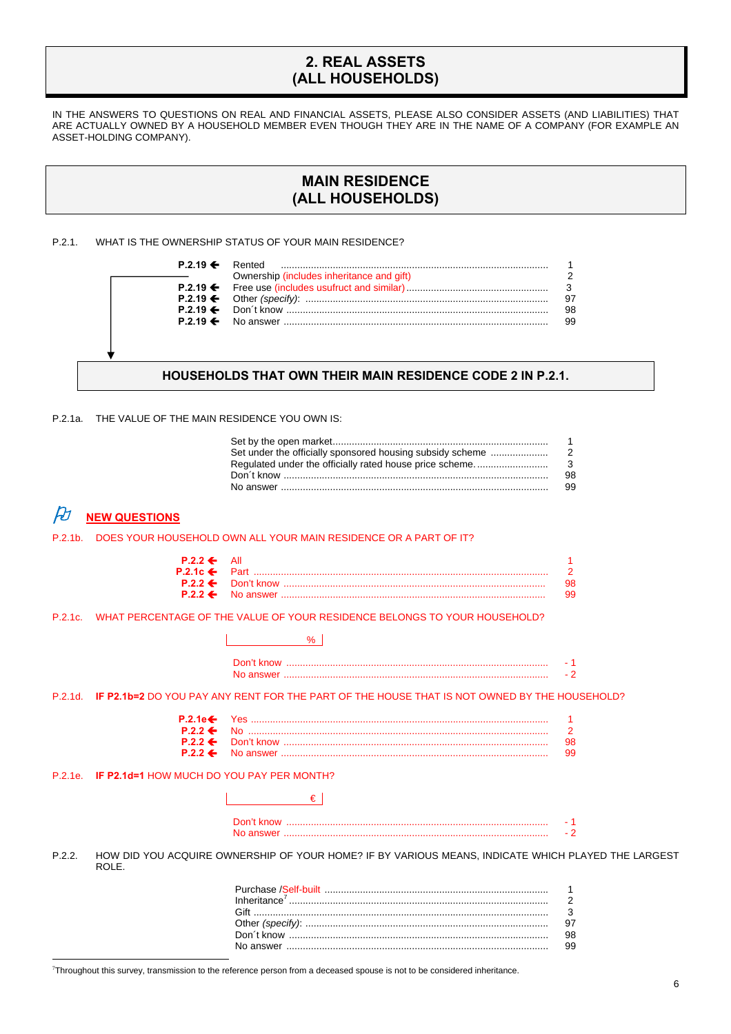# 2. REAL ASSETS
# (ALL HOUSEHOLDS)

IN THE ANSWERS TO QUESTIONS ON REAL AND FINANCIAL ASSETS, PLEASE ALSO CONSIDER ASSETS (AND LIABILITIES) THAT ARE ACTUALLY OWNED BY A HOUSEHOLD MEMBER EVEN THOUGH THEY ARE IN THE NAME OF A COMPANY (FOR EXAMPLE AN ASSET-HOLDING COMPANY).

## MAIN RESIDENCE
## (ALL HOUSEHOLDS)

P.2.1. WHAT IS THE OWNERSHIP STATUS OF YOUR MAIN RESIDENCE?

| Go to | Answer | Code |
|---|---|---|
| **P.2.19 ←** | Rented | 1 |
| | Ownership (includes inheritance and gift) | 2 |
| **P.2.19 ←** | Free use (includes usufruct and similar) | 3 |
| **P.2.19 ←** | Other *(specify)*: | 97 |
| **P.2.19 ←** | Don´t know | 98 |
| **P.2.19 ←** | No answer | 99 |

### HOUSEHOLDS THAT OWN THEIR MAIN RESIDENCE CODE 2 IN P.2.1.

P.2.1a. THE VALUE OF THE MAIN RESIDENCE YOU OWN IS:

| Answer | Code |
|---|---|
| Set by the open market | 1 |
| Set under the officially sponsored housing subsidy scheme | 2 |
| Regulated under the officially rated house price scheme. | 3 |
| Don´t know | 98 |
| No answer | 99 |

**NEW QUESTIONS**

P.2.1b. DOES YOUR HOUSEHOLD OWN ALL YOUR MAIN RESIDENCE OR A PART OF IT?

| Go to | Answer | Code |
|---|---|---|
| **P.2.2 ←** | All | 1 |
| **P.2.1c ←** | Part | 2 |
| **P.2.2 ←** | Don't know | 98 |
| **P.2.2 ←** | No answer | 99 |

P.2.1c. WHAT PERCENTAGE OF THE VALUE OF YOUR RESIDENCE BELONGS TO YOUR HOUSEHOLD?

____________ %

| Answer | Code |
|---|---|
| Don't know | - 1 |
| No answer | - 2 |

P.2.1d. **IF P2.1b=2** DO YOU PAY ANY RENT FOR THE PART OF THE HOUSE THAT IS NOT OWNED BY THE HOUSEHOLD?

| Go to | Answer | Code |
|---|---|---|
| **P.2.1e←** | Yes | 1 |
| **P.2.2 ←** | No | 2 |
| **P.2.2 ←** | Don't know | 98 |
| **P.2.2 ←** | No answer | 99 |

P.2.1e. **IF P2.1d=1** HOW MUCH DO YOU PAY PER MONTH?

____________ €

| Answer | Code |
|---|---|
| Don't know | - 1 |
| No answer | - 2 |

P.2.2. HOW DID YOU ACQUIRE OWNERSHIP OF YOUR HOME? IF BY VARIOUS MEANS, INDICATE WHICH PLAYED THE LARGEST ROLE.

| Answer | Code |
|---|---|
| Purchase /Self-built | 1 |
| Inheritance[7] | 2 |
| Gift | 3 |
| Other *(specify)*: | 97 |
| Don´t know | 98 |
| No answer | 99 |

[7]Throughout this survey, transmission to the reference person from a deceased spouse is not to be considered inheritance.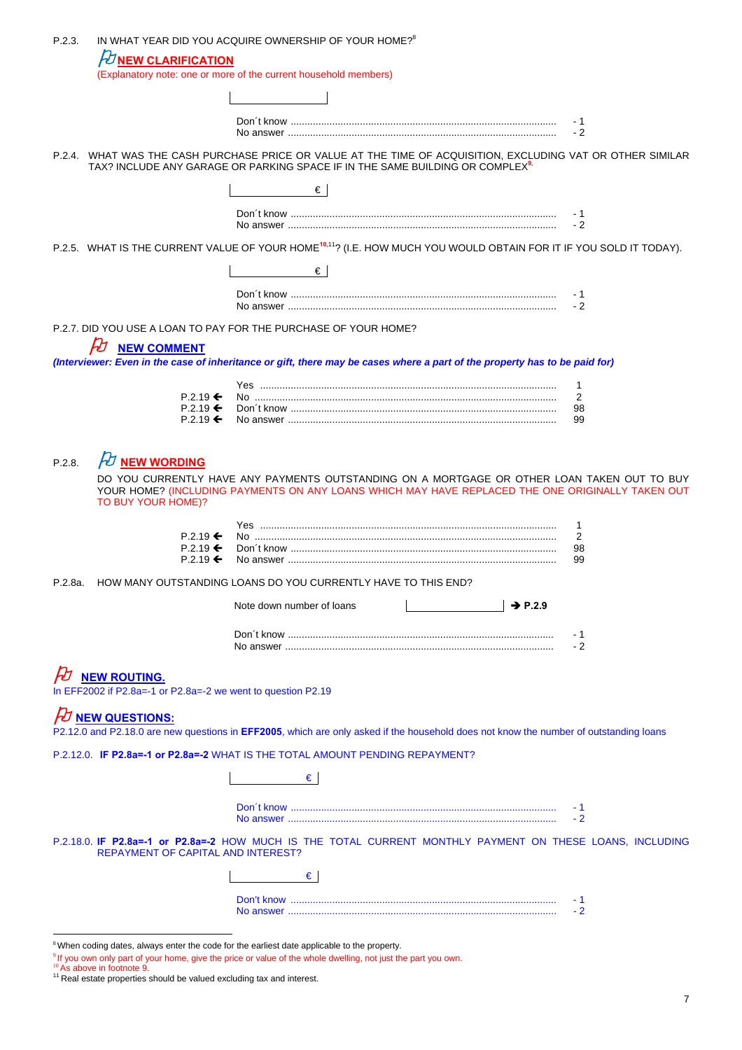P.2.3. IN WHAT YEAR DID YOU ACQUIRE OWNERSHIP OF YOUR HOME?[8]

**NEW CLARIFICATION**
(Explanatory note: one or more of the current household members)

|                |     |
|----------------|-----|
| Don´t know     | - 1 |
| No answer      | - 2 |

P.2.4. WHAT WAS THE CASH PURCHASE PRICE OR VALUE AT THE TIME OF ACQUISITION, EXCLUDING VAT OR OTHER SIMILAR TAX? INCLUDE ANY GARAGE OR PARKING SPACE IF IN THE SAME BUILDING OR COMPLEX[9].

€

|                |     |
|----------------|-----|
| Don´t know     | - 1 |
| No answer      | - 2 |

P.2.5. WHAT IS THE CURRENT VALUE OF YOUR HOME[10,11]? (I.E. HOW MUCH YOU WOULD OBTAIN FOR IT IF YOU SOLD IT TODAY).

€

|                |     |
|----------------|-----|
| Don´t know     | - 1 |
| No answer      | - 2 |

P.2.7. DID YOU USE A LOAN TO PAY FOR THE PURCHASE OF YOUR HOME?

**NEW COMMENT**
***(Interviewer: Even in the case of inheritance or gift, there may be cases where a part of the property has to be paid for)***

|           |            |    |
|-----------|------------|----|
|           | Yes        | 1  |
| P.2.19 ← | No         | 2  |
| P.2.19 ← | Don´t know | 98 |
| P.2.19 ← | No answer  | 99 |

P.2.8. **NEW WORDING**

DO YOU CURRENTLY HAVE ANY PAYMENTS OUTSTANDING ON A MORTGAGE OR OTHER LOAN TAKEN OUT TO BUY YOUR HOME? (INCLUDING PAYMENTS ON ANY LOANS WHICH MAY HAVE REPLACED THE ONE ORIGINALLY TAKEN OUT TO BUY YOUR HOME)?

|           |            |    |
|-----------|------------|----|
|           | Yes        | 1  |
| P.2.19 ← | No         | 2  |
| P.2.19 ← | Don´t know | 98 |
| P.2.19 ← | No answer  | 99 |

P.2.8a. HOW MANY OUTSTANDING LOANS DO YOU CURRENTLY HAVE TO THIS END?

Note down number of loans → **P.2.9**

|                |     |
|----------------|-----|
| Don´t know     | - 1 |
| No answer      | - 2 |

**NEW ROUTING.**
In EFF2002 if P2.8a=-1 or P2.8a=-2 we went to question P2.19

**NEW QUESTIONS:**
P2.12.0 and P2.18.0 are new questions in **EFF2005**, which are only asked if the household does not know the number of outstanding loans

P.2.12.0. **IF P2.8a=-1 or P2.8a=-2** WHAT IS THE TOTAL AMOUNT PENDING REPAYMENT?

€

|                |     |
|----------------|-----|
| Don´t know     | - 1 |
| No answer      | - 2 |

P.2.18.0. **IF P2.8a=-1 or P2.8a=-2** HOW MUCH IS THE TOTAL CURRENT MONTHLY PAYMENT ON THESE LOANS, INCLUDING REPAYMENT OF CAPITAL AND INTEREST?

€

|                |     |
|----------------|-----|
| Don't know     | - 1 |
| No answer      | - 2 |

---

[8] When coding dates, always enter the code for the earliest date applicable to the property.
[9] If you own only part of your home, give the price or value of the whole dwelling, not just the part you own.
[10] As above in footnote 9.
[11] Real estate properties should be valued excluding tax and interest.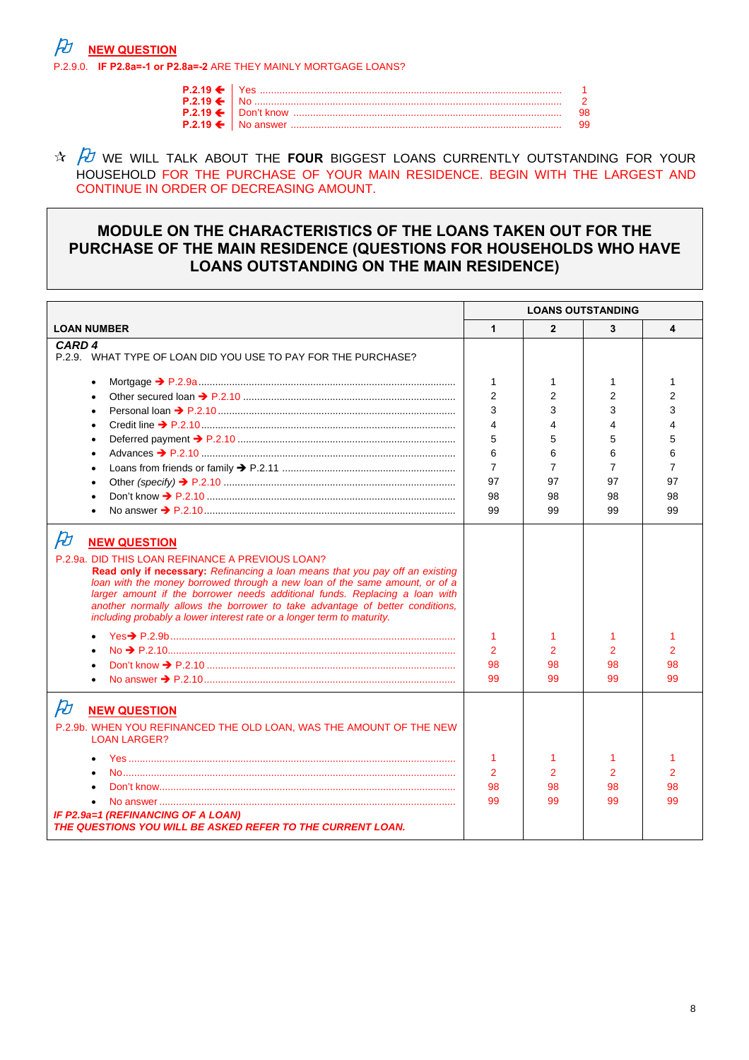**NEW QUESTION**

P.2.9.0. **IF P2.8a=-1 or P2.8a=-2** ARE THEY MAINLY MORTGAGE LOANS?

| | | |
|---|---|---|
| P.2.19 ← | Yes | 1 |
| P.2.19 ← | No | 2 |
| P.2.19 ← | Don't know | 98 |
| P.2.19 ← | No answer | 99 |

☆ WE WILL TALK ABOUT THE **FOUR** BIGGEST LOANS CURRENTLY OUTSTANDING FOR YOUR HOUSEHOLD FOR THE PURCHASE OF YOUR MAIN RESIDENCE. BEGIN WITH THE LARGEST AND CONTINUE IN ORDER OF DECREASING AMOUNT.

## MODULE ON THE CHARACTERISTICS OF THE LOANS TAKEN OUT FOR THE PURCHASE OF THE MAIN RESIDENCE (QUESTIONS FOR HOUSEHOLDS WHO HAVE LOANS OUTSTANDING ON THE MAIN RESIDENCE)

| | LOANS OUTSTANDING | | | |
|---|---|---|---|---|
| **LOAN NUMBER** | **1** | **2** | **3** | **4** |
| ***CARD 4*** <br> P.2.9. WHAT TYPE OF LOAN DID YOU USE TO PAY FOR THE PURCHASE? | | | | |
| • Mortgage → P.2.9a | 1 | 1 | 1 | 1 |
| • Other secured loan → P.2.10 | 2 | 2 | 2 | 2 |
| • Personal loan → P.2.10 | 3 | 3 | 3 | 3 |
| • Credit line → P.2.10 | 4 | 4 | 4 | 4 |
| • Deferred payment → P.2.10 | 5 | 5 | 5 | 5 |
| • Advances → P.2.10 | 6 | 6 | 6 | 6 |
| • Loans from friends or family → P.2.11 | 7 | 7 | 7 | 7 |
| • Other *(specify)* → P.2.10 | 97 | 97 | 97 | 97 |
| • Don't know → P.2.10 | 98 | 98 | 98 | 98 |
| • No answer → P.2.10 | 99 | 99 | 99 | 99 |
| **NEW QUESTION** <br> P.2.9a. DID THIS LOAN REFINANCE A PREVIOUS LOAN? <br> **Read only if necessary:** *Refinancing a loan means that you pay off an existing loan with the money borrowed through a new loan of the same amount, or of a larger amount if the borrower needs additional funds. Replacing a loan with another normally allows the borrower to take advantage of better conditions, including probably a lower interest rate or a longer term to maturity.* | | | | |
| • Yes → P.2.9b | 1 | 1 | 1 | 1 |
| • No → P.2.10 | 2 | 2 | 2 | 2 |
| • Don't know → P.2.10 | 98 | 98 | 98 | 98 |
| • No answer → P.2.10 | 99 | 99 | 99 | 99 |
| **NEW QUESTION** <br> P.2.9b. WHEN YOU REFINANCED THE OLD LOAN, WAS THE AMOUNT OF THE NEW LOAN LARGER? | | | | |
| • Yes | 1 | 1 | 1 | 1 |
| • No | 2 | 2 | 2 | 2 |
| • Don't know | 98 | 98 | 98 | 98 |
| • No answer | 99 | 99 | 99 | 99 |
| ***IF P2.9a=1 (REFINANCING OF A LOAN)*** <br> ***THE QUESTIONS YOU WILL BE ASKED REFER TO THE CURRENT LOAN.*** | | | | |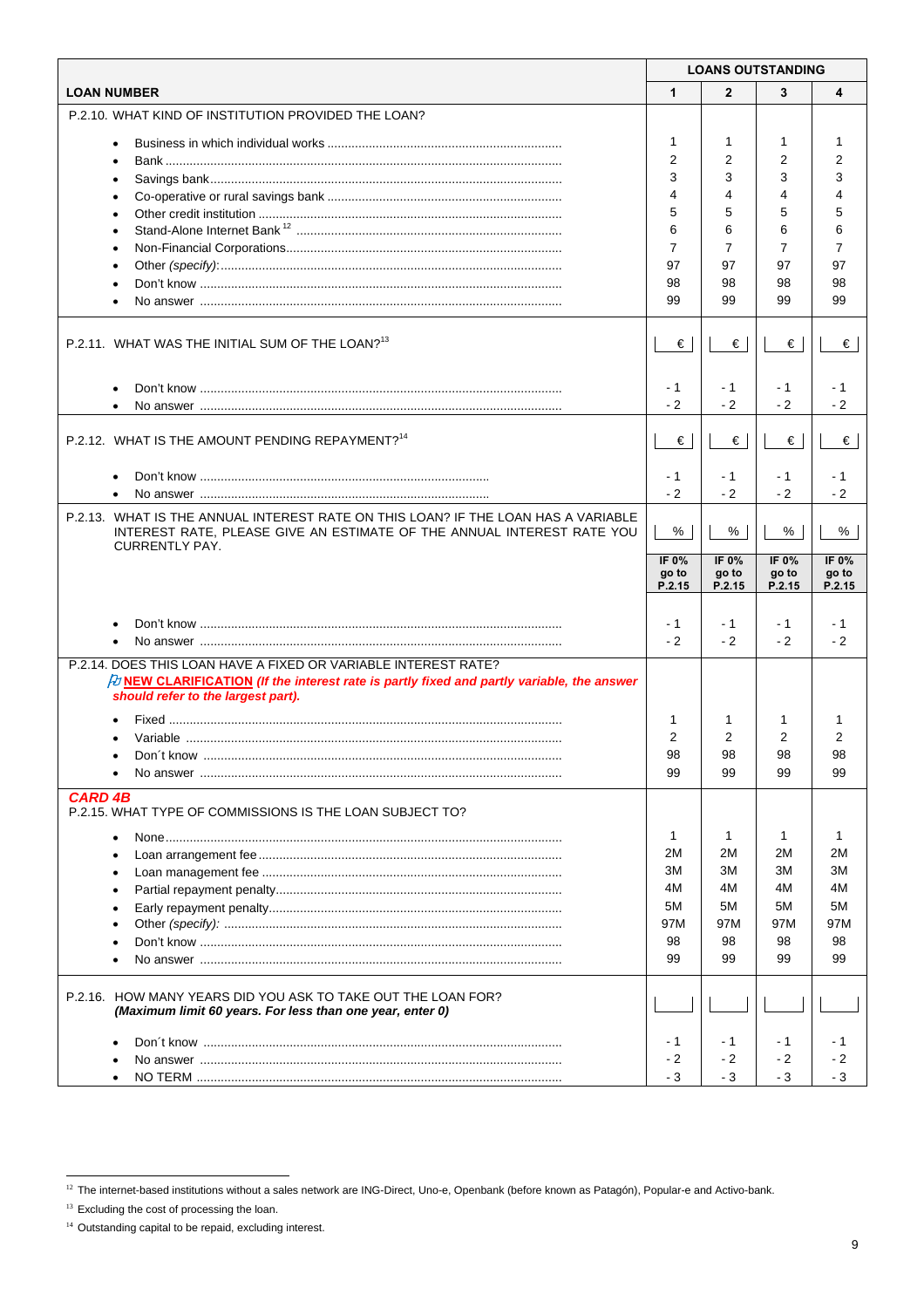| LOAN NUMBER | LOANS OUTSTANDING 1 | 2 | 3 | 4 |
|---|---|---|---|---|
| **P.2.10. WHAT KIND OF INSTITUTION PROVIDED THE LOAN?** | | | | |
| • Business in which individual works | 1 | 1 | 1 | 1 |
| • Bank | 2 | 2 | 2 | 2 |
| • Savings bank | 3 | 3 | 3 | 3 |
| • Co-operative or rural savings bank | 4 | 4 | 4 | 4 |
| • Other credit institution | 5 | 5 | 5 | 5 |
| • Stand-Alone Internet Bank [12] | 6 | 6 | 6 | 6 |
| • Non-Financial Corporations | 7 | 7 | 7 | 7 |
| • Other *(specify)*: | 97 | 97 | 97 | 97 |
| • Don't know | 98 | 98 | 98 | 98 |
| • No answer | 99 | 99 | 99 | 99 |
| **P.2.11. WHAT WAS THE INITIAL SUM OF THE LOAN?[13]** | € | € | € | € |
| • Don't know | - 1 | - 1 | - 1 | - 1 |
| • No answer | - 2 | - 2 | - 2 | - 2 |
| **P.2.12. WHAT IS THE AMOUNT PENDING REPAYMENT?[14]** | € | € | € | € |
| • Don't know | - 1 | - 1 | - 1 | - 1 |
| • No answer | - 2 | - 2 | - 2 | - 2 |
| **P.2.13. WHAT IS THE ANNUAL INTEREST RATE ON THIS LOAN? IF THE LOAN HAS A VARIABLE INTEREST RATE, PLEASE GIVE AN ESTIMATE OF THE ANNUAL INTEREST RATE YOU CURRENTLY PAY.** | % | % | % | % |
| | **IF 0% go to P.2.15** | **IF 0% go to P.2.15** | **IF 0% go to P.2.15** | **IF 0% go to P.2.15** |
| • Don't know | - 1 | - 1 | - 1 | - 1 |
| • No answer | - 2 | - 2 | - 2 | - 2 |
| **P.2.14. DOES THIS LOAN HAVE A FIXED OR VARIABLE INTEREST RATE?** **NEW CLARIFICATION** *(If the interest rate is partly fixed and partly variable, the answer should refer to the largest part).* | | | | |
| • Fixed | 1 | 1 | 1 | 1 |
| • Variable | 2 | 2 | 2 | 2 |
| • Don´t know | 98 | 98 | 98 | 98 |
| • No answer | 99 | 99 | 99 | 99 |
| ***CARD 4B*** **P.2.15. WHAT TYPE OF COMMISSIONS IS THE LOAN SUBJECT TO?** | | | | |
| • None | 1 | 1 | 1 | 1 |
| • Loan arrangement fee | 2M | 2M | 2M | 2M |
| • Loan management fee | 3M | 3M | 3M | 3M |
| • Partial repayment penalty | 4M | 4M | 4M | 4M |
| • Early repayment penalty | 5M | 5M | 5M | 5M |
| • Other *(specify)*: | 97M | 97M | 97M | 97M |
| • Don't know | 98 | 98 | 98 | 98 |
| • No answer | 99 | 99 | 99 | 99 |
| **P.2.16. HOW MANY YEARS DID YOU ASK TO TAKE OUT THE LOAN FOR?** ***(Maximum limit 60 years. For less than one year, enter 0)*** | | | | |
| • Don´t know | - 1 | - 1 | - 1 | - 1 |
| • No answer | - 2 | - 2 | - 2 | - 2 |
| • NO TERM | - 3 | - 3 | - 3 | - 3 |

[12] The internet-based institutions without a sales network are ING-Direct, Uno-e, Openbank (before known as Patagón), Popular-e and Activo-bank.

[13] Excluding the cost of processing the loan.

[14] Outstanding capital to be repaid, excluding interest.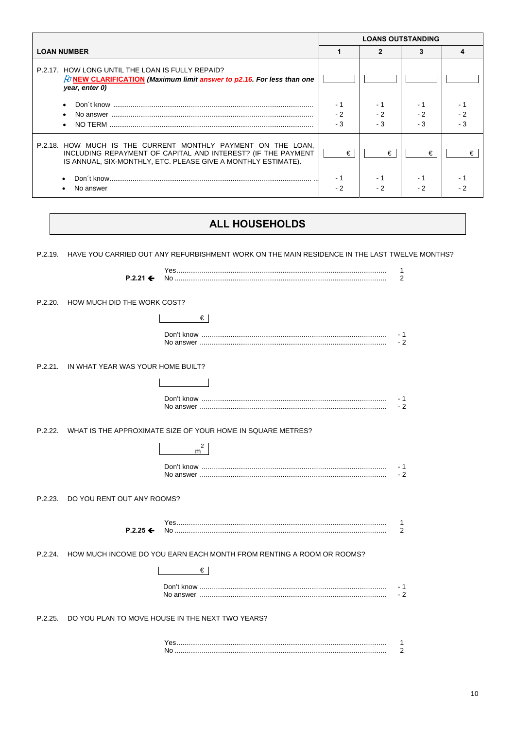| LOAN NUMBER | LOANS OUTSTANDING 1 | 2 | 3 | 4 |
|---|---|---|---|---|
| P.2.17. HOW LONG UNTIL THE LOAN IS FULLY REPAID? **NEW CLARIFICATION** ***(Maximum limit answer to p2.16. For less than one year, enter 0)*** | | | | |
| • Don´t know | - 1 | - 1 | - 1 | - 1 |
| • No answer | - 2 | - 2 | - 2 | - 2 |
| • NO TERM | - 3 | - 3 | - 3 | - 3 |
| P.2.18. HOW MUCH IS THE CURRENT MONTHLY PAYMENT ON THE LOAN, INCLUDING REPAYMENT OF CAPITAL AND INTEREST? (IF THE PAYMENT IS ANNUAL, SIX-MONTHLY, ETC. PLEASE GIVE A MONTHLY ESTIMATE). | € | € | € | € |
| • Don´t know | - 1 | - 1 | - 1 | - 1 |
| • No answer | - 2 | - 2 | - 2 | - 2 |

## ALL HOUSEHOLDS

P.2.19. HAVE YOU CARRIED OUT ANY REFURBISHMENT WORK ON THE MAIN RESIDENCE IN THE LAST TWELVE MONTHS?

Yes ........ 1
**P.2.21 ←** No ........ 2

P.2.20. HOW MUCH DID THE WORK COST?

€

Don't know ........ - 1
No answer ........ - 2

P.2.21. IN WHAT YEAR WAS YOUR HOME BUILT?

Don't know ........ - 1
No answer ........ - 2

P.2.22. WHAT IS THE APPROXIMATE SIZE OF YOUR HOME IN SQUARE METRES?

$m^2$

Don't know ........ - 1
No answer ........ - 2

P.2.23. DO YOU RENT OUT ANY ROOMS?

Yes ........ 1
**P.2.25 ←** No ........ 2

P.2.24. HOW MUCH INCOME DO YOU EARN EACH MONTH FROM RENTING A ROOM OR ROOMS?

€

Don't know ........ - 1
No answer ........ - 2

P.2.25. DO YOU PLAN TO MOVE HOUSE IN THE NEXT TWO YEARS?

Yes ........ 1
No ........ 2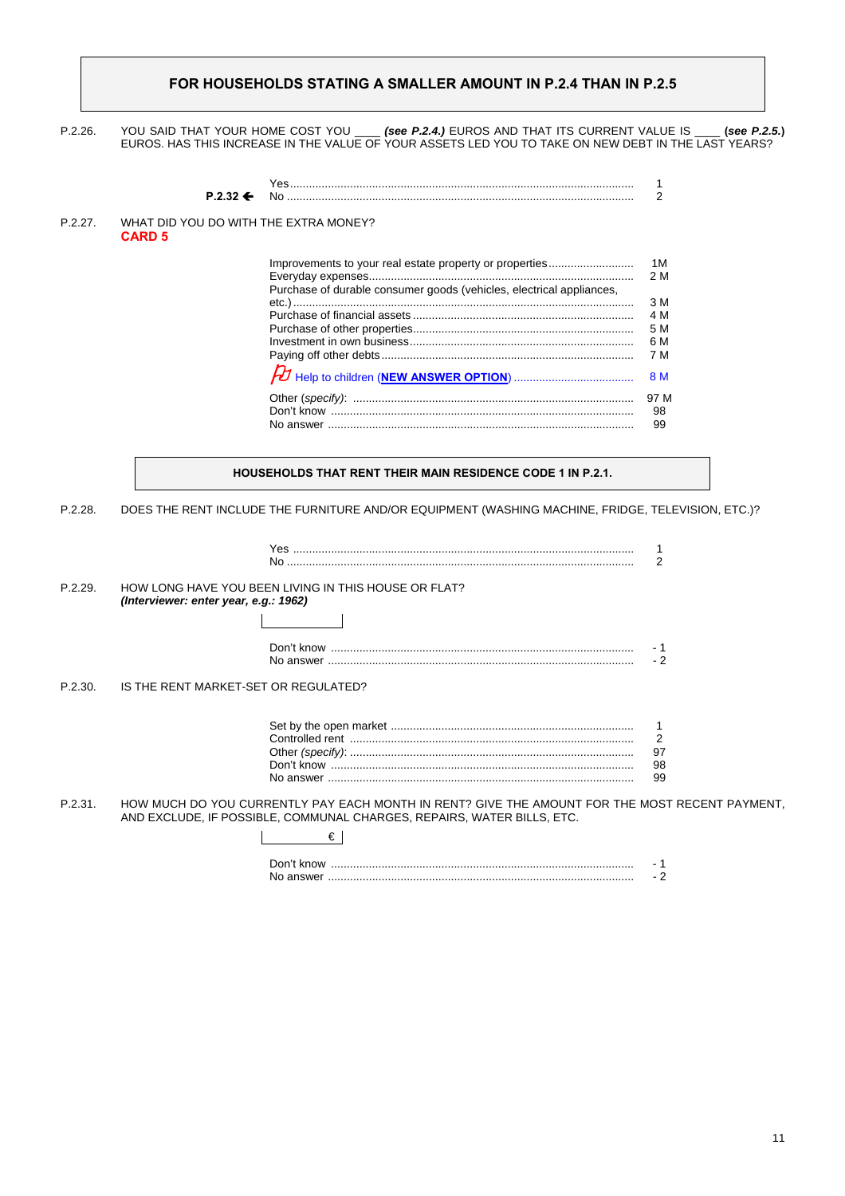**FOR HOUSEHOLDS STATING A SMALLER AMOUNT IN P.2.4 THAN IN P.2.5**

P.2.26. YOU SAID THAT YOUR HOME COST YOU ____ ***(see P.2.4.)*** EUROS AND THAT ITS CURRENT VALUE IS ____ **(*see P.2.5.*)** EUROS. HAS THIS INCREASE IN THE VALUE OF YOUR ASSETS LED YOU TO TAKE ON NEW DEBT IN THE LAST YEARS?

| | | |
|---|---|---|
| | Yes | 1 |
| **P.2.32 ←** | No | 2 |

P.2.27. WHAT DID YOU DO WITH THE EXTRA MONEY?
**CARD 5**

| | |
|---|---|
| Improvements to your real estate property or properties | 1M |
| Everyday expenses | 2 M |
| Purchase of durable consumer goods (vehicles, electrical appliances, etc.) | 3 M |
| Purchase of financial assets | 4 M |
| Purchase of other properties | 5 M |
| Investment in own business | 6 M |
| Paying off other debts | 7 M |
| Help to children (**NEW ANSWER OPTION**) | 8 M |
| Other (*specify*): | 97 M |
| Don't know | 98 |
| No answer | 99 |

**HOUSEHOLDS THAT RENT THEIR MAIN RESIDENCE CODE 1 IN P.2.1.**

P.2.28. DOES THE RENT INCLUDE THE FURNITURE AND/OR EQUIPMENT (WASHING MACHINE, FRIDGE, TELEVISION, ETC.)?

| | |
|---|---|
| Yes | 1 |
| No | 2 |

P.2.29. HOW LONG HAVE YOU BEEN LIVING IN THIS HOUSE OR FLAT?
***(Interviewer: enter year, e.g.: 1962)***

|____________|

| | |
|---|---|
| Don't know | - 1 |
| No answer | - 2 |

P.2.30. IS THE RENT MARKET-SET OR REGULATED?

| | |
|---|---|
| Set by the open market | 1 |
| Controlled rent | 2 |
| Other (*specify*): | 97 |
| Don't know | 98 |
| No answer | 99 |

P.2.31. HOW MUCH DO YOU CURRENTLY PAY EACH MONTH IN RENT? GIVE THE AMOUNT FOR THE MOST RECENT PAYMENT, AND EXCLUDE, IF POSSIBLE, COMMUNAL CHARGES, REPAIRS, WATER BILLS, ETC.

|__________ €|

| | |
|---|---|
| Don't know | - 1 |
| No answer | - 2 |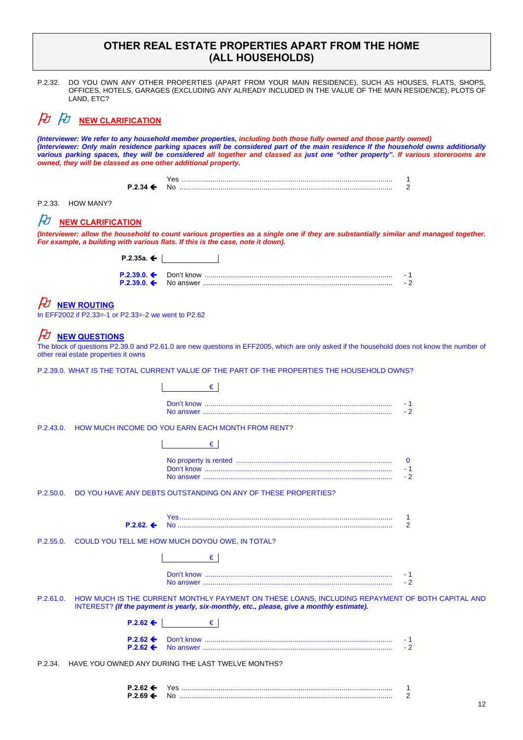# OTHER REAL ESTATE PROPERTIES APART FROM THE HOME (ALL HOUSEHOLDS)

P.2.32. DO YOU OWN ANY OTHER PROPERTIES (APART FROM YOUR MAIN RESIDENCE), SUCH AS HOUSES, FLATS, SHOPS, OFFICES, HOTELS, GARAGES (EXCLUDING ANY ALREADY INCLUDED IN THE VALUE OF THE MAIN RESIDENCE), PLOTS OF LAND, ETC?

**NEW CLARIFICATION**

***(Interviewer: We refer to any household member properties, including both those fully owned and those partly owned)***
***(Interviewer: Only main residence parking spaces will be considered part of the main residence If the household owns additionally various parking spaces, they will be considered all together and classed as just one "other property". If various storerooms are owned, they will be classed as one other additional property.***

| | | |
|---|---|---|
| | Yes | 1 |
| **P.2.34 ←** | No | 2 |

P.2.33. HOW MANY?

**NEW CLARIFICATION**

***(Interviewer: allow the household to count various properties as a single one if they are substantially similar and managed together. For example, a building with various flats. If this is the case, note it down).***

| | | |
|---|---|---|
| **P.2.35a. ←** | ____________ | |
| **P.2.39.0. ←** | Don't know | - 1 |
| **P.2.39.0. ←** | No answer | - 2 |

**NEW ROUTING**

In EFF2002 if P2.33=-1 or P2.33=-2 we went to P2.62

**NEW QUESTIONS**

The block of questions P2.39.0 and P2.61.0 are new questions in EFF2005, which are only asked if the household does not know the number of other real estate properties it owns

P.2.39.0. WHAT IS THE TOTAL CURRENT VALUE OF THE PART OF THE PROPERTIES THE HOUSEHOLD OWNS?

| | |
|---|---|
| ____________ € | |
| Don't know | - 1 |
| No answer | - 2 |

P.2.43.0. HOW MUCH INCOME DO YOU EARN EACH MONTH FROM RENT?

| | |
|---|---|
| ____________ € | |
| No property is rented | 0 |
| Don't know | - 1 |
| No answer | - 2 |

P.2.50.0. DO YOU HAVE ANY DEBTS OUTSTANDING ON ANY OF THESE PROPERTIES?

| | | |
|---|---|---|
| | Yes | 1 |
| **P.2.62. ←** | No | 2 |

P.2.55.0. COULD YOU TELL ME HOW MUCH DOYOU OWE, IN TOTAL?

| | |
|---|---|
| ____________ € | |
| Don't know | - 1 |
| No answer | - 2 |

P.2.61.0. HOW MUCH IS THE CURRENT MONTHLY PAYMENT ON THESE LOANS, INCLUDING REPAYMENT OF BOTH CAPITAL AND INTEREST? ***(If the payment is yearly, six-monthly, etc., please, give a monthly estimate).***

| | | |
|---|---|---|
| **P.2.62 ←** | ____________ € | |
| **P.2.62 ←** | Don't know | - 1 |
| **P.2.62 ←** | No answer | - 2 |

P.2.34. HAVE YOU OWNED ANY DURING THE LAST TWELVE MONTHS?

| | | |
|---|---|---|
| **P.2.62 ←** | Yes | 1 |
| **P.2.69 ←** | No | 2 |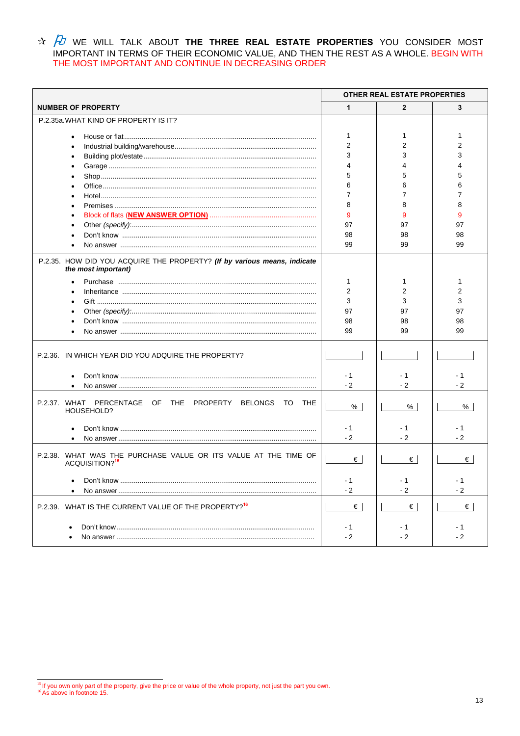☆ WE WILL TALK ABOUT **THE THREE REAL ESTATE PROPERTIES** YOU CONSIDER MOST IMPORTANT IN TERMS OF THEIR ECONOMIC VALUE, AND THEN THE REST AS A WHOLE. BEGIN WITH THE MOST IMPORTANT AND CONTINUE IN DECREASING ORDER

| | OTHER REAL ESTATE PROPERTIES | | |
|---|---|---|---|
| **NUMBER OF PROPERTY** | **1** | **2** | **3** |
| P.2.35a.WHAT KIND OF PROPERTY IS IT? | | | |
| • House or flat | 1 | 1 | 1 |
| • Industrial building/warehouse | 2 | 2 | 2 |
| • Building plot/estate | 3 | 3 | 3 |
| • Garage | 4 | 4 | 4 |
| • Shop | 5 | 5 | 5 |
| • Office | 6 | 6 | 6 |
| • Hotel | 7 | 7 | 7 |
| • Premises | 8 | 8 | 8 |
| • Block of flats (**NEW ANSWER OPTION**) | 9 | 9 | 9 |
| • Other *(specify)*: | 97 | 97 | 97 |
| • Don't know | 98 | 98 | 98 |
| • No answer | 99 | 99 | 99 |
| P.2.35. HOW DID YOU ACQUIRE THE PROPERTY? ***(If by various means, indicate the most important)*** | | | |
| • Purchase | 1 | 1 | 1 |
| • Inheritance | 2 | 2 | 2 |
| • Gift | 3 | 3 | 3 |
| • Other *(specify)*: | 97 | 97 | 97 |
| • Don't know | 98 | 98 | 98 |
| • No answer | 99 | 99 | 99 |
| P.2.36. IN WHICH YEAR DID YOU ADQUIRE THE PROPERTY? | \_\_\_\_ | \_\_\_\_ | \_\_\_\_ |
| • Don't know | - 1 | - 1 | - 1 |
| • No answer | - 2 | - 2 | - 2 |
| P.2.37. WHAT PERCENTAGE OF THE PROPERTY BELONGS TO THE HOUSEHOLD? | % | % | % |
| • Don't know | - 1 | - 1 | - 1 |
| • No answer | - 2 | - 2 | - 2 |
| P.2.38. WHAT WAS THE PURCHASE VALUE OR ITS VALUE AT THE TIME OF ACQUISITION?[15] | € | € | € |
| • Don't know | - 1 | - 1 | - 1 |
| • No answer | - 2 | - 2 | - 2 |
| P.2.39. WHAT IS THE CURRENT VALUE OF THE PROPERTY?[16] | € | € | € |
| • Don't know | - 1 | - 1 | - 1 |
| • No answer | - 2 | - 2 | - 2 |

[15] If you own only part of the property, give the price or value of the whole property, not just the part you own.
[16] As above in footnote 15.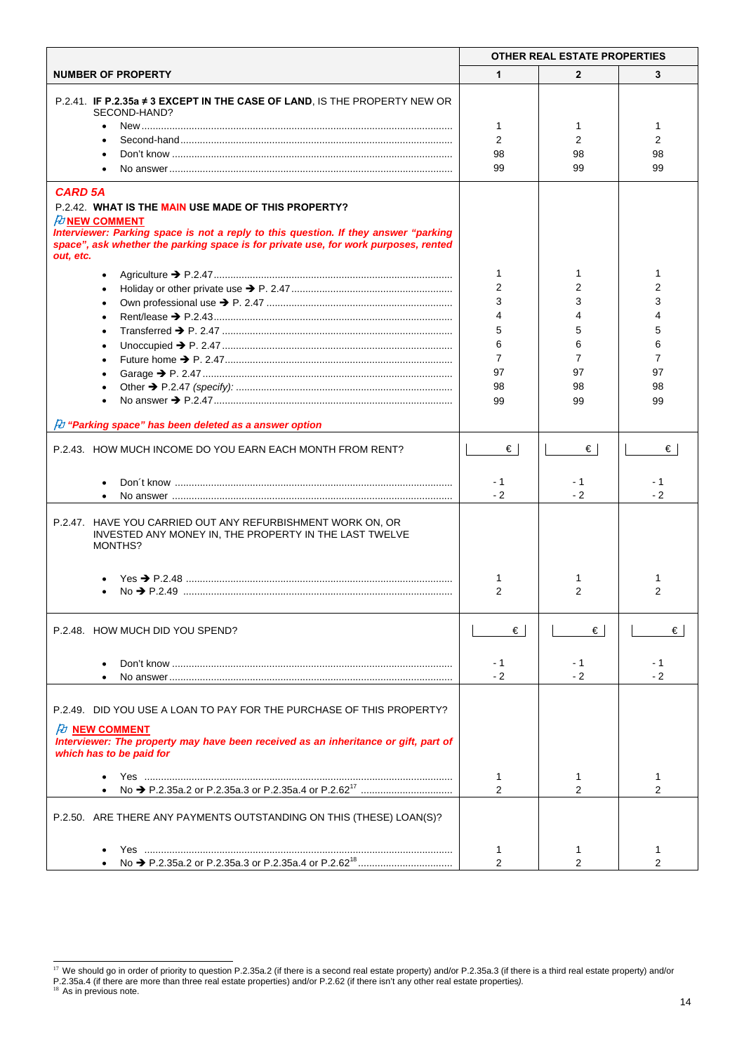| NUMBER OF PROPERTY | OTHER REAL ESTATE PROPERTIES 1 | 2 | 3 |
|---|---|---|---|
| P.2.41. **IF P.2.35a ≠ 3 EXCEPT IN THE CASE OF LAND**, IS THE PROPERTY NEW OR SECOND-HAND? | | | |
| • New | 1 | 1 | 1 |
| • Second-hand | 2 | 2 | 2 |
| • Don't know | 98 | 98 | 98 |
| • No answer | 99 | 99 | 99 |
| ***CARD 5A*** P.2.42. **WHAT IS THE MAIN USE MADE OF THIS PROPERTY?** **NEW COMMENT** ***Interviewer: Parking space is not a reply to this question. If they answer "parking space", ask whether the parking space is for private use, for work purposes, rented out, etc.*** | | | |
| • Agriculture ➔ P.2.47 | 1 | 1 | 1 |
| • Holiday or other private use ➔ P. 2.47 | 2 | 2 | 2 |
| • Own professional use ➔ P. 2.47 | 3 | 3 | 3 |
| • Rent/lease ➔ P.2.43 | 4 | 4 | 4 |
| • Transferred ➔ P. 2.47 | 5 | 5 | 5 |
| • Unoccupied ➔ P. 2.47 | 6 | 6 | 6 |
| • Future home ➔ P. 2.47 | 7 | 7 | 7 |
| • Garage ➔ P. 2.47 | 97 | 97 | 97 |
| • Other ➔ P.2.47 *(specify):* | 98 | 98 | 98 |
| • No answer ➔ P.2.47 | 99 | 99 | 99 |
| ***"Parking space" has been deleted as a answer option*** | | | |
| P.2.43. HOW MUCH INCOME DO YOU EARN EACH MONTH FROM RENT? | € | € | € |
| • Don´t know | - 1 | - 1 | - 1 |
| • No answer | - 2 | - 2 | - 2 |
| P.2.47. HAVE YOU CARRIED OUT ANY REFURBISHMENT WORK ON, OR INVESTED ANY MONEY IN, THE PROPERTY IN THE LAST TWELVE MONTHS? | | | |
| • Yes ➔ P.2.48 | 1 | 1 | 1 |
| • No ➔ P.2.49 | 2 | 2 | 2 |
| P.2.48. HOW MUCH DID YOU SPEND? | € | € | € |
| • Don't know | - 1 | - 1 | - 1 |
| • No answer | - 2 | - 2 | - 2 |
| P.2.49. DID YOU USE A LOAN TO PAY FOR THE PURCHASE OF THIS PROPERTY? **NEW COMMENT** ***Interviewer: The property may have been received as an inheritance or gift, part of which has to be paid for*** | | | |
| • Yes | 1 | 1 | 1 |
| • No ➔ P.2.35a.2 or P.2.35a.3 or P.2.35a.4 or P.2.62[17] | 2 | 2 | 2 |
| P.2.50. ARE THERE ANY PAYMENTS OUTSTANDING ON THIS (THESE) LOAN(S)? | | | |
| • Yes | 1 | 1 | 1 |
| • No ➔ P.2.35a.2 or P.2.35a.3 or P.2.35a.4 or P.2.62[18] | 2 | 2 | 2 |

[17] We should go in order of priority to question P.2.35a.2 (if there is a second real estate property) and/or P.2.35a.3 (if there is a third real estate property) and/or P.2.35a.4 (if there are more than three real estate properties) and/or P.2.62 (if there isn't any other real estate properties).
[18] As in previous note.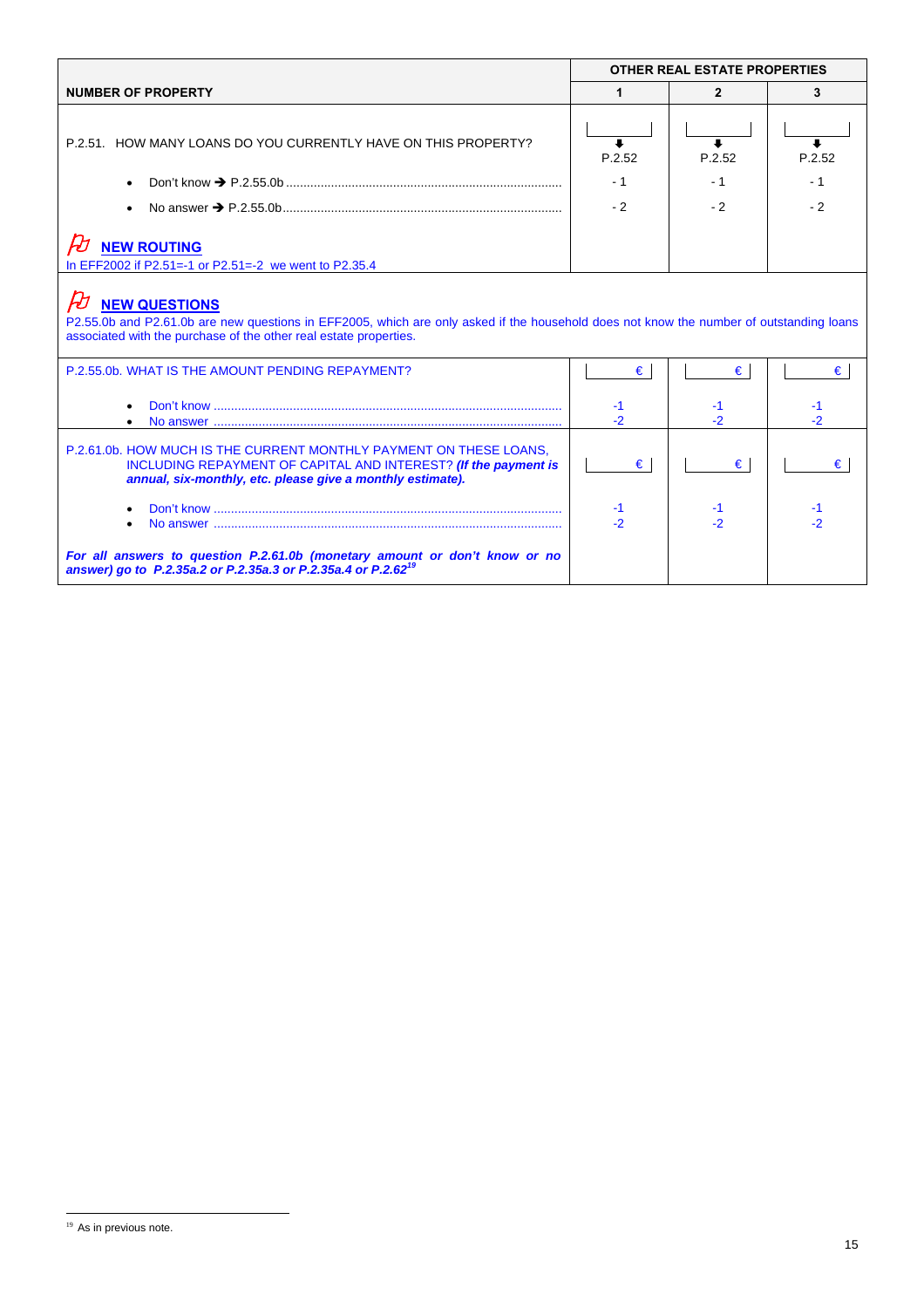| NUMBER OF PROPERTY | OTHER REAL ESTATE PROPERTIES 1 | 2 | 3 |
|---|---|---|---|
| P.2.51. HOW MANY LOANS DO YOU CURRENTLY HAVE ON THIS PROPERTY? | ⬇ P.2.52 | ⬇ P.2.52 | ⬇ P.2.52 |
| • Don't know ➔ P.2.55.0b | - 1 | - 1 | - 1 |
| • No answer ➔ P.2.55.0b | - 2 | - 2 | - 2 |
| **NEW ROUTING** In EFF2002 if P2.51=-1 or P2.51=-2 we went to P2.35.4 | | | |

**NEW QUESTIONS**

P2.55.0b and P2.61.0b are new questions in EFF2005, which are only asked if the household does not know the number of outstanding loans associated with the purchase of the other real estate properties.

| | 1 | 2 | 3 |
|---|---|---|---|
| P.2.55.0b. WHAT IS THE AMOUNT PENDING REPAYMENT? | € | € | € |
| • Don't know | -1 | -1 | -1 |
| • No answer | -2 | -2 | -2 |
| P.2.61.0b. HOW MUCH IS THE CURRENT MONTHLY PAYMENT ON THESE LOANS, INCLUDING REPAYMENT OF CAPITAL AND INTEREST? ***(If the payment is annual, six-monthly, etc. please give a monthly estimate).*** | € | € | € |
| • Don't know | -1 | -1 | -1 |
| • No answer | -2 | -2 | -2 |
| ***For all answers to question P.2.61.0b (monetary amount or don't know or no answer) go to P.2.35a.2 or P.2.35a.3 or P.2.35a.4 or P.2.62***[19] | | | |

[19] As in previous note.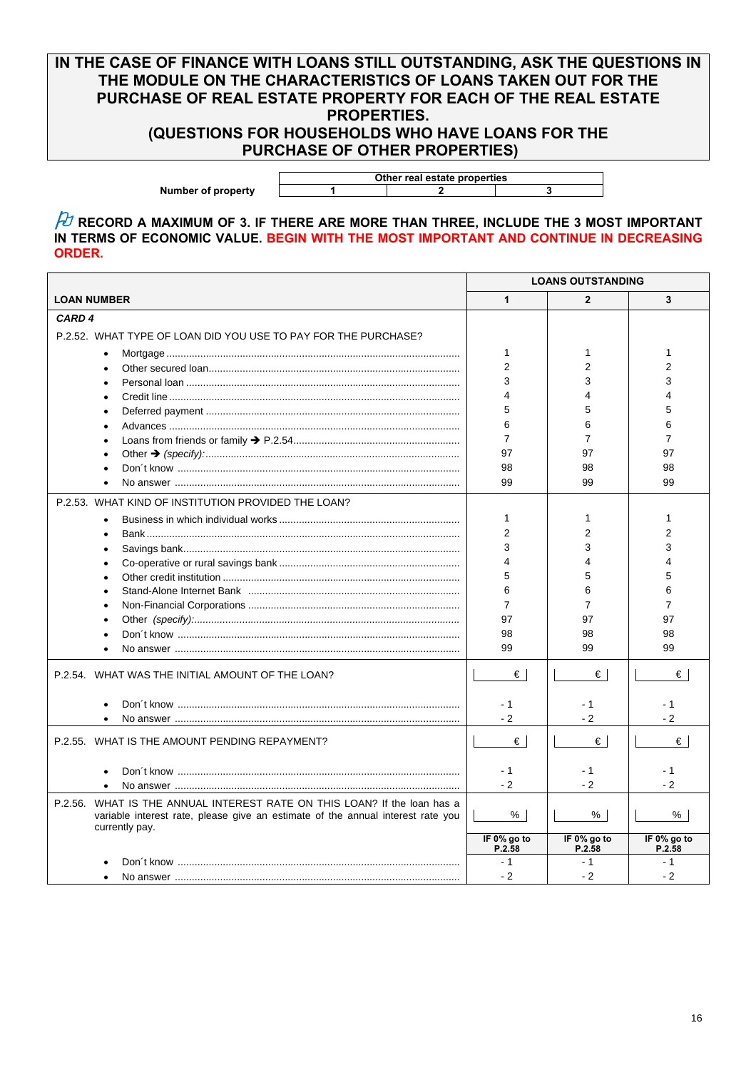**IN THE CASE OF FINANCE WITH LOANS STILL OUTSTANDING, ASK THE QUESTIONS IN THE MODULE ON THE CHARACTERISTICS OF LOANS TAKEN OUT FOR THE PURCHASE OF REAL ESTATE PROPERTY FOR EACH OF THE REAL ESTATE PROPERTIES.**
**(QUESTIONS FOR HOUSEHOLDS WHO HAVE LOANS FOR THE PURCHASE OF OTHER PROPERTIES)**

| | Other real estate properties | | |
|---|---|---|---|
| **Number of property** | 1 | 2 | 3 |

**RECORD A MAXIMUM OF 3. IF THERE ARE MORE THAN THREE, INCLUDE THE 3 MOST IMPORTANT IN TERMS OF ECONOMIC VALUE. BEGIN WITH THE MOST IMPORTANT AND CONTINUE IN DECREASING ORDER.**

| | LOANS OUTSTANDING | | |
|---|---|---|---|
| **LOAN NUMBER** | **1** | **2** | **3** |
| ***CARD 4*** | | | |
| P.2.52. WHAT TYPE OF LOAN DID YOU USE TO PAY FOR THE PURCHASE? | | | |
| • Mortgage | 1 | 1 | 1 |
| • Other secured loan | 2 | 2 | 2 |
| • Personal loan | 3 | 3 | 3 |
| • Credit line | 4 | 4 | 4 |
| • Deferred payment | 5 | 5 | 5 |
| • Advances | 6 | 6 | 6 |
| • Loans from friends or family ➔ P.2.54 | 7 | 7 | 7 |
| • Other ➔ *(specify):* | 97 | 97 | 97 |
| • Don´t know | 98 | 98 | 98 |
| • No answer | 99 | 99 | 99 |
| P.2.53. WHAT KIND OF INSTITUTION PROVIDED THE LOAN? | | | |
| • Business in which individual works | 1 | 1 | 1 |
| • Bank | 2 | 2 | 2 |
| • Savings bank | 3 | 3 | 3 |
| • Co-operative or rural savings bank | 4 | 4 | 4 |
| • Other credit institution | 5 | 5 | 5 |
| • Stand-Alone Internet Bank | 6 | 6 | 6 |
| • Non-Financial Corporations | 7 | 7 | 7 |
| • Other *(specify):* | 97 | 97 | 97 |
| • Don´t know | 98 | 98 | 98 |
| • No answer | 99 | 99 | 99 |
| P.2.54. WHAT WAS THE INITIAL AMOUNT OF THE LOAN? | € | € | € |
| • Don´t know | - 1 | - 1 | - 1 |
| • No answer | - 2 | - 2 | - 2 |
| P.2.55. WHAT IS THE AMOUNT PENDING REPAYMENT? | € | € | € |
| • Don´t know | - 1 | - 1 | - 1 |
| • No answer | - 2 | - 2 | - 2 |
| P.2.56. WHAT IS THE ANNUAL INTEREST RATE ON THIS LOAN? If the loan has a variable interest rate, please give an estimate of the annual interest rate you currently pay. | % | % | % |
| | **IF 0% go to P.2.58** | **IF 0% go to P.2.58** | **IF 0% go to P.2.58** |
| • Don´t know | - 1 | - 1 | - 1 |
| • No answer | - 2 | - 2 | - 2 |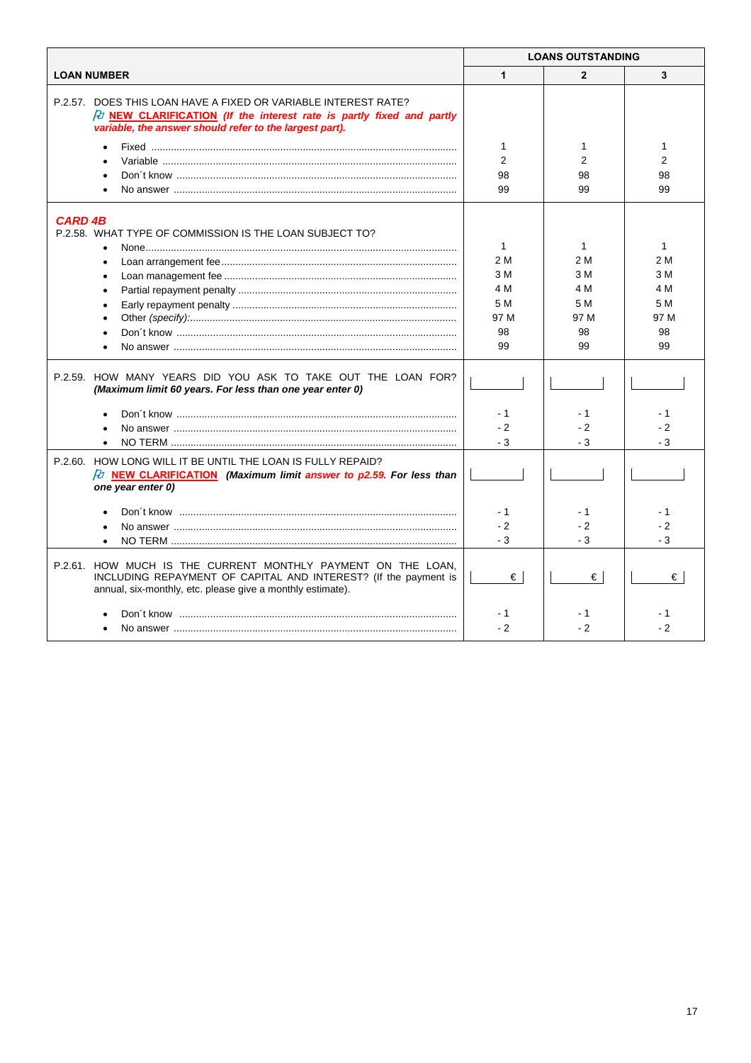| LOAN NUMBER | LOANS OUTSTANDING | | |
|---|---|---|---|
| | **1** | **2** | **3** |
| P.2.57. DOES THIS LOAN HAVE A FIXED OR VARIABLE INTEREST RATE? **NEW CLARIFICATION** ***(If the interest rate is partly fixed and partly variable, the answer should refer to the largest part).*** | | | |
| • Fixed | 1 | 1 | 1 |
| • Variable | 2 | 2 | 2 |
| • Don´t know | 98 | 98 | 98 |
| • No answer | 99 | 99 | 99 |
| ***CARD 4B*** P.2.58. WHAT TYPE OF COMMISSION IS THE LOAN SUBJECT TO? | | | |
| • None | 1 | 1 | 1 |
| • Loan arrangement fee | 2 M | 2 M | 2 M |
| • Loan management fee | 3 M | 3 M | 3 M |
| • Partial repayment penalty | 4 M | 4 M | 4 M |
| • Early repayment penalty | 5 M | 5 M | 5 M |
| • Other *(specify)*: | 97 M | 97 M | 97 M |
| • Don´t know | 98 | 98 | 98 |
| • No answer | 99 | 99 | 99 |
| P.2.59. HOW MANY YEARS DID YOU ASK TO TAKE OUT THE LOAN FOR? ***(Maximum limit 60 years. For less than one year enter 0)*** | \_\_\_\_ | \_\_\_\_ | \_\_\_\_ |
| • Don´t know | - 1 | - 1 | - 1 |
| • No answer | - 2 | - 2 | - 2 |
| • NO TERM | - 3 | - 3 | - 3 |
| P.2.60. HOW LONG WILL IT BE UNTIL THE LOAN IS FULLY REPAID? **NEW CLARIFICATION** ***(Maximum limit answer to p2.59. For less than one year enter 0)*** | \_\_\_\_ | \_\_\_\_ | \_\_\_\_ |
| • Don´t know | - 1 | - 1 | - 1 |
| • No answer | - 2 | - 2 | - 2 |
| • NO TERM | - 3 | - 3 | - 3 |
| P.2.61. HOW MUCH IS THE CURRENT MONTHLY PAYMENT ON THE LOAN, INCLUDING REPAYMENT OF CAPITAL AND INTEREST? (If the payment is annual, six-monthly, etc. please give a monthly estimate). | € | € | € |
| • Don´t know | - 1 | - 1 | - 1 |
| • No answer | - 2 | - 2 | - 2 |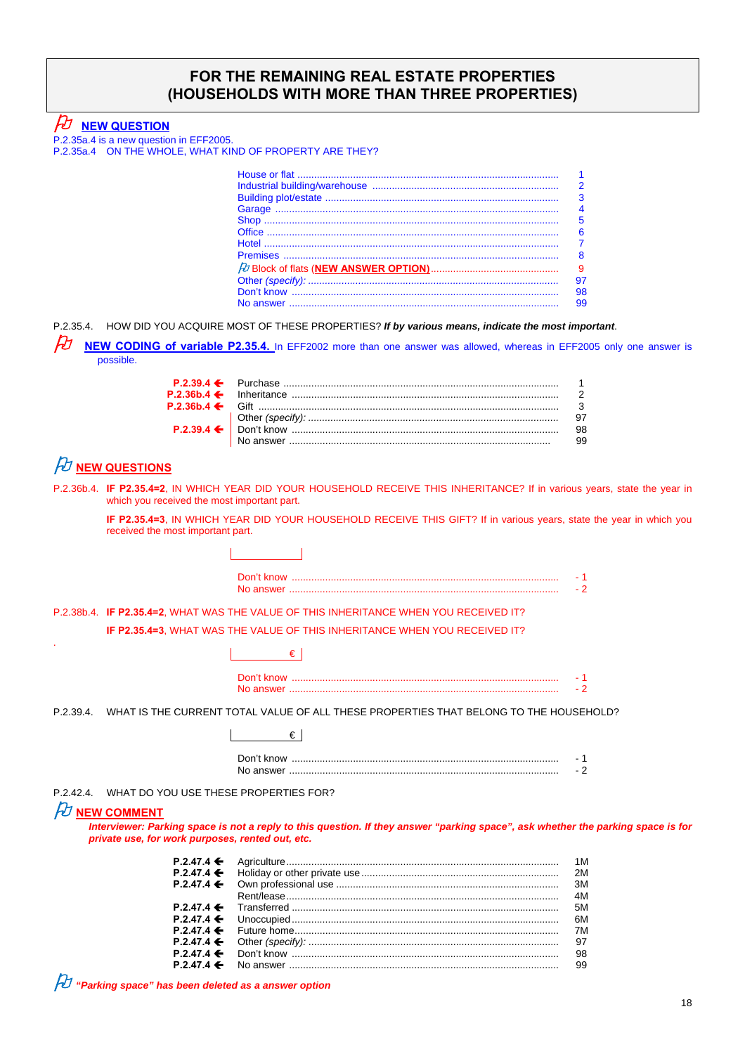## FOR THE REMAINING REAL ESTATE PROPERTIES (HOUSEHOLDS WITH MORE THAN THREE PROPERTIES)

**NEW QUESTION**

P.2.35a.4 is a new question in EFF2005.

P.2.35a.4 ON THE WHOLE, WHAT KIND OF PROPERTY ARE THEY?

| | |
|---|---|
| House or flat | 1 |
| Industrial building/warehouse | 2 |
| Building plot/estate | 3 |
| Garage | 4 |
| Shop | 5 |
| Office | 6 |
| Hotel | 7 |
| Premises | 8 |
| Block of flats (**NEW ANSWER OPTION**) | 9 |
| Other *(specify):* | 97 |
| Don't know | 98 |
| No answer | 99 |

P.2.35.4. HOW DID YOU ACQUIRE MOST OF THESE PROPERTIES? ***If by various means, indicate the most important***.

**NEW CODING of variable P2.35.4.** In EFF2002 more than one answer was allowed, whereas in EFF2005 only one answer is possible.

| | | |
|---|---|---|
| **P.2.39.4 ←** | Purchase | 1 |
| **P.2.36b.4 ←** | Inheritance | 2 |
| **P.2.36b.4 ←** | Gift | 3 |
| | Other *(specify):* | 97 |
| **P.2.39.4 ←** | Don't know | 98 |
| | No answer | 99 |

**NEW QUESTIONS**

P.2.36b.4. **IF P2.35.4=2**, IN WHICH YEAR DID YOUR HOUSEHOLD RECEIVE THIS INHERITANCE? If in various years, state the year in which you received the most important part.

**IF P2.35.4=3**, IN WHICH YEAR DID YOUR HOUSEHOLD RECEIVE THIS GIFT? If in various years, state the year in which you received the most important part.

|____|

| | |
|---|---|
| Don't know | -1 |
| No answer | -2 |

P.2.38b.4. **IF P2.35.4=2**, WHAT WAS THE VALUE OF THIS INHERITANCE WHEN YOU RECEIVED IT?

**IF P2.35.4=3**, WHAT WAS THE VALUE OF THIS INHERITANCE WHEN YOU RECEIVED IT?

|____ €|

| | |
|---|---|
| Don't know | -1 |
| No answer | -2 |

P.2.39.4. WHAT IS THE CURRENT TOTAL VALUE OF ALL THESE PROPERTIES THAT BELONG TO THE HOUSEHOLD?

|____ €|

| | |
|---|---|
| Don't know | -1 |
| No answer | -2 |

P.2.42.4. WHAT DO YOU USE THESE PROPERTIES FOR?

**NEW COMMENT**

***Interviewer: Parking space is not a reply to this question. If they answer "parking space", ask whether the parking space is for private use, for work purposes, rented out, etc.***

| | | |
|---|---|---|
| **P.2.47.4 ←** | Agriculture | 1M |
| **P.2.47.4 ←** | Holiday or other private use | 2M |
| **P.2.47.4 ←** | Own professional use | 3M |
| | Rent/lease | 4M |
| **P.2.47.4 ←** | Transferred | 5M |
| **P.2.47.4 ←** | Unoccupied | 6M |
| **P.2.47.4 ←** | Future home | 7M |
| **P.2.47.4 ←** | Other *(specify):* | 97 |
| **P.2.47.4 ←** | Don't know | 98 |
| **P.2.47.4 ←** | No answer | 99 |

***"Parking space" has been deleted as a answer option***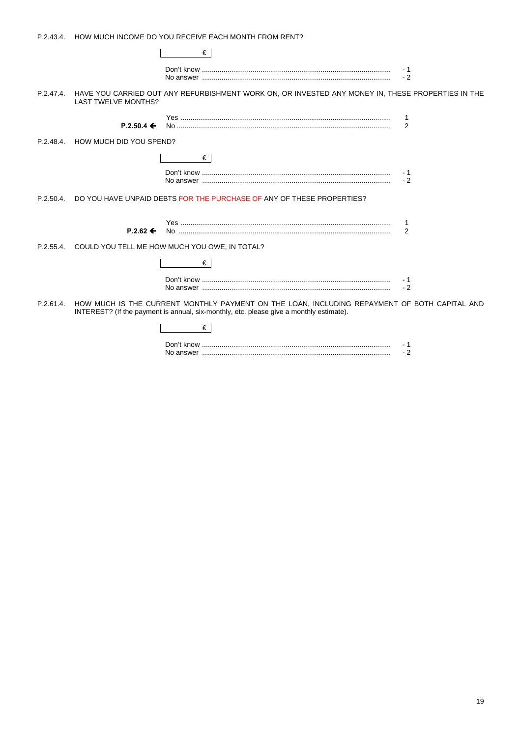P.2.43.4. HOW MUCH INCOME DO YOU RECEIVE EACH MONTH FROM RENT?

| € |

Don't know ................................................................................................ - 1
No answer ................................................................................................ - 2

P.2.47.4. HAVE YOU CARRIED OUT ANY REFURBISHMENT WORK ON, OR INVESTED ANY MONEY IN, THESE PROPERTIES IN THE LAST TWELVE MONTHS?

Yes ................................................................................................ 1
**P.2.50.4 ←** No ................................................................................................ 2

P.2.48.4. HOW MUCH DID YOU SPEND?

| € |

Don't know ................................................................................................ - 1
No answer ................................................................................................ - 2

P.2.50.4. DO YOU HAVE UNPAID DEBTS FOR THE PURCHASE OF ANY OF THESE PROPERTIES?

Yes ................................................................................................ 1
**P.2.62 ←** No ................................................................................................ 2

P.2.55.4. COULD YOU TELL ME HOW MUCH YOU OWE, IN TOTAL?

| € |

Don't know ................................................................................................ - 1
No answer ................................................................................................ - 2

P.2.61.4. HOW MUCH IS THE CURRENT MONTHLY PAYMENT ON THE LOAN, INCLUDING REPAYMENT OF BOTH CAPITAL AND INTEREST? (If the payment is annual, six-monthly, etc. please give a monthly estimate).

| € |

Don't know ................................................................................................ - 1
No answer ................................................................................................ - 2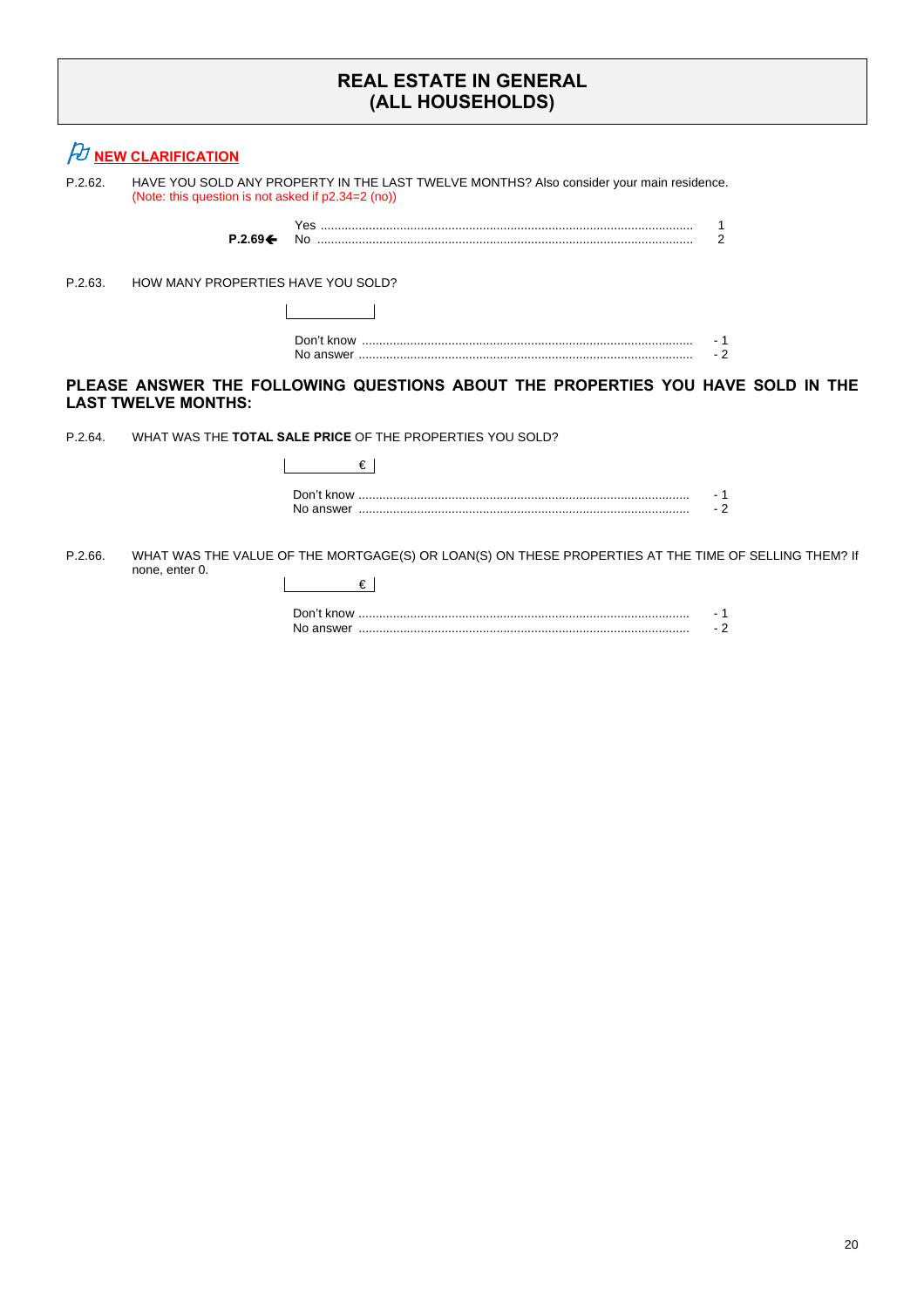# REAL ESTATE IN GENERAL
# (ALL HOUSEHOLDS)

**NEW CLARIFICATION**

P.2.62. HAVE YOU SOLD ANY PROPERTY IN THE LAST TWELVE MONTHS? Also consider your main residence.
(Note: this question is not asked if p2.34=2 (no))

| | | |
|---|---|---|
| | Yes ........................................................................................................ | 1 |
| **P.2.69←** | No ........................................................................................................ | 2 |

P.2.63. HOW MANY PROPERTIES HAVE YOU SOLD?

[ ]

| | |
|---|---|
| Don't know ............................................................................................ | - 1 |
| No answer ............................................................................................ | - 2 |

**PLEASE ANSWER THE FOLLOWING QUESTIONS ABOUT THE PROPERTIES YOU HAVE SOLD IN THE LAST TWELVE MONTHS:**

P.2.64. WHAT WAS THE **TOTAL SALE PRICE** OF THE PROPERTIES YOU SOLD?

[ € ]

| | |
|---|---|
| Don't know ............................................................................................ | - 1 |
| No answer ............................................................................................ | - 2 |

P.2.66. WHAT WAS THE VALUE OF THE MORTGAGE(S) OR LOAN(S) ON THESE PROPERTIES AT THE TIME OF SELLING THEM? If none, enter 0.

[ € ]

| | |
|---|---|
| Don't know ............................................................................................ | - 1 |
| No answer ............................................................................................ | - 2 |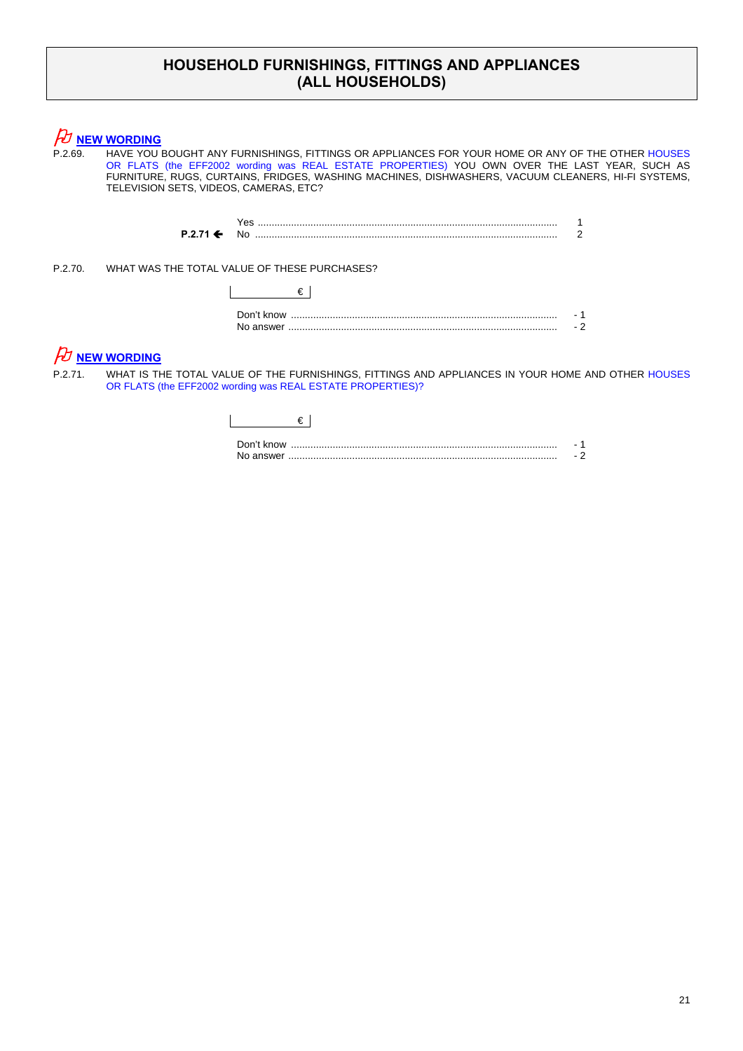# HOUSEHOLD FURNISHINGS, FITTINGS AND APPLIANCES (ALL HOUSEHOLDS)

**NEW WORDING**

P.2.69. HAVE YOU BOUGHT ANY FURNISHINGS, FITTINGS OR APPLIANCES FOR YOUR HOME OR ANY OF THE OTHER HOUSES OR FLATS (the EFF2002 wording was REAL ESTATE PROPERTIES) YOU OWN OVER THE LAST YEAR, SUCH AS FURNITURE, RUGS, CURTAINS, FRIDGES, WASHING MACHINES, DISHWASHERS, VACUUM CLEANERS, HI-FI SYSTEMS, TELEVISION SETS, VIDEOS, CAMERAS, ETC?

| | | |
|---|---|---|
| | Yes | 1 |
| **P.2.71 ←** | No | 2 |

P.2.70. WHAT WAS THE TOTAL VALUE OF THESE PURCHASES?

€

| | |
|---|---|
| Don't know | - 1 |
| No answer | - 2 |

**NEW WORDING**

P.2.71. WHAT IS THE TOTAL VALUE OF THE FURNISHINGS, FITTINGS AND APPLIANCES IN YOUR HOME AND OTHER HOUSES OR FLATS (the EFF2002 wording was REAL ESTATE PROPERTIES)?

€

| | |
|---|---|
| Don't know | - 1 |
| No answer | - 2 |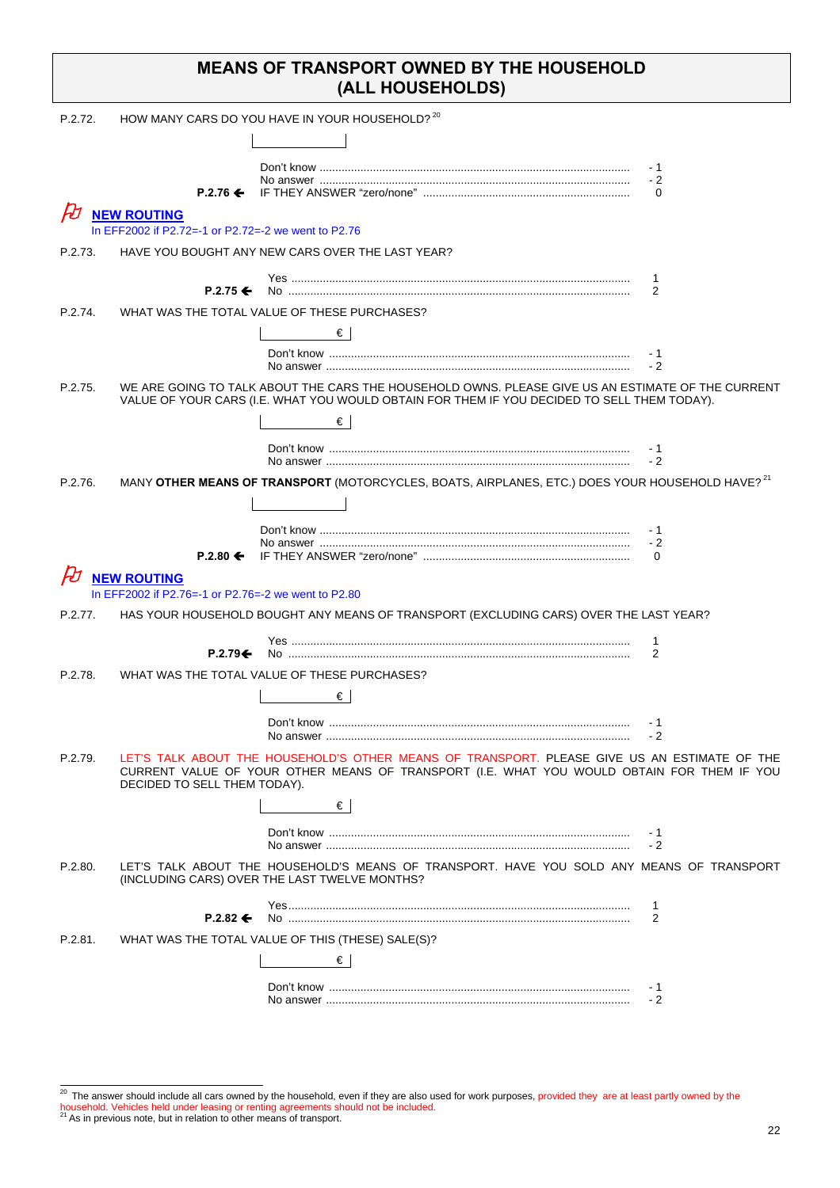# MEANS OF TRANSPORT OWNED BY THE HOUSEHOLD (ALL HOUSEHOLDS)

P.2.72. HOW MANY CARS DO YOU HAVE IN YOUR HOUSEHOLD?[20]

|__________|

| | | |
|---|---|---|
| | Don't know | - 1 |
| | No answer | - 2 |
| **P.2.76** ← | IF THEY ANSWER "zero/none" | 0 |

**NEW ROUTING**
In EFF2002 if P2.72=-1 or P2.72=-2 we went to P2.76

P.2.73. HAVE YOU BOUGHT ANY NEW CARS OVER THE LAST YEAR?

| | | |
|---|---|---|
| | Yes | 1 |
| **P.2.75** ← | No | 2 |

P.2.74. WHAT WAS THE TOTAL VALUE OF THESE PURCHASES?

|__________ € |

| | |
|---|---|
| Don't know | - 1 |
| No answer | - 2 |

P.2.75. WE ARE GOING TO TALK ABOUT THE CARS THE HOUSEHOLD OWNS. PLEASE GIVE US AN ESTIMATE OF THE CURRENT VALUE OF YOUR CARS (I.E. WHAT YOU WOULD OBTAIN FOR THEM IF YOU DECIDED TO SELL THEM TODAY).

|__________ € |

| | |
|---|---|
| Don't know | - 1 |
| No answer | - 2 |

P.2.76. MANY **OTHER MEANS OF TRANSPORT** (MOTORCYCLES, BOATS, AIRPLANES, ETC.) DOES YOUR HOUSEHOLD HAVE?[21]

|__________|

| | | |
|---|---|---|
| | Don't know | - 1 |
| | No answer | - 2 |
| **P.2.80** ← | IF THEY ANSWER "zero/none" | 0 |

**NEW ROUTING**
In EFF2002 if P2.76=-1 or P2.76=-2 we went to P2.80

P.2.77. HAS YOUR HOUSEHOLD BOUGHT ANY MEANS OF TRANSPORT (EXCLUDING CARS) OVER THE LAST YEAR?

| | | |
|---|---|---|
| | Yes | 1 |
| **P.2.79** ← | No | 2 |

P.2.78. WHAT WAS THE TOTAL VALUE OF THESE PURCHASES?

|__________ € |

| | |
|---|---|
| Don't know | - 1 |
| No answer | - 2 |

P.2.79. LET'S TALK ABOUT THE HOUSEHOLD'S OTHER MEANS OF TRANSPORT. PLEASE GIVE US AN ESTIMATE OF THE CURRENT VALUE OF YOUR OTHER MEANS OF TRANSPORT (I.E. WHAT YOU WOULD OBTAIN FOR THEM IF YOU DECIDED TO SELL THEM TODAY).

|__________ € |

| | |
|---|---|
| Don't know | - 1 |
| No answer | - 2 |

P.2.80. LET'S TALK ABOUT THE HOUSEHOLD'S MEANS OF TRANSPORT. HAVE YOU SOLD ANY MEANS OF TRANSPORT (INCLUDING CARS) OVER THE LAST TWELVE MONTHS?

| | | |
|---|---|---|
| | Yes | 1 |
| **P.2.82** ← | No | 2 |

P.2.81. WHAT WAS THE TOTAL VALUE OF THIS (THESE) SALE(S)?

|__________ € |

| | |
|---|---|
| Don't know | - 1 |
| No answer | - 2 |

---

[20] The answer should include all cars owned by the household, even if they are also used for work purposes, provided they are at least partly owned by the household. Vehicles held under leasing or renting agreements should not be included.

[21] As in previous note, but in relation to other means of transport.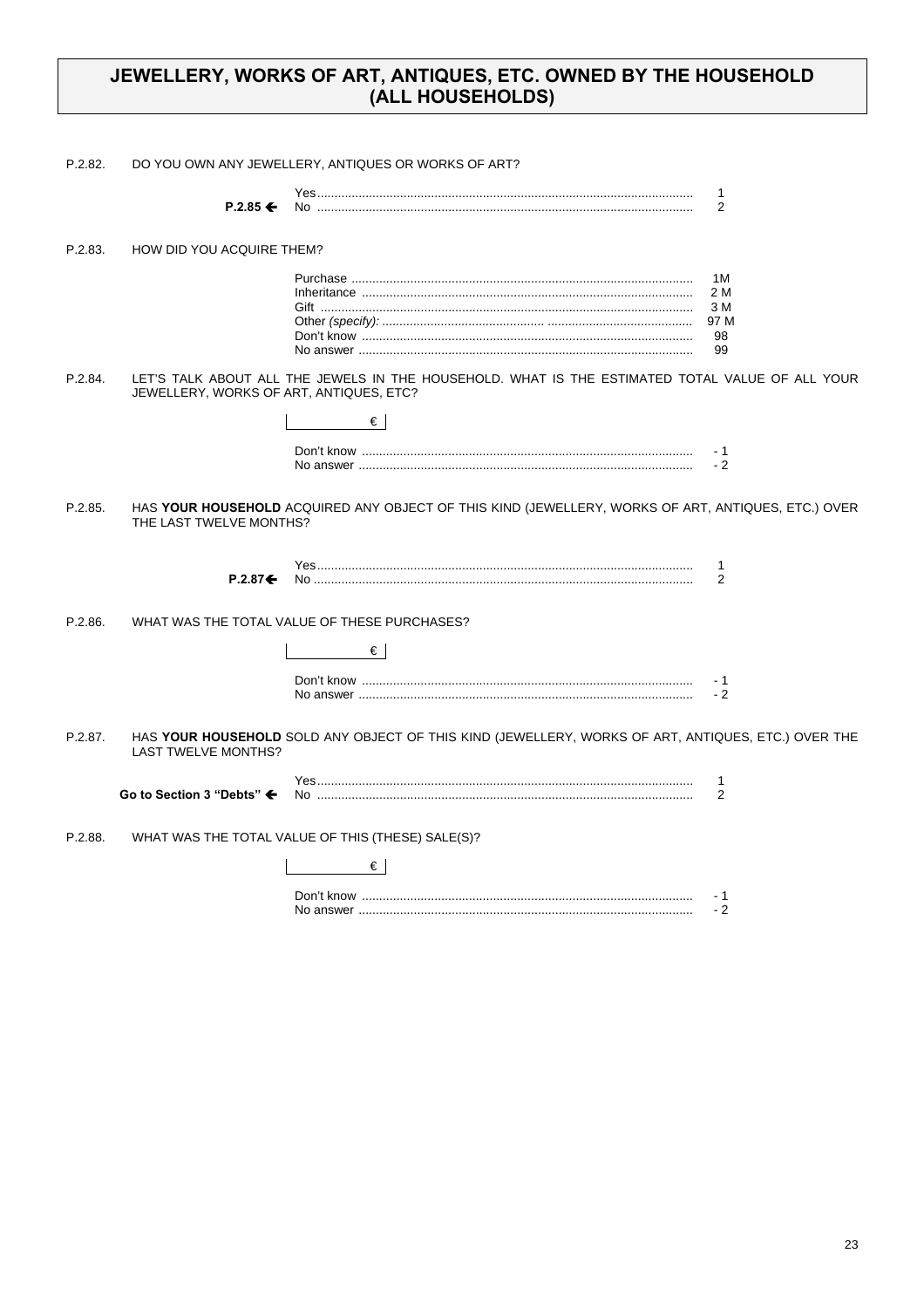# JEWELLERY, WORKS OF ART, ANTIQUES, ETC. OWNED BY THE HOUSEHOLD (ALL HOUSEHOLDS)

P.2.82. DO YOU OWN ANY JEWELLERY, ANTIQUES OR WORKS OF ART?

| | | |
|---|---|---|
| | Yes | 1 |
| **P.2.85 ←** | No | 2 |

P.2.83. HOW DID YOU ACQUIRE THEM?

| | |
|---|---|
| Purchase | 1M |
| Inheritance | 2 M |
| Gift | 3 M |
| Other *(specify):* | 97 M |
| Don't know | 98 |
| No answer | 99 |

P.2.84. LET'S TALK ABOUT ALL THE JEWELS IN THE HOUSEHOLD. WHAT IS THE ESTIMATED TOTAL VALUE OF ALL YOUR JEWELLERY, WORKS OF ART, ANTIQUES, ETC?

|______ € |

| | |
|---|---|
| Don't know | - 1 |
| No answer | - 2 |

P.2.85. HAS **YOUR HOUSEHOLD** ACQUIRED ANY OBJECT OF THIS KIND (JEWELLERY, WORKS OF ART, ANTIQUES, ETC.) OVER THE LAST TWELVE MONTHS?

| | | |
|---|---|---|
| | Yes | 1 |
| **P.2.87←** | No | 2 |

P.2.86. WHAT WAS THE TOTAL VALUE OF THESE PURCHASES?

|______ € |

| | |
|---|---|
| Don't know | - 1 |
| No answer | - 2 |

P.2.87. HAS **YOUR HOUSEHOLD** SOLD ANY OBJECT OF THIS KIND (JEWELLERY, WORKS OF ART, ANTIQUES, ETC.) OVER THE LAST TWELVE MONTHS?

| | | |
|---|---|---|
| | Yes | 1 |
| **Go to Section 3 "Debts" ←** | No | 2 |

P.2.88. WHAT WAS THE TOTAL VALUE OF THIS (THESE) SALE(S)?

|______ € |

| | |
|---|---|
| Don't know | - 1 |
| No answer | - 2 |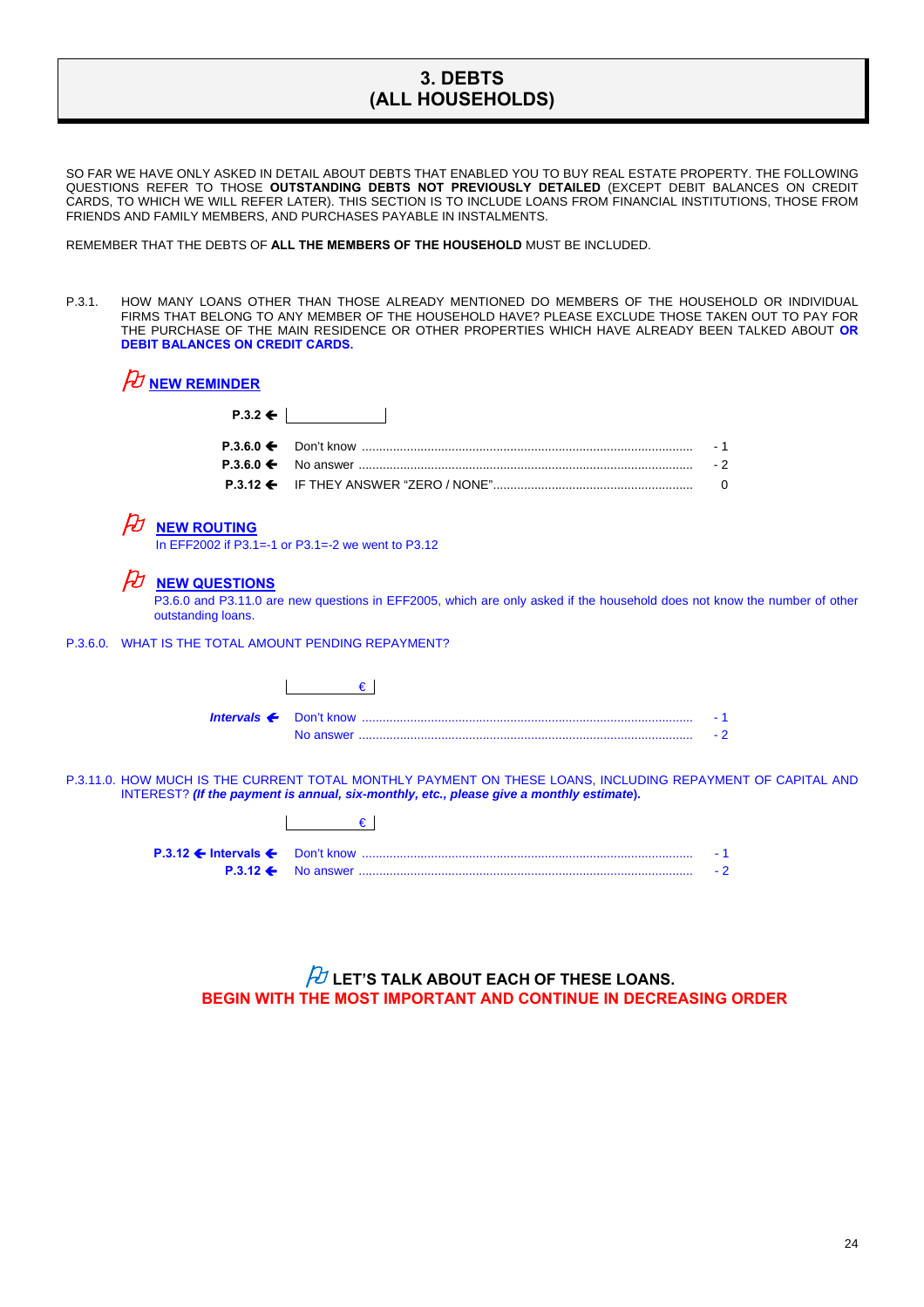# 3. DEBTS (ALL HOUSEHOLDS)

SO FAR WE HAVE ONLY ASKED IN DETAIL ABOUT DEBTS THAT ENABLED YOU TO BUY REAL ESTATE PROPERTY. THE FOLLOWING QUESTIONS REFER TO THOSE **OUTSTANDING DEBTS NOT PREVIOUSLY DETAILED** (EXCEPT DEBIT BALANCES ON CREDIT CARDS, TO WHICH WE WILL REFER LATER). THIS SECTION IS TO INCLUDE LOANS FROM FINANCIAL INSTITUTIONS, THOSE FROM FRIENDS AND FAMILY MEMBERS, AND PURCHASES PAYABLE IN INSTALMENTS.

REMEMBER THAT THE DEBTS OF **ALL THE MEMBERS OF THE HOUSEHOLD** MUST BE INCLUDED.

P.3.1. HOW MANY LOANS OTHER THAN THOSE ALREADY MENTIONED DO MEMBERS OF THE HOUSEHOLD OR INDIVIDUAL FIRMS THAT BELONG TO ANY MEMBER OF THE HOUSEHOLD HAVE? PLEASE EXCLUDE THOSE TAKEN OUT TO PAY FOR THE PURCHASE OF THE MAIN RESIDENCE OR OTHER PROPERTIES WHICH HAVE ALREADY BEEN TALKED ABOUT **OR DEBIT BALANCES ON CREDIT CARDS.**

**NEW REMINDER**

**P.3.2 ←** |____________|

**P.3.6.0 ←** Don't know .................... - 1
**P.3.6.0 ←** No answer .................... - 2
**P.3.12 ←** IF THEY ANSWER "ZERO / NONE".................... 0

**NEW ROUTING**
In EFF2002 if P3.1=-1 or P3.1=-2 we went to P3.12

**NEW QUESTIONS**
P3.6.0 and P3.11.0 are new questions in EFF2005, which are only asked if the household does not know the number of other outstanding loans.

P.3.6.0. WHAT IS THE TOTAL AMOUNT PENDING REPAYMENT?

|____________ € |

***Intervals* ←** Don't know .................... - 1
No answer .................... - 2

P.3.11.0. HOW MUCH IS THE CURRENT TOTAL MONTHLY PAYMENT ON THESE LOANS, INCLUDING REPAYMENT OF CAPITAL AND INTEREST? ***(If the payment is annual, six-monthly, etc., please give a monthly estimate).***

|____________ € |

**P.3.12 ← Intervals ←** Don't know .................... - 1
**P.3.12 ←** No answer .................... - 2

**LET'S TALK ABOUT EACH OF THESE LOANS.**
**BEGIN WITH THE MOST IMPORTANT AND CONTINUE IN DECREASING ORDER**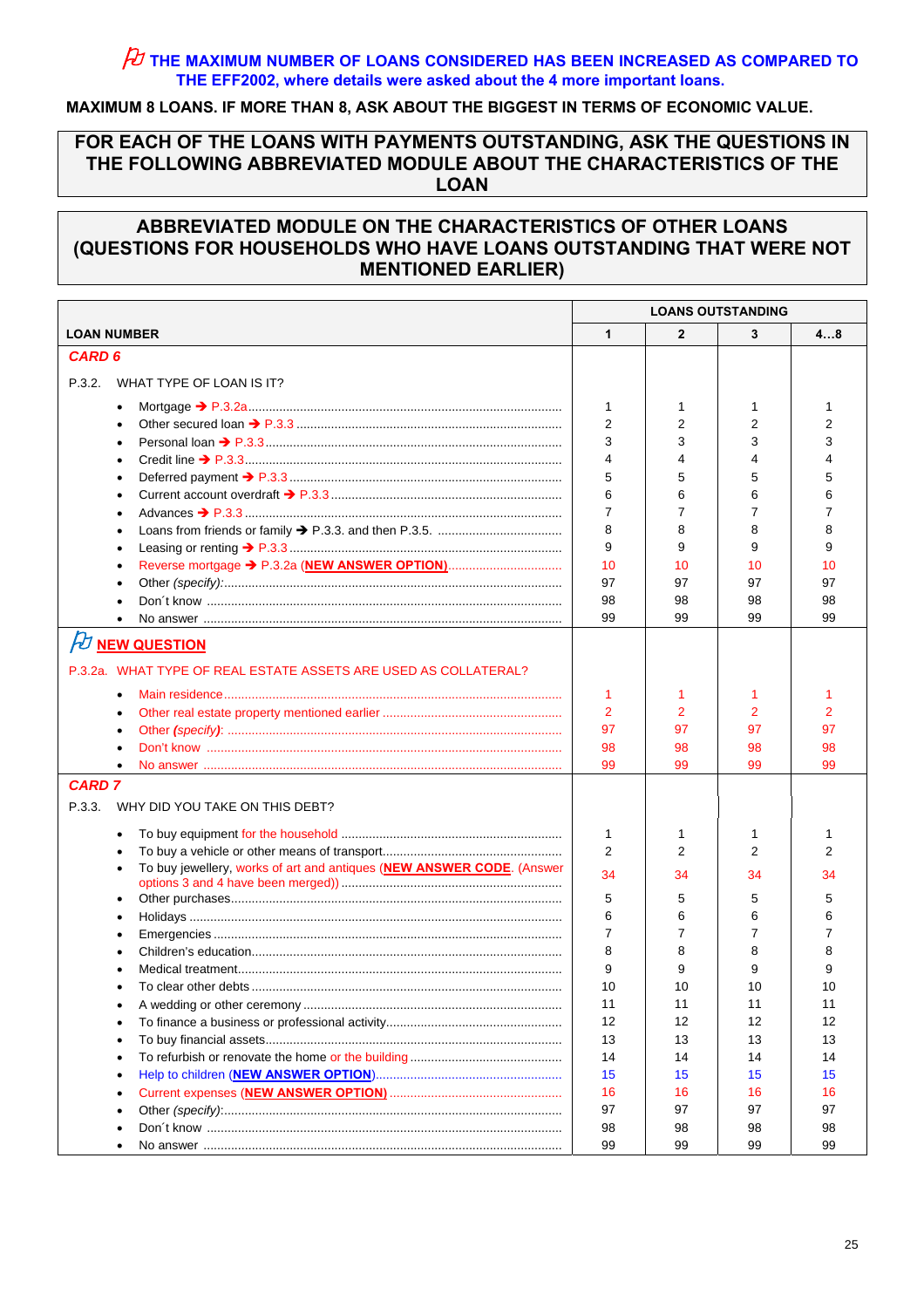**THE MAXIMUM NUMBER OF LOANS CONSIDERED HAS BEEN INCREASED AS COMPARED TO THE EFF2002, where details were asked about the 4 more important loans.**

**MAXIMUM 8 LOANS. IF MORE THAN 8, ASK ABOUT THE BIGGEST IN TERMS OF ECONOMIC VALUE.**

**FOR EACH OF THE LOANS WITH PAYMENTS OUTSTANDING, ASK THE QUESTIONS IN THE FOLLOWING ABBREVIATED MODULE ABOUT THE CHARACTERISTICS OF THE LOAN**

## ABBREVIATED MODULE ON THE CHARACTERISTICS OF OTHER LOANS (QUESTIONS FOR HOUSEHOLDS WHO HAVE LOANS OUTSTANDING THAT WERE NOT MENTIONED EARLIER)

| | LOANS OUTSTANDING | | | |
|---|---|---|---|---|
| **LOAN NUMBER** | **1** | **2** | **3** | **4…8** |
| ***CARD 6*** | | | | |
| P.3.2. WHAT TYPE OF LOAN IS IT? | | | | |
| • Mortgage ➔ P.3.2a | 1 | 1 | 1 | 1 |
| • Other secured loan ➔ P.3.3 | 2 | 2 | 2 | 2 |
| • Personal loan ➔ P.3.3 | 3 | 3 | 3 | 3 |
| • Credit line ➔ P.3.3 | 4 | 4 | 4 | 4 |
| • Deferred payment ➔ P.3.3 | 5 | 5 | 5 | 5 |
| • Current account overdraft ➔ P.3.3 | 6 | 6 | 6 | 6 |
| • Advances ➔ P.3.3 | 7 | 7 | 7 | 7 |
| • Loans from friends or family ➔ P.3.3. and then P.3.5. | 8 | 8 | 8 | 8 |
| • Leasing or renting ➔ P.3.3 | 9 | 9 | 9 | 9 |
| • Reverse mortgage ➔ P.3.2a (**NEW ANSWER OPTION**) | 10 | 10 | 10 | 10 |
| • Other *(specify)*: | 97 | 97 | 97 | 97 |
| • Don´t know | 98 | 98 | 98 | 98 |
| • No answer | 99 | 99 | 99 | 99 |
| **NEW QUESTION** | | | | |
| P.3.2a. WHAT TYPE OF REAL ESTATE ASSETS ARE USED AS COLLATERAL? | | | | |
| • Main residence | 1 | 1 | 1 | 1 |
| • Other real estate property mentioned earlier | 2 | 2 | 2 | 2 |
| • Other ***(specify)***: | 97 | 97 | 97 | 97 |
| • Don't know | 98 | 98 | 98 | 98 |
| • No answer | 99 | 99 | 99 | 99 |
| ***CARD 7*** | | | | |
| P.3.3. WHY DID YOU TAKE ON THIS DEBT? | | | | |
| • To buy equipment for the household | 1 | 1 | 1 | 1 |
| • To buy a vehicle or other means of transport | 2 | 2 | 2 | 2 |
| • To buy jewellery, works of art and antiques (**NEW ANSWER CODE**. (Answer options 3 and 4 have been merged)) | 34 | 34 | 34 | 34 |
| • Other purchases | 5 | 5 | 5 | 5 |
| • Holidays | 6 | 6 | 6 | 6 |
| • Emergencies | 7 | 7 | 7 | 7 |
| • Children's education | 8 | 8 | 8 | 8 |
| • Medical treatment | 9 | 9 | 9 | 9 |
| • To clear other debts | 10 | 10 | 10 | 10 |
| • A wedding or other ceremony | 11 | 11 | 11 | 11 |
| • To finance a business or professional activity | 12 | 12 | 12 | 12 |
| • To buy financial assets | 13 | 13 | 13 | 13 |
| • To refurbish or renovate the home or the building | 14 | 14 | 14 | 14 |
| • Help to children (**NEW ANSWER OPTION**) | 15 | 15 | 15 | 15 |
| • Current expenses (**NEW ANSWER OPTION**) | 16 | 16 | 16 | 16 |
| • Other *(specify)*: | 97 | 97 | 97 | 97 |
| • Don´t know | 98 | 98 | 98 | 98 |
| • No answer | 99 | 99 | 99 | 99 |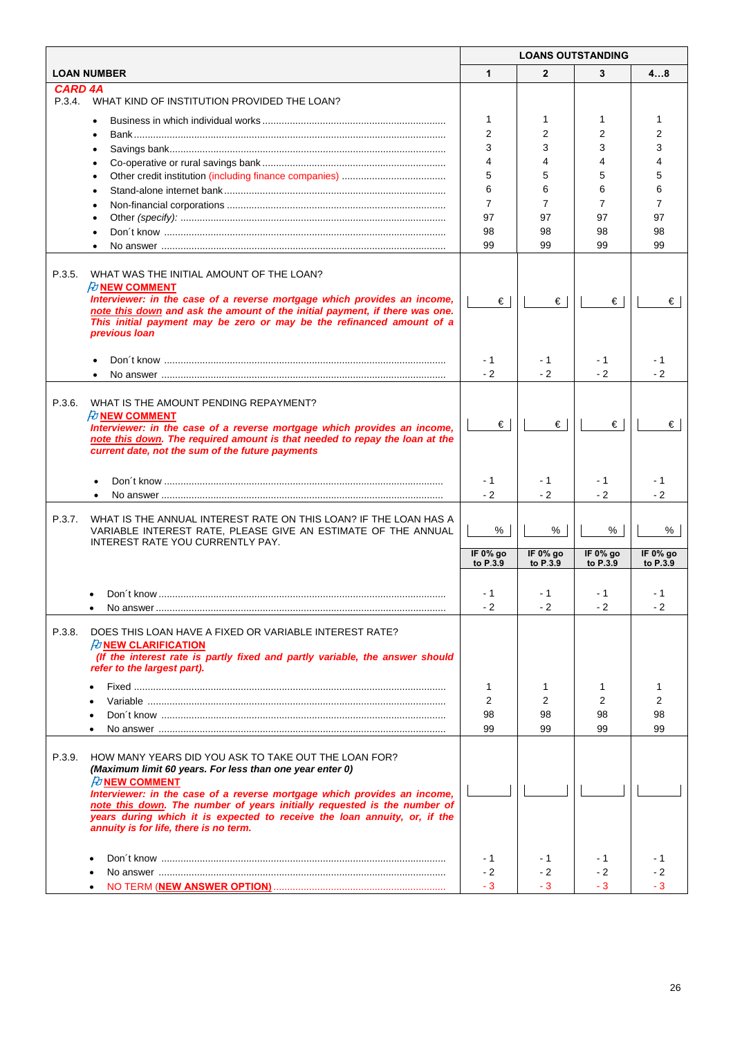| LOAN NUMBER | LOANS OUTSTANDING 1 | 2 | 3 | 4…8 |
|---|---|---|---|---|
| **CARD 4A** | | | | |
| P.3.4. WHAT KIND OF INSTITUTION PROVIDED THE LOAN? | | | | |
| • Business in which individual works | 1 | 1 | 1 | 1 |
| • Bank | 2 | 2 | 2 | 2 |
| • Savings bank | 3 | 3 | 3 | 3 |
| • Co-operative or rural savings bank | 4 | 4 | 4 | 4 |
| • Other credit institution (including finance companies) | 5 | 5 | 5 | 5 |
| • Stand-alone internet bank | 6 | 6 | 6 | 6 |
| • Non-financial corporations | 7 | 7 | 7 | 7 |
| • Other *(specify):* | 97 | 97 | 97 | 97 |
| • Don´t know | 98 | 98 | 98 | 98 |
| • No answer | 99 | 99 | 99 | 99 |
| P.3.5. WHAT WAS THE INITIAL AMOUNT OF THE LOAN? **NEW COMMENT** ***Interviewer: in the case of a reverse mortgage which provides an income, note this down and ask the amount of the initial payment, if there was one. This initial payment may be zero or may be the refinanced amount of a previous loan*** | € | € | € | € |
| • Don´t know | - 1 | - 1 | - 1 | - 1 |
| • No answer | - 2 | - 2 | - 2 | - 2 |
| P.3.6. WHAT IS THE AMOUNT PENDING REPAYMENT? **NEW COMMENT** ***Interviewer: in the case of a reverse mortgage which provides an income, note this down. The required amount is that needed to repay the loan at the current date, not the sum of the future payments*** | € | € | € | € |
| • Don´t know | - 1 | - 1 | - 1 | - 1 |
| • No answer | - 2 | - 2 | - 2 | - 2 |
| P.3.7. WHAT IS THE ANNUAL INTEREST RATE ON THIS LOAN? IF THE LOAN HAS A VARIABLE INTEREST RATE, PLEASE GIVE AN ESTIMATE OF THE ANNUAL INTEREST RATE YOU CURRENTLY PAY. | % **IF 0% go to P.3.9** | % **IF 0% go to P.3.9** | % **IF 0% go to P.3.9** | % **IF 0% go to P.3.9** |
| • Don´t know | - 1 | - 1 | - 1 | - 1 |
| • No answer | - 2 | - 2 | - 2 | - 2 |
| P.3.8. DOES THIS LOAN HAVE A FIXED OR VARIABLE INTEREST RATE? **NEW CLARIFICATION** ***(If the interest rate is partly fixed and partly variable, the answer should refer to the largest part).*** | | | | |
| • Fixed | 1 | 1 | 1 | 1 |
| • Variable | 2 | 2 | 2 | 2 |
| • Don´t know | 98 | 98 | 98 | 98 |
| • No answer | 99 | 99 | 99 | 99 |
| P.3.9. HOW MANY YEARS DID YOU ASK TO TAKE OUT THE LOAN FOR? ***(Maximum limit 60 years. For less than one year enter 0)*** **NEW COMMENT** ***Interviewer: in the case of a reverse mortgage which provides an income, note this down. The number of years initially requested is the number of years during which it is expected to receive the loan annuity, or, if the annuity is for life, there is no term.*** | | | | |
| • Don´t know | - 1 | - 1 | - 1 | - 1 |
| • No answer | - 2 | - 2 | - 2 | - 2 |
| • NO TERM (**NEW ANSWER OPTION**) | - 3 | - 3 | - 3 | - 3 |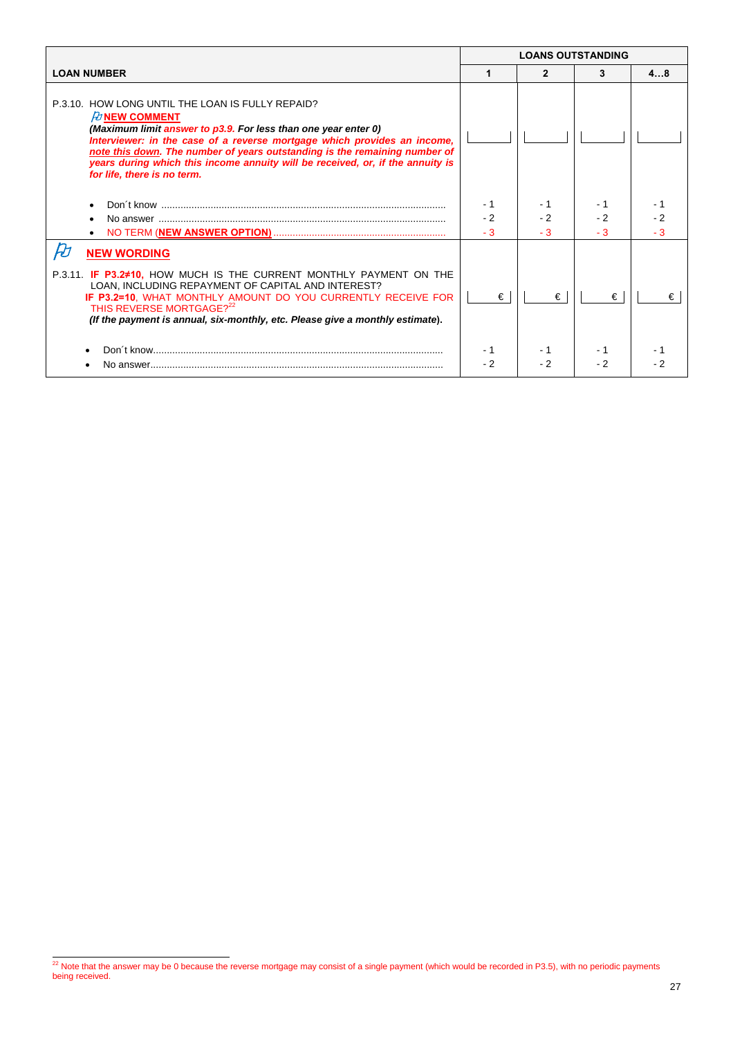| LOAN NUMBER | LOANS OUTSTANDING 1 | 2 | 3 | 4…8 |
|---|---|---|---|---|
| P.3.10. HOW LONG UNTIL THE LOAN IS FULLY REPAID?<br>**NEW COMMENT**<br>***(Maximum limit answer to p3.9. For less than one year enter 0)***<br>***Interviewer: in the case of a reverse mortgage which provides an income, note this down. The number of years outstanding is the remaining number of years during which this income annuity will be received, or, if the annuity is for life, there is no term.*** | | | | |
| • Don´t know | - 1 | - 1 | - 1 | - 1 |
| • No answer | - 2 | - 2 | - 2 | - 2 |
| • NO TERM (**NEW ANSWER OPTION)** | - 3 | - 3 | - 3 | - 3 |
| **NEW WORDING**<br>P.3.11. **IF P3.2≠10,** HOW MUCH IS THE CURRENT MONTHLY PAYMENT ON THE LOAN, INCLUDING REPAYMENT OF CAPITAL AND INTEREST?<br>**IF P3.2=10**, WHAT MONTHLY AMOUNT DO YOU CURRENTLY RECEIVE FOR THIS REVERSE MORTGAGE?[22]<br>***(If the payment is annual, six-monthly, etc. Please give a monthly estimate*).** | € | € | € | € |
| • Don´t know | - 1 | - 1 | - 1 | - 1 |
| • No answer | - 2 | - 2 | - 2 | - 2 |

[22] Note that the answer may be 0 because the reverse mortgage may consist of a single payment (which would be recorded in P3.5), with no periodic payments being received.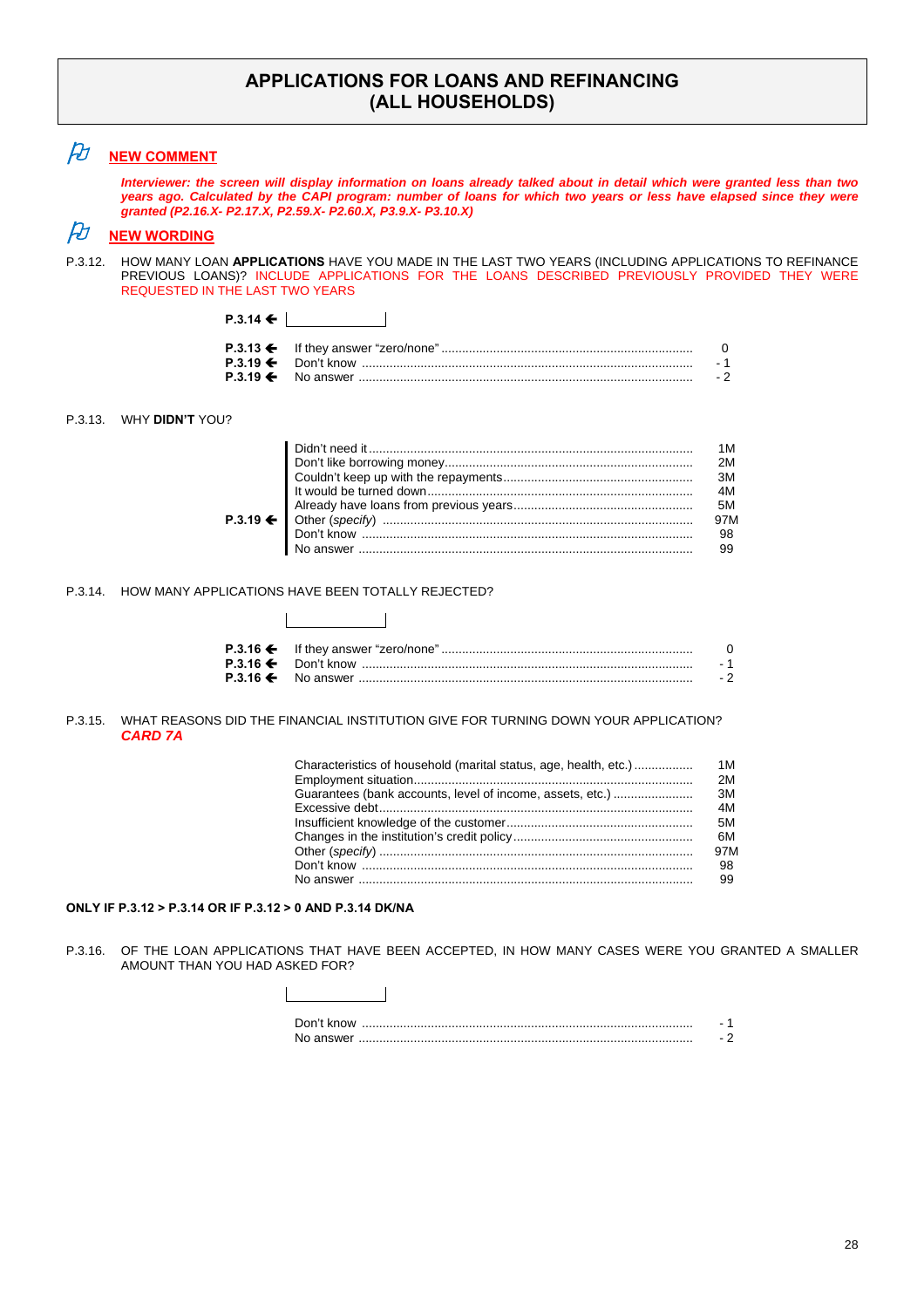# APPLICATIONS FOR LOANS AND REFINANCING (ALL HOUSEHOLDS)

**NEW COMMENT**

***Interviewer: the screen will display information on loans already talked about in detail which were granted less than two years ago. Calculated by the CAPI program: number of loans for which two years or less have elapsed since they were granted (P2.16.X- P2.17.X, P2.59.X- P2.60.X, P3.9.X- P3.10.X)***

**NEW WORDING**

P.3.12. HOW MANY LOAN **APPLICATIONS** HAVE YOU MADE IN THE LAST TWO YEARS (INCLUDING APPLICATIONS TO REFINANCE PREVIOUS LOANS)? INCLUDE APPLICATIONS FOR THE LOANS DESCRIBED PREVIOUSLY PROVIDED THEY WERE REQUESTED IN THE LAST TWO YEARS

**P.3.14 ←** |__________|

| Go to | Response | Code |
|---|---|---|
| **P.3.13 ←** | If they answer "zero/none" | 0 |
| **P.3.19 ←** | Don't know | - 1 |
| **P.3.19 ←** | No answer | - 2 |

P.3.13. WHY **DIDN'T** YOU?

| Go to | Response | Code |
|---|---|---|
| **P.3.19 ←** | Didn't need it | 1M |
| | Don't like borrowing money | 2M |
| | Couldn't keep up with the repayments | 3M |
| | It would be turned down | 4M |
| | Already have loans from previous years | 5M |
| | Other (*specify*) | 97M |
| | Don't know | 98 |
| | No answer | 99 |

P.3.14. HOW MANY APPLICATIONS HAVE BEEN TOTALLY REJECTED?

|__________|

| Go to | Response | Code |
|---|---|---|
| **P.3.16 ←** | If they answer "zero/none" | 0 |
| **P.3.16 ←** | Don't know | - 1 |
| **P.3.16 ←** | No answer | - 2 |

P.3.15. WHAT REASONS DID THE FINANCIAL INSTITUTION GIVE FOR TURNING DOWN YOUR APPLICATION? ***CARD 7A***

| Response | Code |
|---|---|
| Characteristics of household (marital status, age, health, etc.) | 1M |
| Employment situation | 2M |
| Guarantees (bank accounts, level of income, assets, etc.) | 3M |
| Excessive debt | 4M |
| Insufficient knowledge of the customer | 5M |
| Changes in the institution's credit policy | 6M |
| Other (*specify*) | 97M |
| Don't know | 98 |
| No answer | 99 |

**ONLY IF P.3.12 > P.3.14 OR IF P.3.12 > 0 AND P.3.14 DK/NA**

P.3.16. OF THE LOAN APPLICATIONS THAT HAVE BEEN ACCEPTED, IN HOW MANY CASES WERE YOU GRANTED A SMALLER AMOUNT THAN YOU HAD ASKED FOR?

|__________|

| Response | Code |
|---|---|
| Don't know | - 1 |
| No answer | - 2 |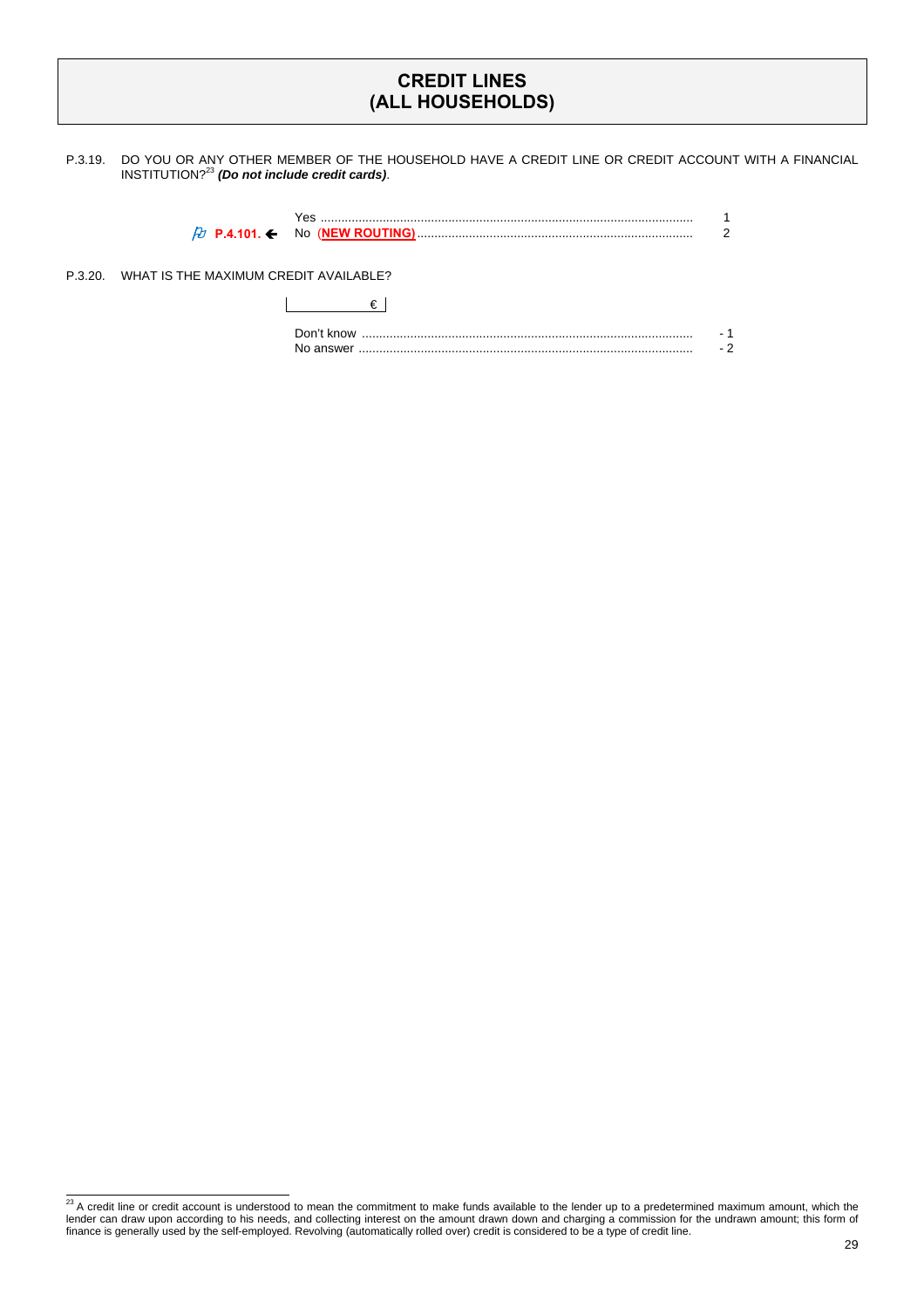# CREDIT LINES
# (ALL HOUSEHOLDS)

P.3.19. DO YOU OR ANY OTHER MEMBER OF THE HOUSEHOLD HAVE A CREDIT LINE OR CREDIT ACCOUNT WITH A FINANCIAL INSTITUTION?[23] ***(Do not include credit cards)***.

| | | |
|---|---|---|
| | Yes ........................................................................................................ | 1 |
| **P.4.101.** ← | No (**NEW ROUTING**)........................................................................ | 2 |

P.3.20. WHAT IS THE MAXIMUM CREDIT AVAILABLE?

| € |

| | |
|---|---|
| Don't know ............................................................................................ | -1 |
| No answer ............................................................................................. | -2 |

---

[23] A credit line or credit account is understood to mean the commitment to make funds available to the lender up to a predetermined maximum amount, which the lender can draw upon according to his needs, and collecting interest on the amount drawn down and charging a commission for the undrawn amount; this form of finance is generally used by the self-employed. Revolving (automatically rolled over) credit is considered to be a type of credit line.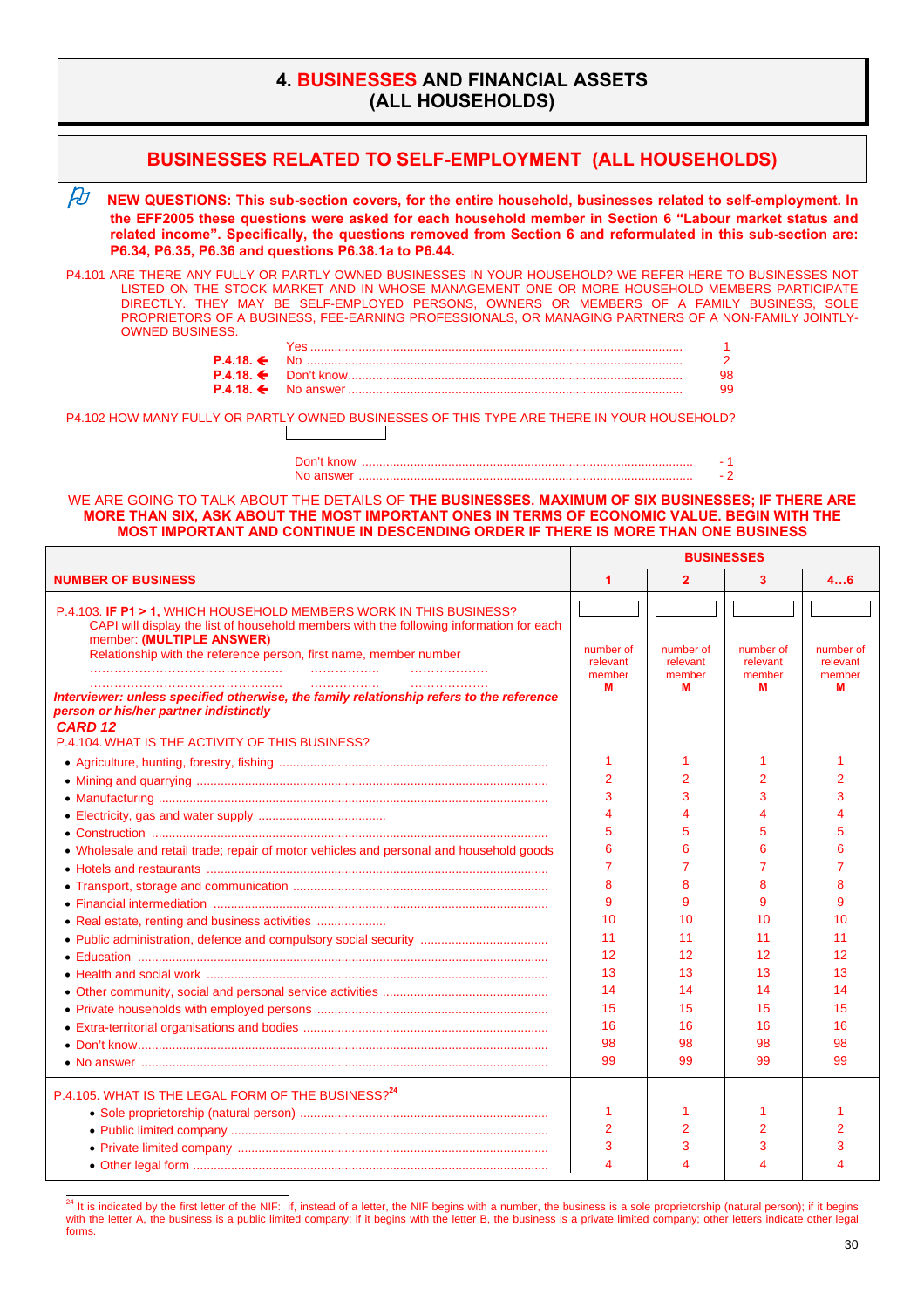# 4. BUSINESSES AND FINANCIAL ASSETS (ALL HOUSEHOLDS)

## BUSINESSES RELATED TO SELF-EMPLOYMENT (ALL HOUSEHOLDS)

**NEW QUESTIONS: This sub-section covers, for the entire household, businesses related to self-employment. In the EFF2005 these questions were asked for each household member in Section 6 "Labour market status and related income". Specifically, the questions removed from Section 6 and reformulated in this sub-section are: P6.34, P6.35, P6.36 and questions P6.38.1a to P6.44.**

P4.101 ARE THERE ANY FULLY OR PARTLY OWNED BUSINESSES IN YOUR HOUSEHOLD? WE REFER HERE TO BUSINESSES NOT LISTED ON THE STOCK MARKET AND IN WHOSE MANAGEMENT ONE OR MORE HOUSEHOLD MEMBERS PARTICIPATE DIRECTLY. THEY MAY BE SELF-EMPLOYED PERSONS, OWNERS OR MEMBERS OF A FAMILY BUSINESS, SOLE PROPRIETORS OF A BUSINESS, FEE-EARNING PROFESSIONALS, OR MANAGING PARTNERS OF A NON-FAMILY JOINTLY-OWNED BUSINESS.

| | | |
|---|---|---|
| | Yes | 1 |
| **P.4.18.** ← | No | 2 |
| **P.4.18.** ← | Don't know | 98 |
| **P.4.18.** ← | No answer | 99 |

P4.102 HOW MANY FULLY OR PARTLY OWNED BUSINESSES OF THIS TYPE ARE THERE IN YOUR HOUSEHOLD?

[ ]

| | |
|---|---|
| Don't know | - 1 |
| No answer | - 2 |

WE ARE GOING TO TALK ABOUT THE DETAILS OF **THE BUSINESSES. MAXIMUM OF SIX BUSINESSES; IF THERE ARE MORE THAN SIX, ASK ABOUT THE MOST IMPORTANT ONES IN TERMS OF ECONOMIC VALUE. BEGIN WITH THE MOST IMPORTANT AND CONTINUE IN DESCENDING ORDER IF THERE IS MORE THAN ONE BUSINESS**

| | BUSINESSES | | | |
|---|---|---|---|---|
| **NUMBER OF BUSINESS** | **1** | **2** | **3** | **4…6** |
| P.4.103. **IF P1 > 1,** WHICH HOUSEHOLD MEMBERS WORK IN THIS BUSINESS? CAPI will display the list of household members with the following information for each member: **(MULTIPLE ANSWER)** Relationship with the reference person, first name, member number ……………… ……………… ……………… ……………… ……………… ……………… ***Interviewer: unless specified otherwise, the family relationship refers to the reference person or his/her partner indistinctly*** | [ ] number of relevant member **M** | [ ] number of relevant member **M** | [ ] number of relevant member **M** | [ ] number of relevant member **M** |
| ***CARD 12*** P.4.104. WHAT IS THE ACTIVITY OF THIS BUSINESS? | | | | |
| • Agriculture, hunting, forestry, fishing | 1 | 1 | 1 | 1 |
| • Mining and quarrying | 2 | 2 | 2 | 2 |
| • Manufacturing | 3 | 3 | 3 | 3 |
| • Electricity, gas and water supply | 4 | 4 | 4 | 4 |
| • Construction | 5 | 5 | 5 | 5 |
| • Wholesale and retail trade; repair of motor vehicles and personal and household goods | 6 | 6 | 6 | 6 |
| • Hotels and restaurants | 7 | 7 | 7 | 7 |
| • Transport, storage and communication | 8 | 8 | 8 | 8 |
| • Financial intermediation | 9 | 9 | 9 | 9 |
| • Real estate, renting and business activities | 10 | 10 | 10 | 10 |
| • Public administration, defence and compulsory social security | 11 | 11 | 11 | 11 |
| • Education | 12 | 12 | 12 | 12 |
| • Health and social work | 13 | 13 | 13 | 13 |
| • Other community, social and personal service activities | 14 | 14 | 14 | 14 |
| • Private households with employed persons | 15 | 15 | 15 | 15 |
| • Extra-territorial organisations and bodies | 16 | 16 | 16 | 16 |
| • Don't know | 98 | 98 | 98 | 98 |
| • No answer | 99 | 99 | 99 | 99 |
| P.4.105. WHAT IS THE LEGAL FORM OF THE BUSINESS?[24] | | | | |
| • Sole proprietorship (natural person) | 1 | 1 | 1 | 1 |
| • Public limited company | 2 | 2 | 2 | 2 |
| • Private limited company | 3 | 3 | 3 | 3 |
| • Other legal form | 4 | 4 | 4 | 4 |

[24] It is indicated by the first letter of the NIF: if, instead of a letter, the NIF begins with a number, the business is a sole proprietorship (natural person); if it begins with the letter A, the business is a public limited company; if it begins with the letter B, the business is a private limited company; other letters indicate other legal forms.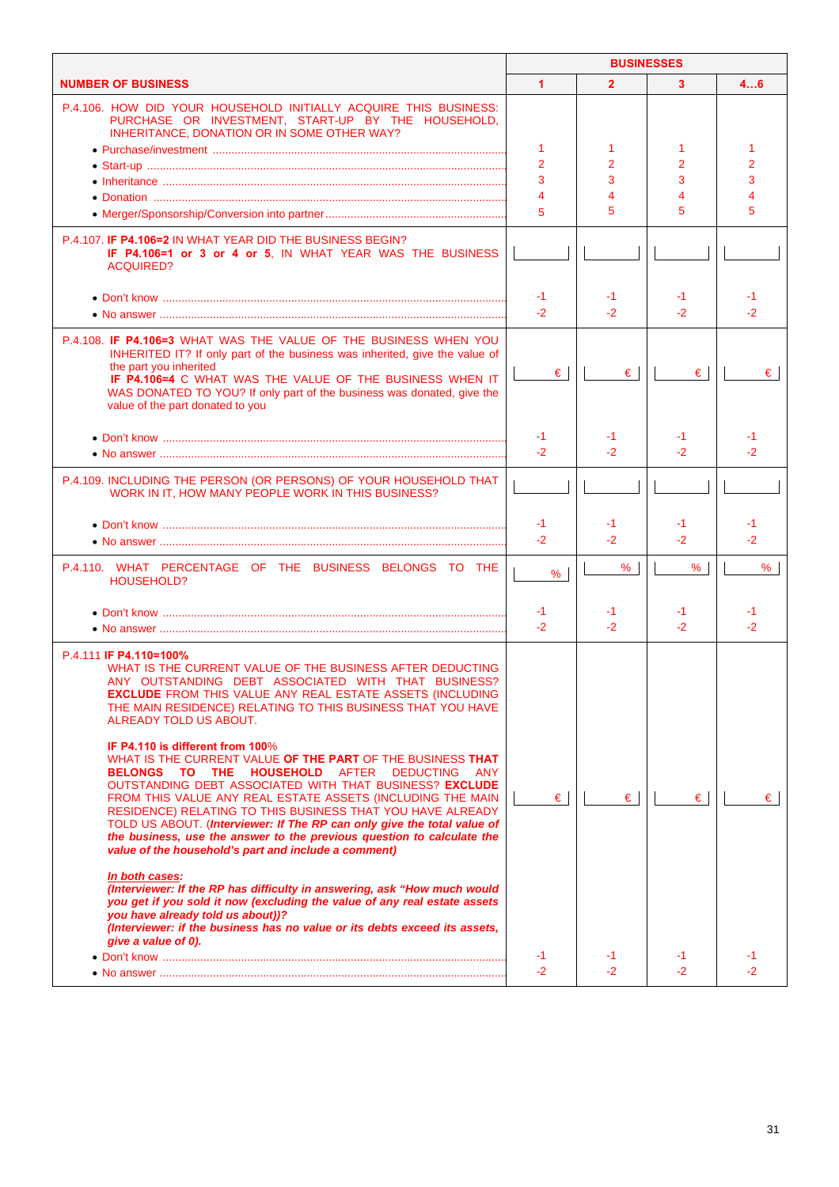| NUMBER OF BUSINESS | BUSINESSES 1 | 2 | 3 | 4…6 |
|---|---|---|---|---|
| P.4.106. HOW DID YOUR HOUSEHOLD INITIALLY ACQUIRE THIS BUSINESS: PURCHASE OR INVESTMENT, START-UP BY THE HOUSEHOLD, INHERITANCE, DONATION OR IN SOME OTHER WAY? | | | | |
| • Purchase/investment | 1 | 1 | 1 | 1 |
| • Start-up | 2 | 2 | 2 | 2 |
| • Inheritance | 3 | 3 | 3 | 3 |
| • Donation | 4 | 4 | 4 | 4 |
| • Merger/Sponsorship/Conversion into partner | 5 | 5 | 5 | 5 |
| P.4.107. **IF P4.106=2** IN WHAT YEAR DID THE BUSINESS BEGIN? **IF P4.106=1 or 3 or 4 or 5**, IN WHAT YEAR WAS THE BUSINESS ACQUIRED? | | | | |
| • Don't know | -1 | -1 | -1 | -1 |
| • No answer | -2 | -2 | -2 | -2 |
| P.4.108. **IF P4.106=3** WHAT WAS THE VALUE OF THE BUSINESS WHEN YOU INHERITED IT? If only part of the business was inherited, give the value of the part you inherited **IF P4.106=4** C WHAT WAS THE VALUE OF THE BUSINESS WHEN IT WAS DONATED TO YOU? If only part of the business was donated, give the value of the part donated to you | € | € | € | € |
| • Don't know | -1 | -1 | -1 | -1 |
| • No answer | -2 | -2 | -2 | -2 |
| P.4.109. INCLUDING THE PERSON (OR PERSONS) OF YOUR HOUSEHOLD THAT WORK IN IT, HOW MANY PEOPLE WORK IN THIS BUSINESS? | | | | |
| • Don't know | -1 | -1 | -1 | -1 |
| • No answer | -2 | -2 | -2 | -2 |
| P.4.110. WHAT PERCENTAGE OF THE BUSINESS BELONGS TO THE HOUSEHOLD? | % | % | % | % |
| • Don't know | -1 | -1 | -1 | -1 |
| • No answer | -2 | -2 | -2 | -2 |
| P.4.111 **IF P4.110=100%** WHAT IS THE CURRENT VALUE OF THE BUSINESS AFTER DEDUCTING ANY OUTSTANDING DEBT ASSOCIATED WITH THAT BUSINESS? **EXCLUDE** FROM THIS VALUE ANY REAL ESTATE ASSETS (INCLUDING THE MAIN RESIDENCE) RELATING TO THIS BUSINESS THAT YOU HAVE ALREADY TOLD US ABOUT. **IF P4.110 is different from 100%** WHAT IS THE CURRENT VALUE **OF THE PART** OF THE BUSINESS **THAT BELONGS TO THE HOUSEHOLD** AFTER DEDUCTING ANY OUTSTANDING DEBT ASSOCIATED WITH THAT BUSINESS? **EXCLUDE** FROM THIS VALUE ANY REAL ESTATE ASSETS (INCLUDING THE MAIN RESIDENCE) RELATING TO THIS BUSINESS THAT YOU HAVE ALREADY TOLD US ABOUT. ***(Interviewer: If The RP can only give the total value of the business, use the answer to the previous question to calculate the value of the household's part and include a comment)*** ***In both cases:*** ***(Interviewer: If the RP has difficulty in answering, ask "How much would you get if you sold it now (excluding the value of any real estate assets you have already told us about)?*** ***(Interviewer: if the business has no value or its debts exceed its assets, give a value of 0).*** | € | € | € | € |
| • Don't know | -1 | -1 | -1 | -1 |
| • No answer | -2 | -2 | -2 | -2 |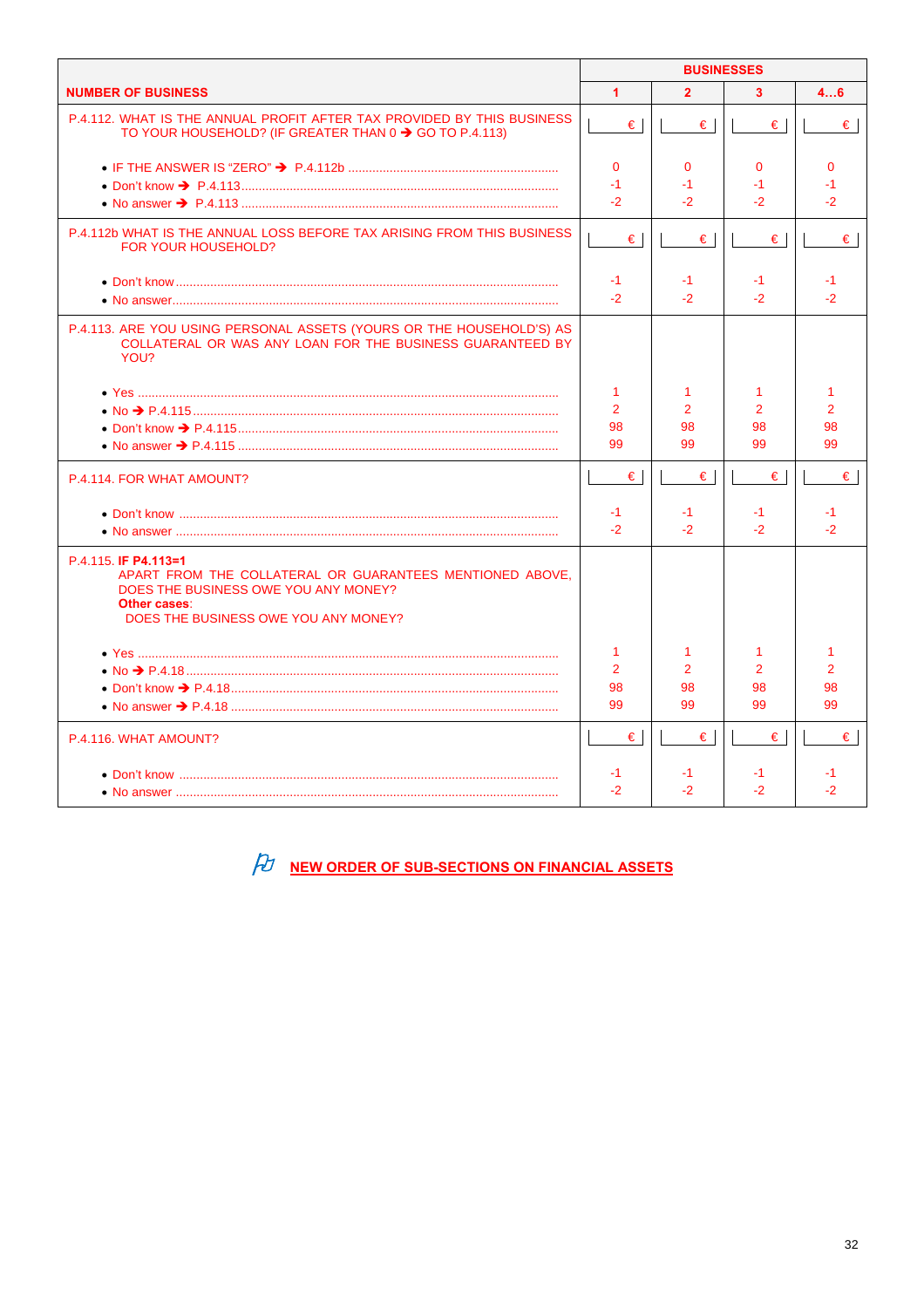| NUMBER OF BUSINESS | BUSINESSES 1 | 2 | 3 | 4…6 |
|---|---|---|---|---|
| P.4.112. WHAT IS THE ANNUAL PROFIT AFTER TAX PROVIDED BY THIS BUSINESS TO YOUR HOUSEHOLD? (IF GREATER THAN 0 ➔ GO TO P.4.113) | € | € | € | € |
| • IF THE ANSWER IS "ZERO" ➔ P.4.112b | 0 | 0 | 0 | 0 |
| • Don't know ➔ P.4.113 | -1 | -1 | -1 | -1 |
| • No answer ➔ P.4.113 | -2 | -2 | -2 | -2 |
| P.4.112b WHAT IS THE ANNUAL LOSS BEFORE TAX ARISING FROM THIS BUSINESS FOR YOUR HOUSEHOLD? | € | € | € | € |
| • Don't know | -1 | -1 | -1 | -1 |
| • No answer | -2 | -2 | -2 | -2 |
| P.4.113. ARE YOU USING PERSONAL ASSETS (YOURS OR THE HOUSEHOLD'S) AS COLLATERAL OR WAS ANY LOAN FOR THE BUSINESS GUARANTEED BY YOU? | | | | |
| • Yes | 1 | 1 | 1 | 1 |
| • No ➔ P.4.115 | 2 | 2 | 2 | 2 |
| • Don't know ➔ P.4.115 | 98 | 98 | 98 | 98 |
| • No answer ➔ P.4.115 | 99 | 99 | 99 | 99 |
| P.4.114. FOR WHAT AMOUNT? | € | € | € | € |
| • Don't know | -1 | -1 | -1 | -1 |
| • No answer | -2 | -2 | -2 | -2 |
| P.4.115. **IF P4.113=1** APART FROM THE COLLATERAL OR GUARANTEES MENTIONED ABOVE, DOES THE BUSINESS OWE YOU ANY MONEY? **Other cases**: DOES THE BUSINESS OWE YOU ANY MONEY? | | | | |
| • Yes | 1 | 1 | 1 | 1 |
| • No ➔ P.4.18 | 2 | 2 | 2 | 2 |
| • Don't know ➔ P.4.18 | 98 | 98 | 98 | 98 |
| • No answer ➔ P.4.18 | 99 | 99 | 99 | 99 |
| P.4.116. WHAT AMOUNT? | € | € | € | € |
| • Don't know | -1 | -1 | -1 | -1 |
| • No answer | -2 | -2 | -2 | -2 |

**NEW ORDER OF SUB-SECTIONS ON FINANCIAL ASSETS**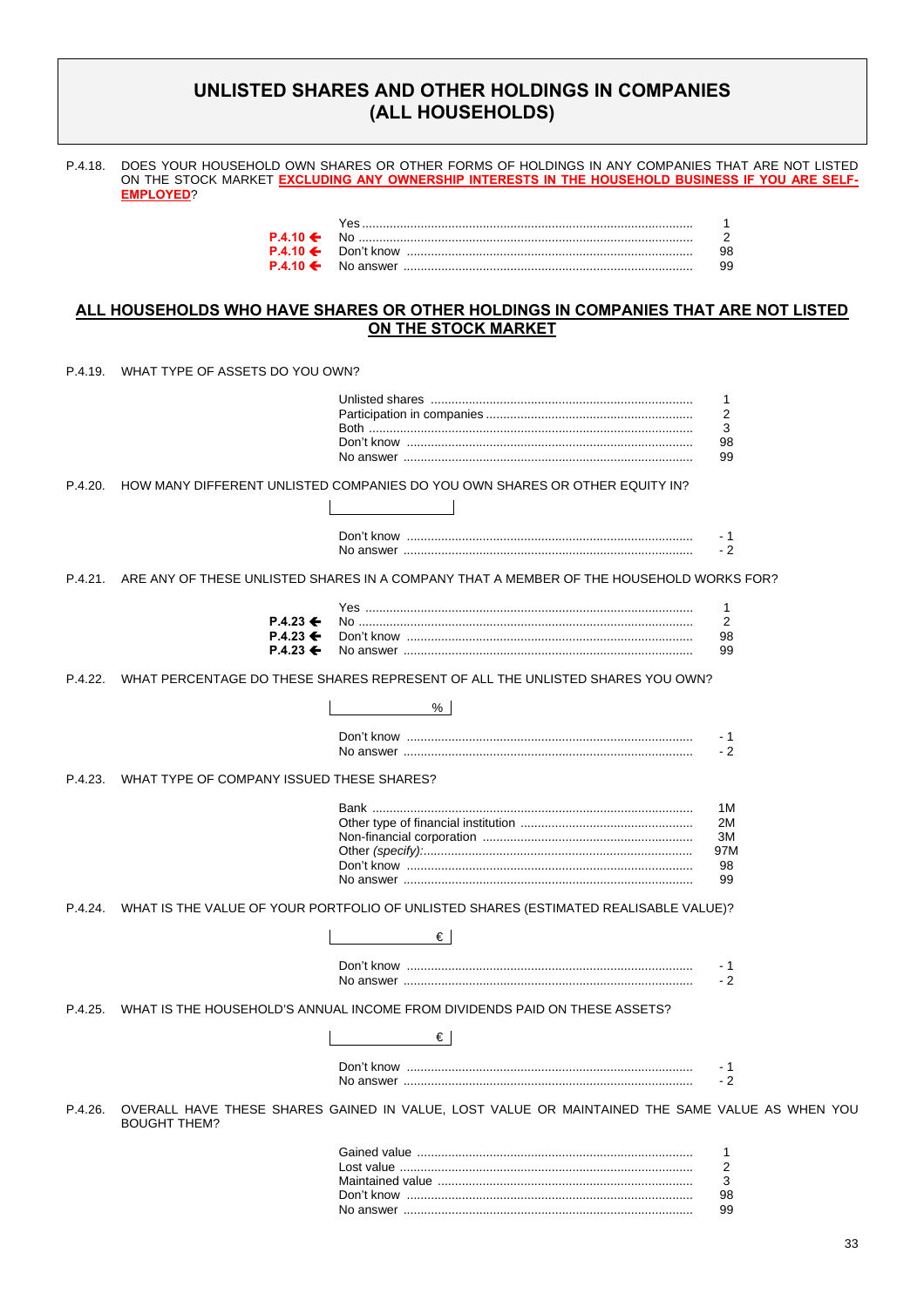# UNLISTED SHARES AND OTHER HOLDINGS IN COMPANIES (ALL HOUSEHOLDS)

P.4.18. DOES YOUR HOUSEHOLD OWN SHARES OR OTHER FORMS OF HOLDINGS IN ANY COMPANIES THAT ARE NOT LISTED ON THE STOCK MARKET **EXCLUDING ANY OWNERSHIP INTERESTS IN THE HOUSEHOLD BUSINESS IF YOU ARE SELF-EMPLOYED**?

| | | |
|---|---|---|
| | Yes | 1 |
| **P.4.10 ←** | No | 2 |
| **P.4.10 ←** | Don't know | 98 |
| **P.4.10 ←** | No answer | 99 |

## ALL HOUSEHOLDS WHO HAVE SHARES OR OTHER HOLDINGS IN COMPANIES THAT ARE NOT LISTED ON THE STOCK MARKET

P.4.19. WHAT TYPE OF ASSETS DO YOU OWN?

| | |
|---|---|
| Unlisted shares | 1 |
| Participation in companies | 2 |
| Both | 3 |
| Don't know | 98 |
| No answer | 99 |

P.4.20. HOW MANY DIFFERENT UNLISTED COMPANIES DO YOU OWN SHARES OR OTHER EQUITY IN?

[________]

| | |
|---|---|
| Don't know | - 1 |
| No answer | - 2 |

P.4.21. ARE ANY OF THESE UNLISTED SHARES IN A COMPANY THAT A MEMBER OF THE HOUSEHOLD WORKS FOR?

| | | |
|---|---|---|
| | Yes | 1 |
| **P.4.23 ←** | No | 2 |
| **P.4.23 ←** | Don't know | 98 |
| **P.4.23 ←** | No answer | 99 |

P.4.22. WHAT PERCENTAGE DO THESE SHARES REPRESENT OF ALL THE UNLISTED SHARES YOU OWN?

[________ %]

| | |
|---|---|
| Don't know | - 1 |
| No answer | - 2 |

P.4.23. WHAT TYPE OF COMPANY ISSUED THESE SHARES?

| | |
|---|---|
| Bank | 1M |
| Other type of financial institution | 2M |
| Non-financial corporation | 3M |
| Other *(specify)*: | 97M |
| Don't know | 98 |
| No answer | 99 |

P.4.24. WHAT IS THE VALUE OF YOUR PORTFOLIO OF UNLISTED SHARES (ESTIMATED REALISABLE VALUE)?

[________ €]

| | |
|---|---|
| Don't know | - 1 |
| No answer | - 2 |

P.4.25. WHAT IS THE HOUSEHOLD'S ANNUAL INCOME FROM DIVIDENDS PAID ON THESE ASSETS?

[________ €]

| | |
|---|---|
| Don't know | - 1 |
| No answer | - 2 |

P.4.26. OVERALL HAVE THESE SHARES GAINED IN VALUE, LOST VALUE OR MAINTAINED THE SAME VALUE AS WHEN YOU BOUGHT THEM?

| | |
|---|---|
| Gained value | 1 |
| Lost value | 2 |
| Maintained value | 3 |
| Don't know | 98 |
| No answer | 99 |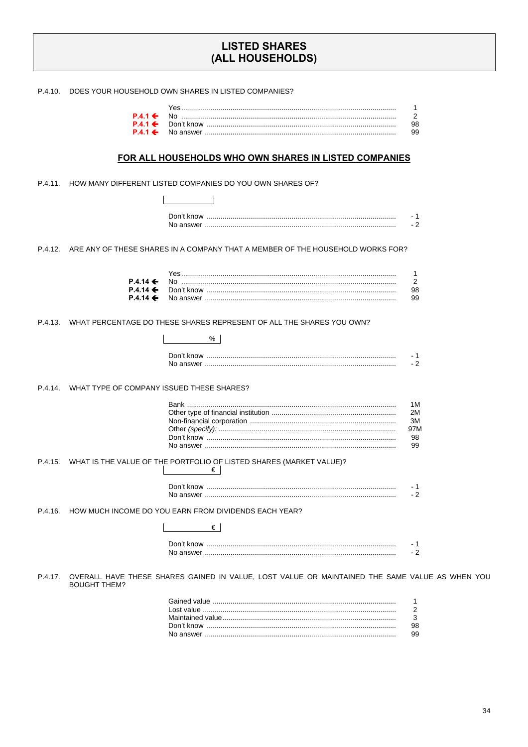# LISTED SHARES (ALL HOUSEHOLDS)

P.4.10. DOES YOUR HOUSEHOLD OWN SHARES IN LISTED COMPANIES?

| | | |
|---|---|---|
| | Yes | 1 |
| P.4.1 ← | No | 2 |
| P.4.1 ← | Don't know | 98 |
| P.4.1 ← | No answer | 99 |

## FOR ALL HOUSEHOLDS WHO OWN SHARES IN LISTED COMPANIES

P.4.11. HOW MANY DIFFERENT LISTED COMPANIES DO YOU OWN SHARES OF?

|____________|

| | |
|---|---|
| Don't know | - 1 |
| No answer | - 2 |

P.4.12. ARE ANY OF THESE SHARES IN A COMPANY THAT A MEMBER OF THE HOUSEHOLD WORKS FOR?

| | | |
|---|---|---|
| | Yes | 1 |
| P.4.14 ← | No | 2 |
| P.4.14 ← | Don't know | 98 |
| P.4.14 ← | No answer | 99 |

P.4.13. WHAT PERCENTAGE DO THESE SHARES REPRESENT OF ALL THE SHARES YOU OWN?

|____________ % |

| | |
|---|---|
| Don't know | - 1 |
| No answer | - 2 |

P.4.14. WHAT TYPE OF COMPANY ISSUED THESE SHARES?

| | |
|---|---|
| Bank | 1M |
| Other type of financial institution | 2M |
| Non-financial corporation | 3M |
| Other *(specify):* | 97M |
| Don't know | 98 |
| No answer | 99 |

P.4.15. WHAT IS THE VALUE OF THE PORTFOLIO OF LISTED SHARES (MARKET VALUE)?

|____________ € |

| | |
|---|---|
| Don't know | - 1 |
| No answer | - 2 |

P.4.16. HOW MUCH INCOME DO YOU EARN FROM DIVIDENDS EACH YEAR?

|____________ € |

| | |
|---|---|
| Don't know | - 1 |
| No answer | - 2 |

P.4.17. OVERALL HAVE THESE SHARES GAINED IN VALUE, LOST VALUE OR MAINTAINED THE SAME VALUE AS WHEN YOU BOUGHT THEM?

| | |
|---|---|
| Gained value | 1 |
| Lost value | 2 |
| Maintained value | 3 |
| Don't know | 98 |
| No answer | 99 |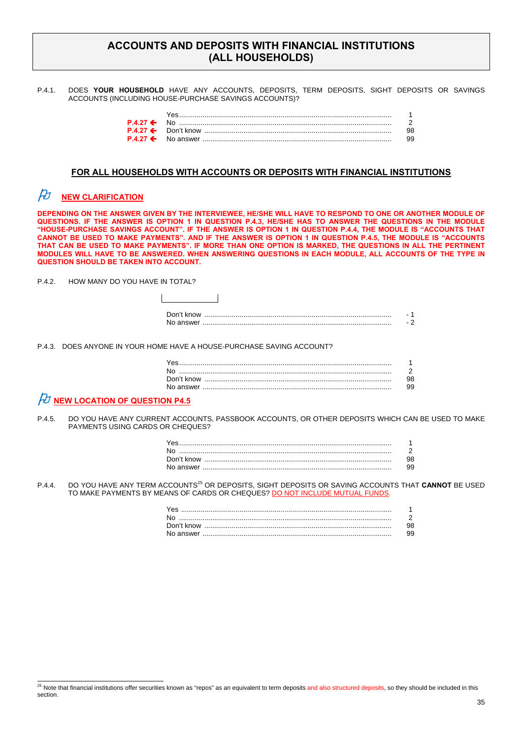# ACCOUNTS AND DEPOSITS WITH FINANCIAL INSTITUTIONS (ALL HOUSEHOLDS)

P.4.1. DOES **YOUR HOUSEHOLD** HAVE ANY ACCOUNTS, DEPOSITS, TERM DEPOSITS, SIGHT DEPOSITS OR SAVINGS ACCOUNTS (INCLUDING HOUSE-PURCHASE SAVINGS ACCOUNTS)?

| | | |
|---|---|---|
| | Yes | 1 |
| P.4.27 ← | No | 2 |
| P.4.27 ← | Don't know | 98 |
| P.4.27 ← | No answer | 99 |

## FOR ALL HOUSEHOLDS WITH ACCOUNTS OR DEPOSITS WITH FINANCIAL INSTITUTIONS

### NEW CLARIFICATION

**DEPENDING ON THE ANSWER GIVEN BY THE INTERVIEWEE, HE/SHE WILL HAVE TO RESPOND TO ONE OR ANOTHER MODULE OF QUESTIONS. IF THE ANSWER IS OPTION 1 IN QUESTION P.4.3, HE/SHE HAS TO ANSWER THE QUESTIONS IN THE MODULE "HOUSE-PURCHASE SAVINGS ACCOUNT". IF THE ANSWER IS OPTION 1 IN QUESTION P.4.4, THE MODULE IS "ACCOUNTS THAT CANNOT BE USED TO MAKE PAYMENTS". AND IF THE ANSWER IS OPTION 1 IN QUESTION P.4.5, THE MODULE IS "ACCOUNTS THAT CAN BE USED TO MAKE PAYMENTS". IF MORE THAN ONE OPTION IS MARKED, THE QUESTIONS IN ALL THE PERTINENT MODULES WILL HAVE TO BE ANSWERED. WHEN ANSWERING QUESTIONS IN EACH MODULE, ALL ACCOUNTS OF THE TYPE IN QUESTION SHOULD BE TAKEN INTO ACCOUNT.**

P.4.2. HOW MANY DO YOU HAVE IN TOTAL?

[ ]

| | |
|---|---|
| Don't know | -1 |
| No answer | -2 |

P.4.3. DOES ANYONE IN YOUR HOME HAVE A HOUSE-PURCHASE SAVING ACCOUNT?

| | |
|---|---|
| Yes | 1 |
| No | 2 |
| Don't know | 98 |
| No answer | 99 |

### NEW LOCATION OF QUESTION P4.5

P.4.5. DO YOU HAVE ANY CURRENT ACCOUNTS, PASSBOOK ACCOUNTS, OR OTHER DEPOSITS WHICH CAN BE USED TO MAKE PAYMENTS USING CARDS OR CHEQUES?

| | |
|---|---|
| Yes | 1 |
| No | 2 |
| Don't know | 98 |
| No answer | 99 |

P.4.4. DO YOU HAVE ANY TERM ACCOUNTS[25] OR DEPOSITS, SIGHT DEPOSITS OR SAVING ACCOUNTS THAT **CANNOT** BE USED TO MAKE PAYMENTS BY MEANS OF CARDS OR CHEQUES? DO NOT INCLUDE MUTUAL FUNDS.

| | |
|---|---|
| Yes | 1 |
| No | 2 |
| Don't know | 98 |
| No answer | 99 |

[25] Note that financial institutions offer securities known as "repos" as an equivalent to term deposits and also structured deposits, so they should be included in this section.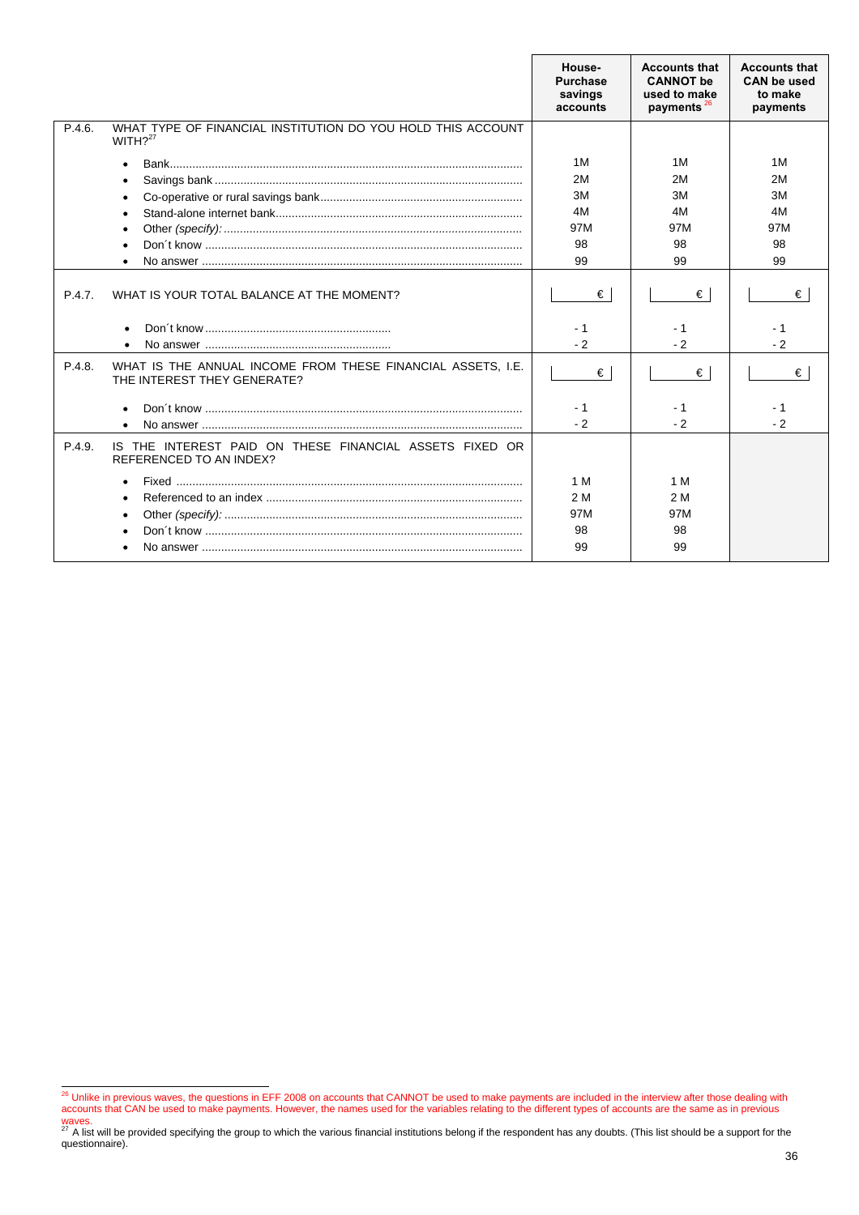| | | House-Purchase savings accounts | Accounts that CANNOT be used to make payments [26] | Accounts that CAN be used to make payments |
|---|---|---|---|---|
| P.4.6. | WHAT TYPE OF FINANCIAL INSTITUTION DO YOU HOLD THIS ACCOUNT WITH?[27] | | | |
| | • Bank | 1M | 1M | 1M |
| | • Savings bank | 2M | 2M | 2M |
| | • Co-operative or rural savings bank | 3M | 3M | 3M |
| | • Stand-alone internet bank | 4M | 4M | 4M |
| | • Other *(specify):* | 97M | 97M | 97M |
| | • Don´t know | 98 | 98 | 98 |
| | • No answer | 99 | 99 | 99 |
| P.4.7. | WHAT IS YOUR TOTAL BALANCE AT THE MOMENT? | € | € | € |
| | • Don´t know | - 1 | - 1 | - 1 |
| | • No answer | - 2 | - 2 | - 2 |
| P.4.8. | WHAT IS THE ANNUAL INCOME FROM THESE FINANCIAL ASSETS, I.E. THE INTEREST THEY GENERATE? | € | € | € |
| | • Don´t know | - 1 | - 1 | - 1 |
| | • No answer | - 2 | - 2 | - 2 |
| P.4.9. | IS THE INTEREST PAID ON THESE FINANCIAL ASSETS FIXED OR REFERENCED TO AN INDEX? | | | |
| | • Fixed | 1 M | 1 M | |
| | • Referenced to an index | 2 M | 2 M | |
| | • Other *(specify):* | 97M | 97M | |
| | • Don´t know | 98 | 98 | |
| | • No answer | 99 | 99 | |

[26] Unlike in previous waves, the questions in EFF 2008 on accounts that CANNOT be used to make payments are included in the interview after those dealing with accounts that CAN be used to make payments. However, the names used for the variables relating to the different types of accounts are the same as in previous waves.

[27] A list will be provided specifying the group to which the various financial institutions belong if the respondent has any doubts. (This list should be a support for the questionnaire).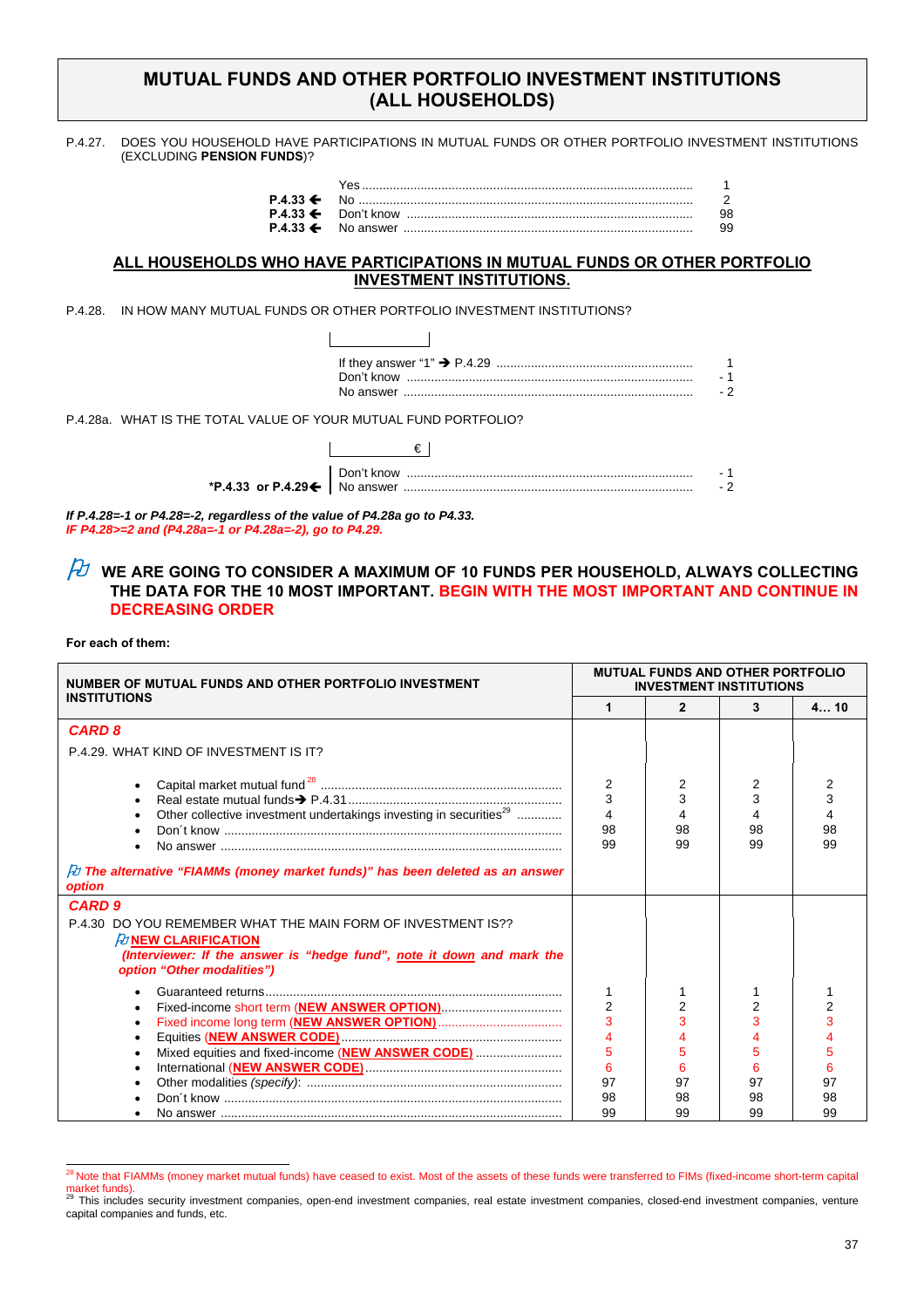# MUTUAL FUNDS AND OTHER PORTFOLIO INVESTMENT INSTITUTIONS (ALL HOUSEHOLDS)

P.4.27. DOES YOU HOUSEHOLD HAVE PARTICIPATIONS IN MUTUAL FUNDS OR OTHER PORTFOLIO INVESTMENT INSTITUTIONS (EXCLUDING **PENSION FUNDS**)?

| | | |
|---|---|---|
| | Yes | 1 |
| **P.4.33 ←** | No | 2 |
| **P.4.33 ←** | Don't know | 98 |
| **P.4.33 ←** | No answer | 99 |

## ALL HOUSEHOLDS WHO HAVE PARTICIPATIONS IN MUTUAL FUNDS OR OTHER PORTFOLIO INVESTMENT INSTITUTIONS.

P.4.28. IN HOW MANY MUTUAL FUNDS OR OTHER PORTFOLIO INVESTMENT INSTITUTIONS?

[ ]

| | |
|---|---|
| If they answer "1" → P.4.29 | 1 |
| Don't know | - 1 |
| No answer | - 2 |

P.4.28a. WHAT IS THE TOTAL VALUE OF YOUR MUTUAL FUND PORTFOLIO?

[ € ]

| | | |
|---|---|---|
| | Don't know | - 1 |
| ***P.4.33 or P.4.29←** | No answer | - 2 |

***If P.4.28=-1 or P.4.28=-2, regardless of the value of P4.28a go to P4.33.***
***IF P4.28>=2 and (P4.28a=-1 or P4.28a=-2), go to P4.29.***

**WE ARE GOING TO CONSIDER A MAXIMUM OF 10 FUNDS PER HOUSEHOLD, ALWAYS COLLECTING THE DATA FOR THE 10 MOST IMPORTANT. BEGIN WITH THE MOST IMPORTANT AND CONTINUE IN DECREASING ORDER**

**For each of them:**

| NUMBER OF MUTUAL FUNDS AND OTHER PORTFOLIO INVESTMENT INSTITUTIONS | MUTUAL FUNDS AND OTHER PORTFOLIO INVESTMENT INSTITUTIONS | | | |
|---|---|---|---|---|
| | **1** | **2** | **3** | **4… 10** |
| ***CARD 8*** | | | | |
| P.4.29. WHAT KIND OF INVESTMENT IS IT? | | | | |
| • Capital market mutual fund[28] | 2 | 2 | 2 | 2 |
| • Real estate mutual funds→ P.4.31 | 3 | 3 | 3 | 3 |
| • Other collective investment undertakings investing in securities[29] | 4 | 4 | 4 | 4 |
| • Don´t know | 98 | 98 | 98 | 98 |
| • No answer | 99 | 99 | 99 | 99 |
| ***The alternative "FIAMMs (money market funds)" has been deleted as an answer option*** | | | | |
| ***CARD 9*** | | | | |
| P.4.30 DO YOU REMEMBER WHAT THE MAIN FORM OF INVESTMENT IS?? **NEW CLARIFICATION** ***(Interviewer: If the answer is "hedge fund", note it down and mark the option "Other modalities")*** | | | | |
| • Guaranteed returns | 1 | 1 | 1 | 1 |
| • Fixed-income short term (**NEW ANSWER OPTION**) | 2 | 2 | 2 | 2 |
| • Fixed income long term (**NEW ANSWER OPTION**) | 3 | 3 | 3 | 3 |
| • Equities (**NEW ANSWER CODE**) | 4 | 4 | 4 | 4 |
| • Mixed equities and fixed-income (**NEW ANSWER CODE**) | 5 | 5 | 5 | 5 |
| • International (**NEW ANSWER CODE**) | 6 | 6 | 6 | 6 |
| • Other modalities *(specify)*: | 97 | 97 | 97 | 97 |
| • Don´t know | 98 | 98 | 98 | 98 |
| • No answer | 99 | 99 | 99 | 99 |

[28] Note that FIAMMs (money market mutual funds) have ceased to exist. Most of the assets of these funds were transferred to FIMs (fixed-income short-term capital market funds).
[29] This includes security investment companies, open-end investment companies, real estate investment companies, closed-end investment companies, venture capital companies and funds, etc.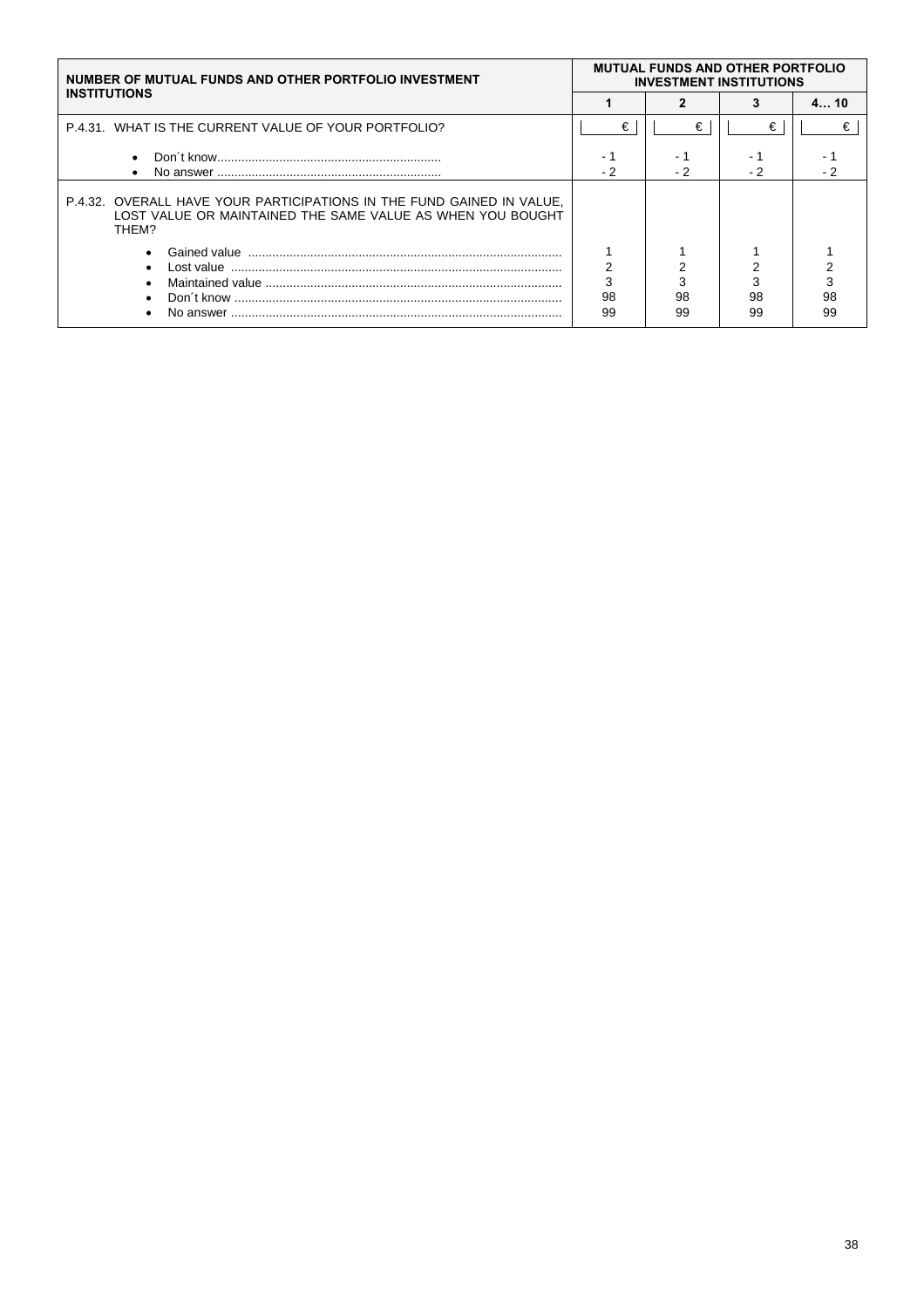| NUMBER OF MUTUAL FUNDS AND OTHER PORTFOLIO INVESTMENT INSTITUTIONS | MUTUAL FUNDS AND OTHER PORTFOLIO INVESTMENT INSTITUTIONS | | | |
|---|---|---|---|---|
| | 1 | 2 | 3 | 4… 10 |
| P.4.31. WHAT IS THE CURRENT VALUE OF YOUR PORTFOLIO? | € | € | € | € |
| • Don´t know................................................................ | - 1 | - 1 | - 1 | - 1 |
| • No answer ................................................................ | - 2 | - 2 | - 2 | - 2 |
| P.4.32. OVERALL HAVE YOUR PARTICIPATIONS IN THE FUND GAINED IN VALUE, LOST VALUE OR MAINTAINED THE SAME VALUE AS WHEN YOU BOUGHT THEM? | | | | |
| • Gained value .......................................................................................... | 1 | 1 | 1 | 1 |
| • Lost value ............................................................................................... | 2 | 2 | 2 | 2 |
| • Maintained value ..................................................................................... | 3 | 3 | 3 | 3 |
| • Don´t know .............................................................................................. | 98 | 98 | 98 | 98 |
| • No answer ............................................................................................... | 99 | 99 | 99 | 99 |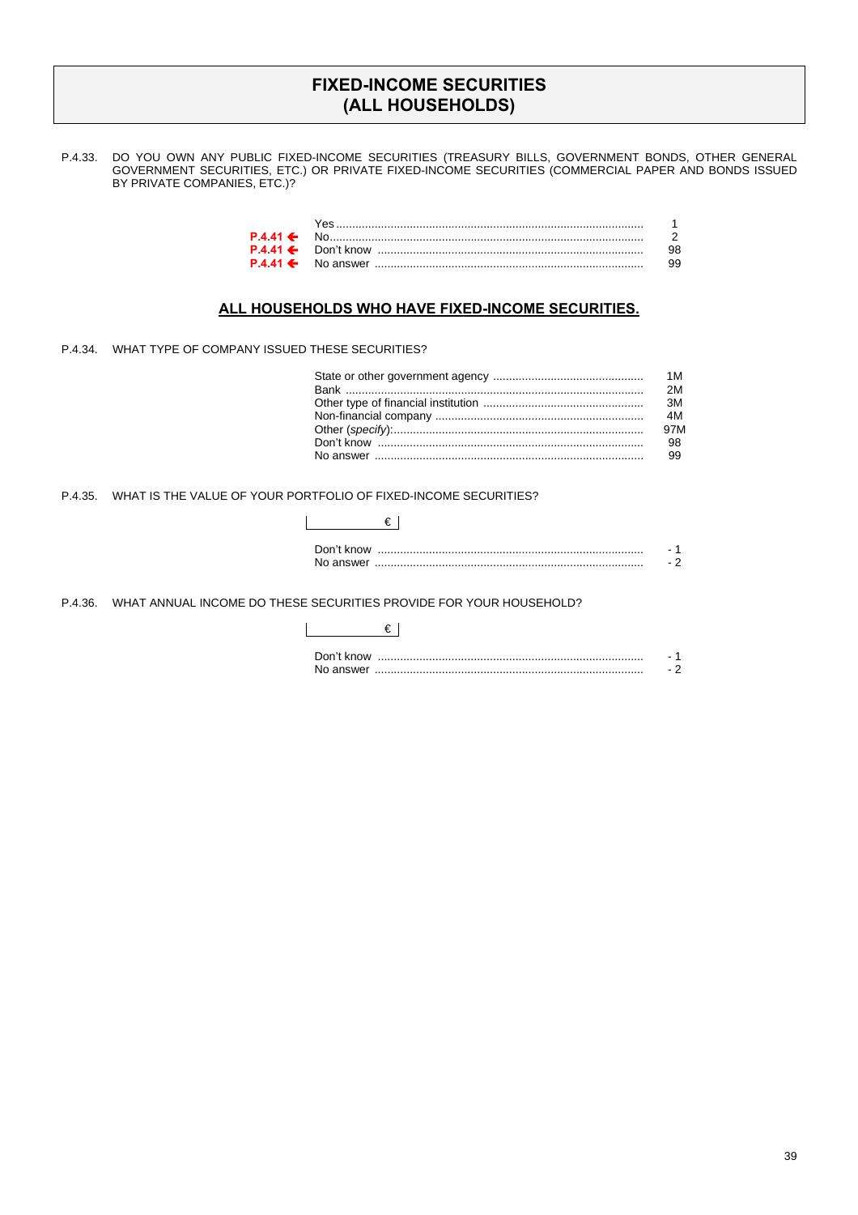# FIXED-INCOME SECURITIES (ALL HOUSEHOLDS)

P.4.33. DO YOU OWN ANY PUBLIC FIXED-INCOME SECURITIES (TREASURY BILLS, GOVERNMENT BONDS, OTHER GENERAL GOVERNMENT SECURITIES, ETC.) OR PRIVATE FIXED-INCOME SECURITIES (COMMERCIAL PAPER AND BONDS ISSUED BY PRIVATE COMPANIES, ETC.)?

| | | |
|---|---|---|
| | Yes | 1 |
| **P.4.41 ←** | No | 2 |
| **P.4.41 ←** | Don't know | 98 |
| **P.4.41 ←** | No answer | 99 |

## ALL HOUSEHOLDS WHO HAVE FIXED-INCOME SECURITIES.

P.4.34. WHAT TYPE OF COMPANY ISSUED THESE SECURITIES?

| | |
|---|---|
| State or other government agency | 1M |
| Bank | 2M |
| Other type of financial institution | 3M |
| Non-financial company | 4M |
| Other (*specify*): | 97M |
| Don't know | 98 |
| No answer | 99 |

P.4.35. WHAT IS THE VALUE OF YOUR PORTFOLIO OF FIXED-INCOME SECURITIES?

|______ € |

| | |
|---|---|
| Don't know | - 1 |
| No answer | - 2 |

P.4.36. WHAT ANNUAL INCOME DO THESE SECURITIES PROVIDE FOR YOUR HOUSEHOLD?

|______ € |

| | |
|---|---|
| Don't know | - 1 |
| No answer | - 2 |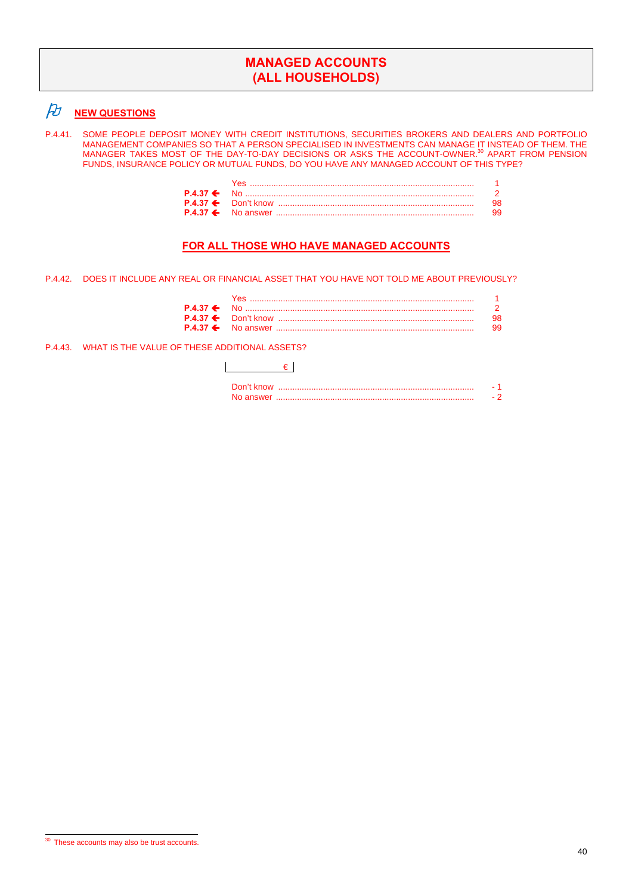# MANAGED ACCOUNTS (ALL HOUSEHOLDS)

## NEW QUESTIONS

P.4.41. SOME PEOPLE DEPOSIT MONEY WITH CREDIT INSTITUTIONS, SECURITIES BROKERS AND DEALERS AND PORTFOLIO MANAGEMENT COMPANIES SO THAT A PERSON SPECIALISED IN INVESTMENTS CAN MANAGE IT INSTEAD OF THEM. THE MANAGER TAKES MOST OF THE DAY-TO-DAY DECISIONS OR ASKS THE ACCOUNT-OWNER.[30] APART FROM PENSION FUNDS, INSURANCE POLICY OR MUTUAL FUNDS, DO YOU HAVE ANY MANAGED ACCOUNT OF THIS TYPE?

| | | |
|---|---|---|
| | Yes | 1 |
| **P.4.37 ←** | No | 2 |
| **P.4.37 ←** | Don't know | 98 |
| **P.4.37 ←** | No answer | 99 |

## FOR ALL THOSE WHO HAVE MANAGED ACCOUNTS

P.4.42. DOES IT INCLUDE ANY REAL OR FINANCIAL ASSET THAT YOU HAVE NOT TOLD ME ABOUT PREVIOUSLY?

| | | |
|---|---|---|
| | Yes | 1 |
| **P.4.37 ←** | No | 2 |
| **P.4.37 ←** | Don't know | 98 |
| **P.4.37 ←** | No answer | 99 |

P.4.43. WHAT IS THE VALUE OF THESE ADDITIONAL ASSETS?

|__________ € |

| | |
|---|---|
| Don't know | - 1 |
| No answer | - 2 |

[30] These accounts may also be trust accounts.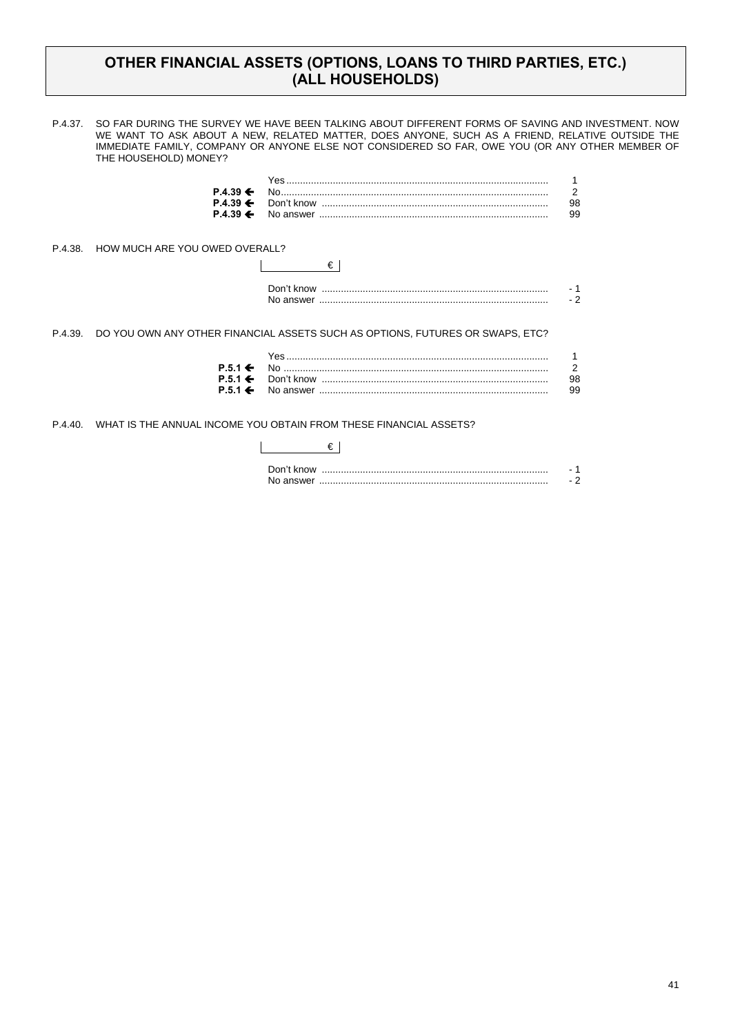# OTHER FINANCIAL ASSETS (OPTIONS, LOANS TO THIRD PARTIES, ETC.) (ALL HOUSEHOLDS)

P.4.37. SO FAR DURING THE SURVEY WE HAVE BEEN TALKING ABOUT DIFFERENT FORMS OF SAVING AND INVESTMENT. NOW WE WANT TO ASK ABOUT A NEW, RELATED MATTER, DOES ANYONE, SUCH AS A FRIEND, RELATIVE OUTSIDE THE IMMEDIATE FAMILY, COMPANY OR ANYONE ELSE NOT CONSIDERED SO FAR, OWE YOU (OR ANY OTHER MEMBER OF THE HOUSEHOLD) MONEY?

| | | |
|---|---|---|
| | Yes | 1 |
| **P.4.39 ←** | No | 2 |
| **P.4.39 ←** | Don't know | 98 |
| **P.4.39 ←** | No answer | 99 |

P.4.38. HOW MUCH ARE YOU OWED OVERALL?

€

| | |
|---|---|
| Don't know | - 1 |
| No answer | - 2 |

P.4.39. DO YOU OWN ANY OTHER FINANCIAL ASSETS SUCH AS OPTIONS, FUTURES OR SWAPS, ETC?

| | | |
|---|---|---|
| | Yes | 1 |
| **P.5.1 ←** | No | 2 |
| **P.5.1 ←** | Don't know | 98 |
| **P.5.1 ←** | No answer | 99 |

P.4.40. WHAT IS THE ANNUAL INCOME YOU OBTAIN FROM THESE FINANCIAL ASSETS?

€

| | |
|---|---|
| Don't know | - 1 |
| No answer | - 2 |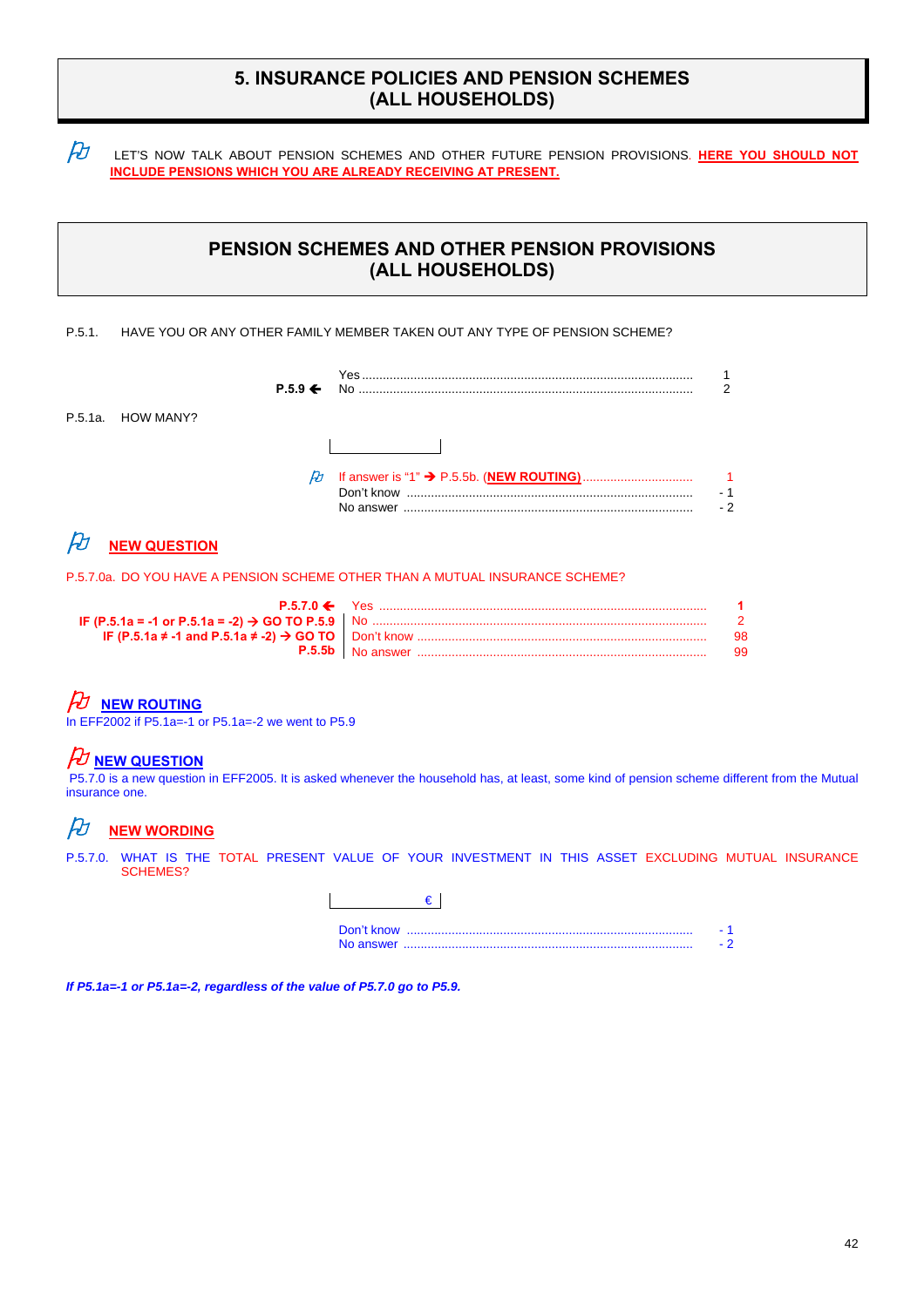# 5. INSURANCE POLICIES AND PENSION SCHEMES (ALL HOUSEHOLDS)

LET'S NOW TALK ABOUT PENSION SCHEMES AND OTHER FUTURE PENSION PROVISIONS. **HERE YOU SHOULD NOT INCLUDE PENSIONS WHICH YOU ARE ALREADY RECEIVING AT PRESENT.**

## PENSION SCHEMES AND OTHER PENSION PROVISIONS (ALL HOUSEHOLDS)

P.5.1. HAVE YOU OR ANY OTHER FAMILY MEMBER TAKEN OUT ANY TYPE OF PENSION SCHEME?

| | | |
|---|---|---|
| | Yes | 1 |
| **P.5.9 ←** | No | 2 |

P.5.1a. HOW MANY?

[ ]

| | |
|---|---|
| If answer is "1" → P.5.5b. (**NEW ROUTING**) | 1 |
| Don't know | - 1 |
| No answer | - 2 |

**NEW QUESTION**

P.5.7.0a. DO YOU HAVE A PENSION SCHEME OTHER THAN A MUTUAL INSURANCE SCHEME?

| | | |
|---|---|---|
| **P.5.7.0 ←** | Yes | **1** |
| **IF (P.5.1a = -1 or P.5.1a = -2) → GO TO P.5.9** | No | 2 |
| **IF (P.5.1a ≠ -1 and P.5.1a ≠ -2) → GO TO P.5.5b** | Don't know | 98 |
| | No answer | 99 |

**NEW ROUTING**

In EFF2002 if P5.1a=-1 or P5.1a=-2 we went to P5.9

**NEW QUESTION**

P5.7.0 is a new question in EFF2005. It is asked whenever the household has, at least, some kind of pension scheme different from the Mutual insurance one.

**NEW WORDING**

P.5.7.0. WHAT IS THE TOTAL PRESENT VALUE OF YOUR INVESTMENT IN THIS ASSET EXCLUDING MUTUAL INSURANCE SCHEMES?

[ € ]

| | |
|---|---|
| Don't know | - 1 |
| No answer | - 2 |

***If P5.1a=-1 or P5.1a=-2, regardless of the value of P5.7.0 go to P5.9.***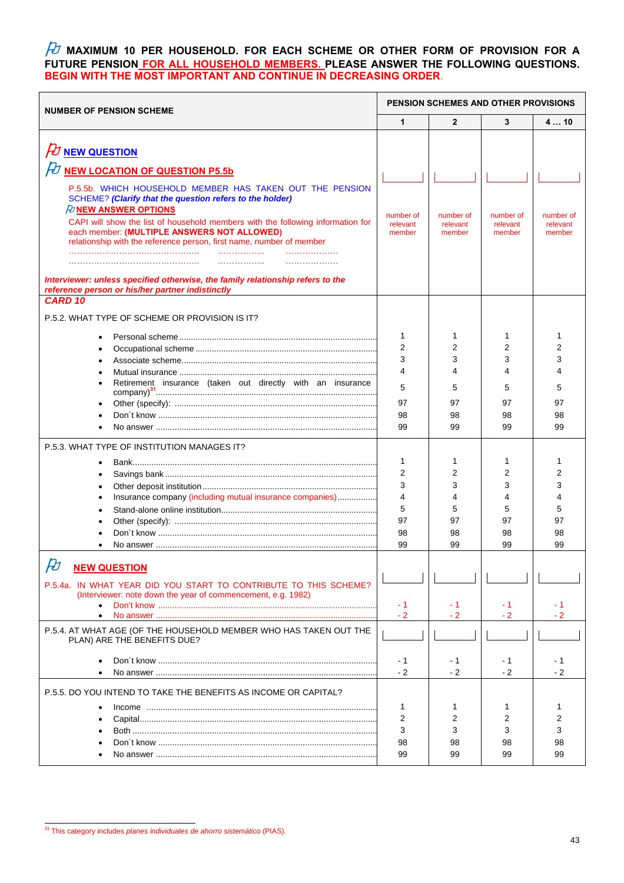**MAXIMUM 10 PER HOUSEHOLD. FOR EACH SCHEME OR OTHER FORM OF PROVISION FOR A FUTURE PENSION FOR ALL HOUSEHOLD MEMBERS. PLEASE ANSWER THE FOLLOWING QUESTIONS. BEGIN WITH THE MOST IMPORTANT AND CONTINUE IN DECREASING ORDER.**

| NUMBER OF PENSION SCHEME | PENSION SCHEMES AND OTHER PROVISIONS | | | |
|---|---|---|---|---|
| | **1** | **2** | **3** | **4 … 10** |
| **NEW QUESTION**<br>**NEW LOCATION OF QUESTION P5.5b**<br>P.5.5b. WHICH HOUSEHOLD MEMBER HAS TAKEN OUT THE PENSION SCHEME? ***(Clarify that the question refers to the holder)***<br>**NEW ANSWER OPTIONS**<br>CAPI will show the list of household members with the following information for each member: **(MULTIPLE ANSWERS NOT ALLOWED)**<br>relationship with the reference person, first name, number of member<br>………………………………………… …………….. ………………<br>………………………………………… …………….. ………………<br>***Interviewer: unless specified otherwise, the family relationship refers to the reference person or his/her partner indistinctly*** | number of relevant member | number of relevant member | number of relevant member | number of relevant member |
| ***CARD 10***<br>P.5.2. WHAT TYPE OF SCHEME OR PROVISION IS IT? | | | | |
| • Personal scheme | 1 | 1 | 1 | 1 |
| • Occupational scheme | 2 | 2 | 2 | 2 |
| • Associate scheme | 3 | 3 | 3 | 3 |
| • Mutual insurance | 4 | 4 | 4 | 4 |
| • Retirement insurance (taken out directly with an insurance company)[31] | 5 | 5 | 5 | 5 |
| • Other (specify): | 97 | 97 | 97 | 97 |
| • Don´t know | 98 | 98 | 98 | 98 |
| • No answer | 99 | 99 | 99 | 99 |
| P.5.3. WHAT TYPE OF INSTITUTION MANAGES IT? | | | | |
| • Bank | 1 | 1 | 1 | 1 |
| • Savings bank | 2 | 2 | 2 | 2 |
| • Other deposit institution | 3 | 3 | 3 | 3 |
| • Insurance company (including mutual insurance companies) | 4 | 4 | 4 | 4 |
| • Stand-alone online institution | 5 | 5 | 5 | 5 |
| • Other (specify): | 97 | 97 | 97 | 97 |
| • Don´t know | 98 | 98 | 98 | 98 |
| • No answer | 99 | 99 | 99 | 99 |
| **NEW QUESTION**<br>P.5.4a. IN WHAT YEAR DID YOU START TO CONTRIBUTE TO THIS SCHEME? (Interviewer: note down the year of commencement, e.g. 1982) | | | | |
| • Don't know | - 1 | - 1 | - 1 | - 1 |
| • No answer | - 2 | - 2 | - 2 | - 2 |
| P.5.4. AT WHAT AGE (OF THE HOUSEHOLD MEMBER WHO HAS TAKEN OUT THE PLAN) ARE THE BENEFITS DUE? | | | | |
| • Don´t know | - 1 | - 1 | - 1 | - 1 |
| • No answer | - 2 | - 2 | - 2 | - 2 |
| P.5.5. DO YOU INTEND TO TAKE THE BENEFITS AS INCOME OR CAPITAL? | | | | |
| • Income | 1 | 1 | 1 | 1 |
| • Capital | 2 | 2 | 2 | 2 |
| • Both | 3 | 3 | 3 | 3 |
| • Don´t know | 98 | 98 | 98 | 98 |
| • No answer | 99 | 99 | 99 | 99 |

[31] This category includes *planes individuales de ahorro sistemático* (PIAS).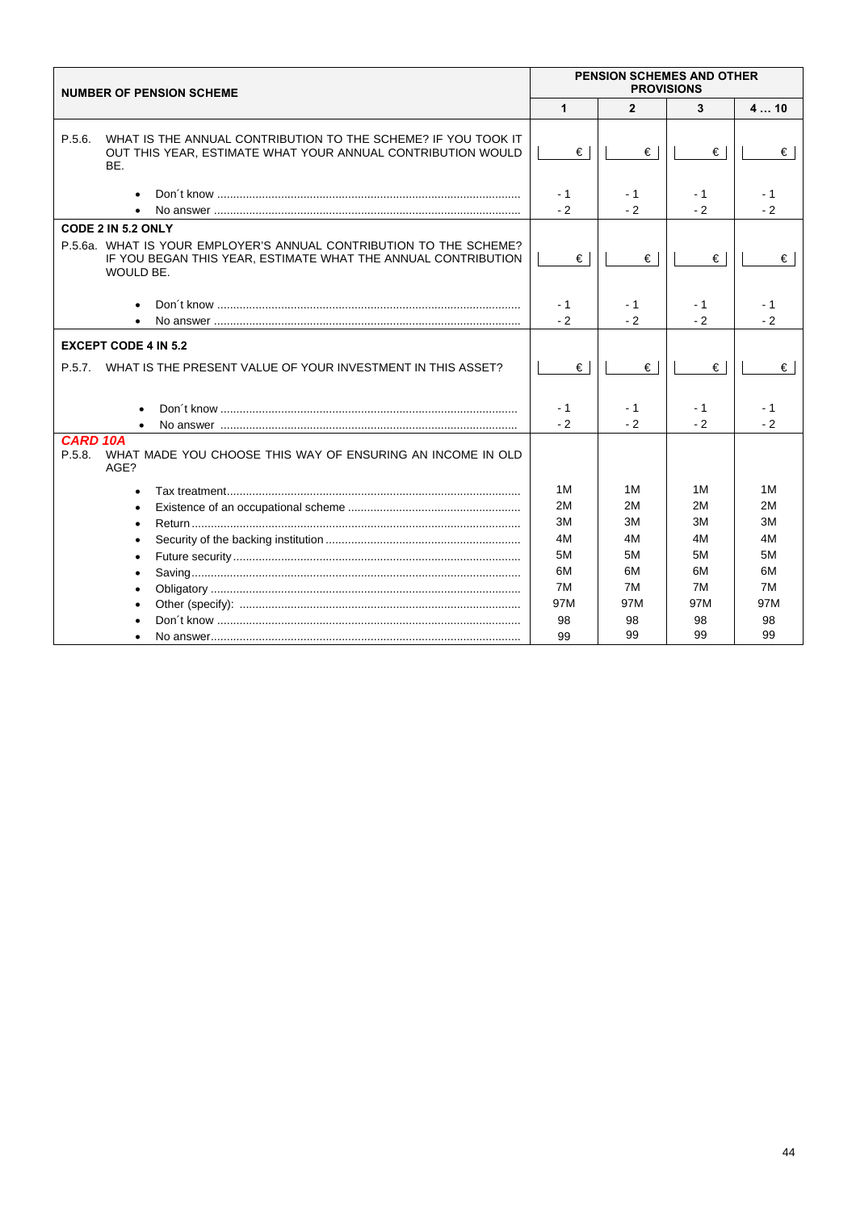| NUMBER OF PENSION SCHEME | PENSION SCHEMES AND OTHER PROVISIONS | | | |
|---|---|---|---|---|
| | **1** | **2** | **3** | **4 … 10** |
| P.5.6. WHAT IS THE ANNUAL CONTRIBUTION TO THE SCHEME? IF YOU TOOK IT OUT THIS YEAR, ESTIMATE WHAT YOUR ANNUAL CONTRIBUTION WOULD BE. | € | € | € | € |
| • Don´t know | - 1 | - 1 | - 1 | - 1 |
| • No answer | - 2 | - 2 | - 2 | - 2 |
| **CODE 2 IN 5.2 ONLY** | | | | |
| P.5.6a. WHAT IS YOUR EMPLOYER'S ANNUAL CONTRIBUTION TO THE SCHEME? IF YOU BEGAN THIS YEAR, ESTIMATE WHAT THE ANNUAL CONTRIBUTION WOULD BE. | € | € | € | € |
| • Don´t know | - 1 | - 1 | - 1 | - 1 |
| • No answer | - 2 | - 2 | - 2 | - 2 |
| **EXCEPT CODE 4 IN 5.2** | | | | |
| P.5.7. WHAT IS THE PRESENT VALUE OF YOUR INVESTMENT IN THIS ASSET? | € | € | € | € |
| • Don´t know | - 1 | - 1 | - 1 | - 1 |
| • No answer | - 2 | - 2 | - 2 | - 2 |
| ***CARD 10A*** | | | | |
| P.5.8. WHAT MADE YOU CHOOSE THIS WAY OF ENSURING AN INCOME IN OLD AGE? | | | | |
| • Tax treatment | 1M | 1M | 1M | 1M |
| • Existence of an occupational scheme | 2M | 2M | 2M | 2M |
| • Return | 3M | 3M | 3M | 3M |
| • Security of the backing institution | 4M | 4M | 4M | 4M |
| • Future security | 5M | 5M | 5M | 5M |
| • Saving | 6M | 6M | 6M | 6M |
| • Obligatory | 7M | 7M | 7M | 7M |
| • Other (specify): | 97M | 97M | 97M | 97M |
| • Don´t know | 98 | 98 | 98 | 98 |
| • No answer | 99 | 99 | 99 | 99 |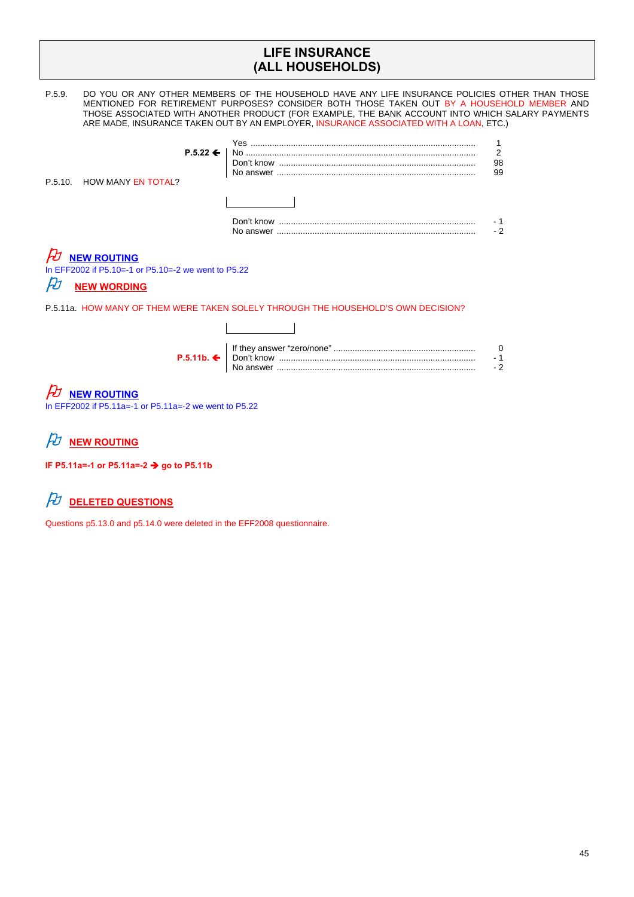## LIFE INSURANCE
## (ALL HOUSEHOLDS)

P.5.9. DO YOU OR ANY OTHER MEMBERS OF THE HOUSEHOLD HAVE ANY LIFE INSURANCE POLICIES OTHER THAN THOSE MENTIONED FOR RETIREMENT PURPOSES? CONSIDER BOTH THOSE TAKEN OUT BY A HOUSEHOLD MEMBER AND THOSE ASSOCIATED WITH ANOTHER PRODUCT (FOR EXAMPLE, THE BANK ACCOUNT INTO WHICH SALARY PAYMENTS ARE MADE, INSURANCE TAKEN OUT BY AN EMPLOYER, INSURANCE ASSOCIATED WITH A LOAN, ETC.)

| | | |
|---|---|---|
| | Yes | 1 |
| **P.5.22 ←** | No | 2 |
| | Don't know | 98 |
| | No answer | 99 |

P.5.10. HOW MANY EN TOTAL?

[ ]

| | |
|---|---|
| Don't know | - 1 |
| No answer | - 2 |

**NEW ROUTING**

In EFF2002 if P5.10=-1 or P5.10=-2 we went to P5.22

**NEW WORDING**

P.5.11a. HOW MANY OF THEM WERE TAKEN SOLELY THROUGH THE HOUSEHOLD'S OWN DECISION?

[ ]

| | | |
|---|---|---|
| | If they answer "zero/none" | 0 |
| **P.5.11b. ←** | Don't know | - 1 |
| | No answer | - 2 |

**NEW ROUTING**

In EFF2002 if P5.11a=-1 or P5.11a=-2 we went to P5.22

**NEW ROUTING**

**IF P5.11a=-1 or P5.11a=-2 → go to P5.11b**

**DELETED QUESTIONS**

Questions p5.13.0 and p5.14.0 were deleted in the EFF2008 questionnaire.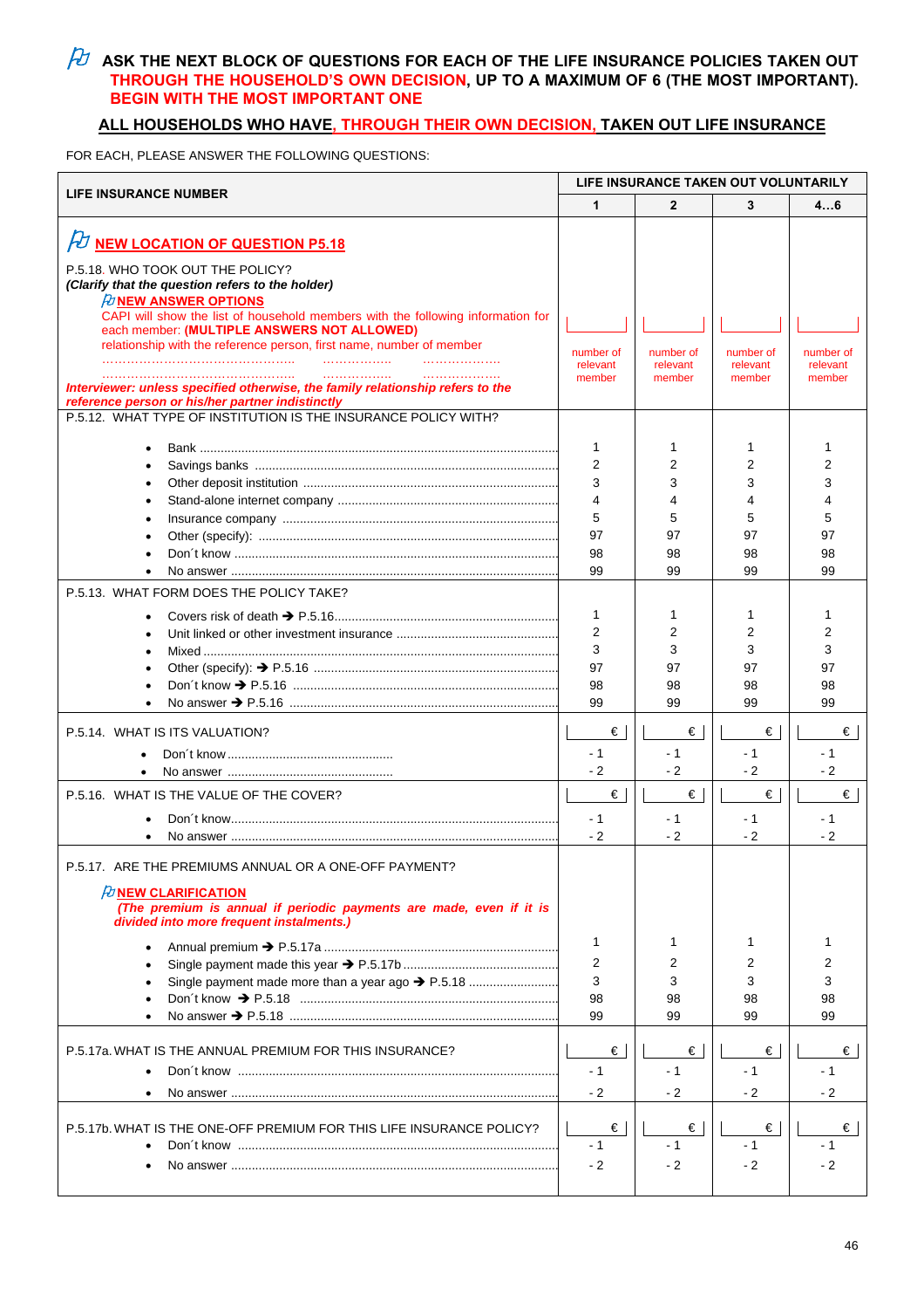**ASK THE NEXT BLOCK OF QUESTIONS FOR EACH OF THE LIFE INSURANCE POLICIES TAKEN OUT THROUGH THE HOUSEHOLD'S OWN DECISION, UP TO A MAXIMUM OF 6 (THE MOST IMPORTANT). BEGIN WITH THE MOST IMPORTANT ONE**

**ALL HOUSEHOLDS WHO HAVE, THROUGH THEIR OWN DECISION, TAKEN OUT LIFE INSURANCE**

FOR EACH, PLEASE ANSWER THE FOLLOWING QUESTIONS:

| LIFE INSURANCE NUMBER | LIFE INSURANCE TAKEN OUT VOLUNTARILY | | | |
|---|---|---|---|---|
| | 1 | 2 | 3 | 4…6 |
| **NEW LOCATION OF QUESTION P5.18** | | | | |
| P.5.18. WHO TOOK OUT THE POLICY? *(Clarify that the question refers to the holder)* | | | | |
| **NEW ANSWER OPTIONS** CAPI will show the list of household members with the following information for each member: **(MULTIPLE ANSWERS NOT ALLOWED)** relationship with the reference person, first name, number of member ……………………………………… …………….. ……………… ……………………………………… …………….. ……………… | ___ number of relevant member | ___ number of relevant member | ___ number of relevant member | ___ number of relevant member |
| ***Interviewer: unless specified otherwise, the family relationship refers to the reference person or his/her partner indistinctly*** | | | | |
| P.5.12. WHAT TYPE OF INSTITUTION IS THE INSURANCE POLICY WITH? | | | | |
| • Bank | 1 | 1 | 1 | 1 |
| • Savings banks | 2 | 2 | 2 | 2 |
| • Other deposit institution | 3 | 3 | 3 | 3 |
| • Stand-alone internet company | 4 | 4 | 4 | 4 |
| • Insurance company | 5 | 5 | 5 | 5 |
| • Other (specify): | 97 | 97 | 97 | 97 |
| • Don´t know | 98 | 98 | 98 | 98 |
| • No answer | 99 | 99 | 99 | 99 |
| P.5.13. WHAT FORM DOES THE POLICY TAKE? | | | | |
| • Covers risk of death ➔ P.5.16 | 1 | 1 | 1 | 1 |
| • Unit linked or other investment insurance | 2 | 2 | 2 | 2 |
| • Mixed | 3 | 3 | 3 | 3 |
| • Other (specify): ➔ P.5.16 | 97 | 97 | 97 | 97 |
| • Don´t know ➔ P.5.16 | 98 | 98 | 98 | 98 |
| • No answer ➔ P.5.16 | 99 | 99 | 99 | 99 |
| P.5.14. WHAT IS ITS VALUATION? | € | € | € | € |
| • Don´t know | - 1 | - 1 | - 1 | - 1 |
| • No answer | - 2 | - 2 | - 2 | - 2 |
| P.5.16. WHAT IS THE VALUE OF THE COVER? | € | € | € | € |
| • Don´t know | - 1 | - 1 | - 1 | - 1 |
| • No answer | - 2 | - 2 | - 2 | - 2 |
| P.5.17. ARE THE PREMIUMS ANNUAL OR A ONE-OFF PAYMENT? | | | | |
| **NEW CLARIFICATION** ***(The premium is annual if periodic payments are made, even if it is divided into more frequent instalments.)*** | | | | |
| • Annual premium ➔ P.5.17a | 1 | 1 | 1 | 1 |
| • Single payment made this year ➔ P.5.17b | 2 | 2 | 2 | 2 |
| • Single payment made more than a year ago ➔ P.5.18 | 3 | 3 | 3 | 3 |
| • Don´t know ➔ P.5.18 | 98 | 98 | 98 | 98 |
| • No answer ➔ P.5.18 | 99 | 99 | 99 | 99 |
| P.5.17a. WHAT IS THE ANNUAL PREMIUM FOR THIS INSURANCE? | € | € | € | € |
| • Don´t know | - 1 | - 1 | - 1 | - 1 |
| • No answer | - 2 | - 2 | - 2 | - 2 |
| P.5.17b. WHAT IS THE ONE-OFF PREMIUM FOR THIS LIFE INSURANCE POLICY? | € | € | € | € |
| • Don´t know | - 1 | - 1 | - 1 | - 1 |
| • No answer | - 2 | - 2 | - 2 | - 2 |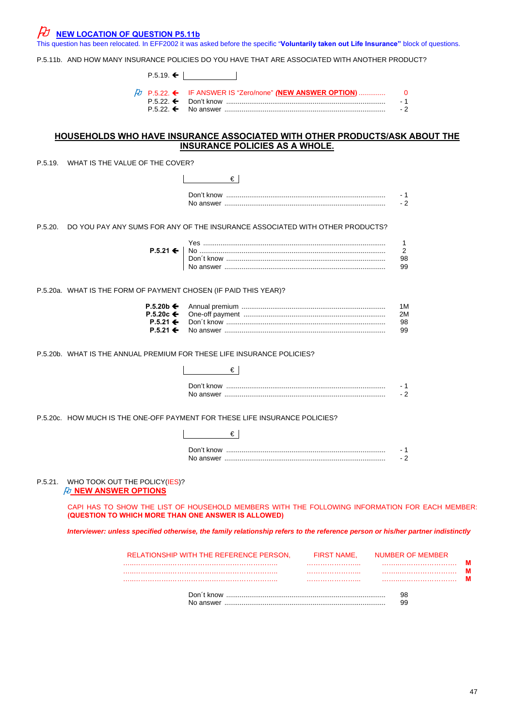## NEW LOCATION OF QUESTION P5.11b

This question has been relocated. In EFF2002 it was asked before the specific "**Voluntarily taken out Life Insurance"** block of questions.

P.5.11b. AND HOW MANY INSURANCE POLICIES DO YOU HAVE THAT ARE ASSOCIATED WITH ANOTHER PRODUCT?

P.5.19. ← |____________|

| | | |
|---|---|---|
| P.5.22. ← | IF ANSWER IS "Zero/none" **(NEW ANSWER OPTION)** .............. | 0 |
| P.5.22. ← | Don't know ........................................................................................ | - 1 |
| P.5.22. ← | No answer ......................................................................................... | - 2 |

## HOUSEHOLDS WHO HAVE INSURANCE ASSOCIATED WITH OTHER PRODUCTS/ASK ABOUT THE INSURANCE POLICIES AS A WHOLE.

P.5.19. WHAT IS THE VALUE OF THE COVER?

|____________ € |

| | |
|---|---|
| Don't know ........................................................................................ | - 1 |
| No answer ......................................................................................... | - 2 |

P.5.20. DO YOU PAY ANY SUMS FOR ANY OF THE INSURANCE ASSOCIATED WITH OTHER PRODUCTS?

| | | |
|---|---|---|
| | Yes ..................................................................................................... | 1 |
| **P.5.21** ← | No ...................................................................................................... | 2 |
| | Don´t know ........................................................................................ | 98 |
| | No answer ......................................................................................... | 99 |

P.5.20a. WHAT IS THE FORM OF PAYMENT CHOSEN (IF PAID THIS YEAR)?

| | | |
|---|---|---|
| **P.5.20b** ← | Annual premium .................................................................................. | 1M |
| **P.5.20c** ← | One-off payment ................................................................................ | 2M |
| **P.5.21** ← | Don´t know ........................................................................................ | 98 |
| **P.5.21** ← | No answer ......................................................................................... | 99 |

P.5.20b. WHAT IS THE ANNUAL PREMIUM FOR THESE LIFE INSURANCE POLICIES?

|____________ € |

| | |
|---|---|
| Don't know ........................................................................................ | - 1 |
| No answer ......................................................................................... | - 2 |

P.5.20c. HOW MUCH IS THE ONE-OFF PAYMENT FOR THESE LIFE INSURANCE POLICIES?

|____________ € |

| | |
|---|---|
| Don't know ........................................................................................ | - 1 |
| No answer ......................................................................................... | - 2 |

P.5.21. WHO TOOK OUT THE POLICY(IES)?

**NEW ANSWER OPTIONS**

CAPI HAS TO SHOW THE LIST OF HOUSEHOLD MEMBERS WITH THE FOLLOWING INFORMATION FOR EACH MEMBER: **(QUESTION TO WHICH MORE THAN ONE ANSWER IS ALLOWED)**

***Interviewer: unless specified otherwise, the family relationship refers to the reference person or his/her partner indistinctly***

| RELATIONSHIP WITH THE REFERENCE PERSON, | FIRST NAME, | NUMBER OF MEMBER | |
|---|---|---|---|
| ................................................................ | ........................ | ................................ | **M** |
| ................................................................ | ........................ | ................................ | **M** |
| ................................................................ | ........................ | ................................ | **M** |

| | |
|---|---|
| Don´t know ........................................................................................ | 98 |
| No answer ......................................................................................... | 99 |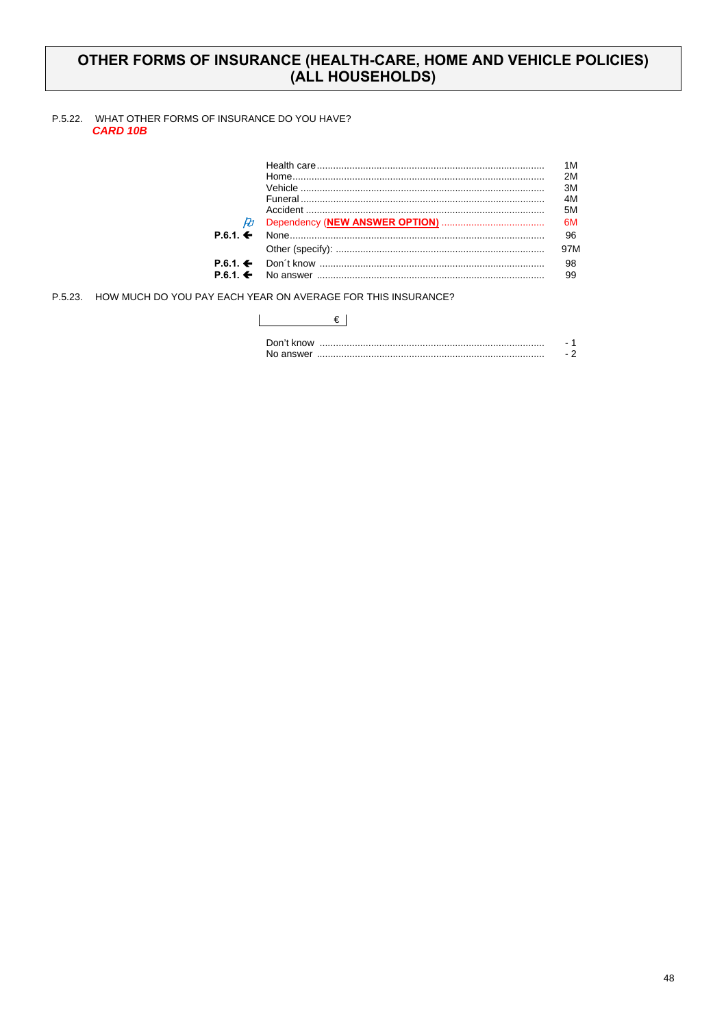# OTHER FORMS OF INSURANCE (HEALTH-CARE, HOME AND VEHICLE POLICIES) (ALL HOUSEHOLDS)

P.5.22. WHAT OTHER FORMS OF INSURANCE DO YOU HAVE?
***CARD 10B***

| | | |
|---|---|---|
| | Health care | 1M |
| | Home | 2M |
| | Vehicle | 3M |
| | Funeral | 4M |
| | Accident | 5M |
| | Dependency (**NEW ANSWER OPTION**) | 6M |
| **P.6.1. ←** | None | 96 |
| | Other (specify): | 97M |
| **P.6.1. ←** | Don´t know | 98 |
| **P.6.1. ←** | No answer | 99 |

P.5.23. HOW MUCH DO YOU PAY EACH YEAR ON AVERAGE FOR THIS INSURANCE?

|______________ € |

| | |
|---|---|
| Don't know | - 1 |
| No answer | - 2 |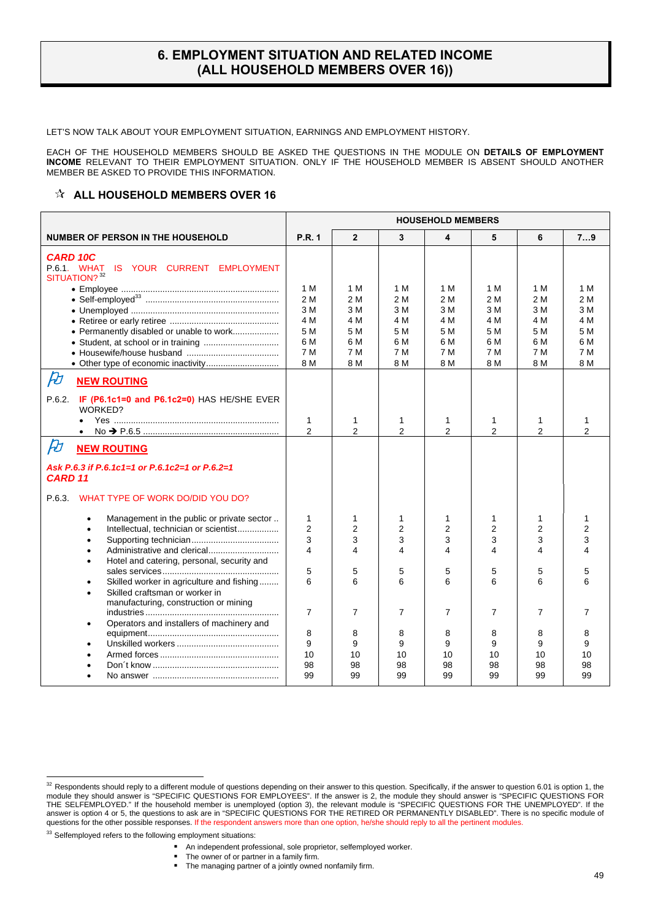# 6. EMPLOYMENT SITUATION AND RELATED INCOME (ALL HOUSEHOLD MEMBERS OVER 16))

LET'S NOW TALK ABOUT YOUR EMPLOYMENT SITUATION, EARNINGS AND EMPLOYMENT HISTORY.

EACH OF THE HOUSEHOLD MEMBERS SHOULD BE ASKED THE QUESTIONS IN THE MODULE ON **DETAILS OF EMPLOYMENT INCOME** RELEVANT TO THEIR EMPLOYMENT SITUATION. ONLY IF THE HOUSEHOLD MEMBER IS ABSENT SHOULD ANOTHER MEMBER BE ASKED TO PROVIDE THIS INFORMATION.

## ✰ ALL HOUSEHOLD MEMBERS OVER 16

| | HOUSEHOLD MEMBERS | | | | | | |
|---|---|---|---|---|---|---|---|
| **NUMBER OF PERSON IN THE HOUSEHOLD** | **P.R. 1** | **2** | **3** | **4** | **5** | **6** | **7…9** |
| ***CARD 10C*** P.6.1. WHAT IS YOUR CURRENT EMPLOYMENT SITUATION?[32] | | | | | | | |
| • Employee | 1 M | 1 M | 1 M | 1 M | 1 M | 1 M | 1 M |
| • Self-employed[33] | 2 M | 2 M | 2 M | 2 M | 2 M | 2 M | 2 M |
| • Unemployed | 3 M | 3 M | 3 M | 3 M | 3 M | 3 M | 3 M |
| • Retiree or early retiree | 4 M | 4 M | 4 M | 4 M | 4 M | 4 M | 4 M |
| • Permanently disabled or unable to work | 5 M | 5 M | 5 M | 5 M | 5 M | 5 M | 5 M |
| • Student, at school or in training | 6 M | 6 M | 6 M | 6 M | 6 M | 6 M | 6 M |
| • Housewife/house husband | 7 M | 7 M | 7 M | 7 M | 7 M | 7 M | 7 M |
| • Other type of economic inactivity | 8 M | 8 M | 8 M | 8 M | 8 M | 8 M | 8 M |
| **NEW ROUTING** | | | | | | | |
| P.6.2. **IF (P6.1c1=0 and P6.1c2=0)** HAS HE/SHE EVER WORKED? | | | | | | | |
| • Yes | 1 | 1 | 1 | 1 | 1 | 1 | 1 |
| • No ➔ P.6.5 | 2 | 2 | 2 | 2 | 2 | 2 | 2 |
| **NEW ROUTING** | | | | | | | |
| ***Ask P.6.3 if P.6.1c1=1 or P.6.1c2=1 or P.6.2=1*** ***CARD 11*** | | | | | | | |
| P.6.3. WHAT TYPE OF WORK DO/DID YOU DO? | | | | | | | |
| • Management in the public or private sector | 1 | 1 | 1 | 1 | 1 | 1 | 1 |
| • Intellectual, technician or scientist | 2 | 2 | 2 | 2 | 2 | 2 | 2 |
| • Supporting technician | 3 | 3 | 3 | 3 | 3 | 3 | 3 |
| • Administrative and clerical | 4 | 4 | 4 | 4 | 4 | 4 | 4 |
| • Hotel and catering, personal, security and sales services | 5 | 5 | 5 | 5 | 5 | 5 | 5 |
| • Skilled worker in agriculture and fishing | 6 | 6 | 6 | 6 | 6 | 6 | 6 |
| • Skilled craftsman or worker in manufacturing, construction or mining industries | 7 | 7 | 7 | 7 | 7 | 7 | 7 |
| • Operators and installers of machinery and equipment | 8 | 8 | 8 | 8 | 8 | 8 | 8 |
| • Unskilled workers | 9 | 9 | 9 | 9 | 9 | 9 | 9 |
| • Armed forces | 10 | 10 | 10 | 10 | 10 | 10 | 10 |
| • Don´t know | 98 | 98 | 98 | 98 | 98 | 98 | 98 |
| • No answer | 99 | 99 | 99 | 99 | 99 | 99 | 99 |

[32] Respondents should reply to a different module of questions depending on their answer to this question. Specifically, if the answer to question 6.01 is option 1, the module they should answer is "SPECIFIC QUESTIONS FOR EMPLOYEES". If the answer is 2, the module they should answer is "SPECIFIC QUESTIONS FOR THE SELFEMPLOYED." If the household member is unemployed (option 3), the relevant module is "SPECIFIC QUESTIONS FOR THE UNEMPLOYED". If the answer is option 4 or 5, the questions to ask are in "SPECIFIC QUESTIONS FOR THE RETIRED OR PERMANENTLY DISABLED". There is no specific module of questions for the other possible responses. If the respondent answers more than one option, he/she should reply to all the pertinent modules.

[33] Selfemployed refers to the following employment situations:

- An independent professional, sole proprietor, selfemployed worker.
- The owner of or partner in a family firm.
- The managing partner of a jointly owned nonfamily firm.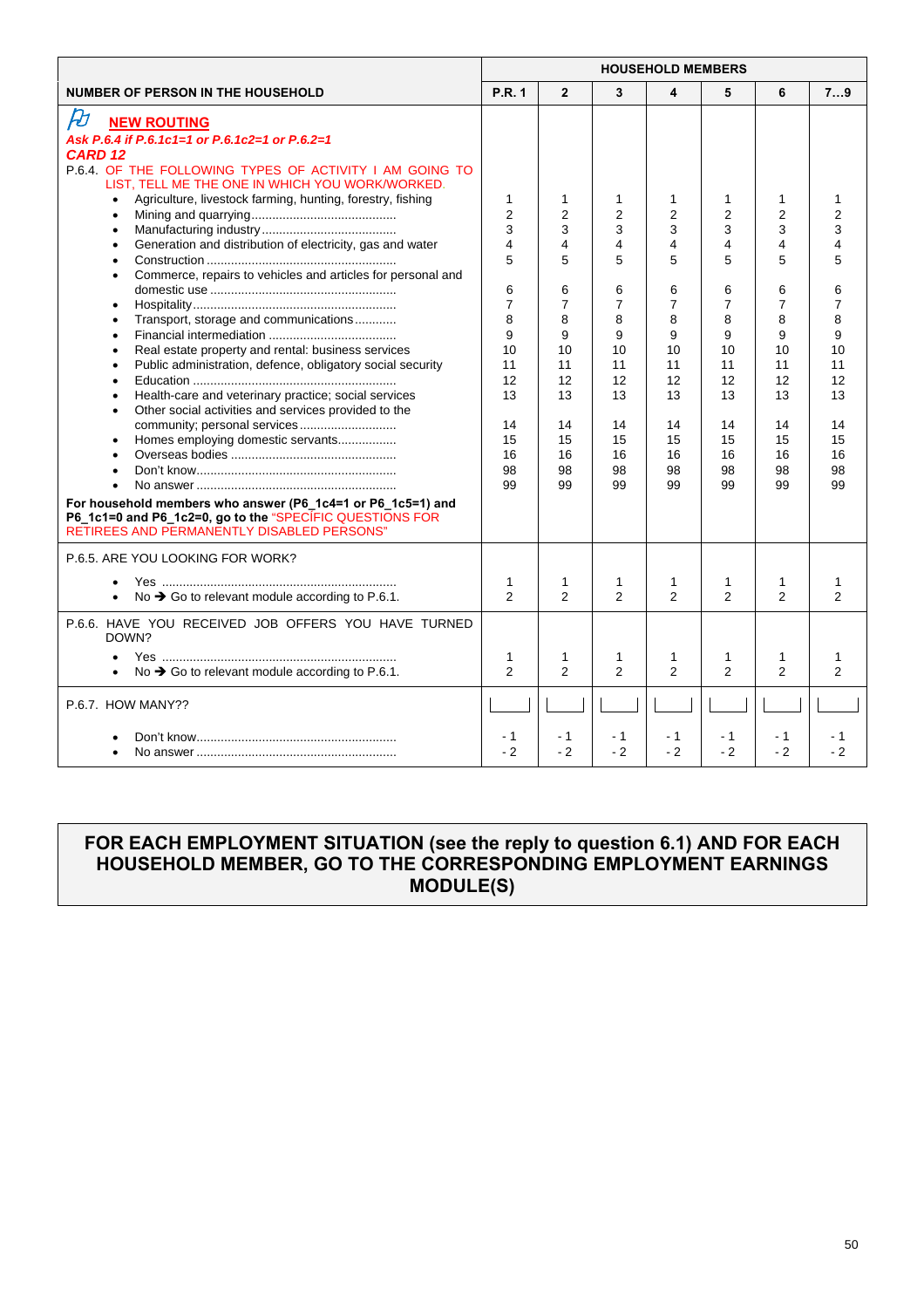| NUMBER OF PERSON IN THE HOUSEHOLD | HOUSEHOLD MEMBERS | | | | | | |
|---|---|---|---|---|---|---|---|
| | P.R. 1 | 2 | 3 | 4 | 5 | 6 | 7…9 |
| **NEW ROUTING** *Ask P.6.4 if P.6.1c1=1 or P.6.1c2=1 or P.6.2=1* ***CARD 12*** P.6.4. OF THE FOLLOWING TYPES OF ACTIVITY I AM GOING TO LIST, TELL ME THE ONE IN WHICH YOU WORK/WORKED. | | | | | | | |
| • Agriculture, livestock farming, hunting, forestry, fishing | 1 | 1 | 1 | 1 | 1 | 1 | 1 |
| • Mining and quarrying | 2 | 2 | 2 | 2 | 2 | 2 | 2 |
| • Manufacturing industry | 3 | 3 | 3 | 3 | 3 | 3 | 3 |
| • Generation and distribution of electricity, gas and water | 4 | 4 | 4 | 4 | 4 | 4 | 4 |
| • Construction | 5 | 5 | 5 | 5 | 5 | 5 | 5 |
| • Commerce, repairs to vehicles and articles for personal and domestic use | 6 | 6 | 6 | 6 | 6 | 6 | 6 |
| • Hospitality | 7 | 7 | 7 | 7 | 7 | 7 | 7 |
| • Transport, storage and communications | 8 | 8 | 8 | 8 | 8 | 8 | 8 |
| • Financial intermediation | 9 | 9 | 9 | 9 | 9 | 9 | 9 |
| • Real estate property and rental: business services | 10 | 10 | 10 | 10 | 10 | 10 | 10 |
| • Public administration, defence, obligatory social security | 11 | 11 | 11 | 11 | 11 | 11 | 11 |
| • Education | 12 | 12 | 12 | 12 | 12 | 12 | 12 |
| • Health-care and veterinary practice; social services | 13 | 13 | 13 | 13 | 13 | 13 | 13 |
| • Other social activities and services provided to the community; personal services | 14 | 14 | 14 | 14 | 14 | 14 | 14 |
| • Homes employing domestic servants | 15 | 15 | 15 | 15 | 15 | 15 | 15 |
| • Overseas bodies | 16 | 16 | 16 | 16 | 16 | 16 | 16 |
| • Don't know | 98 | 98 | 98 | 98 | 98 | 98 | 98 |
| • No answer | 99 | 99 | 99 | 99 | 99 | 99 | 99 |
| **For household members who answer (P6_1c4=1 or P6_1c5=1) and P6_1c1=0 and P6_1c2=0, go to the** "SPECIFIC QUESTIONS FOR RETIREES AND PERMANENTLY DISABLED PERSONS" | | | | | | | |
| P.6.5. ARE YOU LOOKING FOR WORK? | | | | | | | |
| • Yes | 1 | 1 | 1 | 1 | 1 | 1 | 1 |
| • No → Go to relevant module according to P.6.1. | 2 | 2 | 2 | 2 | 2 | 2 | 2 |
| P.6.6. HAVE YOU RECEIVED JOB OFFERS YOU HAVE TURNED DOWN? | | | | | | | |
| • Yes | 1 | 1 | 1 | 1 | 1 | 1 | 1 |
| • No → Go to relevant module according to P.6.1. | 2 | 2 | 2 | 2 | 2 | 2 | 2 |
| P.6.7. HOW MANY?? | | | | | | | |
| • Don't know | - 1 | - 1 | - 1 | - 1 | - 1 | - 1 | - 1 |
| • No answer | - 2 | - 2 | - 2 | - 2 | - 2 | - 2 | - 2 |

**FOR EACH EMPLOYMENT SITUATION (see the reply to question 6.1) AND FOR EACH HOUSEHOLD MEMBER, GO TO THE CORRESPONDING EMPLOYMENT EARNINGS MODULE(S)**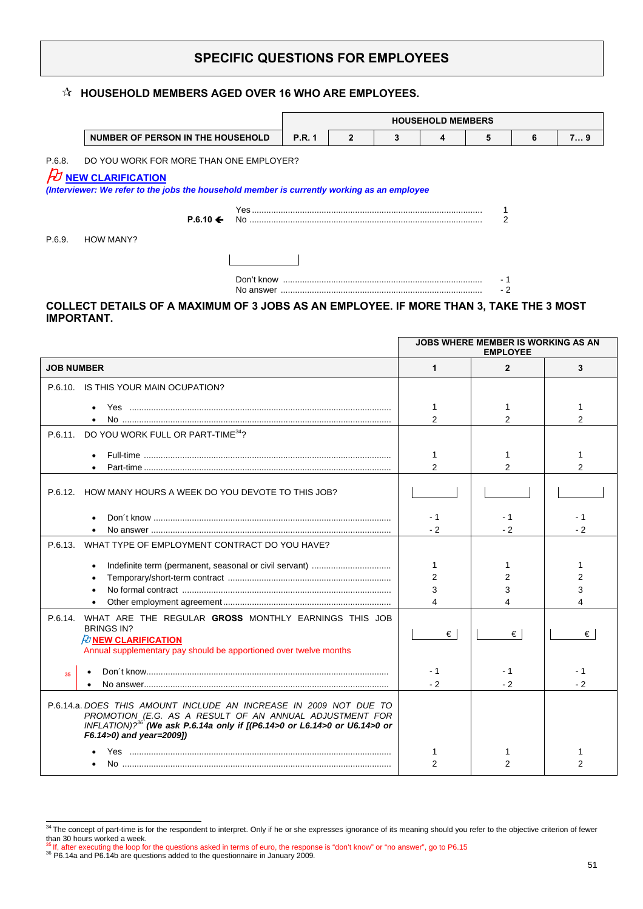# SPECIFIC QUESTIONS FOR EMPLOYEES

## ☆ HOUSEHOLD MEMBERS AGED OVER 16 WHO ARE EMPLOYEES.

| | HOUSEHOLD MEMBERS | | | | | | |
|---|---|---|---|---|---|---|---|
| NUMBER OF PERSON IN THE HOUSEHOLD | P.R. 1 | 2 | 3 | 4 | 5 | 6 | 7… 9 |

P.6.8. DO YOU WORK FOR MORE THAN ONE EMPLOYER?

**NEW CLARIFICATION**

*(Interviewer: We refer to the jobs the household member is currently working as an employee*

Yes .......... 1

**P.6.10 ←** No .......... 2

P.6.9. HOW MANY?

[ ]

Don't know .......... - 1

No answer .......... - 2

**COLLECT DETAILS OF A MAXIMUM OF 3 JOBS AS AN EMPLOYEE. IF MORE THAN 3, TAKE THE 3 MOST IMPORTANT.**

| | JOBS WHERE MEMBER IS WORKING AS AN EMPLOYEE | | |
|---|---|---|---|
| **JOB NUMBER** | **1** | **2** | **3** |
| P.6.10. IS THIS YOUR MAIN OCUPATION? | | | |
| • Yes .......... | 1 | 1 | 1 |
| • No .......... | 2 | 2 | 2 |
| P.6.11. DO YOU WORK FULL OR PART-TIME[34]? | | | |
| • Full-time .......... | 1 | 1 | 1 |
| • Part-time .......... | 2 | 2 | 2 |
| P.6.12. HOW MANY HOURS A WEEK DO YOU DEVOTE TO THIS JOB? | [ ] | [ ] | [ ] |
| • Don´t know .......... | - 1 | - 1 | - 1 |
| • No answer .......... | - 2 | - 2 | - 2 |
| P.6.13. WHAT TYPE OF EMPLOYMENT CONTRACT DO YOU HAVE? | | | |
| • Indefinite term (permanent, seasonal or civil servant) .......... | 1 | 1 | 1 |
| • Temporary/short-term contract .......... | 2 | 2 | 2 |
| • No formal contract .......... | 3 | 3 | 3 |
| • Other employment agreement .......... | 4 | 4 | 4 |
| P.6.14. WHAT ARE THE REGULAR **GROSS** MONTHLY EARNINGS THIS JOB BRINGS IN? **NEW CLARIFICATION** Annual supplementary pay should be apportioned over twelve months | € | € | € |
| [35] • Don´t know .......... | - 1 | - 1 | - 1 |
| • No answer .......... | - 2 | - 2 | - 2 |
| P.6.14.a. *DOES THIS AMOUNT INCLUDE AN INCREASE IN 2009 NOT DUE TO PROMOTION (E.G. AS A RESULT OF AN ANNUAL ADJUSTMENT FOR INFLATION)?[36]* ***(We ask P.6.14a only if [(P6.14>0 or L6.14>0 or U6.14>0 or F6.14>0) and year=2009])*** | | | |
| • Yes .......... | 1 | 1 | 1 |
| • No .......... | 2 | 2 | 2 |

---

[34] The concept of part-time is for the respondent to interpret. Only if he or she expresses ignorance of its meaning should you refer to the objective criterion of fewer than 30 hours worked a week.

[35] If, after executing the loop for the questions asked in terms of euro, the response is "don't know" or "no answer", go to P6.15

[36] P6.14a and P6.14b are questions added to the questionnaire in January 2009.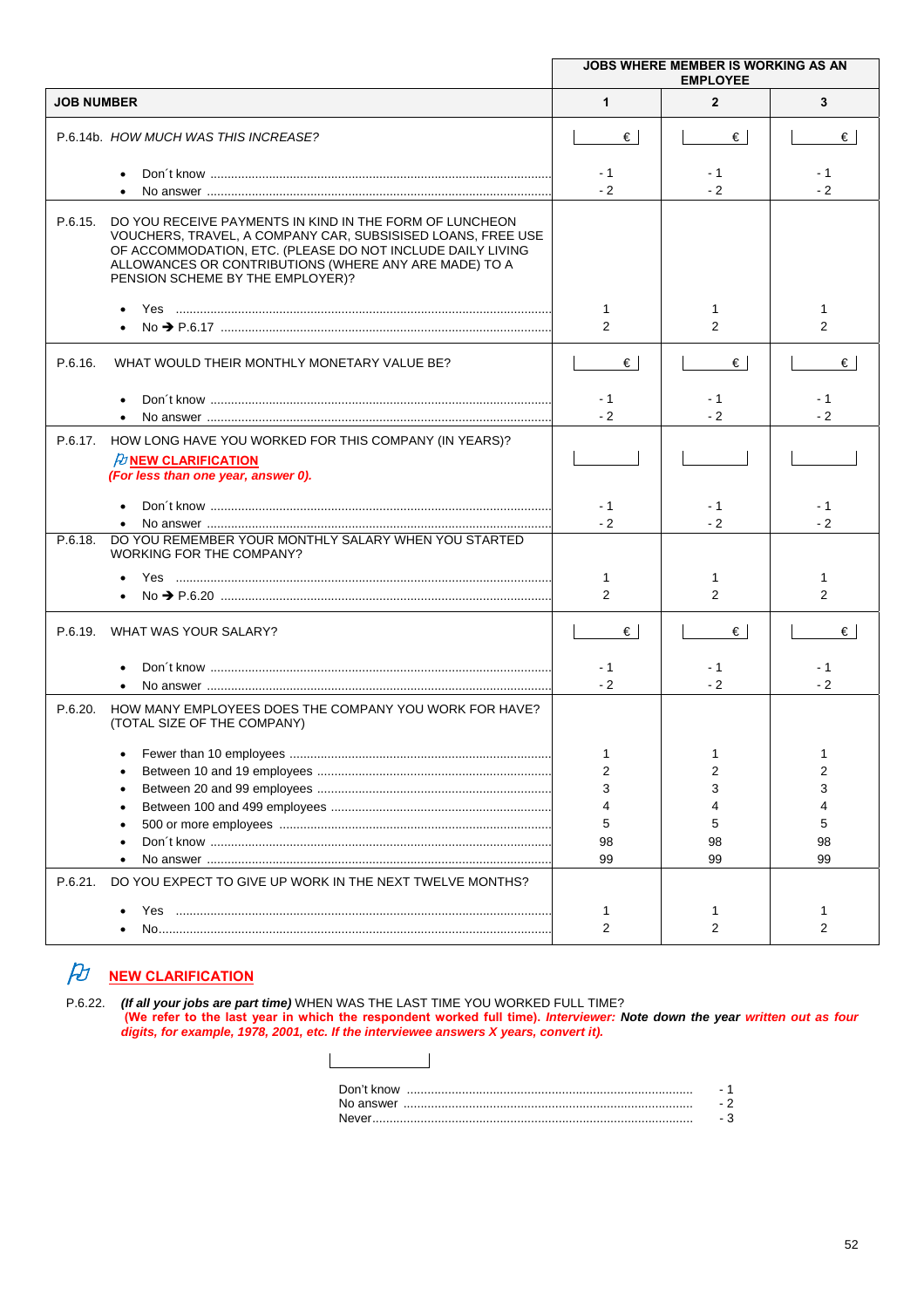| | JOBS WHERE MEMBER IS WORKING AS AN EMPLOYEE | | |
|---|---|---|---|
| **JOB NUMBER** | **1** | **2** | **3** |
| P.6.14b. *HOW MUCH WAS THIS INCREASE?* | € | € | € |
| • Don´t know | - 1 | - 1 | - 1 |
| • No answer | - 2 | - 2 | - 2 |
| P.6.15. DO YOU RECEIVE PAYMENTS IN KIND IN THE FORM OF LUNCHEON VOUCHERS, TRAVEL, A COMPANY CAR, SUBSISISED LOANS, FREE USE OF ACCOMMODATION, ETC. (PLEASE DO NOT INCLUDE DAILY LIVING ALLOWANCES OR CONTRIBUTIONS (WHERE ANY ARE MADE) TO A PENSION SCHEME BY THE EMPLOYER)? | | | |
| • Yes | 1 | 1 | 1 |
| • No → P.6.17 | 2 | 2 | 2 |
| P.6.16. WHAT WOULD THEIR MONTHLY MONETARY VALUE BE? | € | € | € |
| • Don´t know | - 1 | - 1 | - 1 |
| • No answer | - 2 | - 2 | - 2 |
| P.6.17. HOW LONG HAVE YOU WORKED FOR THIS COMPANY (IN YEARS)? **NEW CLARIFICATION** ***(For less than one year, answer 0).*** | | | |
| • Don´t know | - 1 | - 1 | - 1 |
| • No answer | - 2 | - 2 | - 2 |
| P.6.18. DO YOU REMEMBER YOUR MONTHLY SALARY WHEN YOU STARTED WORKING FOR THE COMPANY? | | | |
| • Yes | 1 | 1 | 1 |
| • No → P.6.20 | 2 | 2 | 2 |
| P.6.19. WHAT WAS YOUR SALARY? | € | € | € |
| • Don´t know | - 1 | - 1 | - 1 |
| • No answer | - 2 | - 2 | - 2 |
| P.6.20. HOW MANY EMPLOYEES DOES THE COMPANY YOU WORK FOR HAVE? (TOTAL SIZE OF THE COMPANY) | | | |
| • Fewer than 10 employees | 1 | 1 | 1 |
| • Between 10 and 19 employees | 2 | 2 | 2 |
| • Between 20 and 99 employees | 3 | 3 | 3 |
| • Between 100 and 499 employees | 4 | 4 | 4 |
| • 500 or more employees | 5 | 5 | 5 |
| • Don´t know | 98 | 98 | 98 |
| • No answer | 99 | 99 | 99 |
| P.6.21. DO YOU EXPECT TO GIVE UP WORK IN THE NEXT TWELVE MONTHS? | | | |
| • Yes | 1 | 1 | 1 |
| • No | 2 | 2 | 2 |

**NEW CLARIFICATION**

P.6.22. ***(If all your jobs are part time)*** WHEN WAS THE LAST TIME YOU WORKED FULL TIME?
***(We refer to the last year in which the respondent worked full time). Interviewer: Note down the year written out as four digits, for example, 1978, 2001, etc. If the interviewee answers X years, convert it).***

| | |
|---|---|
| Don't know | - 1 |
| No answer | - 2 |
| Never | - 3 |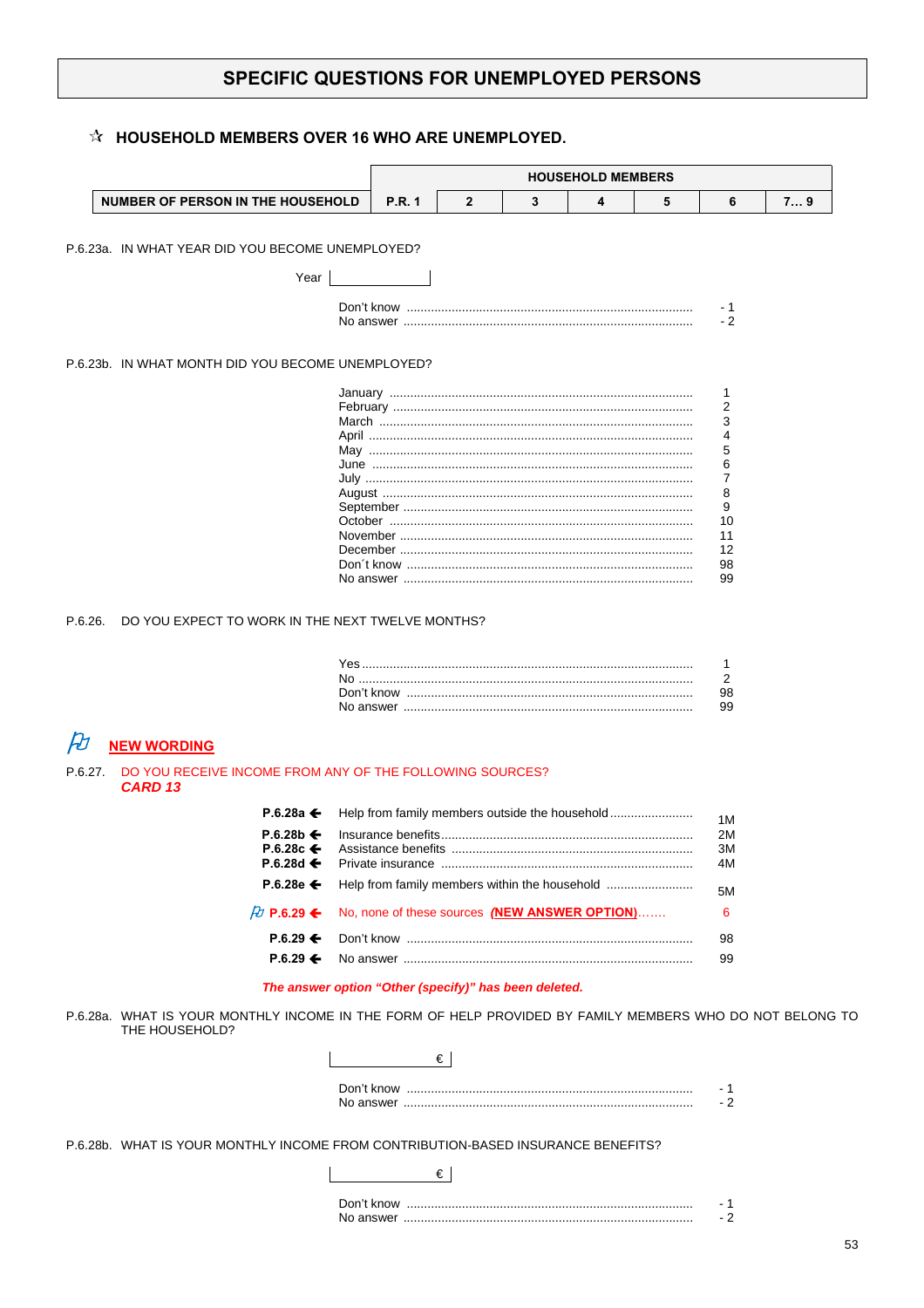# SPECIFIC QUESTIONS FOR UNEMPLOYED PERSONS

## ☆ HOUSEHOLD MEMBERS OVER 16 WHO ARE UNEMPLOYED.

| | HOUSEHOLD MEMBERS | | | | | | |
|---|---|---|---|---|---|---|---|
| **NUMBER OF PERSON IN THE HOUSEHOLD** | **P.R. 1** | **2** | **3** | **4** | **5** | **6** | **7… 9** |

P.6.23a. IN WHAT YEAR DID YOU BECOME UNEMPLOYED?

Year |____________|

| | |
|---|---|
| Don't know | - 1 |
| No answer | - 2 |

P.6.23b. IN WHAT MONTH DID YOU BECOME UNEMPLOYED?

| | |
|---|---|
| January | 1 |
| February | 2 |
| March | 3 |
| April | 4 |
| May | 5 |
| June | 6 |
| July | 7 |
| August | 8 |
| September | 9 |
| October | 10 |
| November | 11 |
| December | 12 |
| Don´t know | 98 |
| No answer | 99 |

P.6.26. DO YOU EXPECT TO WORK IN THE NEXT TWELVE MONTHS?

| | |
|---|---|
| Yes | 1 |
| No | 2 |
| Don't know | 98 |
| No answer | 99 |

**NEW WORDING**

P.6.27. DO YOU RECEIVE INCOME FROM ANY OF THE FOLLOWING SOURCES?
***CARD 13***

| | | |
|---|---|---|
| **P.6.28a ←** | Help from family members outside the household | 1M |
| **P.6.28b ←** | Insurance benefits | 2M |
| **P.6.28c ←** | Assistance benefits | 3M |
| **P.6.28d ←** | Private insurance | 4M |
| **P.6.28e ←** | Help from family members within the household | 5M |
| **P.6.29 ←** | No, none of these sources **(NEW ANSWER OPTION)** | 6 |
| **P.6.29 ←** | Don't know | 98 |
| **P.6.29 ←** | No answer | 99 |

***The answer option "Other (specify)" has been deleted.***

P.6.28a. WHAT IS YOUR MONTHLY INCOME IN THE FORM OF HELP PROVIDED BY FAMILY MEMBERS WHO DO NOT BELONG TO THE HOUSEHOLD?

|____________ € |

| | |
|---|---|
| Don't know | - 1 |
| No answer | - 2 |

P.6.28b. WHAT IS YOUR MONTHLY INCOME FROM CONTRIBUTION-BASED INSURANCE BENEFITS?

|____________ € |

| | |
|---|---|
| Don't know | - 1 |
| No answer | - 2 |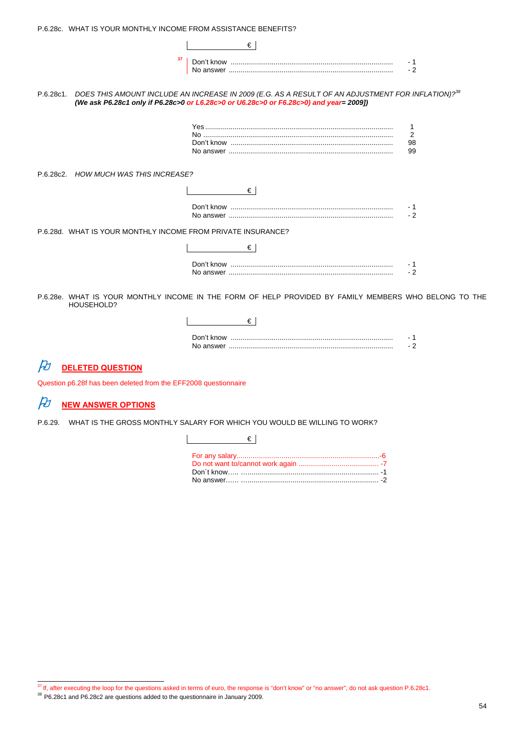P.6.28c. WHAT IS YOUR MONTHLY INCOME FROM ASSISTANCE BENEFITS?

|  | € |

[37]

| | |
|---|---|
| Don't know | - 1 |
| No answer | - 2 |

P.6.28c1. *DOES THIS AMOUNT INCLUDE AN INCREASE IN 2009 (E.G. AS A RESULT OF AN ADJUSTMENT FOR INFLATION)?*[38]
***(We ask P6.28c1 only if P6.28c>0 or L6.28c>0 or U6.28c>0 or F6.28c>0) and year= 2009])***

| | |
|---|---|
| Yes | 1 |
| No | 2 |
| Don't know | 98 |
| No answer | 99 |

P.6.28c2. *HOW MUCH WAS THIS INCREASE?*

|  | € |

| | |
|---|---|
| Don't know | - 1 |
| No answer | - 2 |

P.6.28d. WHAT IS YOUR MONTHLY INCOME FROM PRIVATE INSURANCE?

|  | € |

| | |
|---|---|
| Don't know | - 1 |
| No answer | - 2 |

P.6.28e. WHAT IS YOUR MONTHLY INCOME IN THE FORM OF HELP PROVIDED BY FAMILY MEMBERS WHO BELONG TO THE HOUSEHOLD?

|  | € |

| | |
|---|---|
| Don't know | - 1 |
| No answer | - 2 |

**DELETED QUESTION**

Question p6.28f has been deleted from the EFF2008 questionnaire

**NEW ANSWER OPTIONS**

P.6.29. WHAT IS THE GROSS MONTHLY SALARY FOR WHICH YOU WOULD BE WILLING TO WORK?

|  | € |

| | |
|---|---|
| For any salary | -6 |
| Do not want to/cannot work again | -7 |
| Don´t know | -1 |
| No answer | -2 |

[37] If, after executing the loop for the questions asked in terms of euro, the response is "don't know" or "no answer", do not ask question P.6.28c1.

[38] P6.28c1 and P6.28c2 are questions added to the questionnaire in January 2009.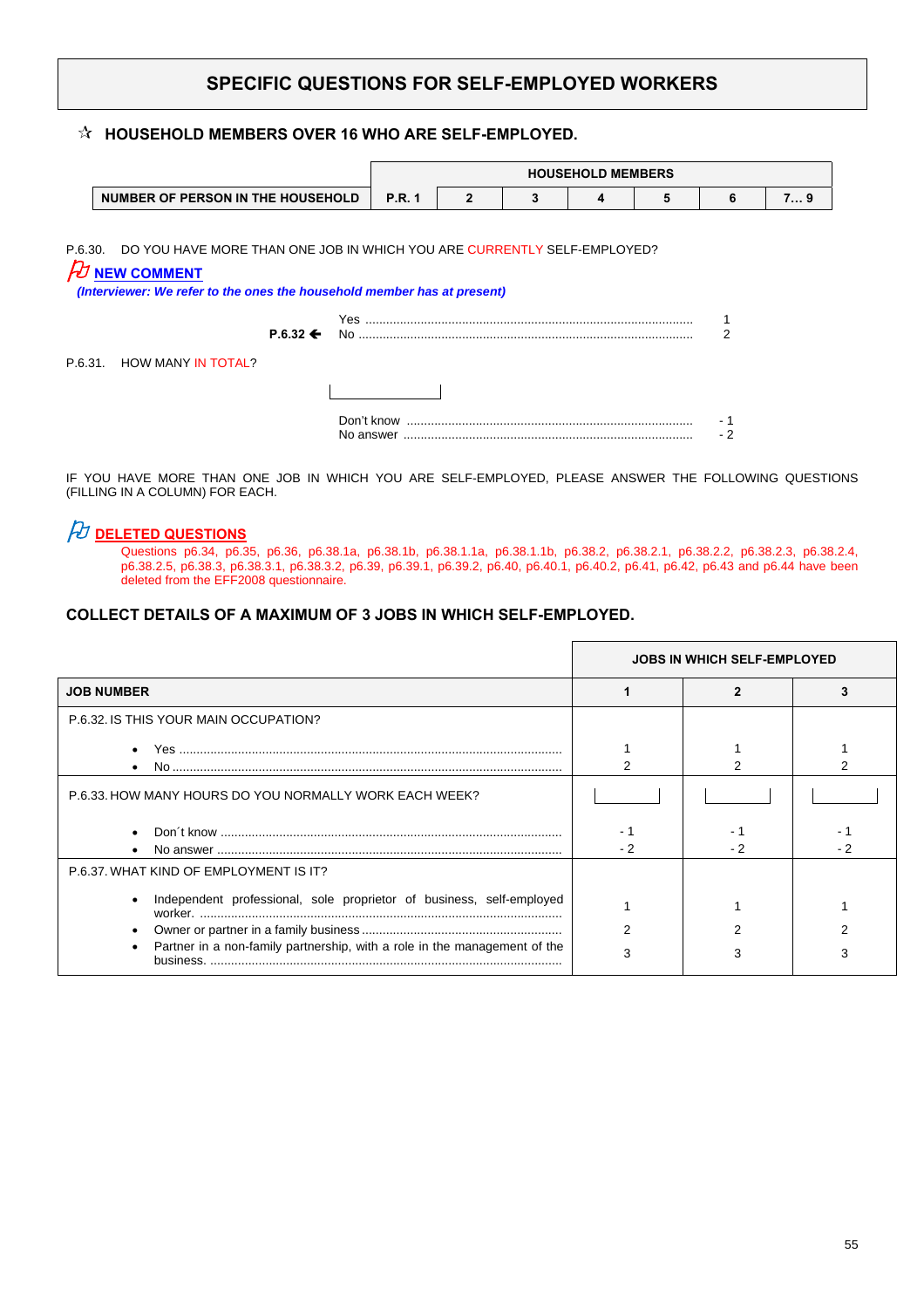# SPECIFIC QUESTIONS FOR SELF-EMPLOYED WORKERS

## ☆ HOUSEHOLD MEMBERS OVER 16 WHO ARE SELF-EMPLOYED.

| | HOUSEHOLD MEMBERS | | | | | | |
|---|---|---|---|---|---|---|---|
| **NUMBER OF PERSON IN THE HOUSEHOLD** | **P.R. 1** | **2** | **3** | **4** | **5** | **6** | **7… 9** |

P.6.30. DO YOU HAVE MORE THAN ONE JOB IN WHICH YOU ARE CURRENTLY SELF-EMPLOYED?

**NEW COMMENT**

***(Interviewer: We refer to the ones the household member has at present)***

| | | |
|---|---|---|
| | Yes ........................................ | 1 |
| P.6.32 ← | No ........................................ | 2 |

P.6.31. HOW MANY IN TOTAL?

[ ]

| | |
|---|---|
| Don't know ........................................ | - 1 |
| No answer ........................................ | - 2 |

IF YOU HAVE MORE THAN ONE JOB IN WHICH YOU ARE SELF-EMPLOYED, PLEASE ANSWER THE FOLLOWING QUESTIONS (FILLING IN A COLUMN) FOR EACH.

**DELETED QUESTIONS**

Questions p6.34, p6.35, p6.36, p6.38.1a, p6.38.1b, p6.38.1.1a, p6.38.1.1b, p6.38.2, p6.38.2.1, p6.38.2.2, p6.38.2.3, p6.38.2.4, p6.38.2.5, p6.38.3, p6.38.3.1, p6.38.3.2, p6.39, p6.39.1, p6.39.2, p6.40, p6.40.1, p6.40.2, p6.41, p6.42, p6.43 and p6.44 have been deleted from the EFF2008 questionnaire.

### COLLECT DETAILS OF A MAXIMUM OF 3 JOBS IN WHICH SELF-EMPLOYED.

| | JOBS IN WHICH SELF-EMPLOYED | | |
|---|---|---|---|
| **JOB NUMBER** | **1** | **2** | **3** |
| P.6.32. IS THIS YOUR MAIN OCCUPATION? | | | |
| • Yes ........................................ | 1 | 1 | 1 |
| • No ........................................ | 2 | 2 | 2 |
| P.6.33. HOW MANY HOURS DO YOU NORMALLY WORK EACH WEEK? | [ ] | [ ] | [ ] |
| • Don´t know ........................................ | - 1 | - 1 | - 1 |
| • No answer ........................................ | - 2 | - 2 | - 2 |
| P.6.37. WHAT KIND OF EMPLOYMENT IS IT? | | | |
| • Independent professional, sole proprietor of business, self-employed worker. ........................................ | 1 | 1 | 1 |
| • Owner or partner in a family business ........................................ | 2 | 2 | 2 |
| • Partner in a non-family partnership, with a role in the management of the business. ........................................ | 3 | 3 | 3 |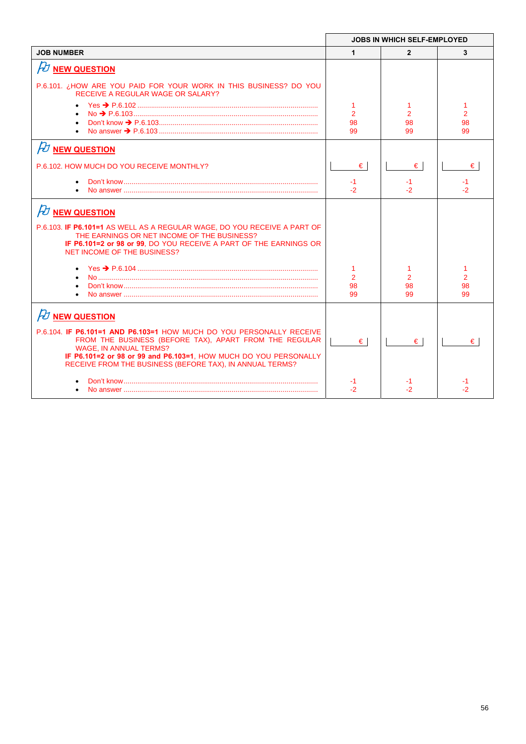| | JOBS IN WHICH SELF-EMPLOYED | | |
|---|---|---|---|
| **JOB NUMBER** | **1** | **2** | **3** |
| **NEW QUESTION**<br><br>P.6.101. ¿HOW ARE YOU PAID FOR YOUR WORK IN THIS BUSINESS? DO YOU RECEIVE A REGULAR WAGE OR SALARY?<br>• Yes ➔ P.6.102<br>• No ➔ P.6.103<br>• Don't know ➔ P.6.103<br>• No answer ➔ P.6.103 | <br><br><br>1<br>2<br>98<br>99 | <br><br><br>1<br>2<br>98<br>99 | <br><br><br>1<br>2<br>98<br>99 |
| **NEW QUESTION**<br><br>P.6.102. HOW MUCH DO YOU RECEIVE MONTHLY?<br>• Don't know<br>• No answer | <br><br>€<br>-1<br>-2 | <br><br>€<br>-1<br>-2 | <br><br>€<br>-1<br>-2 |
| **NEW QUESTION**<br><br>P.6.103. **IF P6.101=1** AS WELL AS A REGULAR WAGE, DO YOU RECEIVE A PART OF THE EARNINGS OR NET INCOME OF THE BUSINESS?<br>**IF P6.101=2 or 98 or 99**, DO YOU RECEIVE A PART OF THE EARNINGS OR NET INCOME OF THE BUSINESS?<br>• Yes ➔ P.6.104<br>• No<br>• Don't know<br>• No answer | <br><br><br><br>1<br>2<br>98<br>99 | <br><br><br><br>1<br>2<br>98<br>99 | <br><br><br><br>1<br>2<br>98<br>99 |
| **NEW QUESTION**<br><br>P.6.104. **IF P6.101=1 AND P6.103=1** HOW MUCH DO YOU PERSONALLY RECEIVE FROM THE BUSINESS (BEFORE TAX), APART FROM THE REGULAR WAGE, IN ANNUAL TERMS?<br>**IF P6.101=2 or 98 or 99 and P6.103=1**, HOW MUCH DO YOU PERSONALLY RECEIVE FROM THE BUSINESS (BEFORE TAX), IN ANNUAL TERMS?<br>• Don't know<br>• No answer | <br><br>€<br><br>-1<br>-2 | <br><br>€<br><br>-1<br>-2 | <br><br>€<br><br>-1<br>-2 |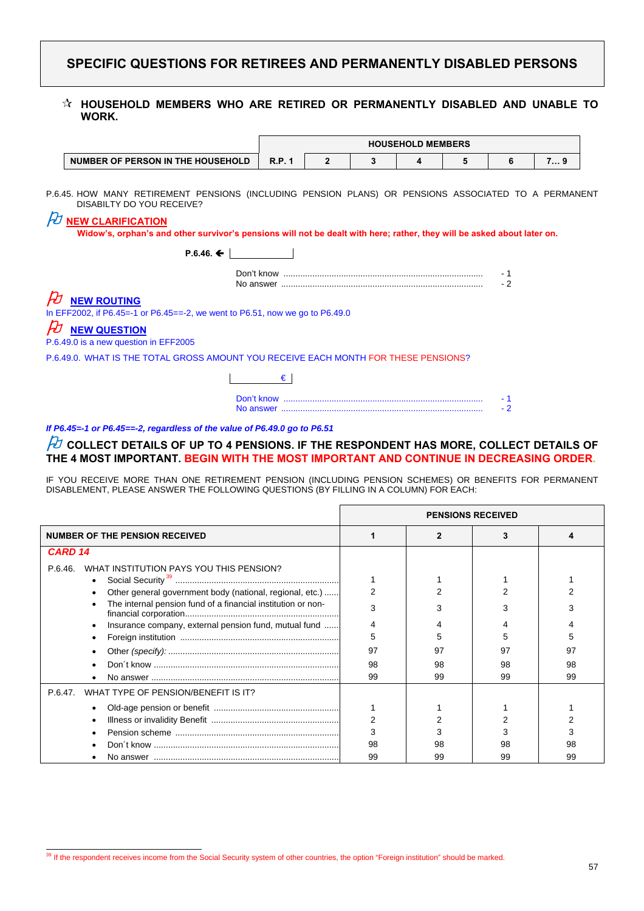# SPECIFIC QUESTIONS FOR RETIREES AND PERMANENTLY DISABLED PERSONS

## ☆ HOUSEHOLD MEMBERS WHO ARE RETIRED OR PERMANENTLY DISABLED AND UNABLE TO WORK.

| | HOUSEHOLD MEMBERS | | | | | |
|---|---|---|---|---|---|---|
| **NUMBER OF PERSON IN THE HOUSEHOLD** | **R.P. 1** | **2** | **3** | **4** | **5** | **6** | **7… 9** |

P.6.45. HOW MANY RETIREMENT PENSIONS (INCLUDING PENSION PLANS) OR PENSIONS ASSOCIATED TO A PERMANENT DISABILTY DO YOU RECEIVE?

**NEW CLARIFICATION**

**Widow's, orphan's and other survivor's pensions will not be dealt with here; rather, they will be asked about later on.**

**P.6.46.** ← |__________|

Don't know ........................................ - 1
No answer ........................................ - 2

**NEW ROUTING**

In EFF2002, if P6.45=-1 or P6.45==-2, we went to P6.51, now we go to P6.49.0

**NEW QUESTION**

P.6.49.0 is a new question in EFF2005

P.6.49.0. WHAT IS THE TOTAL GROSS AMOUNT YOU RECEIVE EACH MONTH FOR THESE PENSIONS?

|__________€|

Don't know ........................................ - 1
No answer ........................................ - 2

***If P6.45=-1 or P6.45==-2, regardless of the value of P6.49.0 go to P6.51***

**COLLECT DETAILS OF UP TO 4 PENSIONS. IF THE RESPONDENT HAS MORE, COLLECT DETAILS OF THE 4 MOST IMPORTANT. BEGIN WITH THE MOST IMPORTANT AND CONTINUE IN DECREASING ORDER.**

IF YOU RECEIVE MORE THAN ONE RETIREMENT PENSION (INCLUDING PENSION SCHEMES) OR BENEFITS FOR PERMANENT DISABLEMENT, PLEASE ANSWER THE FOLLOWING QUESTIONS (BY FILLING IN A COLUMN) FOR EACH:

| | PENSIONS RECEIVED | | | |
|---|---|---|---|---|
| **NUMBER OF THE PENSION RECEIVED** | **1** | **2** | **3** | **4** |
| ***CARD 14*** | | | | |
| P.6.46. WHAT INSTITUTION PAYS YOU THIS PENSION? | | | | |
| • Social Security[39] ........ | 1 | 1 | 1 | 1 |
| • Other general government body (national, regional, etc.) ...... | 2 | 2 | 2 | 2 |
| • The internal pension fund of a financial institution or non-financial corporation........ | 3 | 3 | 3 | 3 |
| • Insurance company, external pension fund, mutual fund ...... | 4 | 4 | 4 | 4 |
| • Foreign institution ........ | 5 | 5 | 5 | 5 |
| • Other *(specify)*: ........ | 97 | 97 | 97 | 97 |
| • Don´t know ........ | 98 | 98 | 98 | 98 |
| • No answer ........ | 99 | 99 | 99 | 99 |
| P.6.47. WHAT TYPE OF PENSION/BENEFIT IS IT? | | | | |
| • Old-age pension or benefit ........ | 1 | 1 | 1 | 1 |
| • Illness or invalidity Benefit ........ | 2 | 2 | 2 | 2 |
| • Pension scheme ........ | 3 | 3 | 3 | 3 |
| • Don´t know ........ | 98 | 98 | 98 | 98 |
| • No answer ........ | 99 | 99 | 99 | 99 |

[39] If the respondent receives income from the Social Security system of other countries, the option "Foreign institution" should be marked.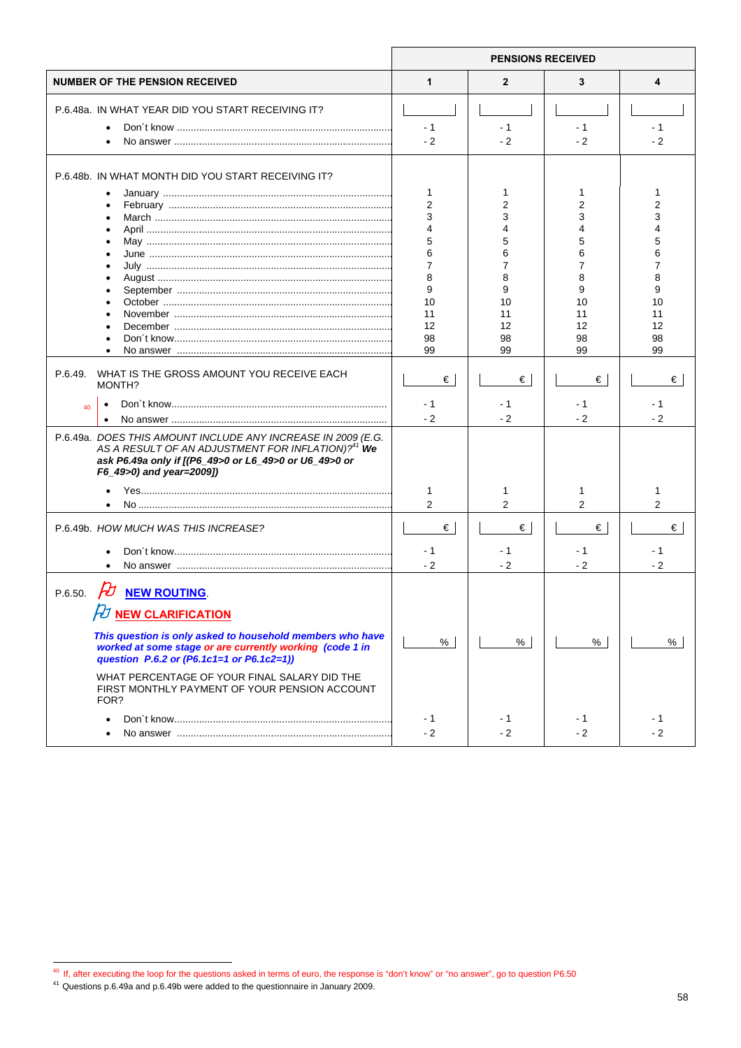| | PENSIONS RECEIVED | | | |
|---|---|---|---|---|
| **NUMBER OF THE PENSION RECEIVED** | **1** | **2** | **3** | **4** |
| P.6.48a. IN WHAT YEAR DID YOU START RECEIVING IT? | | | | |
| • Don´t know | - 1 | - 1 | - 1 | - 1 |
| • No answer | - 2 | - 2 | - 2 | - 2 |
| P.6.48b. IN WHAT MONTH DID YOU START RECEIVING IT? | | | | |
| • January | 1 | 1 | 1 | 1 |
| • February | 2 | 2 | 2 | 2 |
| • March | 3 | 3 | 3 | 3 |
| • April | 4 | 4 | 4 | 4 |
| • May | 5 | 5 | 5 | 5 |
| • June | 6 | 6 | 6 | 6 |
| • July | 7 | 7 | 7 | 7 |
| • August | 8 | 8 | 8 | 8 |
| • September | 9 | 9 | 9 | 9 |
| • October | 10 | 10 | 10 | 10 |
| • November | 11 | 11 | 11 | 11 |
| • December | 12 | 12 | 12 | 12 |
| • Don´t know | 98 | 98 | 98 | 98 |
| • No answer | 99 | 99 | 99 | 99 |
| P.6.49. WHAT IS THE GROSS AMOUNT YOU RECEIVE EACH MONTH? | € | € | € | € |
| [40] • Don´t know | - 1 | - 1 | - 1 | - 1 |
| • No answer | - 2 | - 2 | - 2 | - 2 |
| P.6.49a. *DOES THIS AMOUNT INCLUDE ANY INCREASE IN 2009 (E.G. AS A RESULT OF AN ADJUSTMENT FOR INFLATION)?*[41] ***We ask P6.49a only if [(P6_49>0 or L6_49>0 or U6_49>0 or F6_49>0) and year=2009])*** | | | | |
| • Yes | 1 | 1 | 1 | 1 |
| • No | 2 | 2 | 2 | 2 |
| P.6.49b. *HOW MUCH WAS THIS INCREASE?* | € | € | € | € |
| • Don´t know | - 1 | - 1 | - 1 | - 1 |
| • No answer | - 2 | - 2 | - 2 | - 2 |
| P.6.50. **NEW ROUTING**. **NEW CLARIFICATION** ***This question is only asked to household members who have worked at some stage or are currently working (code 1 in question P.6.2 or (P6.1c1=1 or P6.1c2=1))*** WHAT PERCENTAGE OF YOUR FINAL SALARY DID THE FIRST MONTHLY PAYMENT OF YOUR PENSION ACCOUNT FOR? | % | % | % | % |
| • Don´t know | - 1 | - 1 | - 1 | - 1 |
| • No answer | - 2 | - 2 | - 2 | - 2 |

[40] If, after executing the loop for the questions asked in terms of euro, the response is "don't know" or "no answer", go to question P6.50

[41] Questions p.6.49a and p.6.49b were added to the questionnaire in January 2009.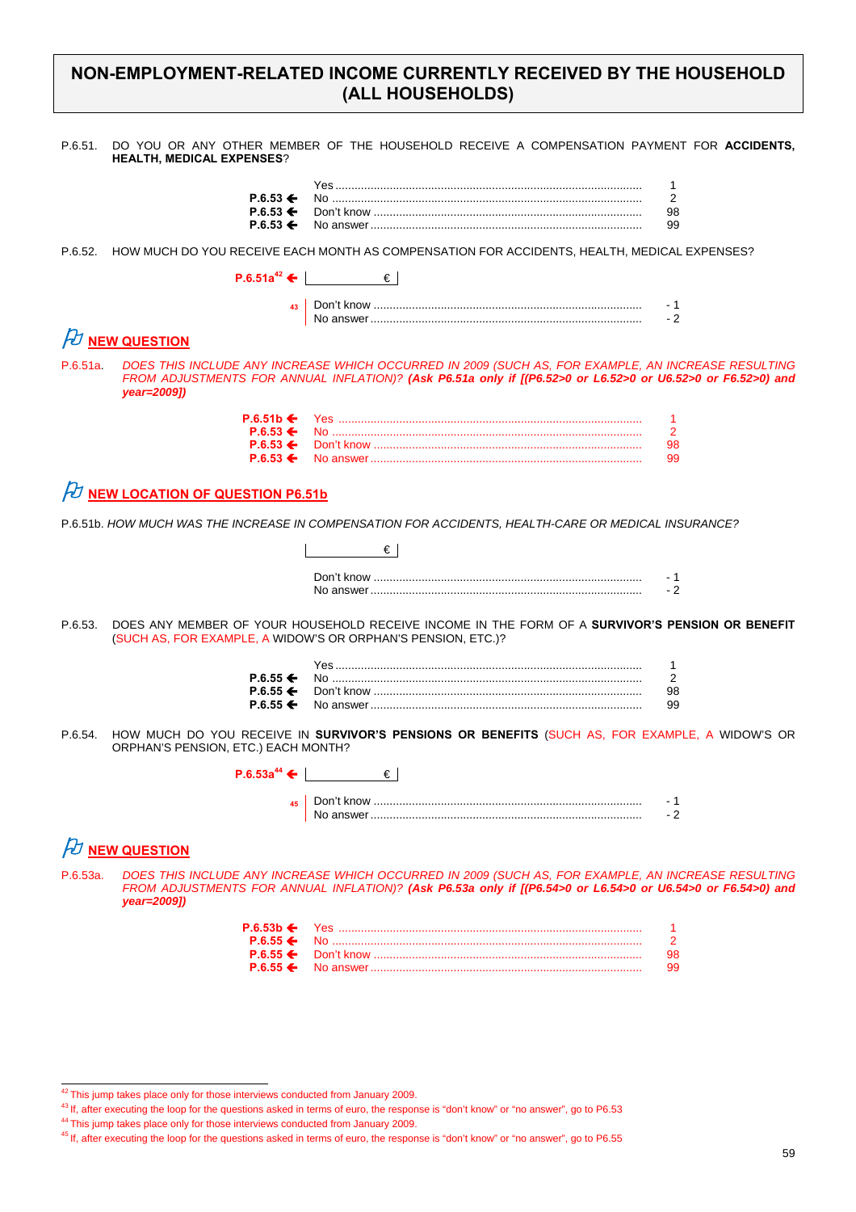## NON-EMPLOYMENT-RELATED INCOME CURRENTLY RECEIVED BY THE HOUSEHOLD (ALL HOUSEHOLDS)

P.6.51. DO YOU OR ANY OTHER MEMBER OF THE HOUSEHOLD RECEIVE A COMPENSATION PAYMENT FOR **ACCIDENTS, HEALTH, MEDICAL EXPENSES**?

| Jump | Answer | Code |
|---|---|---|
| | Yes | 1 |
| **P.6.53 ←** | No | 2 |
| **P.6.53 ←** | Don't know | 98 |
| **P.6.53 ←** | No answer | 99 |

P.6.52. HOW MUCH DO YOU RECEIVE EACH MONTH AS COMPENSATION FOR ACCIDENTS, HEALTH, MEDICAL EXPENSES?

**P.6.51a[42] ←** |__________ € |

[43]

| Answer | Code |
|---|---|
| Don't know | - 1 |
| No answer | - 2 |

### NEW QUESTION

P.6.51a. *DOES THIS INCLUDE ANY INCREASE WHICH OCCURRED IN 2009 (SUCH AS, FOR EXAMPLE, AN INCREASE RESULTING FROM ADJUSTMENTS FOR ANNUAL INFLATION)? **(Ask P6.51a only if [(P6.52>0 or L6.52>0 or U6.52>0 or F6.52>0) and year=2009])***

| Jump | Answer | Code |
|---|---|---|
| **P.6.51b ←** | Yes | 1 |
| **P.6.53 ←** | No | 2 |
| **P.6.53 ←** | Don't know | 98 |
| **P.6.53 ←** | No answer | 99 |

### NEW LOCATION OF QUESTION P6.51b

P.6.51b. *HOW MUCH WAS THE INCREASE IN COMPENSATION FOR ACCIDENTS, HEALTH-CARE OR MEDICAL INSURANCE?*

|__________ € |

| Answer | Code |
|---|---|
| Don't know | - 1 |
| No answer | - 2 |

P.6.53. DOES ANY MEMBER OF YOUR HOUSEHOLD RECEIVE INCOME IN THE FORM OF A **SURVIVOR'S PENSION OR BENEFIT** (SUCH AS, FOR EXAMPLE, A WIDOW'S OR ORPHAN'S PENSION, ETC.)?

| Jump | Answer | Code |
|---|---|---|
| | Yes | 1 |
| **P.6.55 ←** | No | 2 |
| **P.6.55 ←** | Don't know | 98 |
| **P.6.55 ←** | No answer | 99 |

P.6.54. HOW MUCH DO YOU RECEIVE IN **SURVIVOR'S PENSIONS OR BENEFITS** (SUCH AS, FOR EXAMPLE, A WIDOW'S OR ORPHAN'S PENSION, ETC.) EACH MONTH?

**P.6.53a[44] ←** |__________ € |

[45]

| Answer | Code |
|---|---|
| Don't know | - 1 |
| No answer | - 2 |

### NEW QUESTION

P.6.53a. *DOES THIS INCLUDE ANY INCREASE WHICH OCCURRED IN 2009 (SUCH AS, FOR EXAMPLE, AN INCREASE RESULTING FROM ADJUSTMENTS FOR ANNUAL INFLATION)? **(Ask P6.53a only if [(P6.54>0 or L6.54>0 or U6.54>0 or F6.54>0) and year=2009])***

| Jump | Answer | Code |
|---|---|---|
| **P.6.53b ←** | Yes | 1 |
| **P.6.55 ←** | No | 2 |
| **P.6.55 ←** | Don't know | 98 |
| **P.6.55 ←** | No answer | 99 |

---

[42] This jump takes place only for those interviews conducted from January 2009.

[43] If, after executing the loop for the questions asked in terms of euro, the response is "don't know" or "no answer", go to P6.53

[44] This jump takes place only for those interviews conducted from January 2009.

[45] If, after executing the loop for the questions asked in terms of euro, the response is "don't know" or "no answer", go to P6.55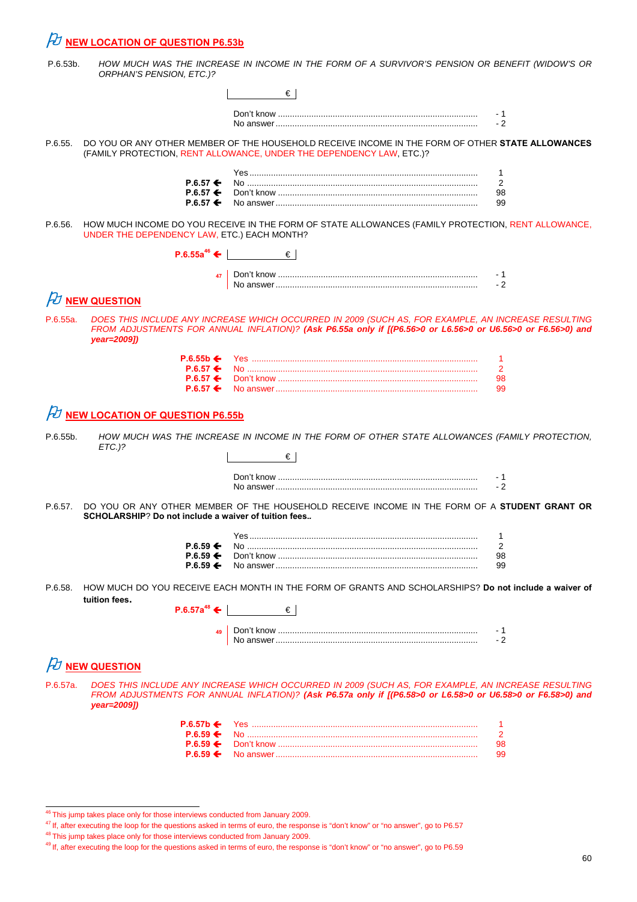## NEW LOCATION OF QUESTION P6.53b

P.6.53b. *HOW MUCH WAS THE INCREASE IN INCOME IN THE FORM OF A SURVIVOR'S PENSION OR BENEFIT (WIDOW'S OR ORPHAN'S PENSION, ETC.)?*

| | | € |
|---|---|---|
| | Don't know | - 1 |
| | No answer | - 2 |

P.6.55. DO YOU OR ANY OTHER MEMBER OF THE HOUSEHOLD RECEIVE INCOME IN THE FORM OF OTHER **STATE ALLOWANCES** (FAMILY PROTECTION, RENT ALLOWANCE, UNDER THE DEPENDENCY LAW, ETC.)?

| | | |
|---|---|---|
| | Yes | 1 |
| P.6.57 ← | No | 2 |
| P.6.57 ← | Don't know | 98 |
| P.6.57 ← | No answer | 99 |

P.6.56. HOW MUCH INCOME DO YOU RECEIVE IN THE FORM OF STATE ALLOWANCES (FAMILY PROTECTION, RENT ALLOWANCE, UNDER THE DEPENDENCY LAW, ETC.) EACH MONTH?

| | | |
|---|---|---|
| P.6.55a[46] ← | € | |
| [47] | Don't know | - 1 |
| | No answer | - 2 |

## NEW QUESTION

P.6.55a. *DOES THIS INCLUDE ANY INCREASE WHICH OCCURRED IN 2009 (SUCH AS, FOR EXAMPLE, AN INCREASE RESULTING FROM ADJUSTMENTS FOR ANNUAL INFLATION)?* ***(Ask P6.55a only if [(P6.56>0 or L6.56>0 or U6.56>0 or F6.56>0) and year=2009])***

| | | |
|---|---|---|
| P.6.55b ← | Yes | 1 |
| P.6.57 ← | No | 2 |
| P.6.57 ← | Don't know | 98 |
| P.6.57 ← | No answer | 99 |

## NEW LOCATION OF QUESTION P6.55b

P.6.55b. *HOW MUCH WAS THE INCREASE IN INCOME IN THE FORM OF OTHER STATE ALLOWANCES (FAMILY PROTECTION, ETC.)?*

| | | € |
|---|---|---|
| | Don't know | - 1 |
| | No answer | - 2 |

P.6.57. DO YOU OR ANY OTHER MEMBER OF THE HOUSEHOLD RECEIVE INCOME IN THE FORM OF A **STUDENT GRANT OR SCHOLARSHIP**? **Do not include a waiver of tuition fees..**

| | | |
|---|---|---|
| | Yes | 1 |
| P.6.59 ← | No | 2 |
| P.6.59 ← | Don't know | 98 |
| P.6.59 ← | No answer | 99 |

P.6.58. HOW MUCH DO YOU RECEIVE EACH MONTH IN THE FORM OF GRANTS AND SCHOLARSHIPS? **Do not include a waiver of tuition fees.**

| | | |
|---|---|---|
| P.6.57a[48] ← | € | |
| [49] | Don't know | - 1 |
| | No answer | - 2 |

## NEW QUESTION

P.6.57a. *DOES THIS INCLUDE ANY INCREASE WHICH OCCURRED IN 2009 (SUCH AS, FOR EXAMPLE, AN INCREASE RESULTING FROM ADJUSTMENTS FOR ANNUAL INFLATION)?* ***(Ask P6.57a only if [(P6.58>0 or L6.58>0 or U6.58>0 or F6.58>0) and year=2009])***

| | | |
|---|---|---|
| P.6.57b ← | Yes | 1 |
| P.6.59 ← | No | 2 |
| P.6.59 ← | Don't know | 98 |
| P.6.59 ← | No answer | 99 |

---

[46] This jump takes place only for those interviews conducted from January 2009.

[47] If, after executing the loop for the questions asked in terms of euro, the response is "don't know" or "no answer", go to P6.57

[48] This jump takes place only for those interviews conducted from January 2009.

[49] If, after executing the loop for the questions asked in terms of euro, the response is "don't know" or "no answer", go to P6.59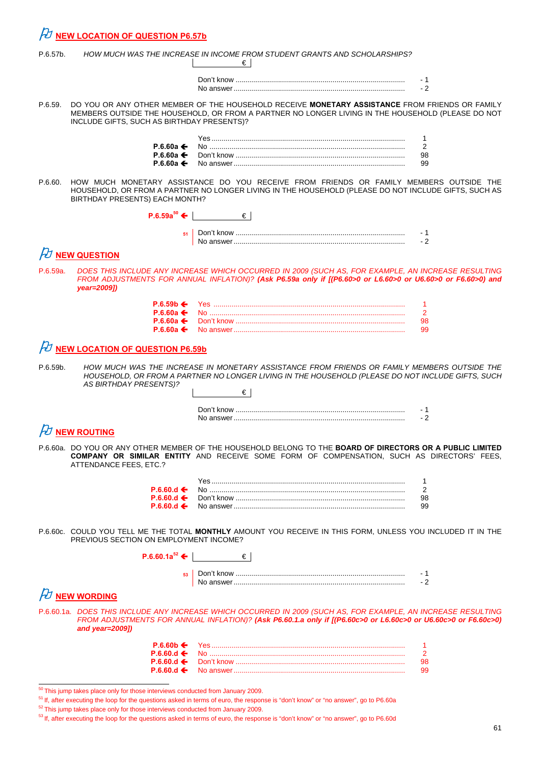## NEW LOCATION OF QUESTION P6.57b

P.6.57b. *HOW MUCH WAS THE INCREASE IN INCOME FROM STUDENT GRANTS AND SCHOLARSHIPS?*

| | € |
|---|---|

| | | |
|---|---|---|
| | Don't know | - 1 |
| | No answer | - 2 |

P.6.59. DO YOU OR ANY OTHER MEMBER OF THE HOUSEHOLD RECEIVE **MONETARY ASSISTANCE** FROM FRIENDS OR FAMILY MEMBERS OUTSIDE THE HOUSEHOLD, OR FROM A PARTNER NO LONGER LIVING IN THE HOUSEHOLD (PLEASE DO NOT INCLUDE GIFTS, SUCH AS BIRTHDAY PRESENTS)?

| | | |
|---|---|---|
| | Yes | 1 |
| **P.6.60a ←** | No | 2 |
| **P.6.60a ←** | Don't know | 98 |
| **P.6.60a ←** | No answer | 99 |

P.6.60. HOW MUCH MONETARY ASSISTANCE DO YOU RECEIVE FROM FRIENDS OR FAMILY MEMBERS OUTSIDE THE HOUSEHOLD, OR FROM A PARTNER NO LONGER LIVING IN THE HOUSEHOLD (PLEASE DO NOT INCLUDE GIFTS, SUCH AS BIRTHDAY PRESENTS) EACH MONTH?

**P.6.59a**[50] **←** | € |

| | | |
|---|---|---|
| [51] | Don't know | - 1 |
| | No answer | - 2 |

## NEW QUESTION

P.6.59a. *DOES THIS INCLUDE ANY INCREASE WHICH OCCURRED IN 2009 (SUCH AS, FOR EXAMPLE, AN INCREASE RESULTING FROM ADJUSTMENTS FOR ANNUAL INFLATION)? **(Ask P6.59a only if [(P6.60>0 or L6.60>0 or U6.60>0 or F6.60>0) and year=2009])***

| | | |
|---|---|---|
| **P.6.59b ←** | Yes | 1 |
| **P.6.60a ←** | No | 2 |
| **P.6.60a ←** | Don't know | 98 |
| **P.6.60a ←** | No answer | 99 |

## NEW LOCATION OF QUESTION P6.59b

P.6.59b. *HOW MUCH WAS THE INCREASE IN MONETARY ASSISTANCE FROM FRIENDS OR FAMILY MEMBERS OUTSIDE THE HOUSEHOLD, OR FROM A PARTNER NO LONGER LIVING IN THE HOUSEHOLD (PLEASE DO NOT INCLUDE GIFTS, SUCH AS BIRTHDAY PRESENTS)?*

| | € |
|---|---|

| | | |
|---|---|---|
| | Don't know | - 1 |
| | No answer | - 2 |

## NEW ROUTING

P.6.60a. DO YOU OR ANY OTHER MEMBER OF THE HOUSEHOLD BELONG TO THE **BOARD OF DIRECTORS OR A PUBLIC LIMITED COMPANY OR SIMILAR ENTITY** AND RECEIVE SOME FORM OF COMPENSATION, SUCH AS DIRECTORS' FEES, ATTENDANCE FEES, ETC.?

| | | |
|---|---|---|
| | Yes | 1 |
| **P.6.60.d ←** | No | 2 |
| **P.6.60.d ←** | Don't know | 98 |
| **P.6.60.d ←** | No answer | 99 |

P.6.60c. COULD YOU TELL ME THE TOTAL **MONTHLY** AMOUNT YOU RECEIVE IN THIS FORM, UNLESS YOU INCLUDED IT IN THE PREVIOUS SECTION ON EMPLOYMENT INCOME?

**P.6.60.1a**[52] **←** | € |

| | | |
|---|---|---|
| [53] | Don't know | - 1 |
| | No answer | - 2 |

## NEW WORDING

P.6.60.1a. *DOES THIS INCLUDE ANY INCREASE WHICH OCCURRED IN 2009 (SUCH AS, FOR EXAMPLE, AN INCREASE RESULTING FROM ADJUSTMENTS FOR ANNUAL INFLATION)? **(Ask P6.60.1.a only if [(P6.60c>0 or L6.60c>0 or U6.60c>0 or F6.60c>0) and year=2009])***

| | | |
|---|---|---|
| **P.6.60b ←** | Yes | 1 |
| **P.6.60.d ←** | No | 2 |
| **P.6.60.d ←** | Don't know | 98 |
| **P.6.60.d ←** | No answer | 99 |

---

[50] This jump takes place only for those interviews conducted from January 2009.

[51] If, after executing the loop for the questions asked in terms of euro, the response is "don't know" or "no answer", go to P6.60a

[52] This jump takes place only for those interviews conducted from January 2009.

[53] If, after executing the loop for the questions asked in terms of euro, the response is "don't know" or "no answer", go to P6.60d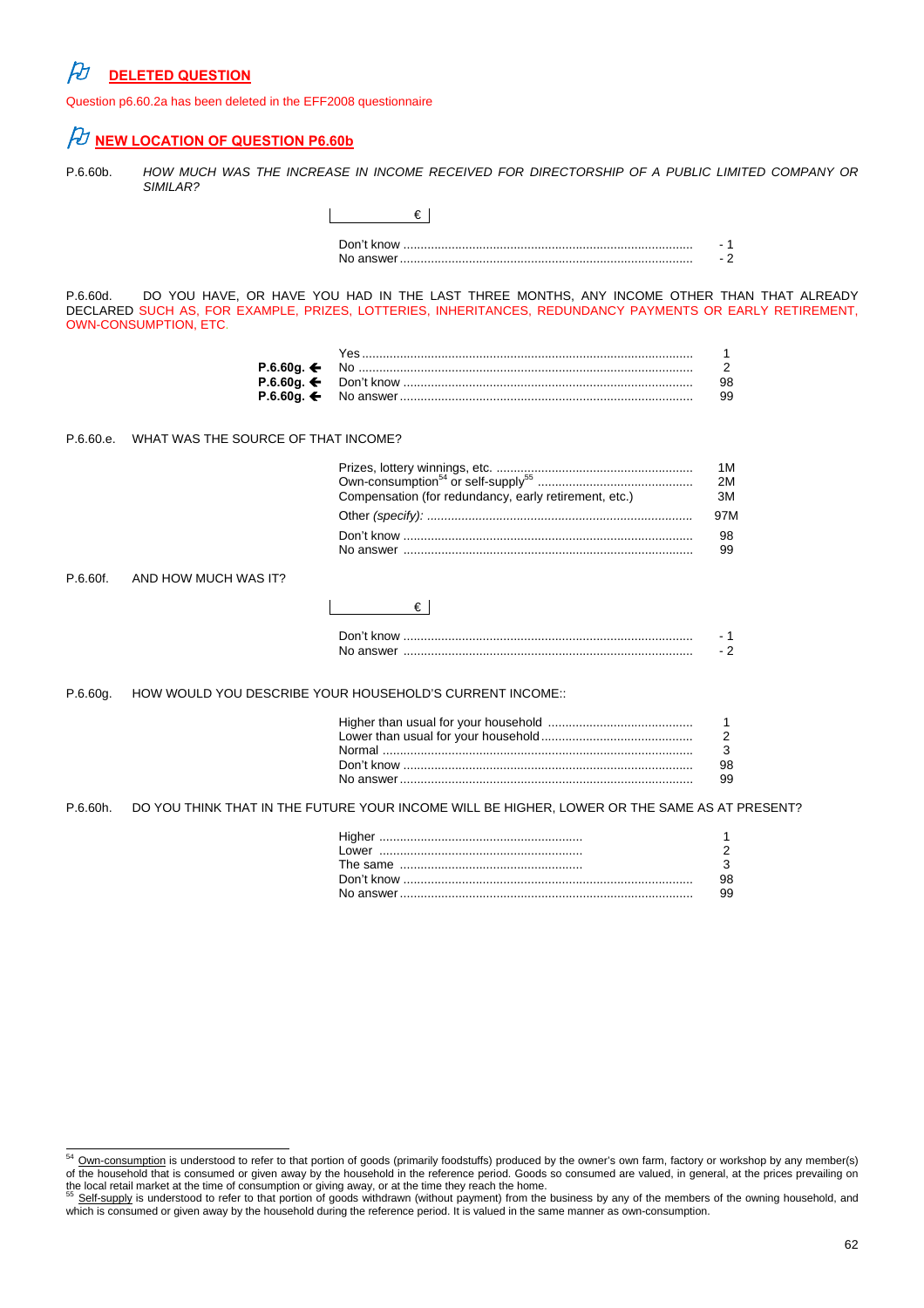## DELETED QUESTION

Question p6.60.2a has been deleted in the EFF2008 questionnaire

## NEW LOCATION OF QUESTION P6.60b

P.6.60b. *HOW MUCH WAS THE INCREASE IN INCOME RECEIVED FOR DIRECTORSHIP OF A PUBLIC LIMITED COMPANY OR SIMILAR?*

| € |

| | |
|---|---|
| Don't know | - 1 |
| No answer | - 2 |

P.6.60d. DO YOU HAVE, OR HAVE YOU HAD IN THE LAST THREE MONTHS, ANY INCOME OTHER THAN THAT ALREADY DECLARED SUCH AS, FOR EXAMPLE, PRIZES, LOTTERIES, INHERITANCES, REDUNDANCY PAYMENTS OR EARLY RETIREMENT, OWN-CONSUMPTION, ETC.

| | | |
|---|---|---|
| | Yes | 1 |
| **P.6.60g.** ← | No | 2 |
| **P.6.60g.** ← | Don't know | 98 |
| **P.6.60g.** ← | No answer | 99 |

P.6.60.e. WHAT WAS THE SOURCE OF THAT INCOME?

| | |
|---|---|
| Prizes, lottery winnings, etc. | 1M |
| Own-consumption[54] or self-supply[55] | 2M |
| Compensation (for redundancy, early retirement, etc.) | 3M |
| Other *(specify)*: | 97M |
| Don't know | 98 |
| No answer | 99 |

P.6.60f. AND HOW MUCH WAS IT?

| € |

| | |
|---|---|
| Don't know | - 1 |
| No answer | - 2 |

P.6.60g. HOW WOULD YOU DESCRIBE YOUR HOUSEHOLD'S CURRENT INCOME::

| | |
|---|---|
| Higher than usual for your household | 1 |
| Lower than usual for your household | 2 |
| Normal | 3 |
| Don't know | 98 |
| No answer | 99 |

P.6.60h. DO YOU THINK THAT IN THE FUTURE YOUR INCOME WILL BE HIGHER, LOWER OR THE SAME AS AT PRESENT?

| | |
|---|---|
| Higher | 1 |
| Lower | 2 |
| The same | 3 |
| Don't know | 98 |
| No answer | 99 |

---

[54] Own-consumption is understood to refer to that portion of goods (primarily foodstuffs) produced by the owner's own farm, factory or workshop by any member(s) of the household that is consumed or given away by the household in the reference period. Goods so consumed are valued, in general, at the prices prevailing on the local retail market at the time of consumption or giving away, or at the time they reach the home.

[55] Self-supply is understood to refer to that portion of goods withdrawn (without payment) from the business by any of the members of the owning household, and which is consumed or given away by the household during the reference period. It is valued in the same manner as own-consumption.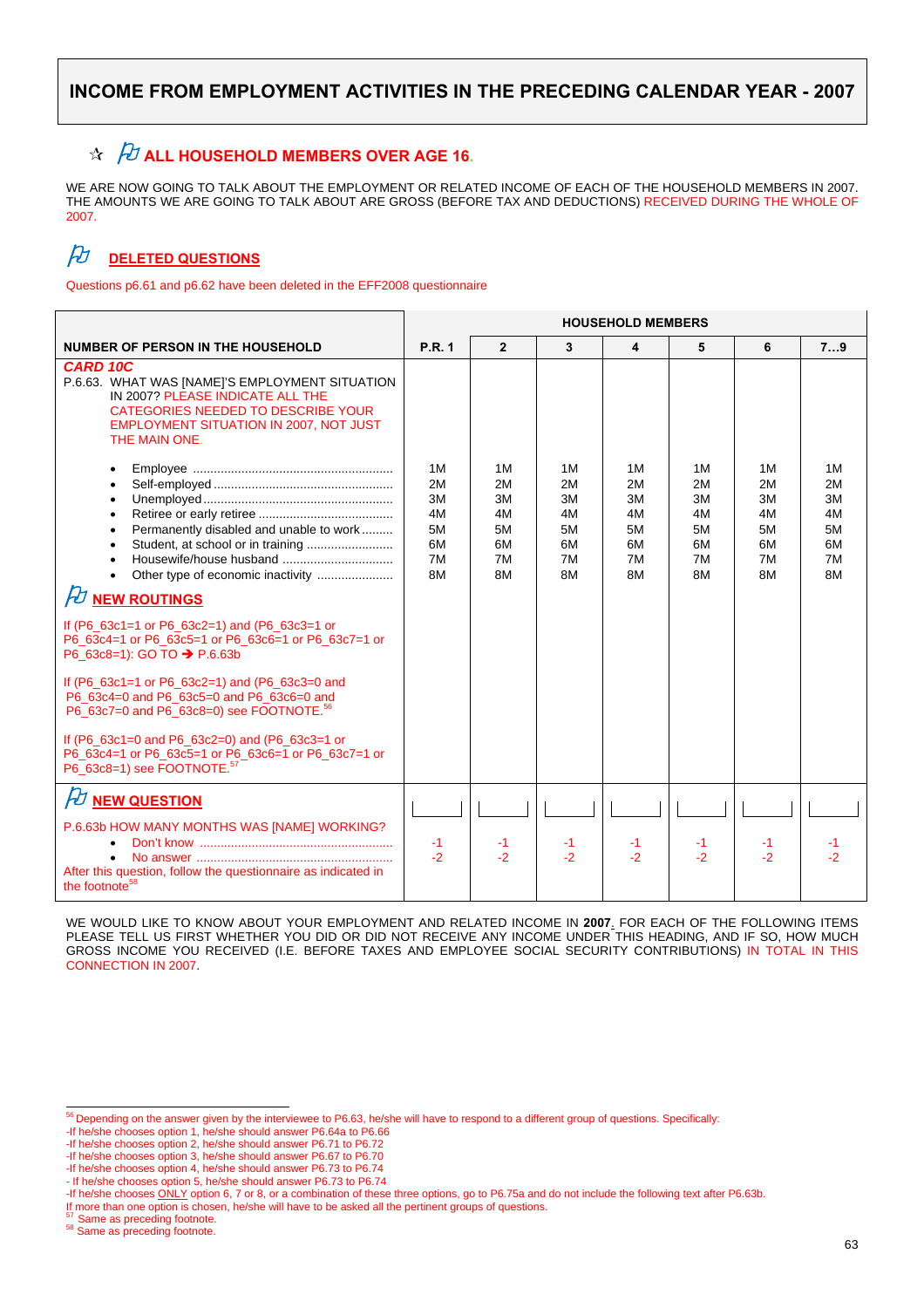# INCOME FROM EMPLOYMENT ACTIVITIES IN THE PRECEDING CALENDAR YEAR - 2007

## ☆ ALL HOUSEHOLD MEMBERS OVER AGE 16.

WE ARE NOW GOING TO TALK ABOUT THE EMPLOYMENT OR RELATED INCOME OF EACH OF THE HOUSEHOLD MEMBERS IN 2007. THE AMOUNTS WE ARE GOING TO TALK ABOUT ARE GROSS (BEFORE TAX AND DEDUCTIONS) RECEIVED DURING THE WHOLE OF 2007.

## DELETED QUESTIONS

Questions p6.61 and p6.62 have been deleted in the EFF2008 questionnaire

| | HOUSEHOLD MEMBERS | | | | | | |
|---|---|---|---|---|---|---|---|
| **NUMBER OF PERSON IN THE HOUSEHOLD** | **P.R. 1** | **2** | **3** | **4** | **5** | **6** | **7…9** |
| ***CARD 10C*** P.6.63. WHAT WAS [NAME]'S EMPLOYMENT SITUATION IN 2007? PLEASE INDICATE ALL THE CATEGORIES NEEDED TO DESCRIBE YOUR EMPLOYMENT SITUATION IN 2007, NOT JUST THE MAIN ONE. | | | | | | | |
| • Employee | 1M | 1M | 1M | 1M | 1M | 1M | 1M |
| • Self-employed | 2M | 2M | 2M | 2M | 2M | 2M | 2M |
| • Unemployed | 3M | 3M | 3M | 3M | 3M | 3M | 3M |
| • Retiree or early retiree | 4M | 4M | 4M | 4M | 4M | 4M | 4M |
| • Permanently disabled and unable to work | 5M | 5M | 5M | 5M | 5M | 5M | 5M |
| • Student, at school or in training | 6M | 6M | 6M | 6M | 6M | 6M | 6M |
| • Housewife/house husband | 7M | 7M | 7M | 7M | 7M | 7M | 7M |
| • Other type of economic inactivity | 8M | 8M | 8M | 8M | 8M | 8M | 8M |
| **NEW ROUTINGS** If (P6_63c1=1 or P6_63c2=1) and (P6_63c3=1 or P6_63c4=1 or P6_63c5=1 or P6_63c6=1 or P6_63c7=1 or P6_63c8=1): GO TO ➔ P.6.63b<br>If (P6_63c1=1 or P6_63c2=1) and (P6_63c3=0 and P6_63c4=0 and P6_63c5=0 and P6_63c6=0 and P6_63c7=0 and P6_63c8=0) see FOOTNOTE.[56]<br>If (P6_63c1=0 and P6_63c2=0) and (P6_63c3=1 or P6_63c4=1 or P6_63c5=1 or P6_63c6=1 or P6_63c7=1 or P6_63c8=1) see FOOTNOTE.[57] | | | | | | | |
| **NEW QUESTION** P.6.63b HOW MANY MONTHS WAS [NAME] WORKING? | ☐ | ☐ | ☐ | ☐ | ☐ | ☐ | ☐ |
| • Don't know | -1 | -1 | -1 | -1 | -1 | -1 | -1 |
| • No answer | -2 | -2 | -2 | -2 | -2 | -2 | -2 |
| After this question, follow the questionnaire as indicated in the footnote[58] | | | | | | | |

WE WOULD LIKE TO KNOW ABOUT YOUR EMPLOYMENT AND RELATED INCOME IN **2007**. FOR EACH OF THE FOLLOWING ITEMS PLEASE TELL US FIRST WHETHER YOU DID OR DID NOT RECEIVE ANY INCOME UNDER THIS HEADING, AND IF SO, HOW MUCH GROSS INCOME YOU RECEIVED (I.E. BEFORE TAXES AND EMPLOYEE SOCIAL SECURITY CONTRIBUTIONS) IN TOTAL IN THIS CONNECTION IN 2007.

---

[56] Depending on the answer given by the interviewee to P6.63, he/she will have to respond to a different group of questions. Specifically:
-If he/she chooses option 1, he/she should answer P6.64a to P6.66
-If he/she chooses option 2, he/she should answer P6.71 to P6.72
-If he/she chooses option 3, he/she should answer P6.67 to P6.70
-If he/she chooses option 4, he/she should answer P6.73 to P6.74
- If he/she chooses option 5, he/she should answer P6.73 to P6.74
-If he/she chooses ONLY option 6, 7 or 8, or a combination of these three options, go to P6.75a and do not include the following text after P6.63b.
If more than one option is chosen, he/she will have to be asked all the pertinent groups of questions.
[57] Same as preceding footnote.
[58] Same as preceding footnote.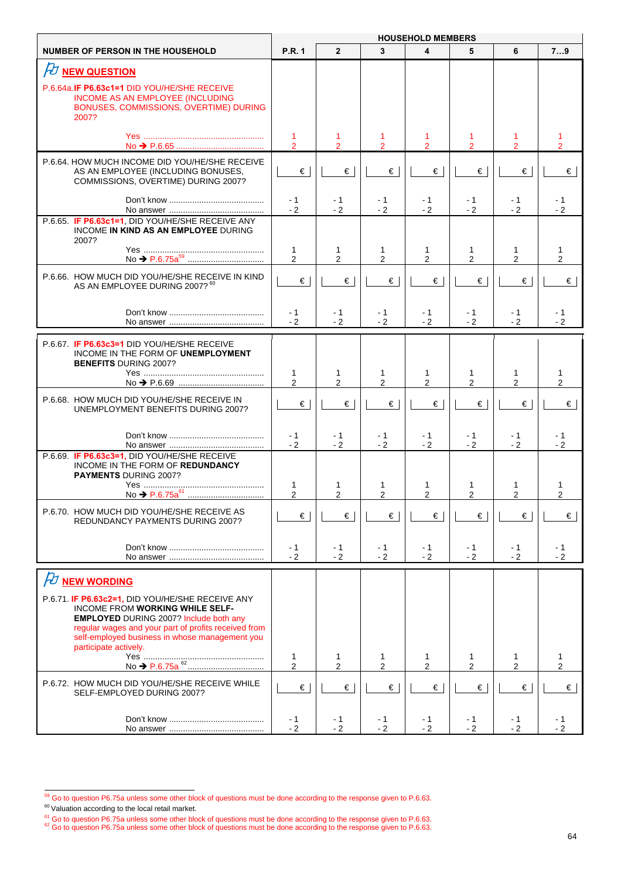| NUMBER OF PERSON IN THE HOUSEHOLD | P.R. 1 | 2 | 3 | 4 | 5 | 6 | 7…9 |
|---|---|---|---|---|---|---|---|
| **NEW QUESTION** | | | | | | | |
| P.6.64a. **IF P6.63c1=1** DID YOU/HE/SHE RECEIVE INCOME AS AN EMPLOYEE (INCLUDING BONUSES, COMMISSIONS, OVERTIME) DURING 2007? | | | | | | | |
| Yes ........ | 1 | 1 | 1 | 1 | 1 | 1 | 1 |
| No ➔ P.6.65 ........ | 2 | 2 | 2 | 2 | 2 | 2 | 2 |
| P.6.64. HOW MUCH INCOME DID YOU/HE/SHE RECEIVE AS AN EMPLOYEE (INCLUDING BONUSES, COMMISSIONS, OVERTIME) DURING 2007? | € | € | € | € | € | € | € |
| Don't know ........ | - 1 | - 1 | - 1 | - 1 | - 1 | - 1 | - 1 |
| No answer ........ | - 2 | - 2 | - 2 | - 2 | - 2 | - 2 | - 2 |
| P.6.65. **IF P6.63c1=1**, DID YOU/HE/SHE RECEIVE ANY INCOME **IN KIND AS AN EMPLOYEE** DURING 2007? | | | | | | | |
| Yes ........ | 1 | 1 | 1 | 1 | 1 | 1 | 1 |
| No ➔ P.6.75a[59] ........ | 2 | 2 | 2 | 2 | 2 | 2 | 2 |
| P.6.66. HOW MUCH DID YOU/HE/SHE RECEIVE IN KIND AS AN EMPLOYEE DURING 2007?[60] | € | € | € | € | € | € | € |
| Don't know ........ | - 1 | - 1 | - 1 | - 1 | - 1 | - 1 | - 1 |
| No answer ........ | - 2 | - 2 | - 2 | - 2 | - 2 | - 2 | - 2 |
| P.6.67. **IF P6.63c3=1** DID YOU/HE/SHE RECEIVE INCOME IN THE FORM OF **UNEMPLOYMENT BENEFITS** DURING 2007? | | | | | | | |
| Yes ........ | 1 | 1 | 1 | 1 | 1 | 1 | 1 |
| No ➔ P.6.69 ........ | 2 | 2 | 2 | 2 | 2 | 2 | 2 |
| P.6.68. HOW MUCH DID YOU/HE/SHE RECEIVE IN UNEMPLOYMENT BENEFITS DURING 2007? | € | € | € | € | € | € | € |
| Don't know ........ | - 1 | - 1 | - 1 | - 1 | - 1 | - 1 | - 1 |
| No answer ........ | - 2 | - 2 | - 2 | - 2 | - 2 | - 2 | - 2 |
| P.6.69. **IF P6.63c3=1**, DID YOU/HE/SHE RECEIVE INCOME IN THE FORM OF **REDUNDANCY PAYMENTS** DURING 2007? | | | | | | | |
| Yes ........ | 1 | 1 | 1 | 1 | 1 | 1 | 1 |
| No ➔ P.6.75a[61] ........ | 2 | 2 | 2 | 2 | 2 | 2 | 2 |
| P.6.70. HOW MUCH DID YOU/HE/SHE RECEIVE AS REDUNDANCY PAYMENTS DURING 2007? | € | € | € | € | € | € | € |
| Don't know ........ | - 1 | - 1 | - 1 | - 1 | - 1 | - 1 | - 1 |
| No answer ........ | - 2 | - 2 | - 2 | - 2 | - 2 | - 2 | - 2 |
| **NEW WORDING** | | | | | | | |
| P.6.71. **IF P6.63c2=1**, DID YOU/HE/SHE RECEIVE ANY INCOME FROM **WORKING WHILE SELF-EMPLOYED** DURING 2007? Include both any regular wages and your part of profits received from self-employed business in whose management you participate actively. | | | | | | | |
| Yes ........ | 1 | 1 | 1 | 1 | 1 | 1 | 1 |
| No ➔ P.6.75a[62] ........ | 2 | 2 | 2 | 2 | 2 | 2 | 2 |
| P.6.72. HOW MUCH DID YOU/HE/SHE RECEIVE WHILE SELF-EMPLOYED DURING 2007? | € | € | € | € | € | € | € |
| Don't know ........ | - 1 | - 1 | - 1 | - 1 | - 1 | - 1 | - 1 |
| No answer ........ | - 2 | - 2 | - 2 | - 2 | - 2 | - 2 | - 2 |

[59] Go to question P6.75a unless some other block of questions must be done according to the response given to P.6.63.

[60] Valuation according to the local retail market.

[61] Go to question P6.75a unless some other block of questions must be done according to the response given to P.6.63.

[62] Go to question P6.75a unless some other block of questions must be done according to the response given to P.6.63.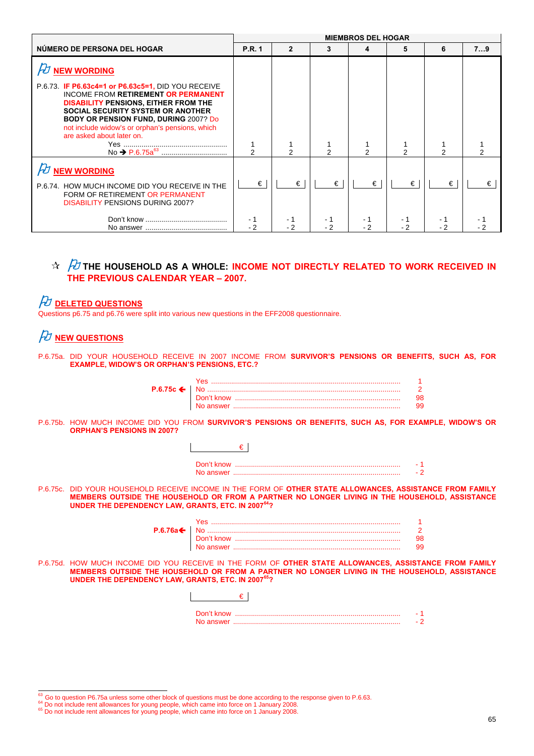| NÚMERO DE PERSONA DEL HOGAR | MIEMBROS DEL HOGAR | | | | | | |
|---|---|---|---|---|---|---|---|
| | P.R. 1 | 2 | 3 | 4 | 5 | 6 | 7…9 |
| **NEW WORDING**<br><br>P.6.73. **IF P6.63c4=1 or P6.63c5=1,** DID YOU RECEIVE INCOME FROM **RETIREMENT OR PERMANENT DISABILITY PENSIONS, EITHER FROM THE SOCIAL SECURITY SYSTEM OR ANOTHER BODY OR PENSION FUND, DURING** 2007? Do not include widow's or orphan's pensions, which are asked about later on.<br>Yes ..........<br>No → P.6.75a[63] .......... | 1<br>2 | 1<br>2 | 1<br>2 | 1<br>2 | 1<br>2 | 1<br>2 | 1<br>2 |
| **NEW WORDING**<br><br>P.6.74. HOW MUCH INCOME DID YOU RECEIVE IN THE FORM OF RETIREMENT OR PERMANENT DISABILITY PENSIONS DURING 2007?<br><br>Don't know ..........<br>No answer .......... | €<br><br>- 1<br>- 2 | €<br><br>- 1<br>- 2 | €<br><br>- 1<br>- 2 | €<br><br>- 1<br>- 2 | €<br><br>- 1<br>- 2 | €<br><br>- 1<br>- 2 | €<br><br>- 1<br>- 2 |

## ☆ THE HOUSEHOLD AS A WHOLE: INCOME NOT DIRECTLY RELATED TO WORK RECEIVED IN THE PREVIOUS CALENDAR YEAR – 2007.

### DELETED QUESTIONS

Questions p6.75 and p6.76 were split into various new questions in the EFF2008 questionnaire.

### NEW QUESTIONS

P.6.75a. DID YOUR HOUSEHOLD RECEIVE IN 2007 INCOME FROM **SURVIVOR'S PENSIONS OR BENEFITS, SUCH AS, FOR EXAMPLE, WIDOW'S OR ORPHAN'S PENSIONS, ETC.?**

| | | |
|---|---|---|
| | Yes .......... | 1 |
| **P.6.75c ←** | No .......... | 2 |
| | Don't know .......... | 98 |
| | No answer .......... | 99 |

P.6.75b. HOW MUCH INCOME DID YOU FROM **SURVIVOR'S PENSIONS OR BENEFITS, SUCH AS, FOR EXAMPLE, WIDOW'S OR ORPHAN'S PENSIONS IN 2007?**

€

| | |
|---|---|
| Don't know .......... | - 1 |
| No answer .......... | - 2 |

P.6.75c. DID YOUR HOUSEHOLD RECEIVE INCOME IN THE FORM OF **OTHER STATE ALLOWANCES, ASSISTANCE FROM FAMILY MEMBERS OUTSIDE THE HOUSEHOLD OR FROM A PARTNER NO LONGER LIVING IN THE HOUSEHOLD, ASSISTANCE UNDER THE DEPENDENCY LAW, GRANTS, ETC. IN 2007[64]?**

| | | |
|---|---|---|
| | Yes .......... | 1 |
| **P.6.76a←** | No .......... | 2 |
| | Don't know .......... | 98 |
| | No answer .......... | 99 |

P.6.75d. HOW MUCH INCOME DID YOU RECEIVE IN THE FORM OF **OTHER STATE ALLOWANCES, ASSISTANCE FROM FAMILY MEMBERS OUTSIDE THE HOUSEHOLD OR FROM A PARTNER NO LONGER LIVING IN THE HOUSEHOLD, ASSISTANCE UNDER THE DEPENDENCY LAW, GRANTS, ETC. IN 2007[65]?**

€

| | |
|---|---|
| Don't know .......... | - 1 |
| No answer .......... | - 2 |

---

[63] Go to question P6.75a unless some other block of questions must be done according to the response given to P.6.63.
[64] Do not include rent allowances for young people, which came into force on 1 January 2008.
[65] Do not include rent allowances for young people, which came into force on 1 January 2008.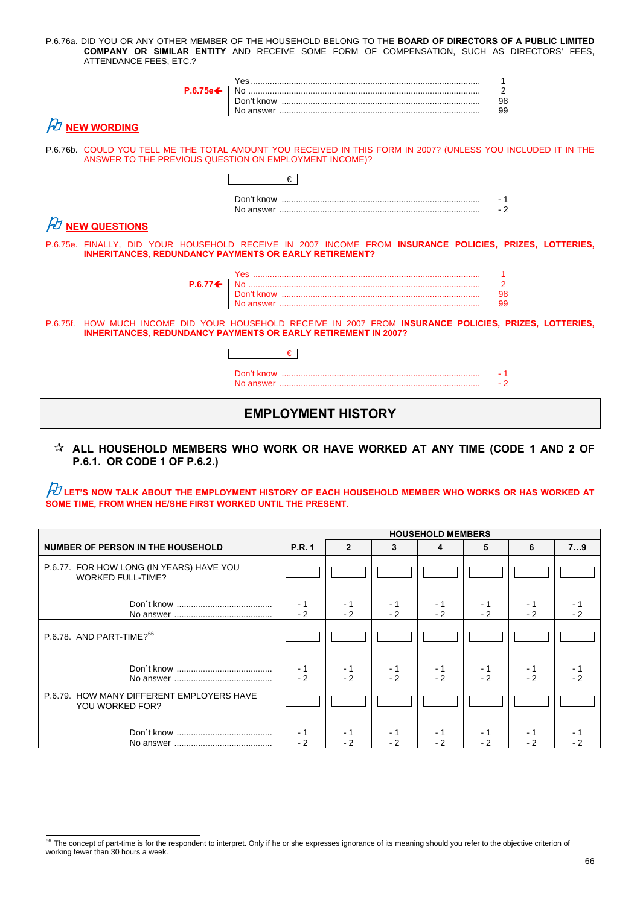P.6.76a. DID YOU OR ANY OTHER MEMBER OF THE HOUSEHOLD BELONG TO THE **BOARD OF DIRECTORS OF A PUBLIC LIMITED COMPANY OR SIMILAR ENTITY** AND RECEIVE SOME FORM OF COMPENSATION, SUCH AS DIRECTORS' FEES, ATTENDANCE FEES, ETC.?

| | | |
|---|---|---|
| | Yes | 1 |
| P.6.75e← | No | 2 |
| | Don't know | 98 |
| | No answer | 99 |

**NEW WORDING**

P.6.76b. COULD YOU TELL ME THE TOTAL AMOUNT YOU RECEIVED IN THIS FORM IN 2007? (UNLESS YOU INCLUDED IT IN THE ANSWER TO THE PREVIOUS QUESTION ON EMPLOYMENT INCOME)?

€

| | |
|---|---|
| Don't know | - 1 |
| No answer | - 2 |

**NEW QUESTIONS**

P.6.75e. FINALLY, DID YOUR HOUSEHOLD RECEIVE IN 2007 INCOME FROM **INSURANCE POLICIES, PRIZES, LOTTERIES, INHERITANCES, REDUNDANCY PAYMENTS OR EARLY RETIREMENT?**

| | | |
|---|---|---|
| | Yes | 1 |
| P.6.77← | No | 2 |
| | Don't know | 98 |
| | No answer | 99 |

P.6.75f. HOW MUCH INCOME DID YOUR HOUSEHOLD RECEIVE IN 2007 FROM **INSURANCE POLICIES, PRIZES, LOTTERIES, INHERITANCES, REDUNDANCY PAYMENTS OR EARLY RETIREMENT IN 2007?**

€

| | |
|---|---|
| Don't know | - 1 |
| No answer | - 2 |

## EMPLOYMENT HISTORY

☆ **ALL HOUSEHOLD MEMBERS WHO WORK OR HAVE WORKED AT ANY TIME (CODE 1 AND 2 OF P.6.1. OR CODE 1 OF P.6.2.)**

**LET'S NOW TALK ABOUT THE EMPLOYMENT HISTORY OF EACH HOUSEHOLD MEMBER WHO WORKS OR HAS WORKED AT SOME TIME, FROM WHEN HE/SHE FIRST WORKED UNTIL THE PRESENT.**

| | HOUSEHOLD MEMBERS | | | | | | |
|---|---|---|---|---|---|---|---|
| **NUMBER OF PERSON IN THE HOUSEHOLD** | **P.R. 1** | **2** | **3** | **4** | **5** | **6** | **7…9** |
| P.6.77. FOR HOW LONG (IN YEARS) HAVE YOU WORKED FULL-TIME? | | | | | | | |
| Don´t know | - 1 | - 1 | - 1 | - 1 | - 1 | - 1 | - 1 |
| No answer | - 2 | - 2 | - 2 | - 2 | - 2 | - 2 | - 2 |
| P.6.78. AND PART-TIME?[66] | | | | | | | |
| Don´t know | - 1 | - 1 | - 1 | - 1 | - 1 | - 1 | - 1 |
| No answer | - 2 | - 2 | - 2 | - 2 | - 2 | - 2 | - 2 |
| P.6.79. HOW MANY DIFFERENT EMPLOYERS HAVE YOU WORKED FOR? | | | | | | | |
| Don´t know | - 1 | - 1 | - 1 | - 1 | - 1 | - 1 | - 1 |
| No answer | - 2 | - 2 | - 2 | - 2 | - 2 | - 2 | - 2 |

[66] The concept of part-time is for the respondent to interpret. Only if he or she expresses ignorance of its meaning should you refer to the objective criterion of working fewer than 30 hours a week.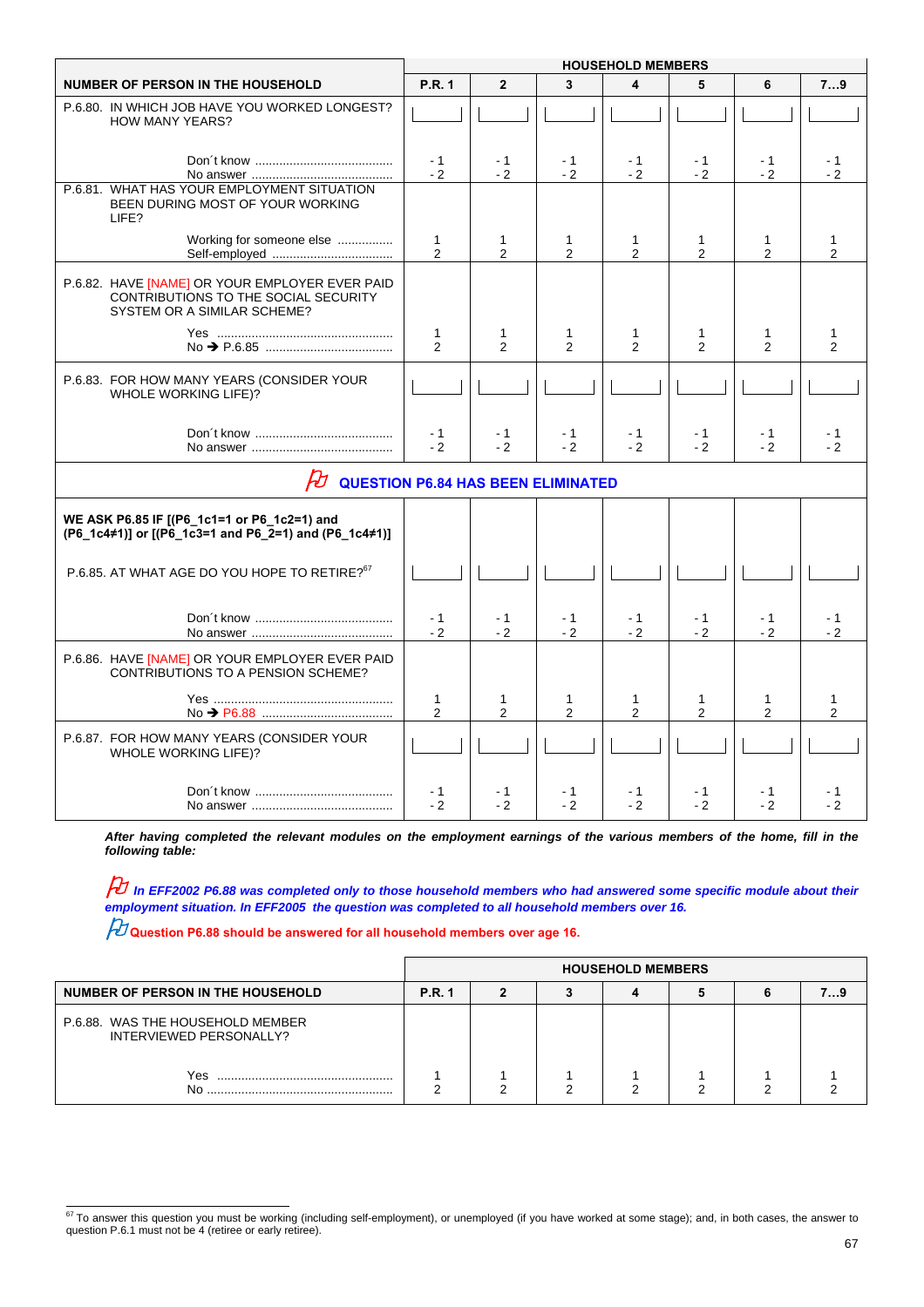| NUMBER OF PERSON IN THE HOUSEHOLD | HOUSEHOLD MEMBERS | | | | | | |
|---|---|---|---|---|---|---|---|
| | P.R. 1 | 2 | 3 | 4 | 5 | 6 | 7…9 |
| P.6.80. IN WHICH JOB HAVE YOU WORKED LONGEST? HOW MANY YEARS? | ⎣___⎦ | ⎣___⎦ | ⎣___⎦ | ⎣___⎦ | ⎣___⎦ | ⎣___⎦ | ⎣___⎦ |
| Don´t know ........................................ | - 1 | - 1 | - 1 | - 1 | - 1 | - 1 | - 1 |
| No answer ......................................... | - 2 | - 2 | - 2 | - 2 | - 2 | - 2 | - 2 |
| P.6.81. WHAT HAS YOUR EMPLOYMENT SITUATION BEEN DURING MOST OF YOUR WORKING LIFE? | | | | | | | |
| Working for someone else ................ | 1 | 1 | 1 | 1 | 1 | 1 | 1 |
| Self-employed ................................... | 2 | 2 | 2 | 2 | 2 | 2 | 2 |
| P.6.82. HAVE [NAME] OR YOUR EMPLOYER EVER PAID CONTRIBUTIONS TO THE SOCIAL SECURITY SYSTEM OR A SIMILAR SCHEME? | | | | | | | |
| Yes ................................................... | 1 | 1 | 1 | 1 | 1 | 1 | 1 |
| No ➔ P.6.85 ..................................... | 2 | 2 | 2 | 2 | 2 | 2 | 2 |
| P.6.83. FOR HOW MANY YEARS (CONSIDER YOUR WHOLE WORKING LIFE)? | ⎣___⎦ | ⎣___⎦ | ⎣___⎦ | ⎣___⎦ | ⎣___⎦ | ⎣___⎦ | ⎣___⎦ |
| Don´t know ........................................ | - 1 | - 1 | - 1 | - 1 | - 1 | - 1 | - 1 |
| No answer ......................................... | - 2 | - 2 | - 2 | - 2 | - 2 | - 2 | - 2 |
| **QUESTION P6.84 HAS BEEN ELIMINATED** | | | | | | | |
| **WE ASK P6.85 IF [(P6_1c1=1 or P6_1c2=1) and (P6_1c4≠1)] or [(P6_1c3=1 and P6_2=1) and (P6_1c4≠1)]** | | | | | | | |
| P.6.85. AT WHAT AGE DO YOU HOPE TO RETIRE?[67] | ⎣___⎦ | ⎣___⎦ | ⎣___⎦ | ⎣___⎦ | ⎣___⎦ | ⎣___⎦ | ⎣___⎦ |
| Don´t know ........................................ | - 1 | - 1 | - 1 | - 1 | - 1 | - 1 | - 1 |
| No answer ......................................... | - 2 | - 2 | - 2 | - 2 | - 2 | - 2 | - 2 |
| P.6.86. HAVE [NAME] OR YOUR EMPLOYER EVER PAID CONTRIBUTIONS TO A PENSION SCHEME? | | | | | | | |
| Yes ................................................... | 1 | 1 | 1 | 1 | 1 | 1 | 1 |
| No ➔ P6.88 ...................................... | 2 | 2 | 2 | 2 | 2 | 2 | 2 |
| P.6.87. FOR HOW MANY YEARS (CONSIDER YOUR WHOLE WORKING LIFE)? | ⎣___⎦ | ⎣___⎦ | ⎣___⎦ | ⎣___⎦ | ⎣___⎦ | ⎣___⎦ | ⎣___⎦ |
| Don´t know ........................................ | - 1 | - 1 | - 1 | - 1 | - 1 | - 1 | - 1 |
| No answer ......................................... | - 2 | - 2 | - 2 | - 2 | - 2 | - 2 | - 2 |

***After having completed the relevant modules on the employment earnings of the various members of the home, fill in the following table:***

***In EFF2002 P6.88 was completed only to those household members who had answered some specific module about their employment situation. In EFF2005 the question was completed to all household members over 16.***

**Question P6.88 should be answered for all household members over age 16.**

| NUMBER OF PERSON IN THE HOUSEHOLD | HOUSEHOLD MEMBERS | | | | | | |
|---|---|---|---|---|---|---|---|
| | P.R. 1 | 2 | 3 | 4 | 5 | 6 | 7…9 |
| P.6.88. WAS THE HOUSEHOLD MEMBER INTERVIEWED PERSONALLY? | | | | | | | |
| Yes ................................................... | 1 | 1 | 1 | 1 | 1 | 1 | 1 |
| No ...................................................... | 2 | 2 | 2 | 2 | 2 | 2 | 2 |

[67] To answer this question you must be working (including self-employment), or unemployed (if you have worked at some stage); and, in both cases, the answer to question P.6.1 must not be 4 (retiree or early retiree).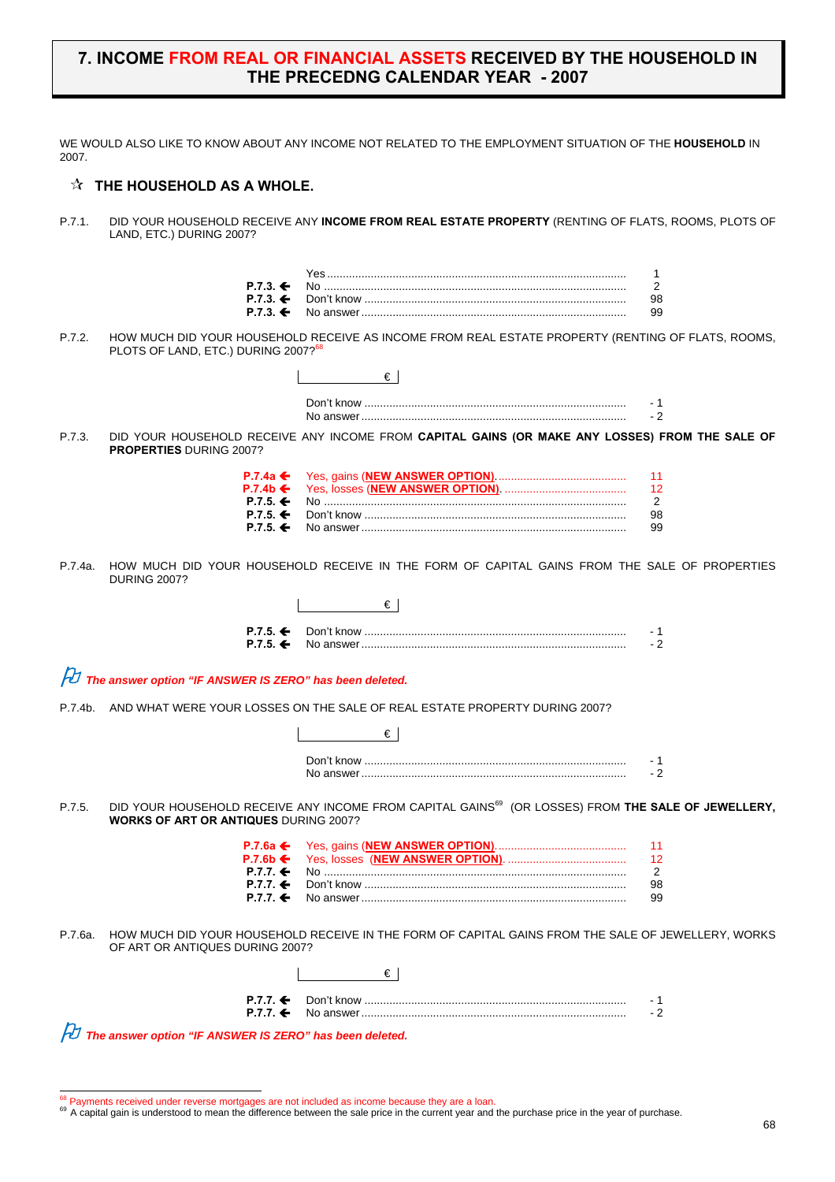# 7. INCOME FROM REAL OR FINANCIAL ASSETS RECEIVED BY THE HOUSEHOLD IN THE PRECEDNG CALENDAR YEAR - 2007

WE WOULD ALSO LIKE TO KNOW ABOUT ANY INCOME NOT RELATED TO THE EMPLOYMENT SITUATION OF THE **HOUSEHOLD** IN 2007.

## ☆ THE HOUSEHOLD AS A WHOLE.

P.7.1. DID YOUR HOUSEHOLD RECEIVE ANY **INCOME FROM REAL ESTATE PROPERTY** (RENTING OF FLATS, ROOMS, PLOTS OF LAND, ETC.) DURING 2007?

| | | |
|---|---|---|
| | Yes | 1 |
| P.7.3. ← | No | 2 |
| P.7.3. ← | Don't know | 98 |
| P.7.3. ← | No answer | 99 |

P.7.2. HOW MUCH DID YOUR HOUSEHOLD RECEIVE AS INCOME FROM REAL ESTATE PROPERTY (RENTING OF FLATS, ROOMS, PLOTS OF LAND, ETC.) DURING 2007?[68]

________ €

| | |
|---|---|
| Don't know | - 1 |
| No answer | - 2 |

P.7.3. DID YOUR HOUSEHOLD RECEIVE ANY INCOME FROM **CAPITAL GAINS (OR MAKE ANY LOSSES) FROM THE SALE OF PROPERTIES** DURING 2007?

| | | |
|---|---|---|
| P.7.4a ← | Yes, gains (**NEW ANSWER OPTION**) | 11 |
| P.7.4b ← | Yes, losses (**NEW ANSWER OPTION**) | 12 |
| P.7.5. ← | No | 2 |
| P.7.5. ← | Don't know | 98 |
| P.7.5. ← | No answer | 99 |

P.7.4a. HOW MUCH DID YOUR HOUSEHOLD RECEIVE IN THE FORM OF CAPITAL GAINS FROM THE SALE OF PROPERTIES DURING 2007?

________ €

| | | |
|---|---|---|
| P.7.5. ← | Don't know | - 1 |
| P.7.5. ← | No answer | - 2 |

***The answer option "IF ANSWER IS ZERO" has been deleted.***

P.7.4b. AND WHAT WERE YOUR LOSSES ON THE SALE OF REAL ESTATE PROPERTY DURING 2007?

________ €

| | |
|---|---|
| Don't know | - 1 |
| No answer | - 2 |

P.7.5. DID YOUR HOUSEHOLD RECEIVE ANY INCOME FROM CAPITAL GAINS[69] (OR LOSSES) FROM **THE SALE OF JEWELLERY, WORKS OF ART OR ANTIQUES** DURING 2007?

| | | |
|---|---|---|
| P.7.6a ← | Yes, gains (**NEW ANSWER OPTION**) | 11 |
| P.7.6b ← | Yes, losses (**NEW ANSWER OPTION**) | 12 |
| P.7.7. ← | No | 2 |
| P.7.7. ← | Don't know | 98 |
| P.7.7. ← | No answer | 99 |

P.7.6a. HOW MUCH DID YOUR HOUSEHOLD RECEIVE IN THE FORM OF CAPITAL GAINS FROM THE SALE OF JEWELLERY, WORKS OF ART OR ANTIQUES DURING 2007?

________ €

| | | |
|---|---|---|
| P.7.7. ← | Don't know | - 1 |
| P.7.7. ← | No answer | - 2 |

***The answer option "IF ANSWER IS ZERO" has been deleted.***

---

[68] Payments received under reverse mortgages are not included as income because they are a loan.

[69] A capital gain is understood to mean the difference between the sale price in the current year and the purchase price in the year of purchase.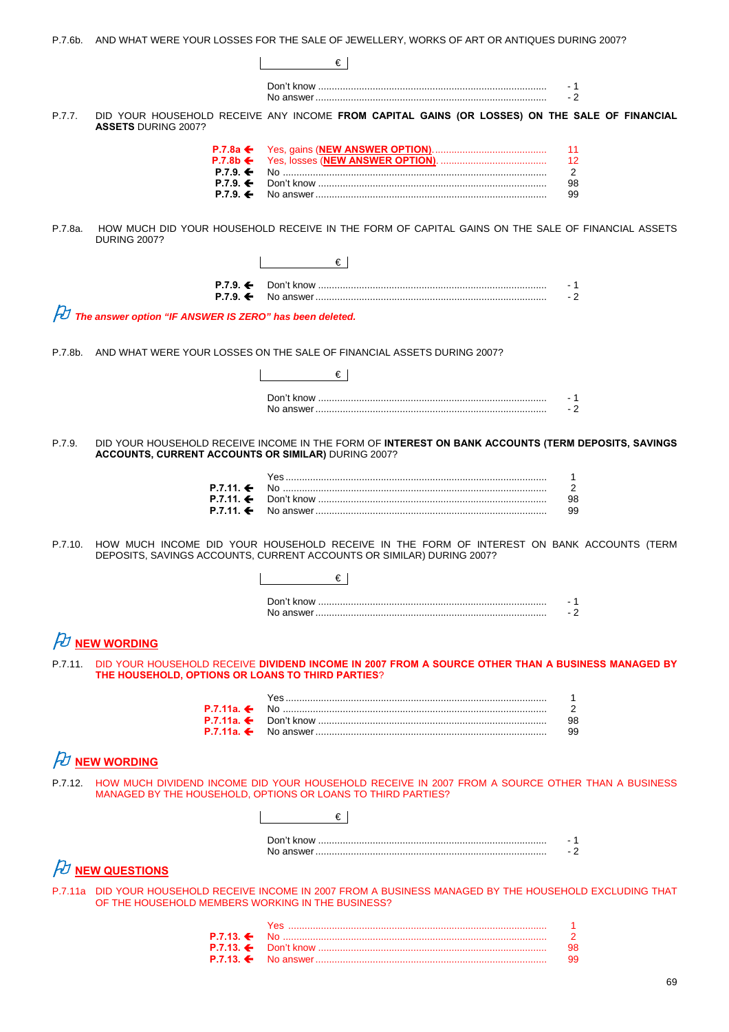P.7.6b. AND WHAT WERE YOUR LOSSES FOR THE SALE OF JEWELLERY, WORKS OF ART OR ANTIQUES DURING 2007?

| | € |
|---|---|

| | | |
|---|---|---|
| | Don't know | - 1 |
| | No answer | - 2 |

P.7.7. DID YOUR HOUSEHOLD RECEIVE ANY INCOME **FROM CAPITAL GAINS (OR LOSSES) ON THE SALE OF FINANCIAL ASSETS** DURING 2007?

| | | |
|---|---|---|
| **P.7.8a** ← | Yes, gains (**NEW ANSWER OPTION**) | 11 |
| **P.7.8b** ← | Yes, losses (**NEW ANSWER OPTION**) | 12 |
| **P.7.9.** ← | No | 2 |
| **P.7.9.** ← | Don't know | 98 |
| **P.7.9.** ← | No answer | 99 |

P.7.8a. HOW MUCH DID YOUR HOUSEHOLD RECEIVE IN THE FORM OF CAPITAL GAINS ON THE SALE OF FINANCIAL ASSETS DURING 2007?

| | € |
|---|---|

| | | |
|---|---|---|
| **P.7.9.** ← | Don't know | - 1 |
| **P.7.9.** ← | No answer | - 2 |

***The answer option "IF ANSWER IS ZERO" has been deleted.***

P.7.8b. AND WHAT WERE YOUR LOSSES ON THE SALE OF FINANCIAL ASSETS DURING 2007?

| | € |
|---|---|

| | | |
|---|---|---|
| | Don't know | - 1 |
| | No answer | - 2 |

P.7.9. DID YOUR HOUSEHOLD RECEIVE INCOME IN THE FORM OF **INTEREST ON BANK ACCOUNTS (TERM DEPOSITS, SAVINGS ACCOUNTS, CURRENT ACCOUNTS OR SIMILAR)** DURING 2007?

| | | |
|---|---|---|
| | Yes | 1 |
| **P.7.11.** ← | No | 2 |
| **P.7.11.** ← | Don't know | 98 |
| **P.7.11.** ← | No answer | 99 |

P.7.10. HOW MUCH INCOME DID YOUR HOUSEHOLD RECEIVE IN THE FORM OF INTEREST ON BANK ACCOUNTS (TERM DEPOSITS, SAVINGS ACCOUNTS, CURRENT ACCOUNTS OR SIMILAR) DURING 2007?

| | € |
|---|---|

| | | |
|---|---|---|
| | Don't know | - 1 |
| | No answer | - 2 |

**NEW WORDING**

P.7.11. DID YOUR HOUSEHOLD RECEIVE **DIVIDEND INCOME IN 2007 FROM A SOURCE OTHER THAN A BUSINESS MANAGED BY THE HOUSEHOLD, OPTIONS OR LOANS TO THIRD PARTIES**?

| | | |
|---|---|---|
| | Yes | 1 |
| **P.7.11a.** ← | No | 2 |
| **P.7.11a.** ← | Don't know | 98 |
| **P.7.11a.** ← | No answer | 99 |

**NEW WORDING**

P.7.12. HOW MUCH DIVIDEND INCOME DID YOUR HOUSEHOLD RECEIVE IN 2007 FROM A SOURCE OTHER THAN A BUSINESS MANAGED BY THE HOUSEHOLD, OPTIONS OR LOANS TO THIRD PARTIES?

| | € |
|---|---|

| | | |
|---|---|---|
| | Don't know | - 1 |
| | No answer | - 2 |

**NEW QUESTIONS**

P.7.11a DID YOUR HOUSEHOLD RECEIVE INCOME IN 2007 FROM A BUSINESS MANAGED BY THE HOUSEHOLD EXCLUDING THAT OF THE HOUSEHOLD MEMBERS WORKING IN THE BUSINESS?

| | | |
|---|---|---|
| | Yes | 1 |
| **P.7.13.** ← | No | 2 |
| **P.7.13.** ← | Don't know | 98 |
| **P.7.13.** ← | No answer | 99 |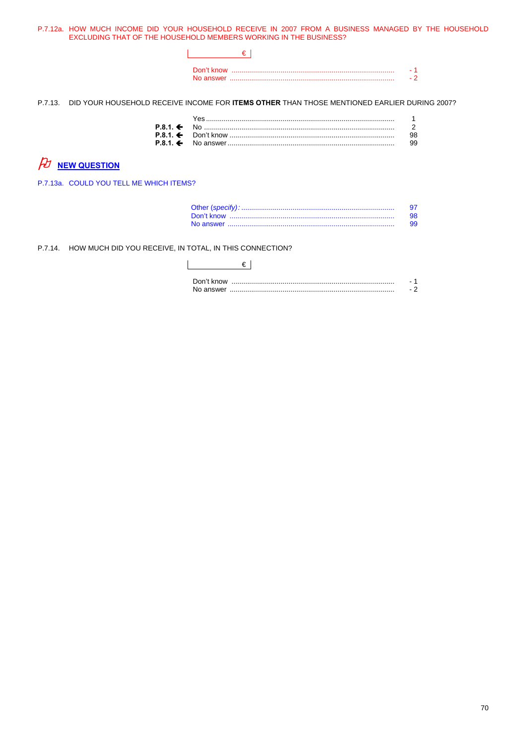P.7.12a. HOW MUCH INCOME DID YOUR HOUSEHOLD RECEIVE IN 2007 FROM A BUSINESS MANAGED BY THE HOUSEHOLD EXCLUDING THAT OF THE HOUSEHOLD MEMBERS WORKING IN THE BUSINESS?

|_______€ |

| | |
|---|---|
| Don't know | - 1 |
| No answer | - 2 |

P.7.13. DID YOUR HOUSEHOLD RECEIVE INCOME FOR **ITEMS OTHER** THAN THOSE MENTIONED EARLIER DURING 2007?

| | | |
|---|---|---|
| | Yes | 1 |
| **P.8.1.** ← | No | 2 |
| **P.8.1.** ← | Don't know | 98 |
| **P.8.1.** ← | No answer | 99 |

**NEW QUESTION**

P.7.13a. COULD YOU TELL ME WHICH ITEMS?

| | |
|---|---|
| Other (*specify)*: | 97 |
| Don't know | 98 |
| No answer | 99 |

P.7.14. HOW MUCH DID YOU RECEIVE, IN TOTAL, IN THIS CONNECTION?

|_______€ |

| | |
|---|---|
| Don't know | - 1 |
| No answer | - 2 |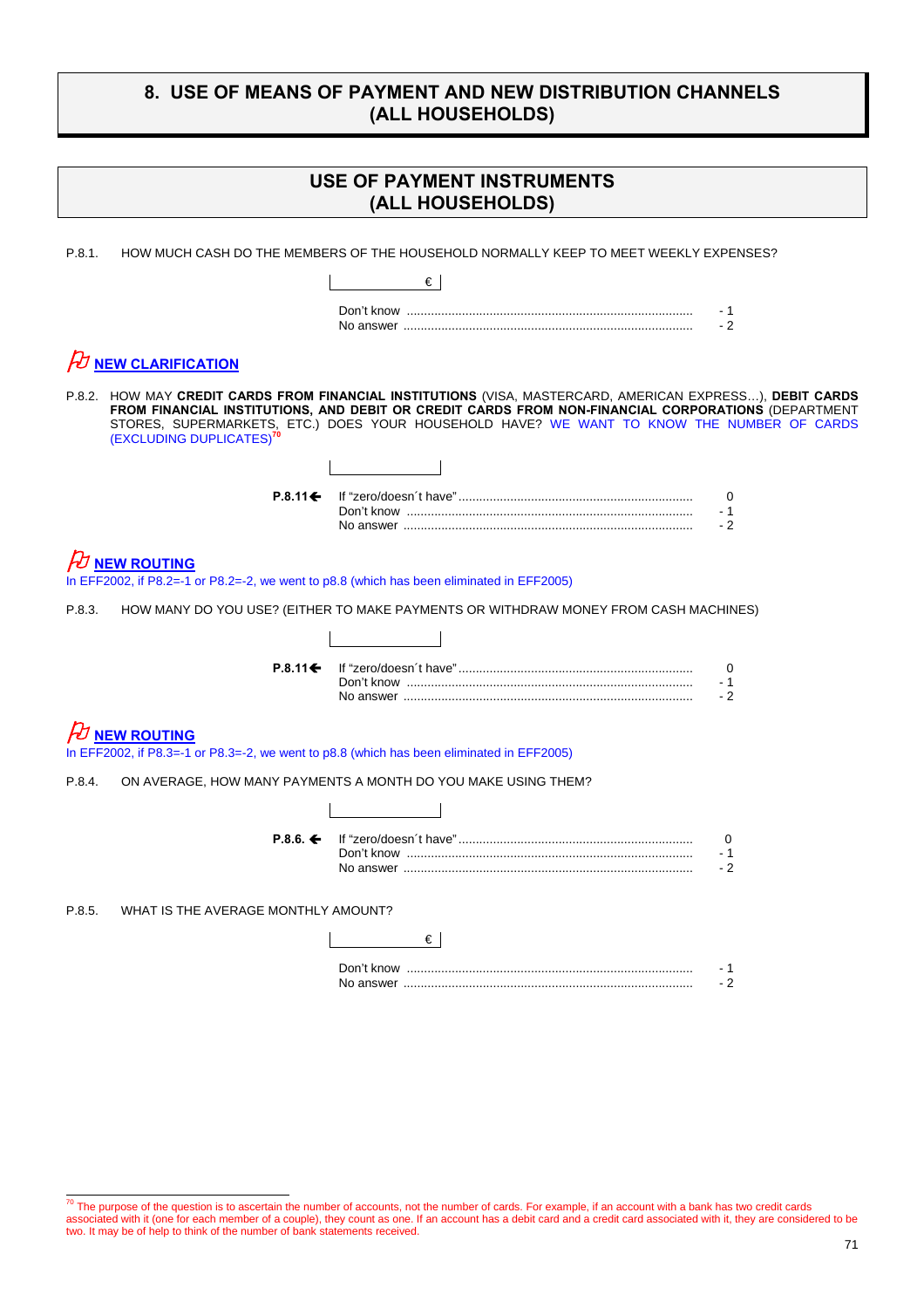# 8. USE OF MEANS OF PAYMENT AND NEW DISTRIBUTION CHANNELS (ALL HOUSEHOLDS)

## USE OF PAYMENT INSTRUMENTS (ALL HOUSEHOLDS)

P.8.1. HOW MUCH CASH DO THE MEMBERS OF THE HOUSEHOLD NORMALLY KEEP TO MEET WEEKLY EXPENSES?

|____________ € |

| | |
|---|---|
| Don't know | - 1 |
| No answer | - 2 |

**NEW CLARIFICATION**

P.8.2. HOW MAY **CREDIT CARDS FROM FINANCIAL INSTITUTIONS** (VISA, MASTERCARD, AMERICAN EXPRESS…), **DEBIT CARDS FROM FINANCIAL INSTITUTIONS, AND DEBIT OR CREDIT CARDS FROM NON-FINANCIAL CORPORATIONS** (DEPARTMENT STORES, SUPERMARKETS, ETC.) DOES YOUR HOUSEHOLD HAVE? WE WANT TO KNOW THE NUMBER OF CARDS (EXCLUDING DUPLICATES)[70]

|____________|

| | | |
|---|---|---|
| P.8.11← | If "zero/doesn´t have" | 0 |
| | Don't know | - 1 |
| | No answer | - 2 |

**NEW ROUTING**

In EFF2002, if P8.2=-1 or P8.2=-2, we went to p8.8 (which has been eliminated in EFF2005)

P.8.3. HOW MANY DO YOU USE? (EITHER TO MAKE PAYMENTS OR WITHDRAW MONEY FROM CASH MACHINES)

|____________|

| | | |
|---|---|---|
| P.8.11← | If "zero/doesn´t have" | 0 |
| | Don't know | - 1 |
| | No answer | - 2 |

**NEW ROUTING**

In EFF2002, if P8.3=-1 or P8.3=-2, we went to p8.8 (which has been eliminated in EFF2005)

P.8.4. ON AVERAGE, HOW MANY PAYMENTS A MONTH DO YOU MAKE USING THEM?

|____________|

| | | |
|---|---|---|
| P.8.6. ← | If "zero/doesn´t have" | 0 |
| | Don't know | - 1 |
| | No answer | - 2 |

P.8.5. WHAT IS THE AVERAGE MONTHLY AMOUNT?

|____________ € |

| | |
|---|---|
| Don't know | - 1 |
| No answer | - 2 |

[70] The purpose of the question is to ascertain the number of accounts, not the number of cards. For example, if an account with a bank has two credit cards associated with it (one for each member of a couple), they count as one. If an account has a debit card and a credit card associated with it, they are considered to be two. It may be of help to think of the number of bank statements received.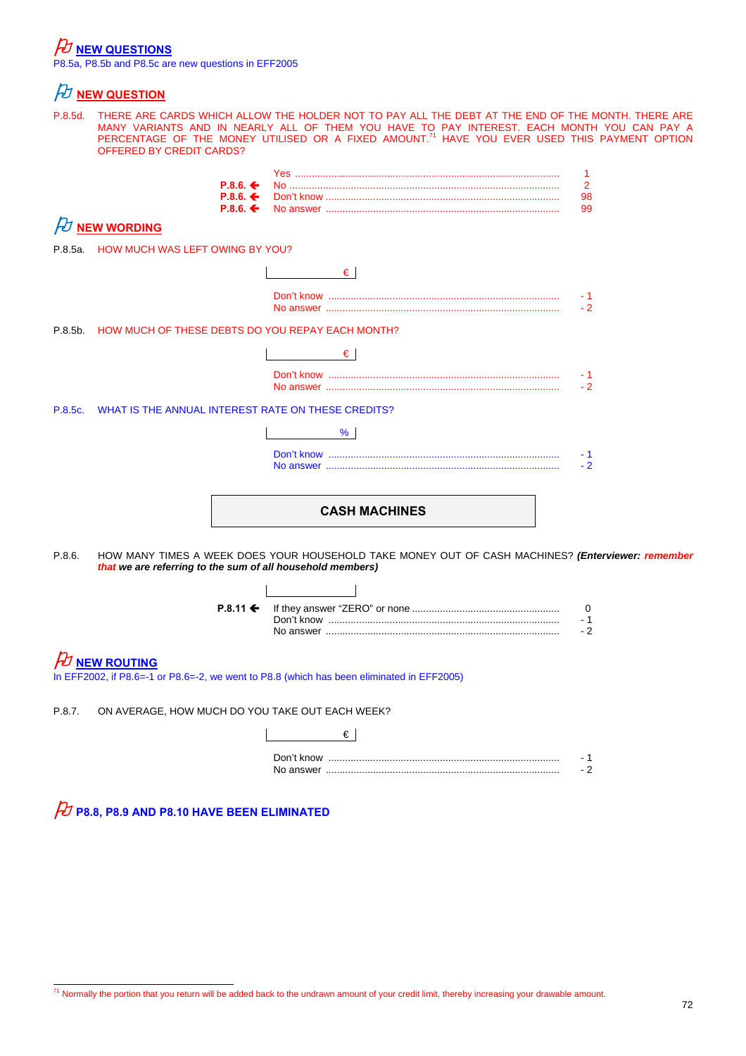**NEW QUESTIONS**

P8.5a, P8.5b and P8.5c are new questions in EFF2005

**NEW QUESTION**

P.8.5d. THERE ARE CARDS WHICH ALLOW THE HOLDER NOT TO PAY ALL THE DEBT AT THE END OF THE MONTH. THERE ARE MANY VARIANTS AND IN NEARLY ALL OF THEM YOU HAVE TO PAY INTEREST. EACH MONTH YOU CAN PAY A PERCENTAGE OF THE MONEY UTILISED OR A FIXED AMOUNT.[71] HAVE YOU EVER USED THIS PAYMENT OPTION OFFERED BY CREDIT CARDS?

| | | |
|---|---|---|
| | Yes | 1 |
| P.8.6. ← | No | 2 |
| P.8.6. ← | Don't know | 98 |
| P.8.6. ← | No answer | 99 |

**NEW WORDING**

P.8.5a. HOW MUCH WAS LEFT OWING BY YOU?

[ € ]

| | |
|---|---|
| Don't know | - 1 |
| No answer | - 2 |

P.8.5b. HOW MUCH OF THESE DEBTS DO YOU REPAY EACH MONTH?

[ € ]

| | |
|---|---|
| Don't know | - 1 |
| No answer | - 2 |

P.8.5c. WHAT IS THE ANNUAL INTEREST RATE ON THESE CREDITS?

[ % ]

| | |
|---|---|
| Don't know | - 1 |
| No answer | - 2 |

## CASH MACHINES

P.8.6. HOW MANY TIMES A WEEK DOES YOUR HOUSEHOLD TAKE MONEY OUT OF CASH MACHINES? ***(Enterviewer: remember that we are referring to the sum of all household members)***

[ ]

| | | |
|---|---|---|
| P.8.11 ← | If they answer "ZERO" or none | 0 |
| | Don't know | - 1 |
| | No answer | - 2 |

**NEW ROUTING**

In EFF2002, if P8.6=-1 or P8.6=-2, we went to P8.8 (which has been eliminated in EFF2005)

P.8.7. ON AVERAGE, HOW MUCH DO YOU TAKE OUT EACH WEEK?

[ € ]

| | |
|---|---|
| Don't know | - 1 |
| No answer | - 2 |

**P8.8, P8.9 AND P8.10 HAVE BEEN ELIMINATED**

---

[71] Normally the portion that you return will be added back to the undrawn amount of your credit limit, thereby increasing your drawable amount.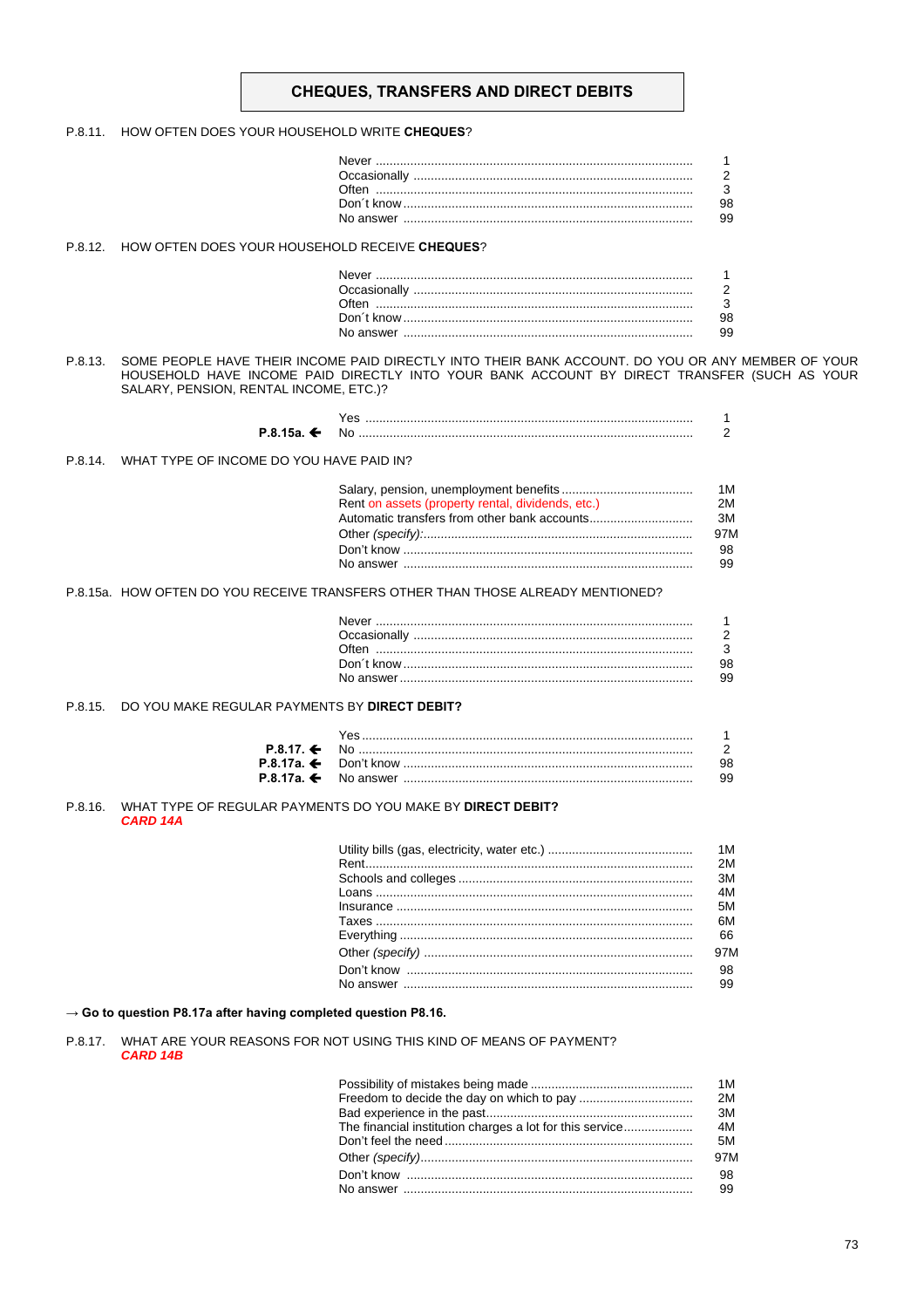## CHEQUES, TRANSFERS AND DIRECT DEBITS

P.8.11. HOW OFTEN DOES YOUR HOUSEHOLD WRITE **CHEQUES**?

| | | |
|---|---|---|
| | Never | 1 |
| | Occasionally | 2 |
| | Often | 3 |
| | Don´t know | 98 |
| | No answer | 99 |

P.8.12. HOW OFTEN DOES YOUR HOUSEHOLD RECEIVE **CHEQUES**?

| | | |
|---|---|---|
| | Never | 1 |
| | Occasionally | 2 |
| | Often | 3 |
| | Don´t know | 98 |
| | No answer | 99 |

P.8.13. SOME PEOPLE HAVE THEIR INCOME PAID DIRECTLY INTO THEIR BANK ACCOUNT. DO YOU OR ANY MEMBER OF YOUR HOUSEHOLD HAVE INCOME PAID DIRECTLY INTO YOUR BANK ACCOUNT BY DIRECT TRANSFER (SUCH AS YOUR SALARY, PENSION, RENTAL INCOME, ETC.)?

| | | |
|---|---|---|
| | Yes | 1 |
| **P.8.15a.** ← | No | 2 |

P.8.14. WHAT TYPE OF INCOME DO YOU HAVE PAID IN?

| | | |
|---|---|---|
| | Salary, pension, unemployment benefits | 1M |
| | Rent on assets (property rental, dividends, etc.) | 2M |
| | Automatic transfers from other bank accounts | 3M |
| | Other *(specify)*: | 97M |
| | Don't know | 98 |
| | No answer | 99 |

P.8.15a. HOW OFTEN DO YOU RECEIVE TRANSFERS OTHER THAN THOSE ALREADY MENTIONED?

| | | |
|---|---|---|
| | Never | 1 |
| | Occasionally | 2 |
| | Often | 3 |
| | Don´t know | 98 |
| | No answer | 99 |

P.8.15. DO YOU MAKE REGULAR PAYMENTS BY **DIRECT DEBIT?**

| | | |
|---|---|---|
| | Yes | 1 |
| **P.8.17.** ← | No | 2 |
| **P.8.17a.** ← | Don't know | 98 |
| **P.8.17a.** ← | No answer | 99 |

P.8.16. WHAT TYPE OF REGULAR PAYMENTS DO YOU MAKE BY **DIRECT DEBIT?**
***CARD 14A***

| | | |
|---|---|---|
| | Utility bills (gas, electricity, water etc.) | 1M |
| | Rent | 2M |
| | Schools and colleges | 3M |
| | Loans | 4M |
| | Insurance | 5M |
| | Taxes | 6M |
| | Everything | 66 |
| | Other *(specify)* | 97M |
| | Don't know | 98 |
| | No answer | 99 |

**→ Go to question P8.17a after having completed question P8.16.**

P.8.17. WHAT ARE YOUR REASONS FOR NOT USING THIS KIND OF MEANS OF PAYMENT?
***CARD 14B***

| | | |
|---|---|---|
| | Possibility of mistakes being made | 1M |
| | Freedom to decide the day on which to pay | 2M |
| | Bad experience in the past | 3M |
| | The financial institution charges a lot for this service | 4M |
| | Don't feel the need | 5M |
| | Other *(specify)* | 97M |
| | Don't know | 98 |
| | No answer | 99 |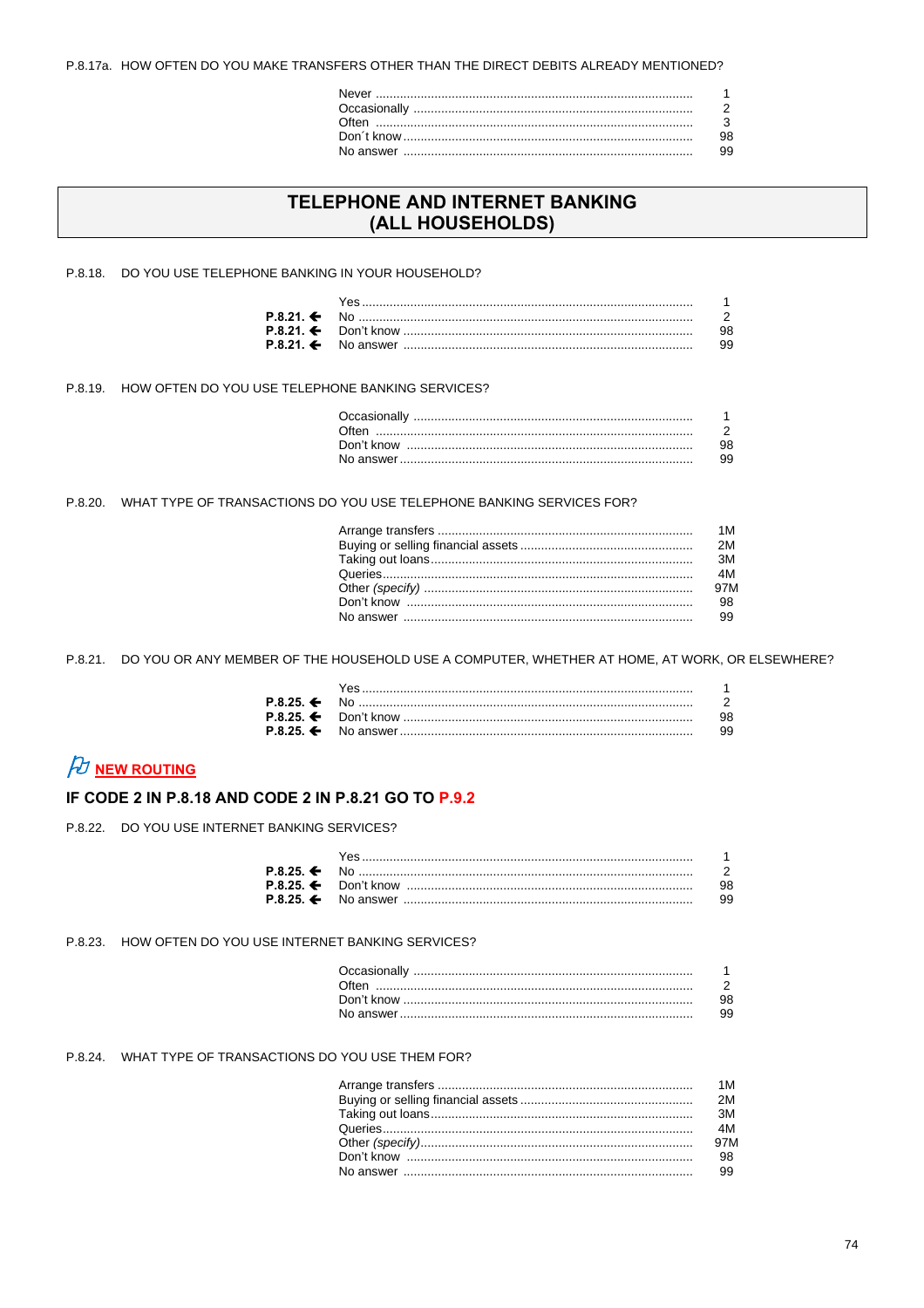P.8.17a. HOW OFTEN DO YOU MAKE TRANSFERS OTHER THAN THE DIRECT DEBITS ALREADY MENTIONED?

| | | |
|---|---|---|
| | Never | 1 |
| | Occasionally | 2 |
| | Often | 3 |
| | Don´t know | 98 |
| | No answer | 99 |

## TELEPHONE AND INTERNET BANKING (ALL HOUSEHOLDS)

P.8.18. DO YOU USE TELEPHONE BANKING IN YOUR HOUSEHOLD?

| | | |
|---|---|---|
| | Yes | 1 |
| **P.8.21. ←** | No | 2 |
| **P.8.21. ←** | Don't know | 98 |
| **P.8.21. ←** | No answer | 99 |

P.8.19. HOW OFTEN DO YOU USE TELEPHONE BANKING SERVICES?

| | | |
|---|---|---|
| | Occasionally | 1 |
| | Often | 2 |
| | Don't know | 98 |
| | No answer | 99 |

P.8.20. WHAT TYPE OF TRANSACTIONS DO YOU USE TELEPHONE BANKING SERVICES FOR?

| | | |
|---|---|---|
| | Arrange transfers | 1M |
| | Buying or selling financial assets | 2M |
| | Taking out loans | 3M |
| | Queries | 4M |
| | Other *(specify)* | 97M |
| | Don't know | 98 |
| | No answer | 99 |

P.8.21. DO YOU OR ANY MEMBER OF THE HOUSEHOLD USE A COMPUTER, WHETHER AT HOME, AT WORK, OR ELSEWHERE?

| | | |
|---|---|---|
| | Yes | 1 |
| **P.8.25. ←** | No | 2 |
| **P.8.25. ←** | Don't know | 98 |
| **P.8.25. ←** | No answer | 99 |

**NEW ROUTING**

**IF CODE 2 IN P.8.18 AND CODE 2 IN P.8.21 GO TO P.9.2**

P.8.22. DO YOU USE INTERNET BANKING SERVICES?

| | | |
|---|---|---|
| | Yes | 1 |
| **P.8.25. ←** | No | 2 |
| **P.8.25. ←** | Don't know | 98 |
| **P.8.25. ←** | No answer | 99 |

P.8.23. HOW OFTEN DO YOU USE INTERNET BANKING SERVICES?

| | | |
|---|---|---|
| | Occasionally | 1 |
| | Often | 2 |
| | Don't know | 98 |
| | No answer | 99 |

P.8.24. WHAT TYPE OF TRANSACTIONS DO YOU USE THEM FOR?

| | | |
|---|---|---|
| | Arrange transfers | 1M |
| | Buying or selling financial assets | 2M |
| | Taking out loans | 3M |
| | Queries | 4M |
| | Other *(specify)* | 97M |
| | Don't know | 98 |
| | No answer | 99 |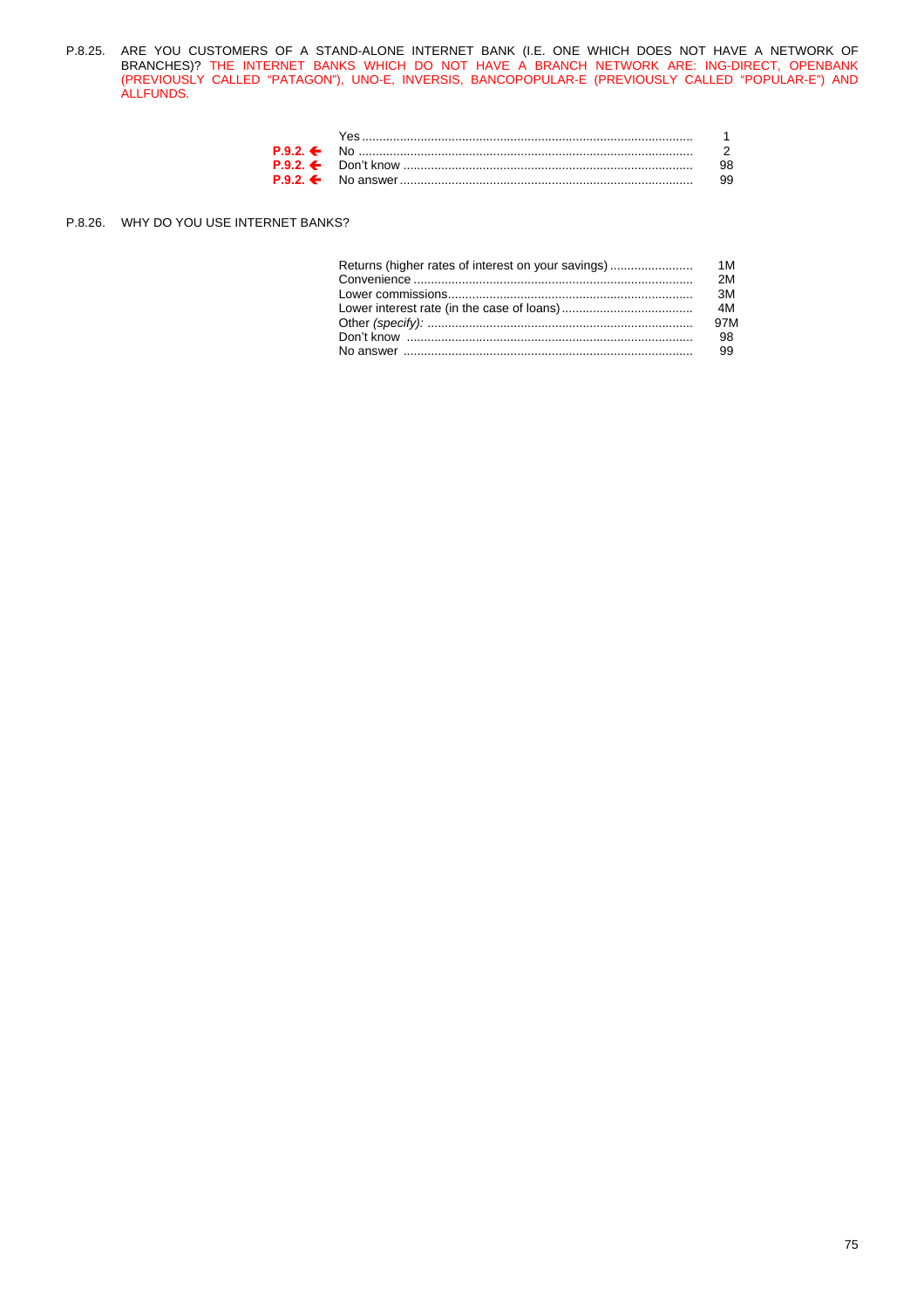P.8.25. ARE YOU CUSTOMERS OF A STAND-ALONE INTERNET BANK (I.E. ONE WHICH DOES NOT HAVE A NETWORK OF BRANCHES)? THE INTERNET BANKS WHICH DO NOT HAVE A BRANCH NETWORK ARE: ING-DIRECT, OPENBANK (PREVIOUSLY CALLED "PATAGON"), UNO-E, INVERSIS, BANCOPOPULAR-E (PREVIOUSLY CALLED "POPULAR-E") AND ALLFUNDS.

| | | |
|---|---|---|
| | Yes | 1 |
| **P.9.2. ←** | No | 2 |
| **P.9.2. ←** | Don't know | 98 |
| **P.9.2. ←** | No answer | 99 |

P.8.26. WHY DO YOU USE INTERNET BANKS?

| | |
|---|---|
| Returns (higher rates of interest on your savings) | 1M |
| Convenience | 2M |
| Lower commissions | 3M |
| Lower interest rate (in the case of loans) | 4M |
| Other *(specify):* | 97M |
| Don't know | 98 |
| No answer | 99 |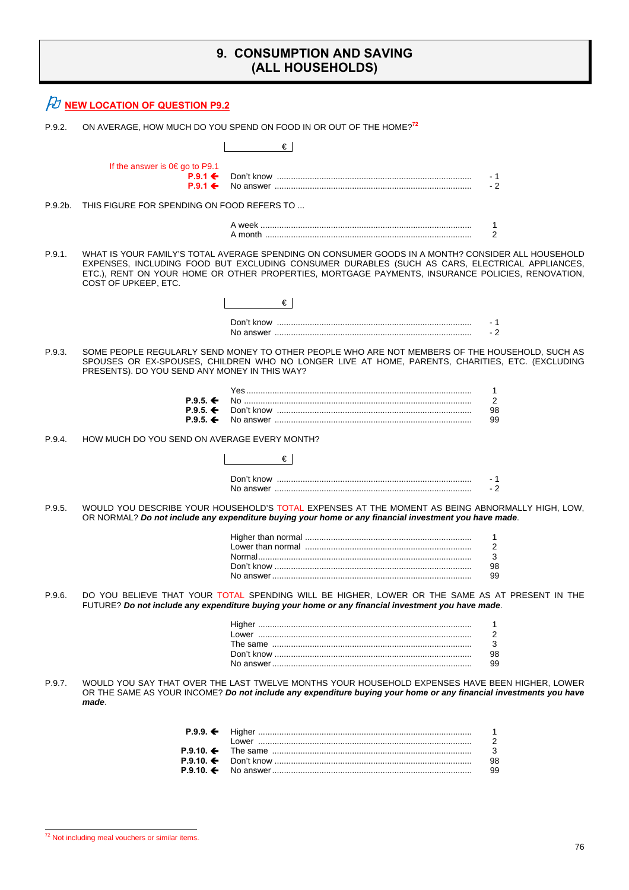# 9. CONSUMPTION AND SAVING (ALL HOUSEHOLDS)

**NEW LOCATION OF QUESTION P9.2**

P.9.2. ON AVERAGE, HOW MUCH DO YOU SPEND ON FOOD IN OR OUT OF THE HOME?[72]

|  | € |  |
|---|---|---|

If the answer is 0€ go to P9.1

| | | |
|---|---|---|
| **P.9.1 ←** | Don't know | - 1 |
| **P.9.1 ←** | No answer | - 2 |

P.9.2b. THIS FIGURE FOR SPENDING ON FOOD REFERS TO ...

| | |
|---|---|
| A week | 1 |
| A month | 2 |

P.9.1. WHAT IS YOUR FAMILY'S TOTAL AVERAGE SPENDING ON CONSUMER GOODS IN A MONTH? CONSIDER ALL HOUSEHOLD EXPENSES, INCLUDING FOOD BUT EXCLUDING CONSUMER DURABLES (SUCH AS CARS, ELECTRICAL APPLIANCES, ETC.), RENT ON YOUR HOME OR OTHER PROPERTIES, MORTGAGE PAYMENTS, INSURANCE POLICIES, RENOVATION, COST OF UPKEEP, ETC.

|  | € |  |
|---|---|---|

| | |
|---|---|
| Don't know | - 1 |
| No answer | - 2 |

P.9.3. SOME PEOPLE REGULARLY SEND MONEY TO OTHER PEOPLE WHO ARE NOT MEMBERS OF THE HOUSEHOLD, SUCH AS SPOUSES OR EX-SPOUSES, CHILDREN WHO NO LONGER LIVE AT HOME, PARENTS, CHARITIES, ETC. (EXCLUDING PRESENTS). DO YOU SEND ANY MONEY IN THIS WAY?

| | | |
|---|---|---|
| | Yes | 1 |
| **P.9.5. ←** | No | 2 |
| **P.9.5. ←** | Don't know | 98 |
| **P.9.5. ←** | No answer | 99 |

P.9.4. HOW MUCH DO YOU SEND ON AVERAGE EVERY MONTH?

|  | € |  |
|---|---|---|

| | |
|---|---|
| Don't know | - 1 |
| No answer | - 2 |

P.9.5. WOULD YOU DESCRIBE YOUR HOUSEHOLD'S TOTAL EXPENSES AT THE MOMENT AS BEING ABNORMALLY HIGH, LOW, OR NORMAL? ***Do not include any expenditure buying your home or any financial investment you have made***.

| | |
|---|---|
| Higher than normal | 1 |
| Lower than normal | 2 |
| Normal | 3 |
| Don't know | 98 |
| No answer | 99 |

P.9.6. DO YOU BELIEVE THAT YOUR TOTAL SPENDING WILL BE HIGHER, LOWER OR THE SAME AS AT PRESENT IN THE FUTURE? ***Do not include any expenditure buying your home or any financial investment you have made***.

| | |
|---|---|
| Higher | 1 |
| Lower | 2 |
| The same | 3 |
| Don't know | 98 |
| No answer | 99 |

P.9.7. WOULD YOU SAY THAT OVER THE LAST TWELVE MONTHS YOUR HOUSEHOLD EXPENSES HAVE BEEN HIGHER, LOWER OR THE SAME AS YOUR INCOME? ***Do not include any expenditure buying your home or any financial investments you have made***.

| | | |
|---|---|---|
| **P.9.9. ←** | Higher | 1 |
| | Lower | 2 |
| **P.9.10. ←** | The same | 3 |
| **P.9.10. ←** | Don't know | 98 |
| **P.9.10. ←** | No answer | 99 |

[72] Not including meal vouchers or similar items.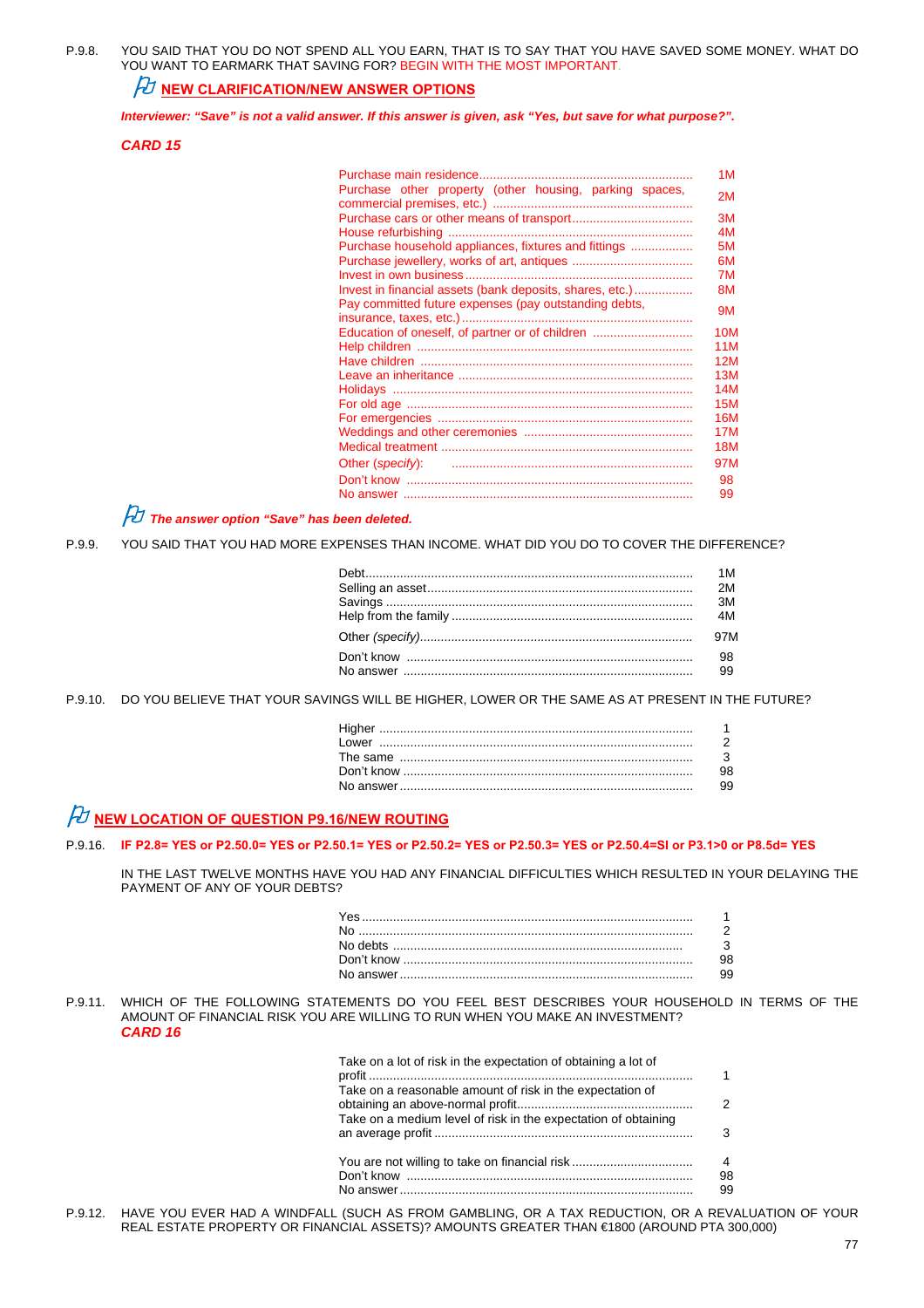P.9.8. YOU SAID THAT YOU DO NOT SPEND ALL YOU EARN, THAT IS TO SAY THAT YOU HAVE SAVED SOME MONEY. WHAT DO YOU WANT TO EARMARK THAT SAVING FOR? BEGIN WITH THE MOST IMPORTANT.

**NEW CLARIFICATION/NEW ANSWER OPTIONS**

***Interviewer: "Save" is not a valid answer. If this answer is given, ask "Yes, but save for what purpose?".***

***CARD 15***

| | |
|---|---|
| Purchase main residence | 1M |
| Purchase other property (other housing, parking spaces, commercial premises, etc.) | 2M |
| Purchase cars or other means of transport | 3M |
| House refurbishing | 4M |
| Purchase household appliances, fixtures and fittings | 5M |
| Purchase jewellery, works of art, antiques | 6M |
| Invest in own business | 7M |
| Invest in financial assets (bank deposits, shares, etc.) | 8M |
| Pay committed future expenses (pay outstanding debts, insurance, taxes, etc.) | 9M |
| Education of oneself, of partner or of children | 10M |
| Help children | 11M |
| Have children | 12M |
| Leave an inheritance | 13M |
| Holidays | 14M |
| For old age | 15M |
| For emergencies | 16M |
| Weddings and other ceremonies | 17M |
| Medical treatment | 18M |
| Other (*specify*): | 97M |
| Don't know | 98 |
| No answer | 99 |

***The answer option "Save" has been deleted.***

P.9.9. YOU SAID THAT YOU HAD MORE EXPENSES THAN INCOME. WHAT DID YOU DO TO COVER THE DIFFERENCE?

| | |
|---|---|
| Debt | 1M |
| Selling an asset | 2M |
| Savings | 3M |
| Help from the family | 4M |
| Other (*specify*) | 97M |
| Don't know | 98 |
| No answer | 99 |

P.9.10. DO YOU BELIEVE THAT YOUR SAVINGS WILL BE HIGHER, LOWER OR THE SAME AS AT PRESENT IN THE FUTURE?

| | |
|---|---|
| Higher | 1 |
| Lower | 2 |
| The same | 3 |
| Don't know | 98 |
| No answer | 99 |

**NEW LOCATION OF QUESTION P9.16/NEW ROUTING**

P.9.16. **IF P2.8= YES or P2.50.0= YES or P2.50.1= YES or P2.50.2= YES or P2.50.3= YES or P2.50.4=SI or P3.1>0 or P8.5d= YES**

IN THE LAST TWELVE MONTHS HAVE YOU HAD ANY FINANCIAL DIFFICULTIES WHICH RESULTED IN YOUR DELAYING THE PAYMENT OF ANY OF YOUR DEBTS?

| | |
|---|---|
| Yes | 1 |
| No | 2 |
| No debts | 3 |
| Don't know | 98 |
| No answer | 99 |

P.9.11. WHICH OF THE FOLLOWING STATEMENTS DO YOU FEEL BEST DESCRIBES YOUR HOUSEHOLD IN TERMS OF THE AMOUNT OF FINANCIAL RISK YOU ARE WILLING TO RUN WHEN YOU MAKE AN INVESTMENT?
***CARD 16***

| | |
|---|---|
| Take on a lot of risk in the expectation of obtaining a lot of profit | 1 |
| Take on a reasonable amount of risk in the expectation of obtaining an above-normal profit | 2 |
| Take on a medium level of risk in the expectation of obtaining an average profit | 3 |
| You are not willing to take on financial risk | 4 |
| Don't know | 98 |
| No answer | 99 |

P.9.12. HAVE YOU EVER HAD A WINDFALL (SUCH AS FROM GAMBLING, OR A TAX REDUCTION, OR A REVALUATION OF YOUR REAL ESTATE PROPERTY OR FINANCIAL ASSETS)? AMOUNTS GREATER THAN €1800 (AROUND PTA 300,000)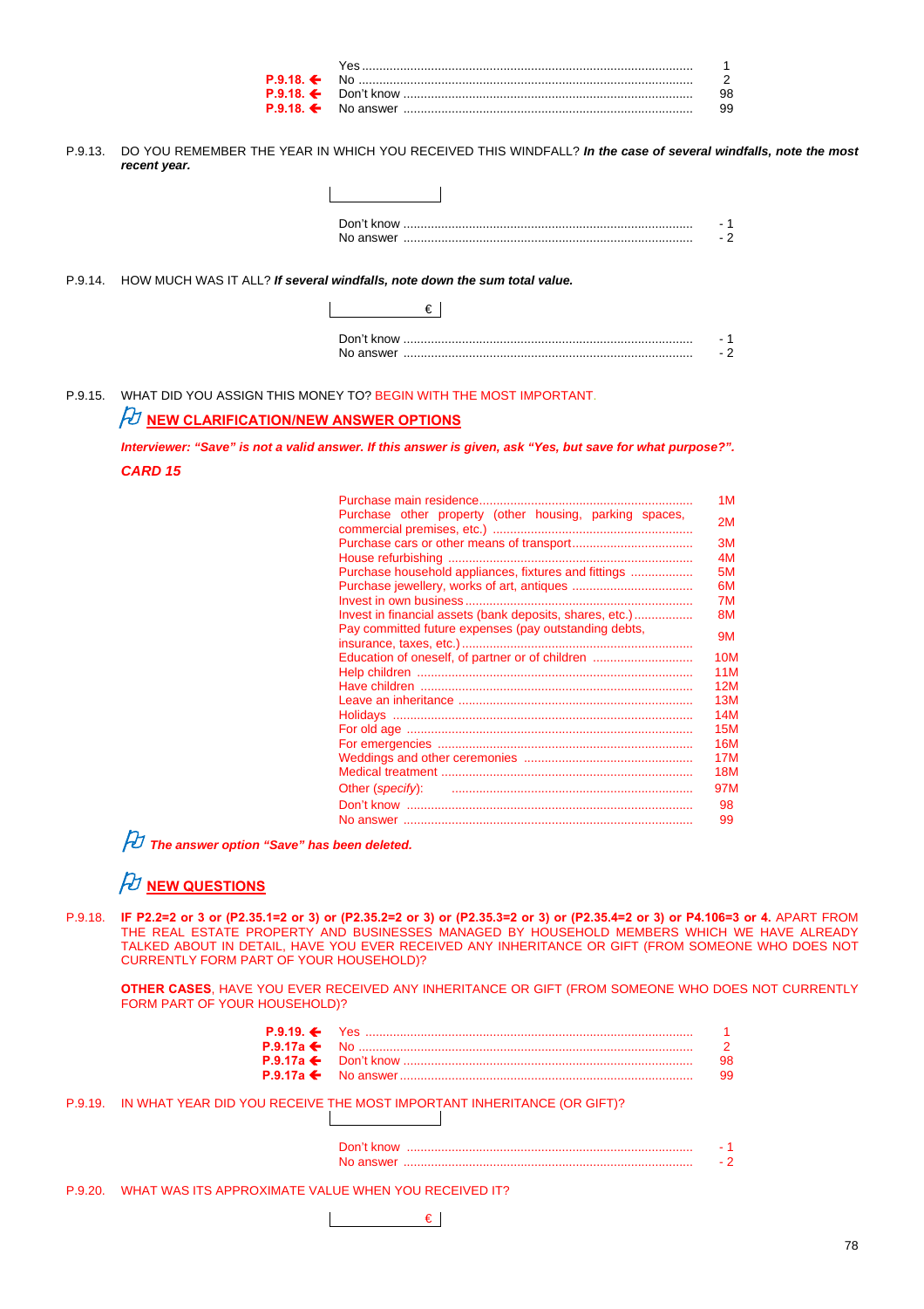| | | |
|---|---|---|
| | Yes | 1 |
| P.9.18. ← | No | 2 |
| P.9.18. ← | Don't know | 98 |
| P.9.18. ← | No answer | 99 |

P.9.13. DO YOU REMEMBER THE YEAR IN WHICH YOU RECEIVED THIS WINDFALL? ***In the case of several windfalls, note the most recent year.***

|____________|

| | |
|---|---|
| Don't know | - 1 |
| No answer | - 2 |

P.9.14. HOW MUCH WAS IT ALL? ***If several windfalls, note down the sum total value.***

|____________€|

| | |
|---|---|
| Don't know | - 1 |
| No answer | - 2 |

P.9.15. WHAT DID YOU ASSIGN THIS MONEY TO? BEGIN WITH THE MOST IMPORTANT.

**NEW CLARIFICATION/NEW ANSWER OPTIONS**

***Interviewer: "Save" is not a valid answer. If this answer is given, ask "Yes, but save for what purpose?".***

***CARD 15***

| | |
|---|---|
| Purchase main residence | 1M |
| Purchase other property (other housing, parking spaces, commercial premises, etc.) | 2M |
| Purchase cars or other means of transport | 3M |
| House refurbishing | 4M |
| Purchase household appliances, fixtures and fittings | 5M |
| Purchase jewellery, works of art, antiques | 6M |
| Invest in own business | 7M |
| Invest in financial assets (bank deposits, shares, etc.) | 8M |
| Pay committed future expenses (pay outstanding debts, insurance, taxes, etc.) | 9M |
| Education of oneself, of partner or of children | 10M |
| Help children | 11M |
| Have children | 12M |
| Leave an inheritance | 13M |
| Holidays | 14M |
| For old age | 15M |
| For emergencies | 16M |
| Weddings and other ceremonies | 17M |
| Medical treatment | 18M |
| Other (*specify*): | 97M |
| Don't know | 98 |
| No answer | 99 |

***The answer option "Save" has been deleted.***

**NEW QUESTIONS**

P.9.18. **IF P2.2=2 or 3 or (P2.35.1=2 or 3) or (P2.35.2=2 or 3) or (P2.35.3=2 or 3) or (P2.35.4=2 or 3) or P4.106=3 or 4.** APART FROM THE REAL ESTATE PROPERTY AND BUSINESSES MANAGED BY HOUSEHOLD MEMBERS WHICH WE HAVE ALREADY TALKED ABOUT IN DETAIL, HAVE YOU EVER RECEIVED ANY INHERITANCE OR GIFT (FROM SOMEONE WHO DOES NOT CURRENTLY FORM PART OF YOUR HOUSEHOLD)?

**OTHER CASES**, HAVE YOU EVER RECEIVED ANY INHERITANCE OR GIFT (FROM SOMEONE WHO DOES NOT CURRENTLY FORM PART OF YOUR HOUSEHOLD)?

| | | |
|---|---|---|
| P.9.19. ← | Yes | 1 |
| P.9.17a ← | No | 2 |
| P.9.17a ← | Don't know | 98 |
| P.9.17a ← | No answer | 99 |

P.9.19. IN WHAT YEAR DID YOU RECEIVE THE MOST IMPORTANT INHERITANCE (OR GIFT)?

|____________|

| | |
|---|---|
| Don't know | - 1 |
| No answer | - 2 |

P.9.20. WHAT WAS ITS APPROXIMATE VALUE WHEN YOU RECEIVED IT?

|____________€|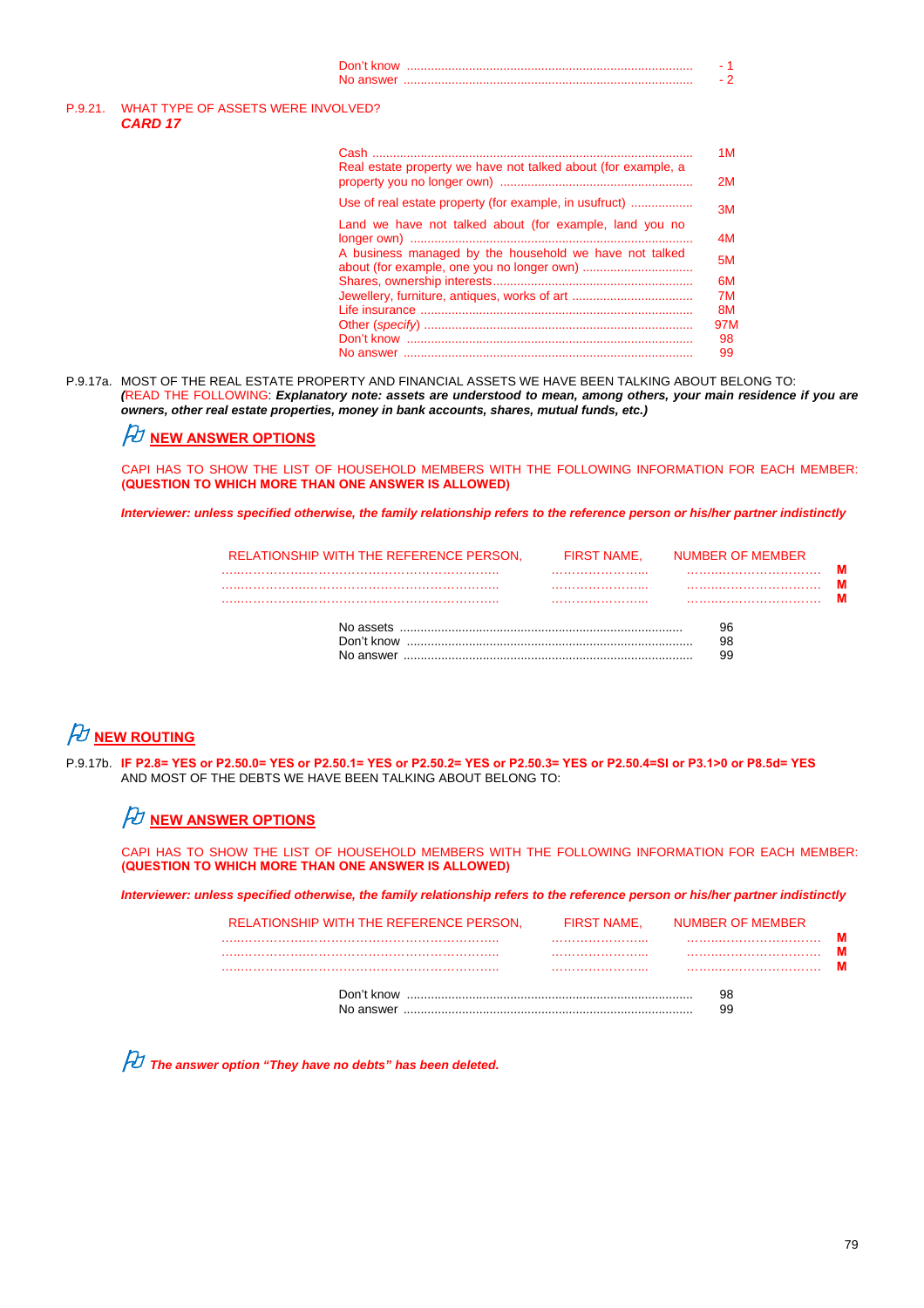| | |
|---|---|
| Don't know | - 1 |
| No answer | - 2 |

P.9.21. WHAT TYPE OF ASSETS WERE INVOLVED?
***CARD 17***

| | |
|---|---|
| Cash | 1M |
| Real estate property we have not talked about (for example, a property you no longer own) | 2M |
| Use of real estate property (for example, in usufruct) | 3M |
| Land we have not talked about (for example, land you no longer own) | 4M |
| A business managed by the household we have not talked about (for example, one you no longer own) | 5M |
| Shares, ownership interests | 6M |
| Jewellery, furniture, antiques, works of art | 7M |
| Life insurance | 8M |
| Other (*specify*) | 97M |
| Don't know | 98 |
| No answer | 99 |

P.9.17a. MOST OF THE REAL ESTATE PROPERTY AND FINANCIAL ASSETS WE HAVE BEEN TALKING ABOUT BELONG TO:
***(**READ THE FOLLOWING: **Explanatory note: assets are understood to mean, among others, your main residence if you are owners, other real estate properties, money in bank accounts, shares, mutual funds, etc.)***

**NEW ANSWER OPTIONS**

CAPI HAS TO SHOW THE LIST OF HOUSEHOLD MEMBERS WITH THE FOLLOWING INFORMATION FOR EACH MEMBER: **(QUESTION TO WHICH MORE THAN ONE ANSWER IS ALLOWED)**

***Interviewer: unless specified otherwise, the family relationship refers to the reference person or his/her partner indistinctly***

| RELATIONSHIP WITH THE REFERENCE PERSON, | FIRST NAME, | NUMBER OF MEMBER | |
|---|---|---|---|
| ........ | ........ | ........ | **M** |
| ........ | ........ | ........ | **M** |
| ........ | ........ | ........ | **M** |

| | |
|---|---|
| No assets | 96 |
| Don't know | 98 |
| No answer | 99 |

**NEW ROUTING**

P.9.17b. **IF P2.8= YES or P2.50.0= YES or P2.50.1= YES or P2.50.2= YES or P2.50.3= YES or P2.50.4=SI or P3.1>0 or P8.5d= YES**
AND MOST OF THE DEBTS WE HAVE BEEN TALKING ABOUT BELONG TO:

**NEW ANSWER OPTIONS**

CAPI HAS TO SHOW THE LIST OF HOUSEHOLD MEMBERS WITH THE FOLLOWING INFORMATION FOR EACH MEMBER: **(QUESTION TO WHICH MORE THAN ONE ANSWER IS ALLOWED)**

***Interviewer: unless specified otherwise, the family relationship refers to the reference person or his/her partner indistinctly***

| RELATIONSHIP WITH THE REFERENCE PERSON, | FIRST NAME, | NUMBER OF MEMBER | |
|---|---|---|---|
| ........ | ........ | ........ | **M** |
| ........ | ........ | ........ | **M** |
| ........ | ........ | ........ | **M** |

| | |
|---|---|
| Don't know | 98 |
| No answer | 99 |

***The answer option "They have no debts" has been deleted.***